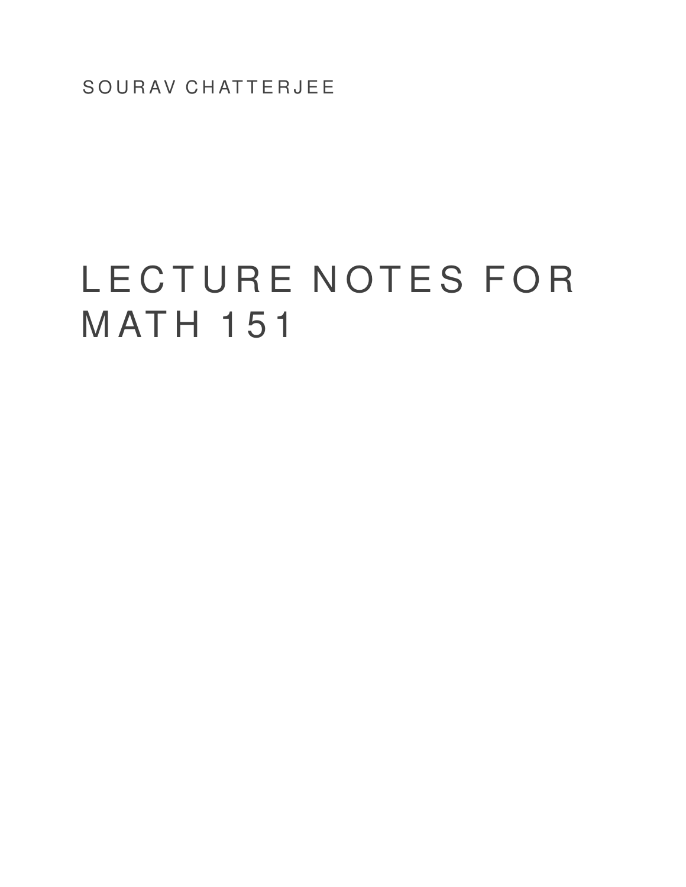SOURAV CHATTERJEE

# LECTURE NOTES FOR MATH 151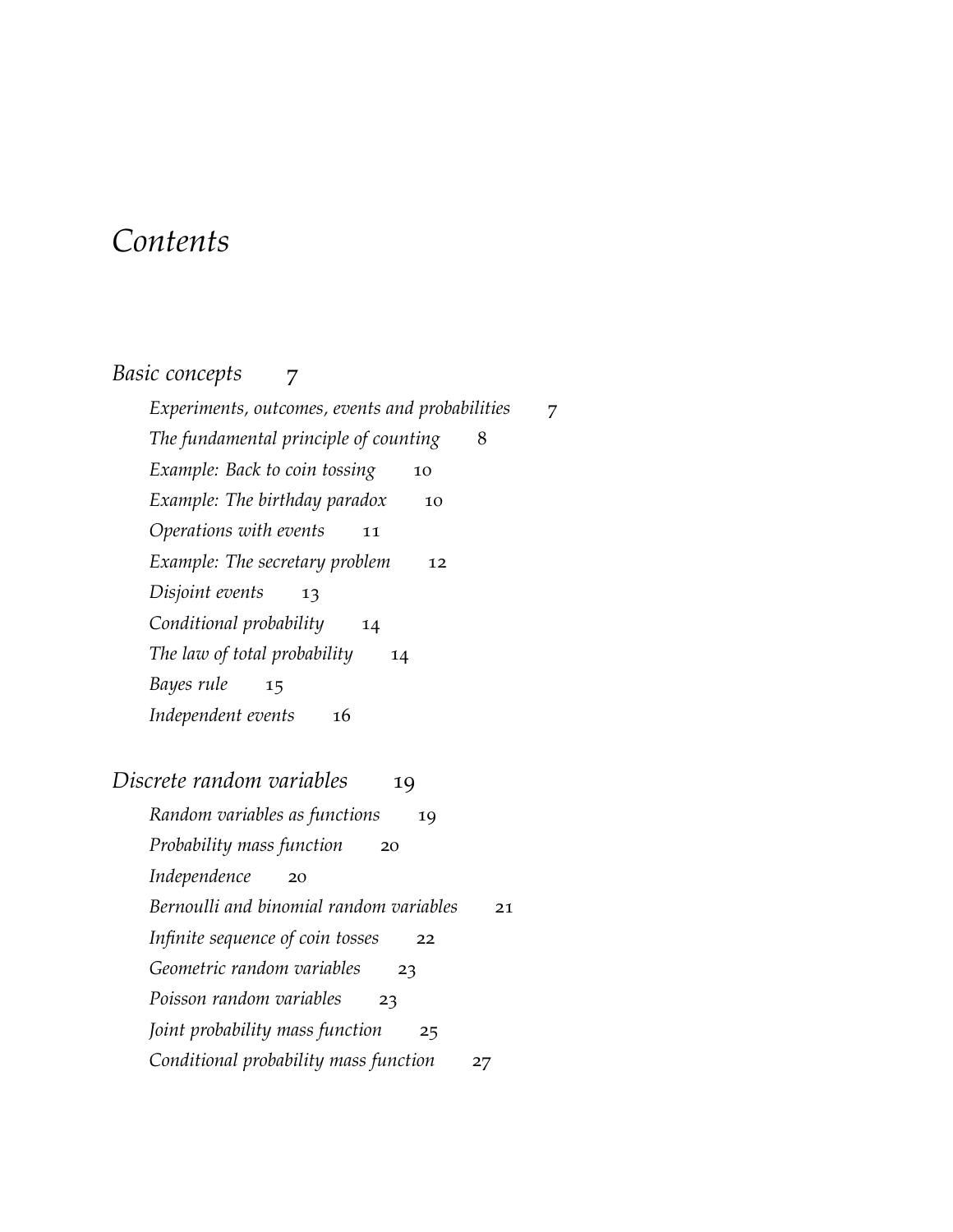# *Contents*

*Basic concepts* 7

- *Experiments, outcomes, events and probabilities* 7
- *The fundamental principle of counting* 8
- *Example: Back to coin tossing* 10
- *Example: The birthday paradox* 10
- *Operations with events* 11
- *Example: The secretary problem* 12
- *Disjoint events* 13
- *Conditional probability* 14
- *The law of total probability* 14
- *Bayes rule* 15
- *Independent events* 16

*Discrete random variables* 19

- *Random variables as functions* 19
- *Probability mass function* 20
- *Independence* 20
- *Bernoulli and binomial random variables* 21
- *Infinite sequence of coin tosses* 22
- *Geometric random variables* 23
- *Poisson random variables* 23
- *Joint probability mass function* 25
- *Conditional probability mass function* 27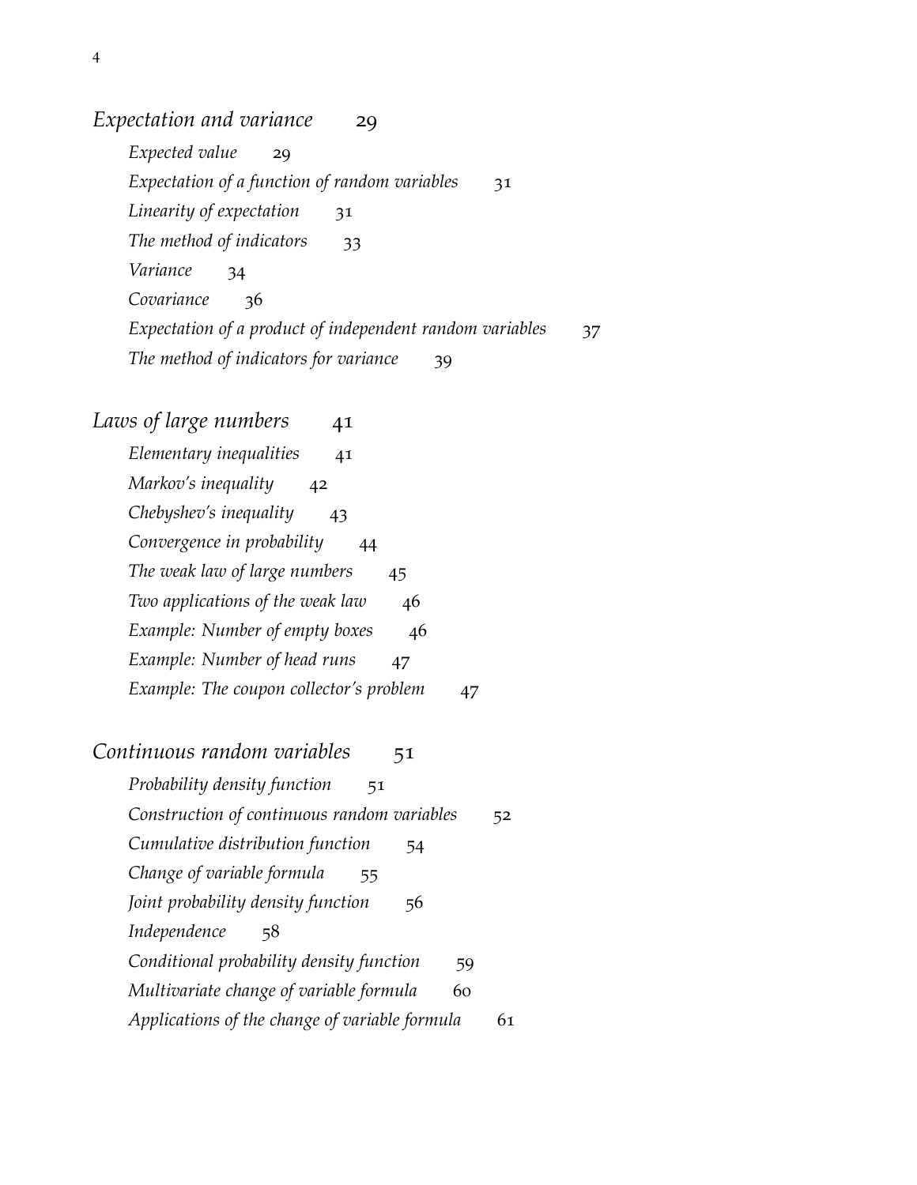*Expectation and variance* 29

*Expected value* 29

*Expectation of a function of random variables* 31

*Linearity of expectation* 31

*The method of indicators* 33

*Variance* 34

*Covariance* 36

*Expectation of a product of independent random variables* 37

*The method of indicators for variance* 39

*Laws of large numbers* 41

*Elementary inequalities* 41

*Markov's inequality* 42

*Chebyshev's inequality* 43

*Convergence in probability* 44

*The weak law of large numbers* 45

*Two applications of the weak law* 46

*Example: Number of empty boxes* 46

*Example: Number of head runs* 47

*Example: The coupon collector's problem* 47

*Continuous random variables* 51

*Probability density function* 51

*Construction of continuous random variables* 52

*Cumulative distribution function* 54

*Change of variable formula* 55

*Joint probability density function* 56

*Independence* 58

*Conditional probability density function* 59

*Multivariate change of variable formula* 60

*Applications of the change of variable formula* 61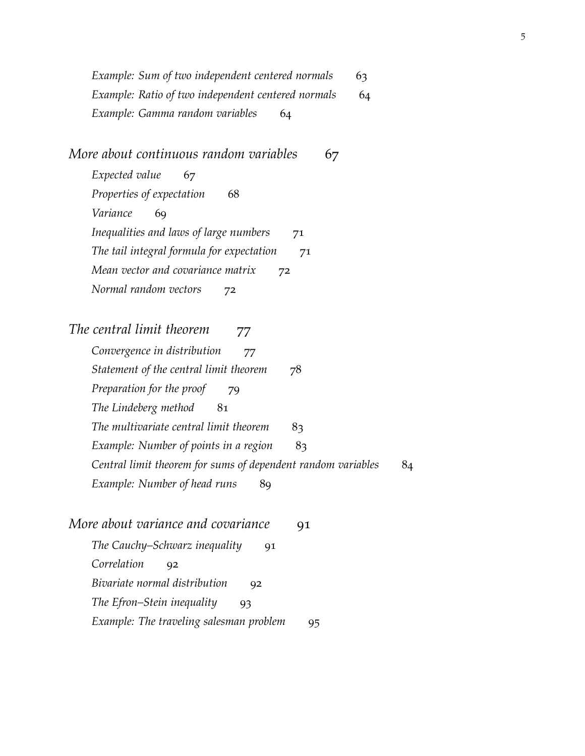*Example: Sum of two independent centered normals* 63
*Example: Ratio of two independent centered normals* 64
*Example: Gamma random variables* 64

*More about continuous random variables* 67

*Expected value* 67
*Properties of expectation* 68
*Variance* 69
*Inequalities and laws of large numbers* 71
*The tail integral formula for expectation* 71
*Mean vector and covariance matrix* 72
*Normal random vectors* 72

*The central limit theorem* 77

*Convergence in distribution* 77
*Statement of the central limit theorem* 78
*Preparation for the proof* 79
*The Lindeberg method* 81
*The multivariate central limit theorem* 83
*Example: Number of points in a region* 83
*Central limit theorem for sums of dependent random variables* 84
*Example: Number of head runs* 89

*More about variance and covariance* 91

*The Cauchy–Schwarz inequality* 91
*Correlation* 92
*Bivariate normal distribution* 92
*The Efron–Stein inequality* 93
*Example: The traveling salesman problem* 95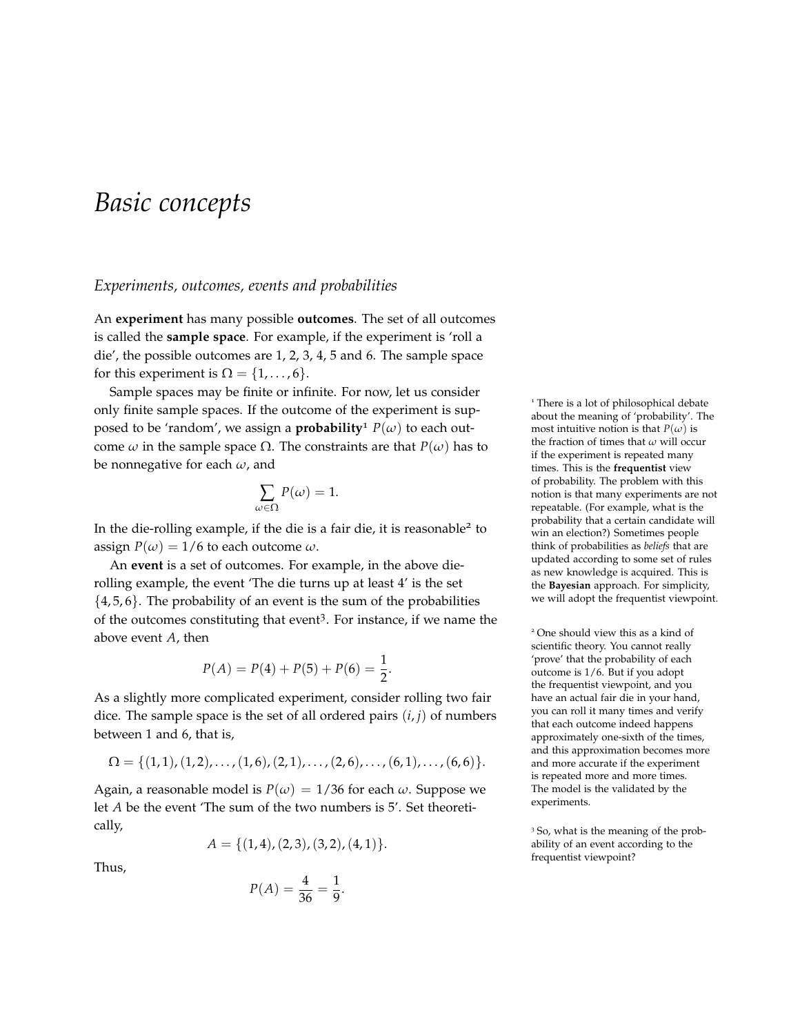# *Basic concepts*

## *Experiments, outcomes, events and probabilities*

An **experiment** has many possible **outcomes**. The set of all outcomes is called the **sample space**. For example, if the experiment is 'roll a die', the possible outcomes are 1, 2, 3, 4, 5 and 6. The sample space for this experiment is $\Omega = \{1, \ldots, 6\}$.

Sample spaces may be finite or infinite. For now, let us consider only finite sample spaces. If the outcome of the experiment is supposed to be 'random', we assign a **probability**[1] $P(\omega)$ to each outcome $\omega$ in the sample space $\Omega$. The constraints are that $P(\omega)$ has to be nonnegative for each $\omega$, and

$$\sum_{\omega \in \Omega} P(\omega) = 1.$$

In the die-rolling example, if the die is a fair die, it is reasonable[2] to assign $P(\omega) = 1/6$ to each outcome $\omega$.

An **event** is a set of outcomes. For example, in the above die-rolling example, the event 'The die turns up at least 4' is the set $\{4, 5, 6\}$. The probability of an event is the sum of the probabilities of the outcomes constituting that event[3]. For instance, if we name the above event $A$, then

$$P(A) = P(4) + P(5) + P(6) = \frac{1}{2}.$$

As a slightly more complicated experiment, consider rolling two fair dice. The sample space is the set of all ordered pairs $(i, j)$ of numbers between 1 and 6, that is,

$$\Omega = \{(1,1), (1,2), \ldots, (1,6), (2,1), \ldots, (2,6), \ldots, (6,1), \ldots, (6,6)\}.$$

Again, a reasonable model is $P(\omega) = 1/36$ for each $\omega$. Suppose we let $A$ be the event 'The sum of the two numbers is 5'. Set theoretically,

$$A = \{(1,4), (2,3), (3,2), (4,1)\}.$$

Thus,

$$P(A) = \frac{4}{36} = \frac{1}{9}.$$

[1] There is a lot of philosophical debate about the meaning of 'probability'. The most intuitive notion is that $P(\omega)$ is the fraction of times that $\omega$ will occur if the experiment is repeated many times. This is the **frequentist** view of probability. The problem with this notion is that many experiments are not repeatable. (For example, what is the probability that a certain candidate will win an election?) Sometimes people think of probabilities as *beliefs* that are updated according to some set of rules as new knowledge is acquired. This is the **Bayesian** approach. For simplicity, we will adopt the frequentist viewpoint.

[2] One should view this as a kind of scientific theory. You cannot really 'prove' that the probability of each outcome is 1/6. But if you adopt the frequentist viewpoint, and you have an actual fair die in your hand, you can roll it many times and verify that each outcome indeed happens approximately one-sixth of the times, and this approximation becomes more and more accurate if the experiment is repeated more and more times. The model is the validated by the experiments.

[3] So, what is the meaning of the probability of an event according to the frequentist viewpoint?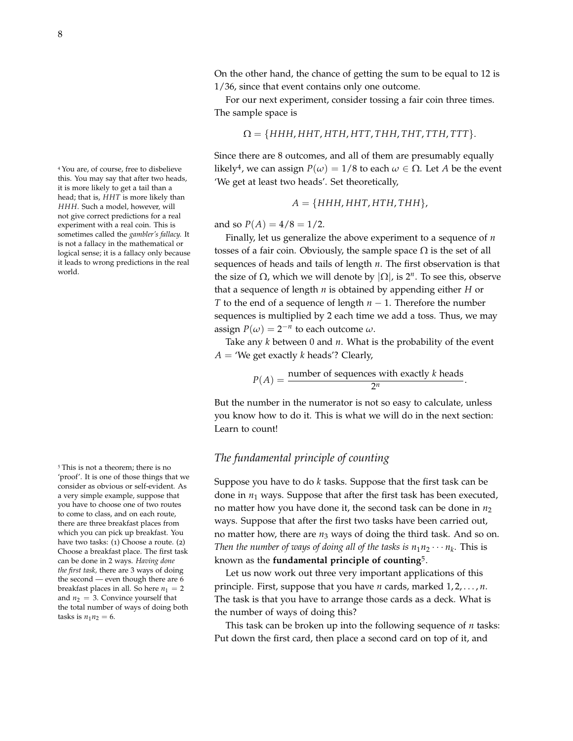On the other hand, the chance of getting the sum to be equal to 12 is 1/36, since that event contains only one outcome.

For our next experiment, consider tossing a fair coin three times. The sample space is

$$\Omega = \{HHH, HHT, HTH, HTT, THH, THT, TTH, TTT\}.$$

Since there are 8 outcomes, and all of them are presumably equally likely[4], we can assign $P(\omega) = 1/8$ to each $\omega \in \Omega$. Let $A$ be the event 'We get at least two heads'. Set theoretically,

$$A = \{HHH, HHT, HTH, THH\},$$

and so $P(A) = 4/8 = 1/2$.

Finally, let us generalize the above experiment to a sequence of $n$ tosses of a fair coin. Obviously, the sample space $\Omega$ is the set of all sequences of heads and tails of length $n$. The first observation is that the size of $\Omega$, which we will denote by $|\Omega|$, is $2^n$. To see this, observe that a sequence of length $n$ is obtained by appending either $H$ or $T$ to the end of a sequence of length $n-1$. Therefore the number sequences is multiplied by 2 each time we add a toss. Thus, we may assign $P(\omega) = 2^{-n}$ to each outcome $\omega$.

Take any $k$ between 0 and $n$. What is the probability of the event $A =$ 'We get exactly $k$ heads'? Clearly,

$$P(A) = \frac{\text{number of sequences with exactly } k \text{ heads}}{2^n}.$$

But the number in the numerator is not so easy to calculate, unless you know how to do it. This is what we will do in the next section: Learn to count!

[4] You are, of course, free to disbelieve this. You may say that after two heads, it is more likely to get a tail than a head; that is, $HHT$ is more likely than $HHH$. Such a model, however, will not give correct predictions for a real experiment with a real coin. This is sometimes called the *gambler's fallacy*. It is not a fallacy in the mathematical or logical sense; it is a fallacy only because it leads to wrong predictions in the real world.

## *The fundamental principle of counting*

Suppose you have to do $k$ tasks. Suppose that the first task can be done in $n_1$ ways. Suppose that after the first task has been executed, no matter how you have done it, the second task can be done in $n_2$ ways. Suppose that after the first two tasks have been carried out, no matter how, there are $n_3$ ways of doing the third task. And so on. *Then the number of ways of doing all of the tasks is* $n_1 n_2 \cdots n_k$. This is known as the **fundamental principle of counting**[5].

Let us now work out three very important applications of this principle. First, suppose that you have $n$ cards, marked $1, 2, \ldots, n$. The task is that you have to arrange those cards as a deck. What is the number of ways of doing this?

This task can be broken up into the following sequence of $n$ tasks: Put down the first card, then place a second card on top of it, and

[5] This is not a theorem; there is no 'proof'. It is one of those things that we consider as obvious or self-evident. As a very simple example, suppose that you have to choose one of two routes to come to class, and on each route, there are three breakfast places from which you can pick up breakfast. You have two tasks: (1) Choose a route. (2) Choose a breakfast place. The first task can be done in 2 ways. *Having done the first task,* there are 3 ways of doing the second — even though there are 6 breakfast places in all. So here $n_1 = 2$ and $n_2 = 3$. Convince yourself that the total number of ways of doing both tasks is $n_1 n_2 = 6$.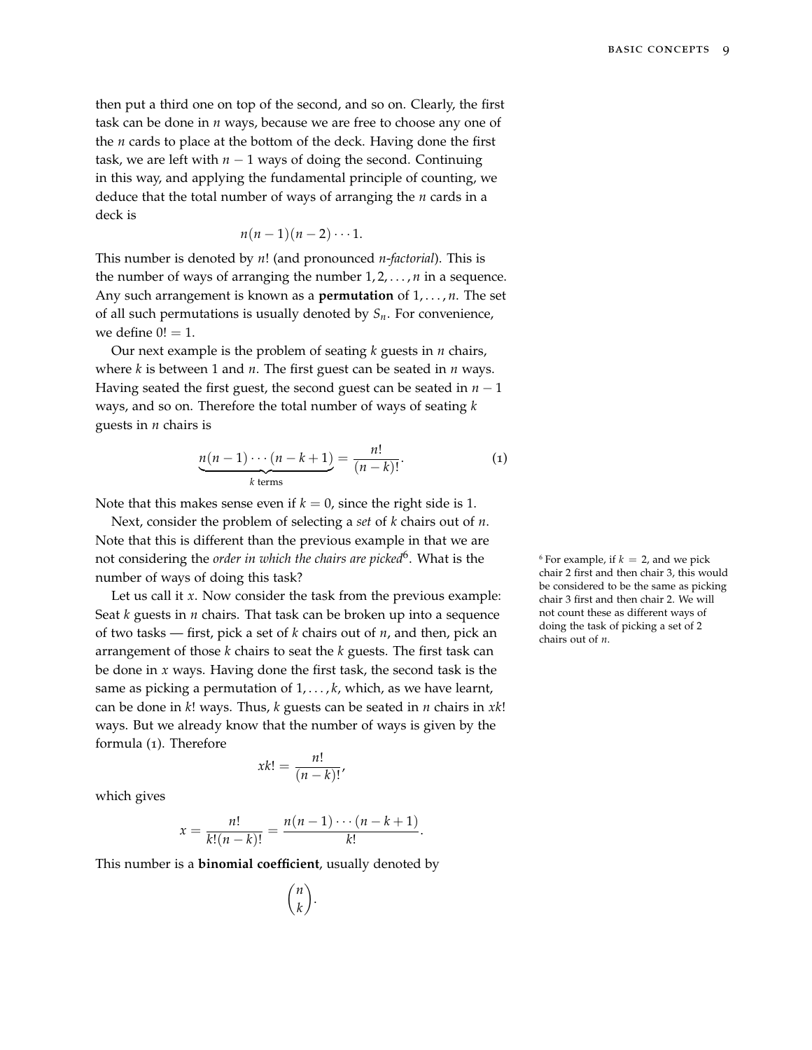then put a third one on top of the second, and so on. Clearly, the first task can be done in $n$ ways, because we are free to choose any one of the $n$ cards to place at the bottom of the deck. Having done the first task, we are left with $n-1$ ways of doing the second. Continuing in this way, and applying the fundamental principle of counting, we deduce that the total number of ways of arranging the $n$ cards in a deck is

$$n(n-1)(n-2)\cdots 1.$$

This number is denoted by $n!$ (and pronounced *n-factorial*). This is the number of ways of arranging the number $1, 2, \ldots, n$ in a sequence. Any such arrangement is known as a **permutation** of $1, \ldots, n$. The set of all such permutations is usually denoted by $S_n$. For convenience, we define $0! = 1$.

Our next example is the problem of seating $k$ guests in $n$ chairs, where $k$ is between 1 and $n$. The first guest can be seated in $n$ ways. Having seated the first guest, the second guest can be seated in $n-1$ ways, and so on. Therefore the total number of ways of seating $k$ guests in $n$ chairs is

$$\underbrace{n(n-1)\cdots(n-k+1)}_{k \text{ terms}} = \frac{n!}{(n-k)!}. \tag{1}$$

Note that this makes sense even if $k = 0$, since the right side is 1.

Next, consider the problem of selecting a *set* of $k$ chairs out of $n$. Note that this is different than the previous example in that we are not considering the *order in which the chairs are picked*[6]. What is the number of ways of doing this task?

[6] For example, if $k = 2$, and we pick chair 2 first and then chair 3, this would be considered to be the same as picking chair 3 first and then chair 2. We will not count these as different ways of doing the task of picking a set of 2 chairs out of $n$.

Let us call it $x$. Now consider the task from the previous example: Seat $k$ guests in $n$ chairs. That task can be broken up into a sequence of two tasks — first, pick a set of $k$ chairs out of $n$, and then, pick an arrangement of those $k$ chairs to seat the $k$ guests. The first task can be done in $x$ ways. Having done the first task, the second task is the same as picking a permutation of $1, \ldots, k$, which, as we have learnt, can be done in $k!$ ways. Thus, $k$ guests can be seated in $n$ chairs in $xk!$ ways. But we already know that the number of ways is given by the formula (1). Therefore

$$xk! = \frac{n!}{(n-k)!},$$

which gives

$$x = \frac{n!}{k!(n-k)!} = \frac{n(n-1)\cdots(n-k+1)}{k!}.$$

This number is a **binomial coefficient**, usually denoted by

$$\binom{n}{k}.$$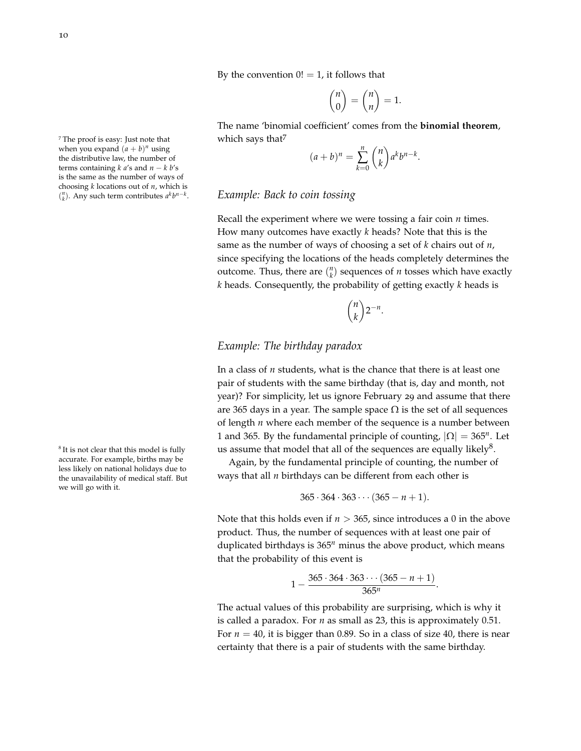By the convention $0! = 1$, it follows that

$$\binom{n}{0} = \binom{n}{n} = 1.$$

The name 'binomial coefficient' comes from the **binomial theorem**, which says that[7]

$$(a+b)^n = \sum_{k=0}^{n} \binom{n}{k} a^k b^{n-k}.$$

[7] The proof is easy: Just note that when you expand $(a+b)^n$ using the distributive law, the number of terms containing $k$ $a$'s and $n-k$ $b$'s is the same as the number of ways of choosing $k$ locations out of $n$, which is $\binom{n}{k}$. Any such term contributes $a^k b^{n-k}$.

## *Example: Back to coin tossing*

Recall the experiment where we were tossing a fair coin $n$ times. How many outcomes have exactly $k$ heads? Note that this is the same as the number of ways of choosing a set of $k$ chairs out of $n$, since specifying the locations of the heads completely determines the outcome. Thus, there are $\binom{n}{k}$ sequences of $n$ tosses which have exactly $k$ heads. Consequently, the probability of getting exactly $k$ heads is

$$\binom{n}{k} 2^{-n}.$$

## *Example: The birthday paradox*

In a class of $n$ students, what is the chance that there is at least one pair of students with the same birthday (that is, day and month, not year)? For simplicity, let us ignore February 29 and assume that there are 365 days in a year. The sample space $\Omega$ is the set of all sequences of length $n$ where each member of the sequence is a number between 1 and 365. By the fundamental principle of counting, $|\Omega| = 365^n$. Let us assume that model that all of the sequences are equally likely[8].

[8] It is not clear that this model is fully accurate. For example, births may be less likely on national holidays due to the unavailability of medical staff. But we will go with it.

Again, by the fundamental principle of counting, the number of ways that all $n$ birthdays can be different from each other is

$$365 \cdot 364 \cdot 363 \cdots (365 - n + 1).$$

Note that this holds even if $n > 365$, since introduces a 0 in the above product. Thus, the number of sequences with at least one pair of duplicated birthdays is $365^n$ minus the above product, which means that the probability of this event is

$$1 - \frac{365 \cdot 364 \cdot 363 \cdots (365 - n + 1)}{365^n}.$$

The actual values of this probability are surprising, which is why it is called a paradox. For $n$ as small as 23, this is approximately 0.51. For $n = 40$, it is bigger than 0.89. So in a class of size 40, there is near certainty that there is a pair of students with the same birthday.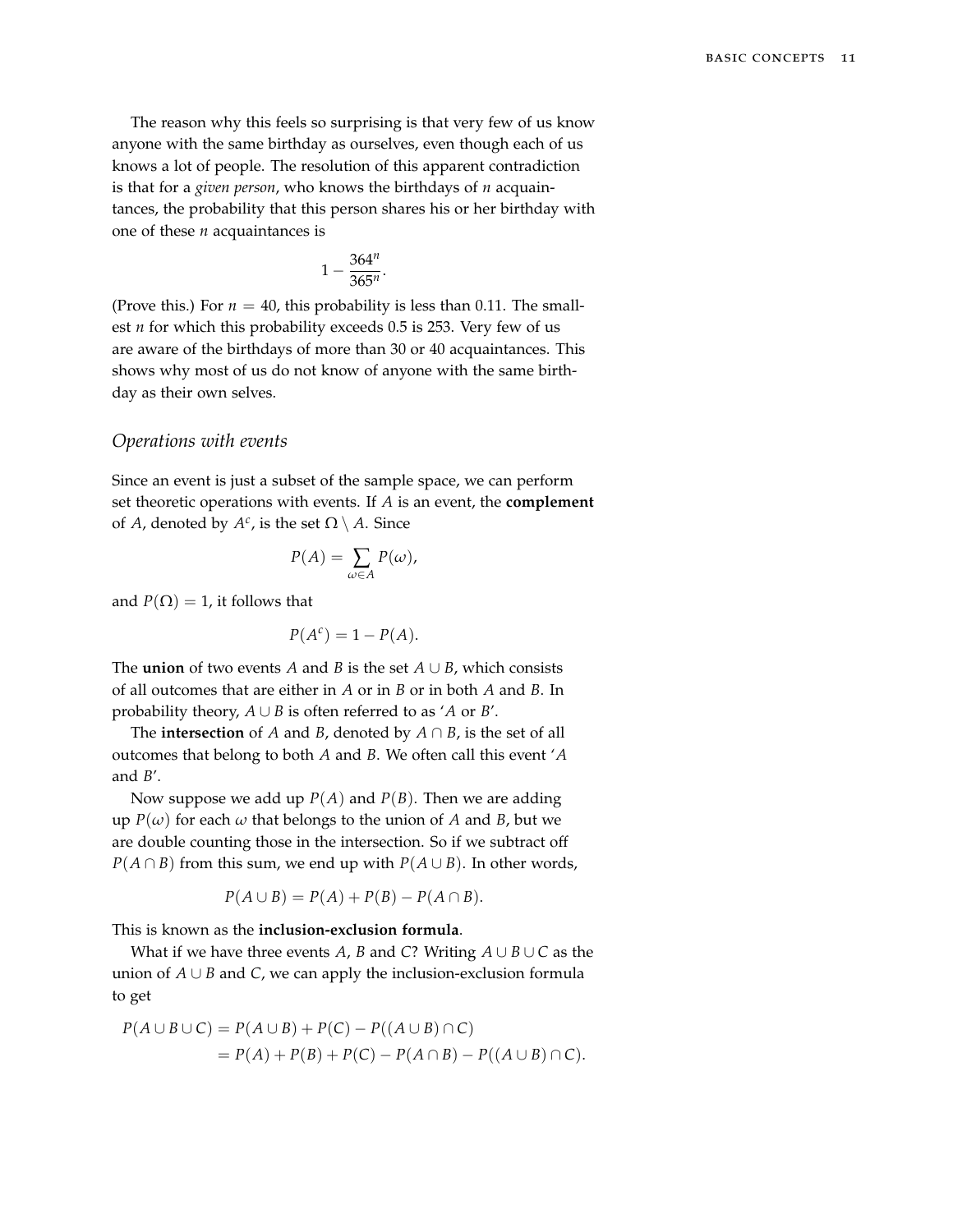The reason why this feels so surprising is that very few of us know anyone with the same birthday as ourselves, even though each of us knows a lot of people. The resolution of this apparent contradiction is that for a *given person*, who knows the birthdays of $n$ acquaintances, the probability that this person shares his or her birthday with one of these $n$ acquaintances is

$$1 - \frac{364^n}{365^n}.$$

(Prove this.) For $n = 40$, this probability is less than 0.11. The smallest $n$ for which this probability exceeds 0.5 is 253. Very few of us are aware of the birthdays of more than 30 or 40 acquaintances. This shows why most of us do not know of anyone with the same birthday as their own selves.

### *Operations with events*

Since an event is just a subset of the sample space, we can perform set theoretic operations with events. If $A$ is an event, the **complement** of $A$, denoted by $A^c$, is the set $\Omega \setminus A$. Since

$$P(A) = \sum_{\omega \in A} P(\omega),$$

and $P(\Omega) = 1$, it follows that

$$P(A^c) = 1 - P(A).$$

The **union** of two events $A$ and $B$ is the set $A \cup B$, which consists of all outcomes that are either in $A$ or in $B$ or in both $A$ and $B$. In probability theory, $A \cup B$ is often referred to as '$A$ or $B$'.

The **intersection** of $A$ and $B$, denoted by $A \cap B$, is the set of all outcomes that belong to both $A$ and $B$. We often call this event '$A$ and $B$'.

Now suppose we add up $P(A)$ and $P(B)$. Then we are adding up $P(\omega)$ for each $\omega$ that belongs to the union of $A$ and $B$, but we are double counting those in the intersection. So if we subtract off $P(A \cap B)$ from this sum, we end up with $P(A \cup B)$. In other words,

$$P(A \cup B) = P(A) + P(B) - P(A \cap B).$$

This is known as the **inclusion-exclusion formula**.

What if we have three events $A$, $B$ and $C$? Writing $A \cup B \cup C$ as the union of $A \cup B$ and $C$, we can apply the inclusion-exclusion formula to get

$$\begin{aligned}
P(A \cup B \cup C) &= P(A \cup B) + P(C) - P((A \cup B) \cap C) \\
&= P(A) + P(B) + P(C) - P(A \cap B) - P((A \cup B) \cap C).
\end{aligned}$$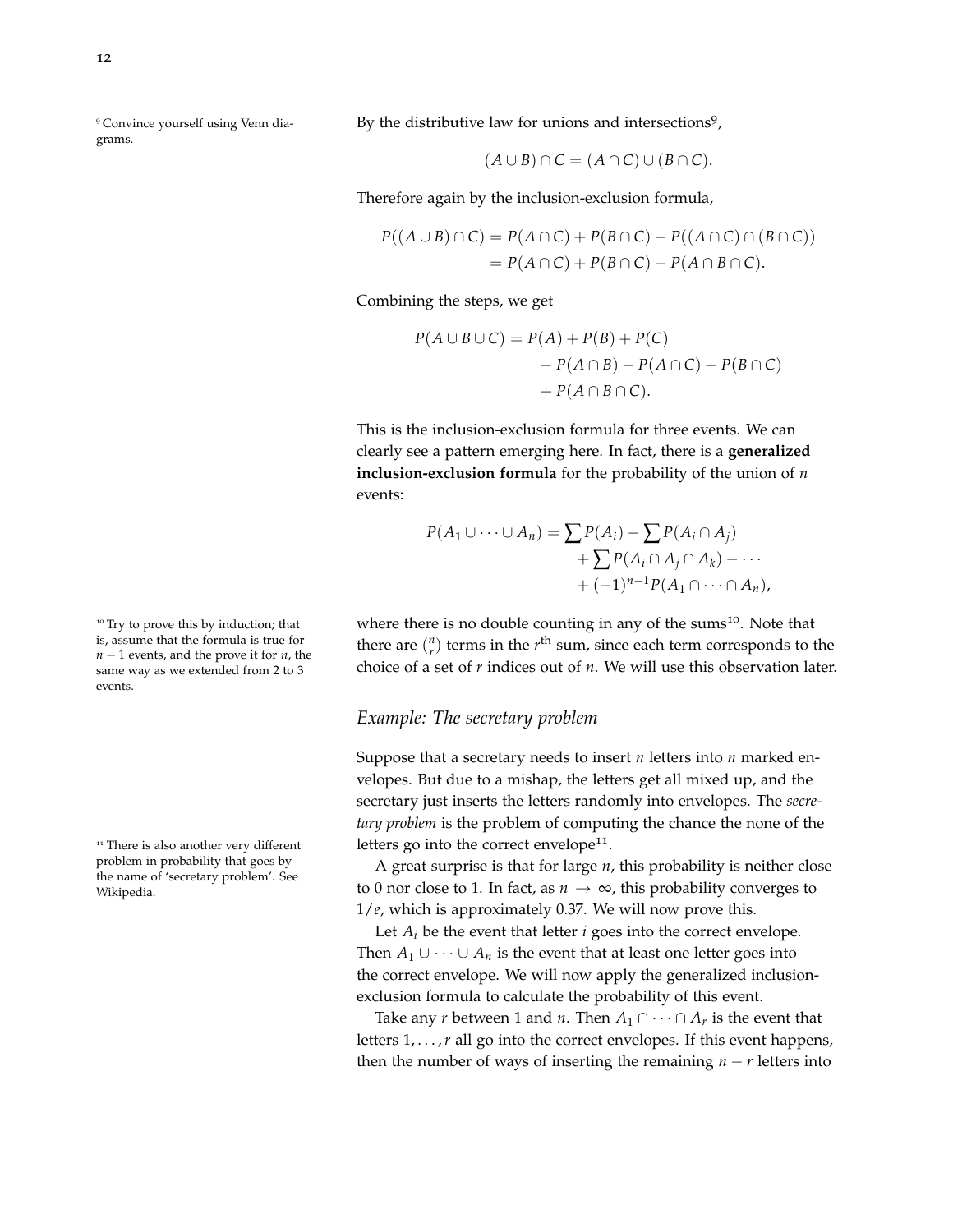By the distributive law for unions and intersections[9],

$$(A \cup B) \cap C = (A \cap C) \cup (B \cap C).$$

Therefore again by the inclusion-exclusion formula,

$$\begin{aligned} P((A \cup B) \cap C) &= P(A \cap C) + P(B \cap C) - P((A \cap C) \cap (B \cap C)) \\ &= P(A \cap C) + P(B \cap C) - P(A \cap B \cap C). \end{aligned}$$

Combining the steps, we get

$$\begin{aligned} P(A \cup B \cup C) = & P(A) + P(B) + P(C) \\ & - P(A \cap B) - P(A \cap C) - P(B \cap C) \\ & + P(A \cap B \cap C). \end{aligned}$$

This is the inclusion-exclusion formula for three events. We can clearly see a pattern emerging here. In fact, there is a **generalized inclusion-exclusion formula** for the probability of the union of $n$ events:

$$\begin{aligned} P(A_1 \cup \cdots \cup A_n) = & \sum P(A_i) - \sum P(A_i \cap A_j) \\ & + \sum P(A_i \cap A_j \cap A_k) - \cdots \\ & + (-1)^{n-1} P(A_1 \cap \cdots \cap A_n), \end{aligned}$$

where there is no double counting in any of the sums[10]. Note that there are $\binom{n}{r}$ terms in the $r^{\text{th}}$ sum, since each term corresponds to the choice of a set of $r$ indices out of $n$. We will use this observation later.

[9] Convince yourself using Venn diagrams.

[10] Try to prove this by induction; that is, assume that the formula is true for $n-1$ events, and the prove it for $n$, the same way as we extended from 2 to 3 events.

### *Example: The secretary problem*

Suppose that a secretary needs to insert $n$ letters into $n$ marked envelopes. But due to a mishap, the letters get all mixed up, and the secretary just inserts the letters randomly into envelopes. The *secretary problem* is the problem of computing the chance the none of the letters go into the correct envelope[11].

A great surprise is that for large $n$, this probability is neither close to 0 nor close to 1. In fact, as $n \to \infty$, this probability converges to $1/e$, which is approximately 0.37. We will now prove this.

Let $A_i$ be the event that letter $i$ goes into the correct envelope. Then $A_1 \cup \cdots \cup A_n$ is the event that at least one letter goes into the correct envelope. We will now apply the generalized inclusion-exclusion formula to calculate the probability of this event.

Take any $r$ between 1 and $n$. Then $A_1 \cap \cdots \cap A_r$ is the event that letters $1, \ldots, r$ all go into the correct envelopes. If this event happens, then the number of ways of inserting the remaining $n - r$ letters into

[11] There is also another very different problem in probability that goes by the name of 'secretary problem'. See Wikipedia.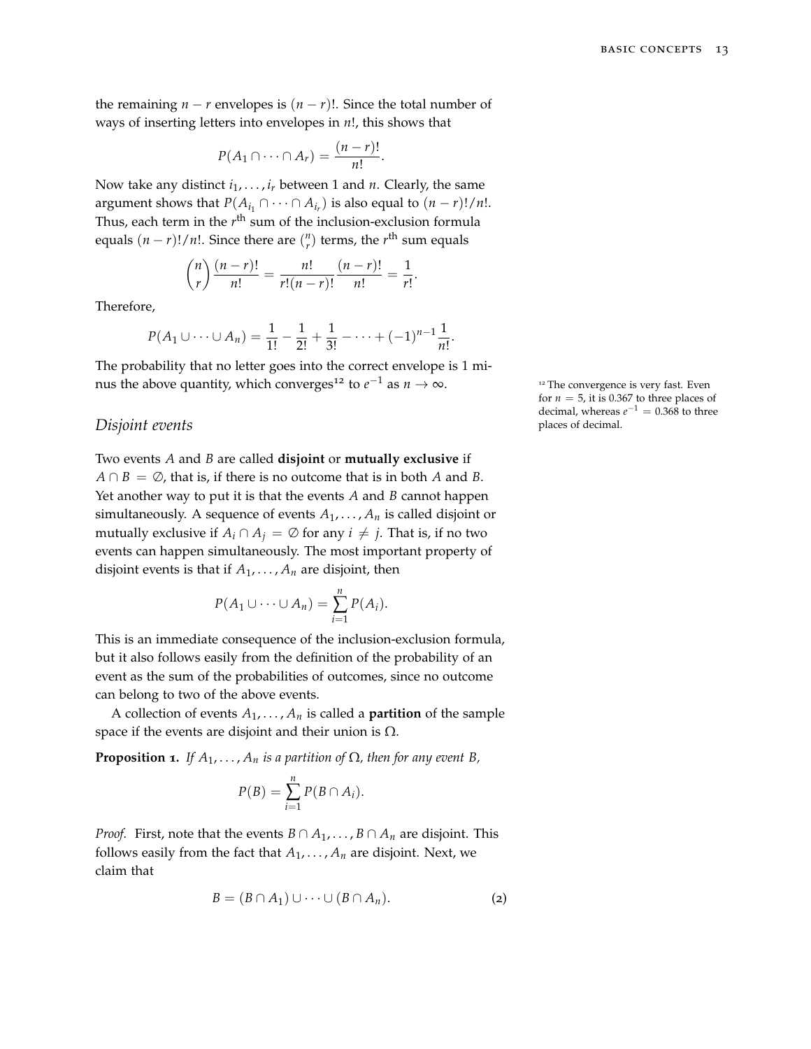the remaining $n - r$ envelopes is $(n-r)!$. Since the total number of ways of inserting letters into envelopes in $n!$, this shows that

$$P(A_1 \cap \cdots \cap A_r) = \frac{(n-r)!}{n!}.$$

Now take any distinct $i_1, \ldots, i_r$ between 1 and $n$. Clearly, the same argument shows that $P(A_{i_1} \cap \cdots \cap A_{i_r})$ is also equal to $(n-r)!/n!$. Thus, each term in the $r^{\text{th}}$ sum of the inclusion-exclusion formula equals $(n-r)!/n!$. Since there are $\binom{n}{r}$ terms, the $r^{\text{th}}$ sum equals

$$\binom{n}{r}\frac{(n-r)!}{n!} = \frac{n!}{r!(n-r)!}\frac{(n-r)!}{n!} = \frac{1}{r!}.$$

Therefore,

$$P(A_1 \cup \cdots \cup A_n) = \frac{1}{1!} - \frac{1}{2!} + \frac{1}{3!} - \cdots + (-1)^{n-1}\frac{1}{n!}.$$

The probability that no letter goes into the correct envelope is 1 minus the above quantity, which converges[12] to $e^{-1}$ as $n \to \infty$.

[12] The convergence is very fast. Even for $n = 5$, it is 0.367 to three places of decimal, whereas $e^{-1} = 0.368$ to three places of decimal.

## *Disjoint events*

Two events $A$ and $B$ are called **disjoint** or **mutually exclusive** if $A \cap B = \emptyset$, that is, if there is no outcome that is in both $A$ and $B$. Yet another way to put it is that the events $A$ and $B$ cannot happen simultaneously. A sequence of events $A_1, \ldots, A_n$ is called disjoint or mutually exclusive if $A_i \cap A_j = \emptyset$ for any $i \neq j$. That is, if no two events can happen simultaneously. The most important property of disjoint events is that if $A_1, \ldots, A_n$ are disjoint, then

$$P(A_1 \cup \cdots \cup A_n) = \sum_{i=1}^{n} P(A_i).$$

This is an immediate consequence of the inclusion-exclusion formula, but it also follows easily from the definition of the probability of an event as the sum of the probabilities of outcomes, since no outcome can belong to two of the above events.

A collection of events $A_1, \ldots, A_n$ is called a **partition** of the sample space if the events are disjoint and their union is $\Omega$.

**Proposition 1.** *If $A_1, \ldots, A_n$ is a partition of $\Omega$, then for any event $B$,*

$$P(B) = \sum_{i=1}^{n} P(B \cap A_i).$$

*Proof.* First, note that the events $B \cap A_1, \ldots, B \cap A_n$ are disjoint. This follows easily from the fact that $A_1, \ldots, A_n$ are disjoint. Next, we claim that

$$B = (B \cap A_1) \cup \cdots \cup (B \cap A_n). \tag{2}$$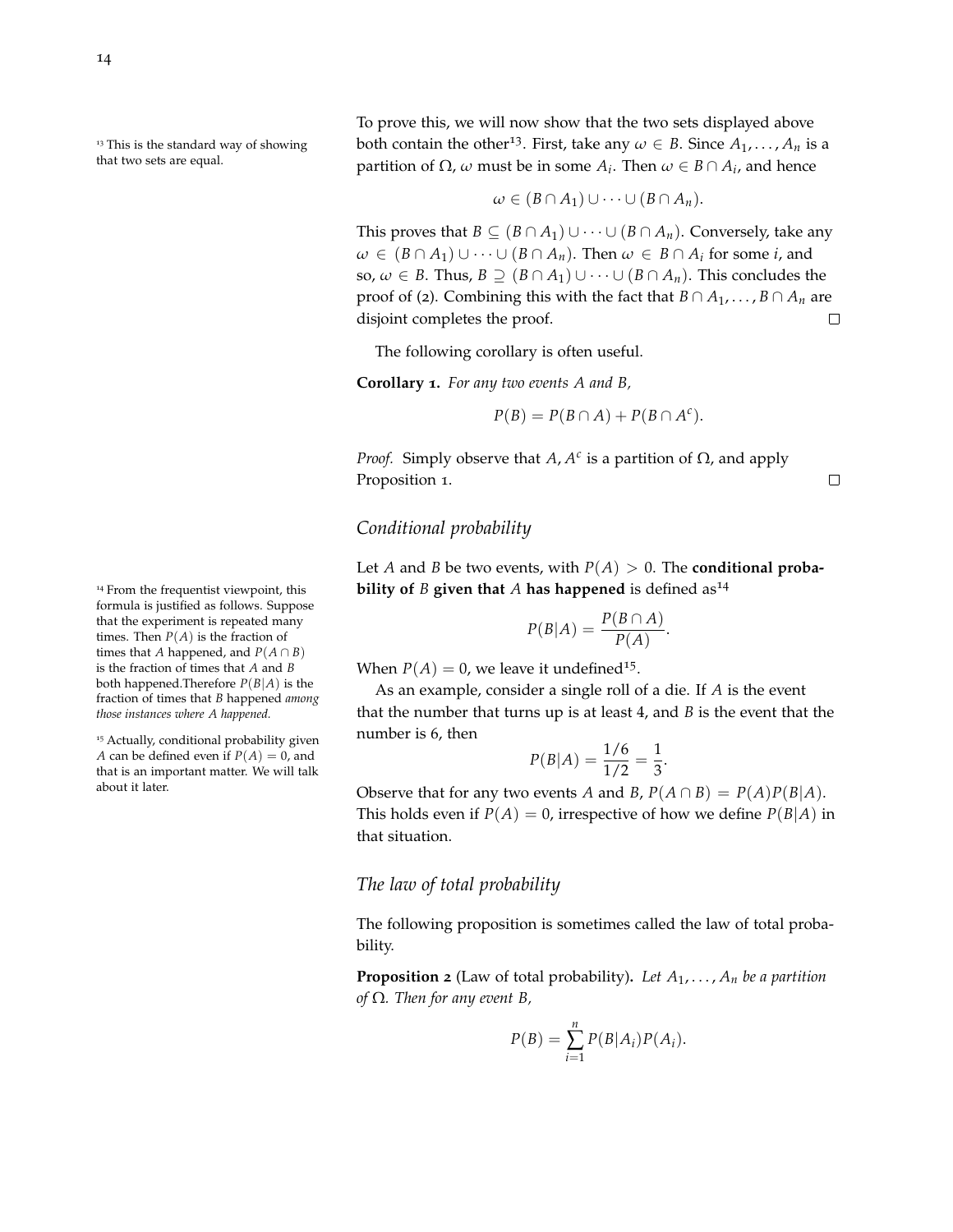To prove this, we will now show that the two sets displayed above both contain the other[13]. First, take any $\omega \in B$. Since $A_1, \ldots, A_n$ is a partition of $\Omega$, $\omega$ must be in some $A_i$. Then $\omega \in B \cap A_i$, and hence

$$\omega \in (B \cap A_1) \cup \cdots \cup (B \cap A_n).$$

This proves that $B \subseteq (B \cap A_1) \cup \cdots \cup (B \cap A_n)$. Conversely, take any $\omega \in (B \cap A_1) \cup \cdots \cup (B \cap A_n)$. Then $\omega \in B \cap A_i$ for some $i$, and so, $\omega \in B$. Thus, $B \supseteq (B \cap A_1) \cup \cdots \cup (B \cap A_n)$. This concludes the proof of (2). Combining this with the fact that $B \cap A_1, \ldots, B \cap A_n$ are disjoint completes the proof. □

[13] This is the standard way of showing that two sets are equal.

The following corollary is often useful.

**Corollary 1.** *For any two events $A$ and $B$,*

$$P(B) = P(B \cap A) + P(B \cap A^c).$$

*Proof.* Simply observe that $A, A^c$ is a partition of $\Omega$, and apply Proposition 1. □

## *Conditional probability*

Let $A$ and $B$ be two events, with $P(A) > 0$. The **conditional probability of $B$ given that $A$ has happened** is defined as[14]

$$P(B|A) = \frac{P(B \cap A)}{P(A)}.$$

When $P(A) = 0$, we leave it undefined[15].

[14] From the frequentist viewpoint, this formula is justified as follows. Suppose that the experiment is repeated many times. Then $P(A)$ is the fraction of times that $A$ happened, and $P(A \cap B)$ is the fraction of times that $A$ and $B$ both happened.Therefore $P(B|A)$ is the fraction of times that $B$ happened *among those instances where $A$ happened.*

[15] Actually, conditional probability given $A$ can be defined even if $P(A) = 0$, and that is an important matter. We will talk about it later.

As an example, consider a single roll of a die. If $A$ is the event that the number that turns up is at least 4, and $B$ is the event that the number is 6, then

$$P(B|A) = \frac{1/6}{1/2} = \frac{1}{3}.$$

Observe that for any two events $A$ and $B$, $P(A \cap B) = P(A)P(B|A)$. This holds even if $P(A) = 0$, irrespective of how we define $P(B|A)$ in that situation.

## *The law of total probability*

The following proposition is sometimes called the law of total probability.

**Proposition 2** (Law of total probability)**.** *Let $A_1, \ldots, A_n$ be a partition of $\Omega$. Then for any event $B$,*

$$P(B) = \sum_{i=1}^{n} P(B|A_i)P(A_i).$$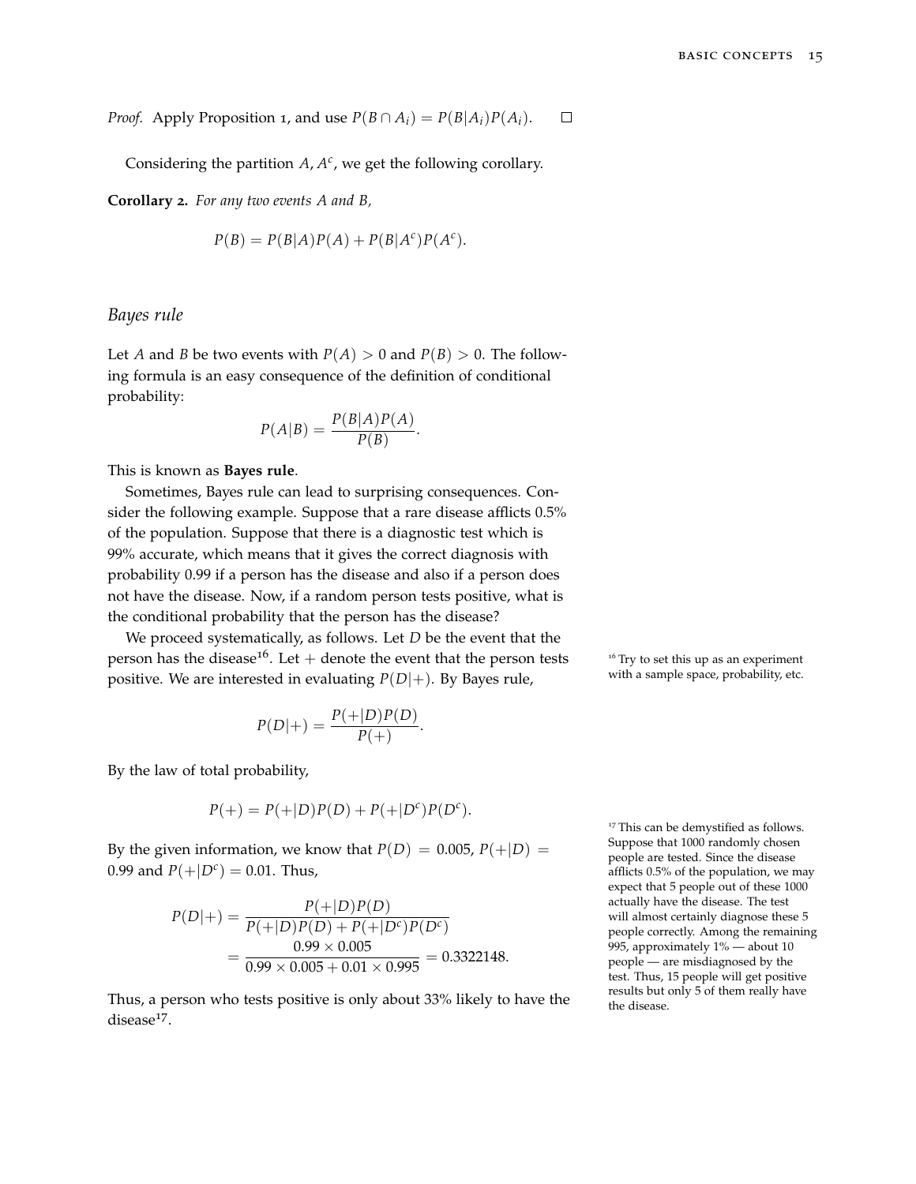*Proof.* Apply Proposition 1, and use $P(B \cap A_i) = P(B|A_i)P(A_i)$. $\square$

Considering the partition $A, A^c$, we get the following corollary.

**Corollary 2.** *For any two events $A$ and $B$,*

$$P(B) = P(B|A)P(A) + P(B|A^c)P(A^c).$$

## *Bayes rule*

Let $A$ and $B$ be two events with $P(A) > 0$ and $P(B) > 0$. The following formula is an easy consequence of the definition of conditional probability:

$$P(A|B) = \frac{P(B|A)P(A)}{P(B)}.$$

This is known as **Bayes rule**.

Sometimes, Bayes rule can lead to surprising consequences. Consider the following example. Suppose that a rare disease afflicts 0.5% of the population. Suppose that there is a diagnostic test which is 99% accurate, which means that it gives the correct diagnosis with probability 0.99 if a person has the disease and also if a person does not have the disease. Now, if a random person tests positive, what is the conditional probability that the person has the disease?

We proceed systematically, as follows. Let $D$ be the event that the person has the disease[16]. Let $+$ denote the event that the person tests positive. We are interested in evaluating $P(D|+)$. By Bayes rule,

$$P(D|+) = \frac{P(+|D)P(D)}{P(+)}.$$

By the law of total probability,

$$P(+) = P(+|D)P(D) + P(+|D^c)P(D^c).$$

By the given information, we know that $P(D) = 0.005$, $P(+|D) = 0.99$ and $P(+|D^c) = 0.01$. Thus,

$$\begin{aligned} P(D|+) &= \frac{P(+|D)P(D)}{P(+|D)P(D) + P(+|D^c)P(D^c)} \\ &= \frac{0.99 \times 0.005}{0.99 \times 0.005 + 0.01 \times 0.995} = 0.3322148. \end{aligned}$$

Thus, a person who tests positive is only about 33% likely to have the disease[17].

[16] Try to set this up as an experiment with a sample space, probability, etc.

[17] This can be demystified as follows. Suppose that 1000 randomly chosen people are tested. Since the disease afflicts 0.5% of the population, we may expect that 5 people out of these 1000 actually have the disease. The test will almost certainly diagnose these 5 people correctly. Among the remaining 995, approximately 1% — about 10 people — are misdiagnosed by the test. Thus, 15 people will get positive results but only 5 of them really have the disease.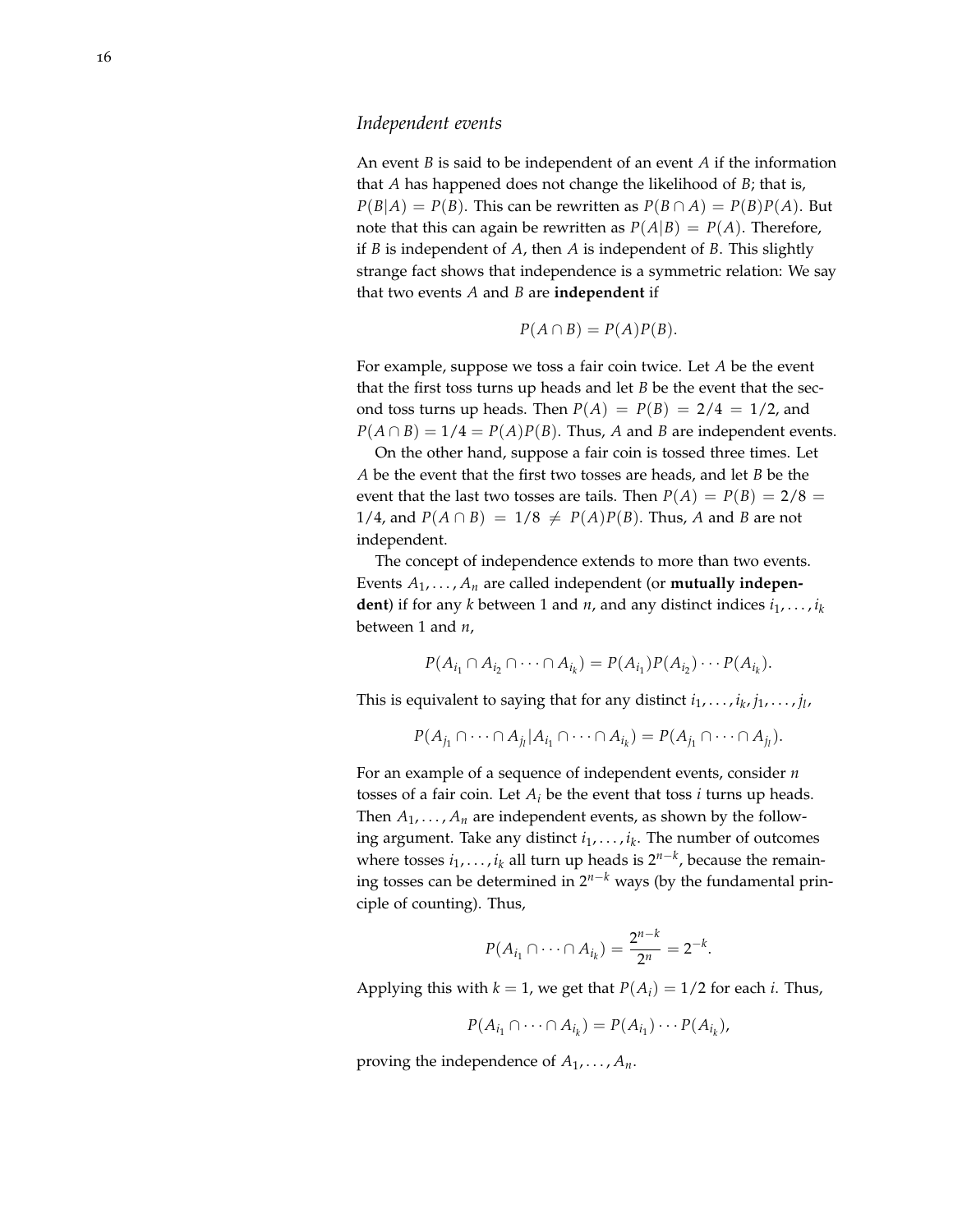## *Independent events*

An event $B$ is said to be independent of an event $A$ if the information that $A$ has happened does not change the likelihood of $B$; that is, $P(B|A) = P(B)$. This can be rewritten as $P(B \cap A) = P(B)P(A)$. But note that this can again be rewritten as $P(A|B) = P(A)$. Therefore, if $B$ is independent of $A$, then $A$ is independent of $B$. This slightly strange fact shows that independence is a symmetric relation: We say that two events $A$ and $B$ are **independent** if

$$P(A \cap B) = P(A)P(B).$$

For example, suppose we toss a fair coin twice. Let $A$ be the event that the first toss turns up heads and let $B$ be the event that the second toss turns up heads. Then $P(A) = P(B) = 2/4 = 1/2$, and $P(A \cap B) = 1/4 = P(A)P(B)$. Thus, $A$ and $B$ are independent events.

On the other hand, suppose a fair coin is tossed three times. Let $A$ be the event that the first two tosses are heads, and let $B$ be the event that the last two tosses are tails. Then $P(A) = P(B) = 2/8 = 1/4$, and $P(A \cap B) = 1/8 \neq P(A)P(B)$. Thus, $A$ and $B$ are not independent.

The concept of independence extends to more than two events. Events $A_1, \ldots, A_n$ are called independent (or **mutually independent**) if for any $k$ between 1 and $n$, and any distinct indices $i_1, \ldots, i_k$ between 1 and $n$,

$$P(A_{i_1} \cap A_{i_2} \cap \cdots \cap A_{i_k}) = P(A_{i_1})P(A_{i_2}) \cdots P(A_{i_k}).$$

This is equivalent to saying that for any distinct $i_1, \ldots, i_k, j_1, \ldots, j_l$,

$$P(A_{j_1} \cap \cdots \cap A_{j_l} | A_{i_1} \cap \cdots \cap A_{i_k}) = P(A_{j_1} \cap \cdots \cap A_{j_l}).$$

For an example of a sequence of independent events, consider $n$ tosses of a fair coin. Let $A_i$ be the event that toss $i$ turns up heads. Then $A_1, \ldots, A_n$ are independent events, as shown by the following argument. Take any distinct $i_1, \ldots, i_k$. The number of outcomes where tosses $i_1, \ldots, i_k$ all turn up heads is $2^{n-k}$, because the remaining tosses can be determined in $2^{n-k}$ ways (by the fundamental principle of counting). Thus,

$$P(A_{i_1} \cap \cdots \cap A_{i_k}) = \frac{2^{n-k}}{2^n} = 2^{-k}.$$

Applying this with $k = 1$, we get that $P(A_i) = 1/2$ for each $i$. Thus,

$$P(A_{i_1} \cap \cdots \cap A_{i_k}) = P(A_{i_1}) \cdots P(A_{i_k}),$$

proving the independence of $A_1, \ldots, A_n$.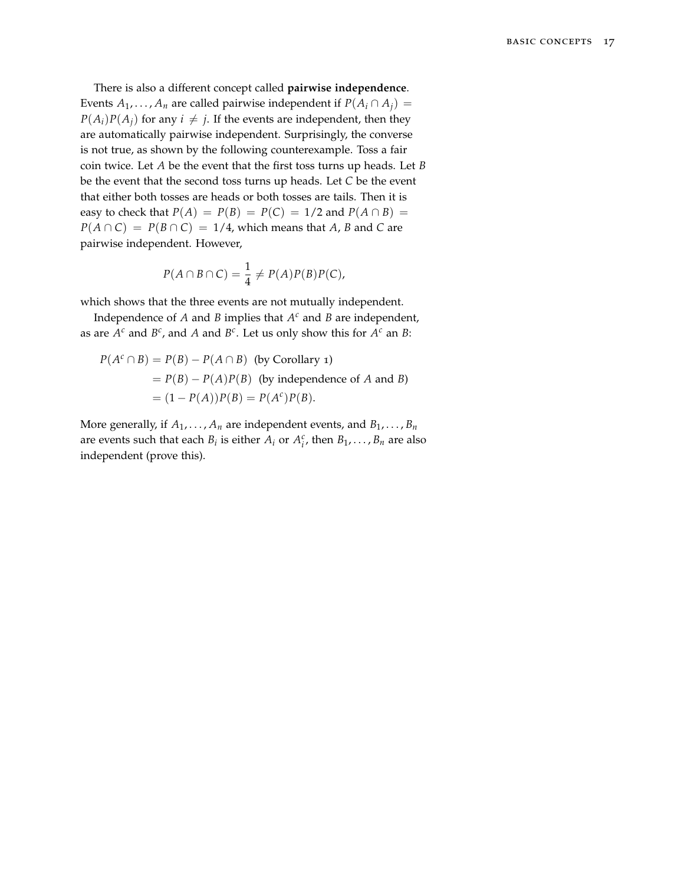There is also a different concept called **pairwise independence**. Events $A_1, \ldots, A_n$ are called pairwise independent if $P(A_i \cap A_j) = P(A_i)P(A_j)$ for any $i \neq j$. If the events are independent, then they are automatically pairwise independent. Surprisingly, the converse is not true, as shown by the following counterexample. Toss a fair coin twice. Let $A$ be the event that the first toss turns up heads. Let $B$ be the event that the second toss turns up heads. Let $C$ be the event that either both tosses are heads or both tosses are tails. Then it is easy to check that $P(A) = P(B) = P(C) = 1/2$ and $P(A \cap B) = P(A \cap C) = P(B \cap C) = 1/4$, which means that $A$, $B$ and $C$ are pairwise independent. However,

$$P(A \cap B \cap C) = \frac{1}{4} \neq P(A)P(B)P(C),$$

which shows that the three events are not mutually independent.

Independence of $A$ and $B$ implies that $A^c$ and $B$ are independent, as are $A^c$ and $B^c$, and $A$ and $B^c$. Let us only show this for $A^c$ an $B$:

$$\begin{aligned}
P(A^c \cap B) &= P(B) - P(A \cap B) \quad \text{(by Corollary 1)} \\
&= P(B) - P(A)P(B) \quad \text{(by independence of } A \text{ and } B\text{)} \\
&= (1 - P(A))P(B) = P(A^c)P(B).
\end{aligned}$$

More generally, if $A_1, \ldots, A_n$ are independent events, and $B_1, \ldots, B_n$ are events such that each $B_i$ is either $A_i$ or $A_i^c$, then $B_1, \ldots, B_n$ are also independent (prove this).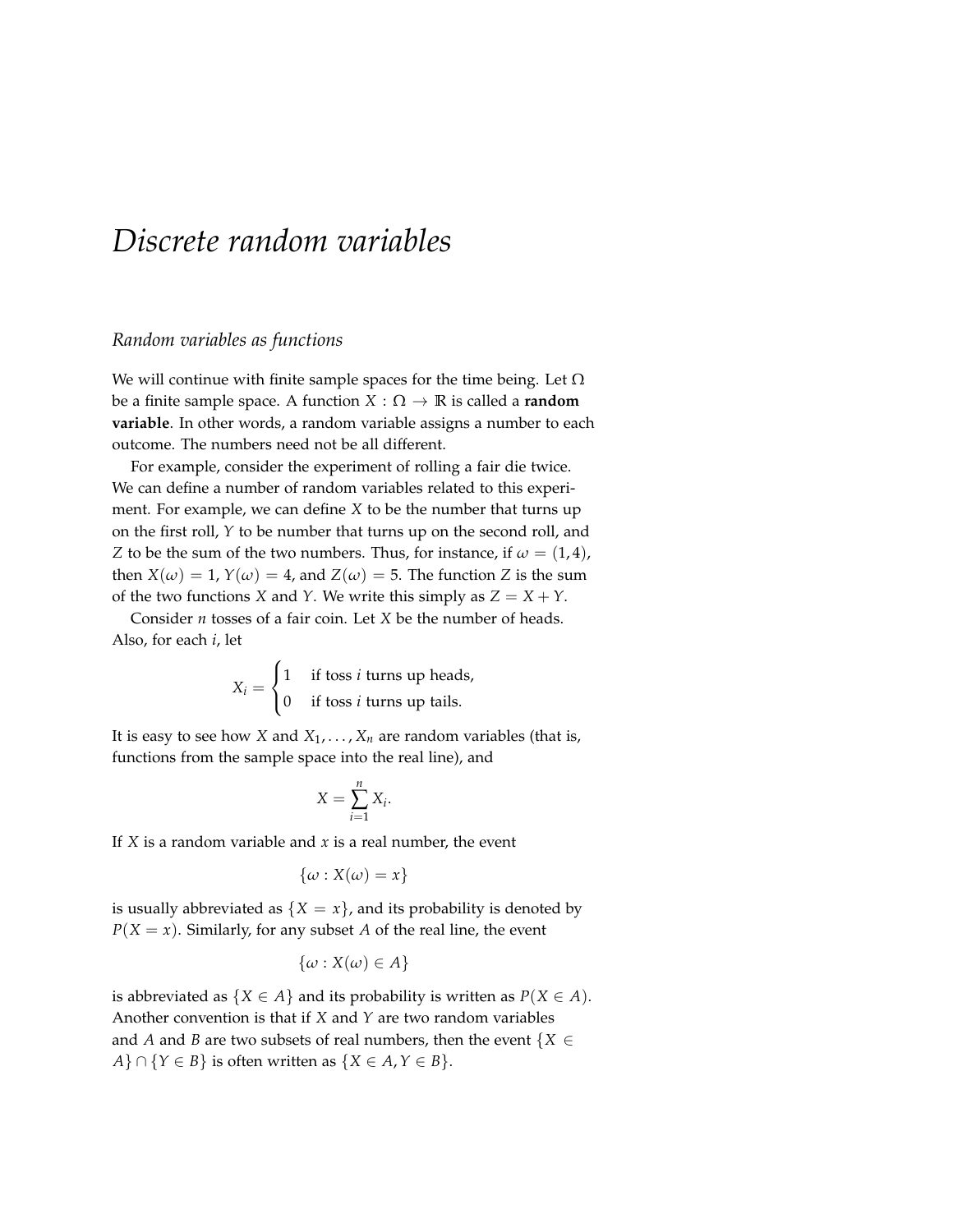# *Discrete random variables*

## *Random variables as functions*

We will continue with finite sample spaces for the time being. Let $\Omega$ be a finite sample space. A function $X : \Omega \to \mathbb{R}$ is called a **random variable**. In other words, a random variable assigns a number to each outcome. The numbers need not be all different.

For example, consider the experiment of rolling a fair die twice. We can define a number of random variables related to this experiment. For example, we can define $X$ to be the number that turns up on the first roll, $Y$ to be number that turns up on the second roll, and $Z$ to be the sum of the two numbers. Thus, for instance, if $\omega = (1, 4)$, then $X(\omega) = 1$, $Y(\omega) = 4$, and $Z(\omega) = 5$. The function $Z$ is the sum of the two functions $X$ and $Y$. We write this simply as $Z = X + Y$.

Consider $n$ tosses of a fair coin. Let $X$ be the number of heads. Also, for each $i$, let

$$X_i = \begin{cases} 1 & \text{if toss } i \text{ turns up heads,} \\ 0 & \text{if toss } i \text{ turns up tails.} \end{cases}$$

It is easy to see how $X$ and $X_1, \ldots, X_n$ are random variables (that is, functions from the sample space into the real line), and

$$X = \sum_{i=1}^{n} X_i.$$

If $X$ is a random variable and $x$ is a real number, the event

$$\{\omega : X(\omega) = x\}$$

is usually abbreviated as $\{X = x\}$, and its probability is denoted by $P(X = x)$. Similarly, for any subset $A$ of the real line, the event

$$\{\omega : X(\omega) \in A\}$$

is abbreviated as $\{X \in A\}$ and its probability is written as $P(X \in A)$. Another convention is that if $X$ and $Y$ are two random variables and $A$ and $B$ are two subsets of real numbers, then the event $\{X \in A\} \cap \{Y \in B\}$ is often written as $\{X \in A, Y \in B\}$.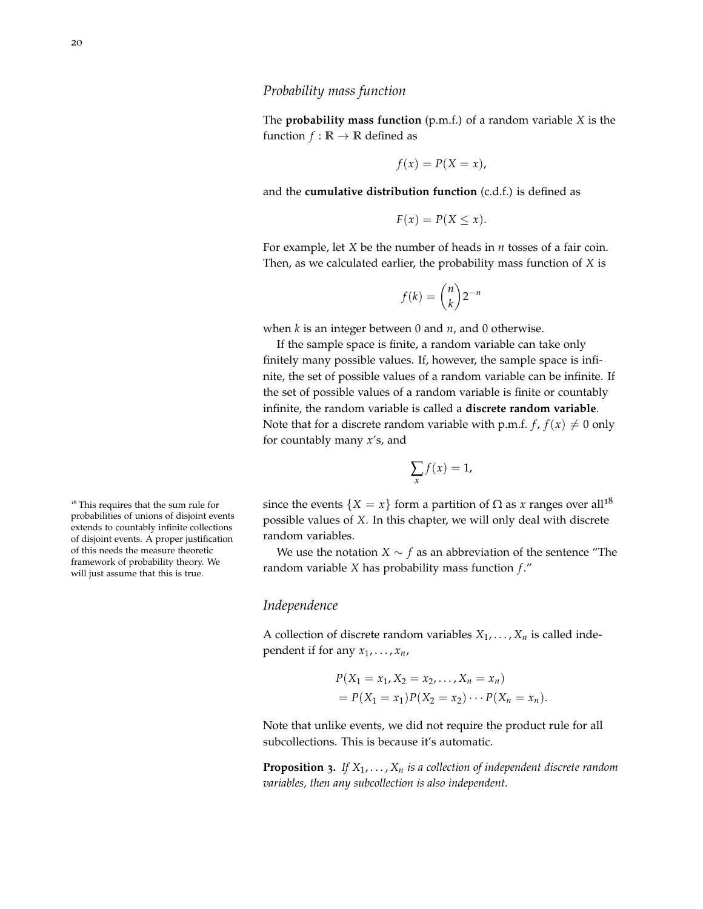## *Probability mass function*

The **probability mass function** (p.m.f.) of a random variable $X$ is the function $f : \mathbb{R} \to \mathbb{R}$ defined as

$$f(x) = P(X = x),$$

and the **cumulative distribution function** (c.d.f.) is defined as

$$F(x) = P(X \leq x).$$

For example, let $X$ be the number of heads in $n$ tosses of a fair coin. Then, as we calculated earlier, the probability mass function of $X$ is

$$f(k) = \binom{n}{k} 2^{-n}$$

when $k$ is an integer between 0 and $n$, and 0 otherwise.

If the sample space is finite, a random variable can take only finitely many possible values. If, however, the sample space is infinite, the set of possible values of a random variable can be infinite. If the set of possible values of a random variable is finite or countably infinite, the random variable is called a **discrete random variable**. Note that for a discrete random variable with p.m.f. $f$, $f(x) \neq 0$ only for countably many $x$'s, and

$$\sum_x f(x) = 1,$$

since the events $\{X = x\}$ form a partition of $\Omega$ as $x$ ranges over all[18] possible values of $X$. In this chapter, we will only deal with discrete random variables.

[18] This requires that the sum rule for probabilities of unions of disjoint events extends to countably infinite collections of disjoint events. A proper justification of this needs the measure theoretic framework of probability theory. We will just assume that this is true.

We use the notation $X \sim f$ as an abbreviation of the sentence "The random variable $X$ has probability mass function $f$."

## *Independence*

A collection of discrete random variables $X_1, \ldots, X_n$ is called independent if for any $x_1, \ldots, x_n$,

$$\begin{aligned}
&P(X_1 = x_1, X_2 = x_2, \ldots, X_n = x_n) \\
&= P(X_1 = x_1)P(X_2 = x_2) \cdots P(X_n = x_n).
\end{aligned}$$

Note that unlike events, we did not require the product rule for all subcollections. This is because it's automatic.

**Proposition 3.** *If $X_1, \ldots, X_n$ is a collection of independent discrete random variables, then any subcollection is also independent.*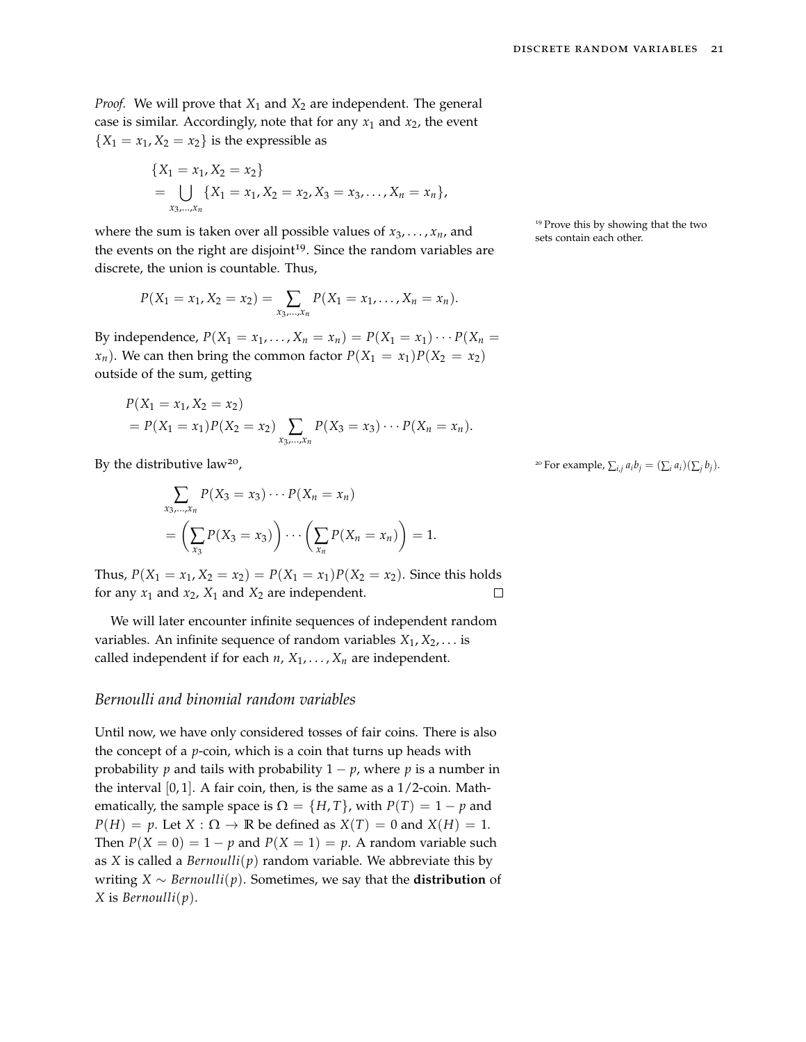*Proof.* We will prove that $X_1$ and $X_2$ are independent. The general case is similar. Accordingly, note that for any $x_1$ and $x_2$, the event $\{X_1 = x_1, X_2 = x_2\}$ is the expressible as

$$
\begin{aligned}
&\{X_1 = x_1, X_2 = x_2\} \\
&= \bigcup_{x_3,\ldots,x_n} \{X_1 = x_1, X_2 = x_2, X_3 = x_3, \ldots, X_n = x_n\},
\end{aligned}
$$

where the sum is taken over all possible values of $x_3, \ldots, x_n$, and the events on the right are disjoint[19]. Since the random variables are discrete, the union is countable. Thus,

[19] Prove this by showing that the two sets contain each other.

$$
P(X_1 = x_1, X_2 = x_2) = \sum_{x_3,\ldots,x_n} P(X_1 = x_1, \ldots, X_n = x_n).
$$

By independence, $P(X_1 = x_1, \ldots, X_n = x_n) = P(X_1 = x_1) \cdots P(X_n = x_n)$. We can then bring the common factor $P(X_1 = x_1)P(X_2 = x_2)$ outside of the sum, getting

$$
\begin{aligned}
&P(X_1 = x_1, X_2 = x_2) \\
&= P(X_1 = x_1)P(X_2 = x_2) \sum_{x_3,\ldots,x_n} P(X_3 = x_3) \cdots P(X_n = x_n).
\end{aligned}
$$

By the distributive law[20],

[20] For example, $\sum_{i,j} a_i b_j = (\sum_i a_i)(\sum_j b_j)$.

$$
\begin{aligned}
&\sum_{x_3,\ldots,x_n} P(X_3 = x_3) \cdots P(X_n = x_n) \\
&= \left( \sum_{x_3} P(X_3 = x_3) \right) \cdots \left( \sum_{x_n} P(X_n = x_n) \right) = 1.
\end{aligned}
$$

Thus, $P(X_1 = x_1, X_2 = x_2) = P(X_1 = x_1)P(X_2 = x_2)$. Since this holds for any $x_1$ and $x_2$, $X_1$ and $X_2$ are independent. □

We will later encounter infinite sequences of independent random variables. An infinite sequence of random variables $X_1, X_2, \ldots$ is called independent if for each $n$, $X_1, \ldots, X_n$ are independent.

## *Bernoulli and binomial random variables*

Until now, we have only considered tosses of fair coins. There is also the concept of a $p$-coin, which is a coin that turns up heads with probability $p$ and tails with probability $1 - p$, where $p$ is a number in the interval $[0, 1]$. A fair coin, then, is the same as a $1/2$-coin. Mathematically, the sample space is $\Omega = \{H, T\}$, with $P(T) = 1 - p$ and $P(H) = p$. Let $X : \Omega \to \mathbb{R}$ be defined as $X(T) = 0$ and $X(H) = 1$. Then $P(X = 0) = 1 - p$ and $P(X = 1) = p$. A random variable such as $X$ is called a *Bernoulli*$(p)$ random variable. We abbreviate this by writing $X \sim$ *Bernoulli*$(p)$. Sometimes, we say that the **distribution** of $X$ is *Bernoulli*$(p)$.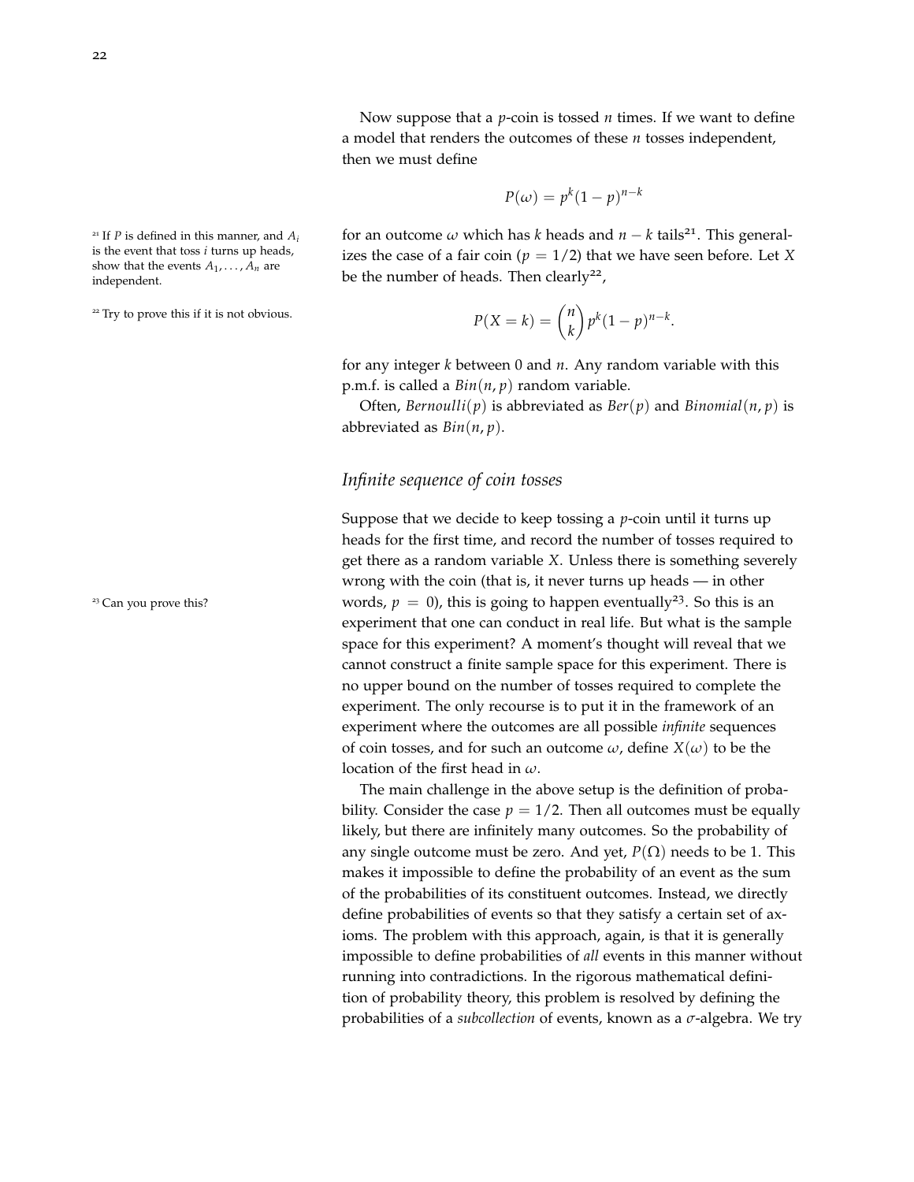Now suppose that a $p$-coin is tossed $n$ times. If we want to define a model that renders the outcomes of these $n$ tosses independent, then we must define

$$P(\omega) = p^k(1-p)^{n-k}$$

for an outcome $\omega$ which has $k$ heads and $n-k$ tails[21]. This generalizes the case of a fair coin ($p = 1/2$) that we have seen before. Let $X$ be the number of heads. Then clearly[22],

$$P(X = k) = \binom{n}{k} p^k (1-p)^{n-k}.$$

for any integer $k$ between 0 and $n$. Any random variable with this p.m.f. is called a *Bin*$(n, p)$ random variable.

Often, *Bernoulli*$(p)$ is abbreviated as *Ber*$(p)$ and *Binomial*$(n, p)$ is abbreviated as *Bin*$(n, p)$.

[21] If $P$ is defined in this manner, and $A_i$ is the event that toss $i$ turns up heads, show that the events $A_1, \ldots, A_n$ are independent.

[22] Try to prove this if it is not obvious.

## *Infinite sequence of coin tosses*

Suppose that we decide to keep tossing a $p$-coin until it turns up heads for the first time, and record the number of tosses required to get there as a random variable $X$. Unless there is something severely wrong with the coin (that is, it never turns up heads — in other words, $p = 0$), this is going to happen eventually[23]. So this is an experiment that one can conduct in real life. But what is the sample space for this experiment? A moment's thought will reveal that we cannot construct a finite sample space for this experiment. There is no upper bound on the number of tosses required to complete the experiment. The only recourse is to put it in the framework of an experiment where the outcomes are all possible *infinite* sequences of coin tosses, and for such an outcome $\omega$, define $X(\omega)$ to be the location of the first head in $\omega$.

[23] Can you prove this?

The main challenge in the above setup is the definition of probability. Consider the case $p = 1/2$. Then all outcomes must be equally likely, but there are infinitely many outcomes. So the probability of any single outcome must be zero. And yet, $P(\Omega)$ needs to be 1. This makes it impossible to define the probability of an event as the sum of the probabilities of its constituent outcomes. Instead, we directly define probabilities of events so that they satisfy a certain set of axioms. The problem with this approach, again, is that it is generally impossible to define probabilities of *all* events in this manner without running into contradictions. In the rigorous mathematical definition of probability theory, this problem is resolved by defining the probabilities of a *subcollection* of events, known as a $\sigma$-algebra. We try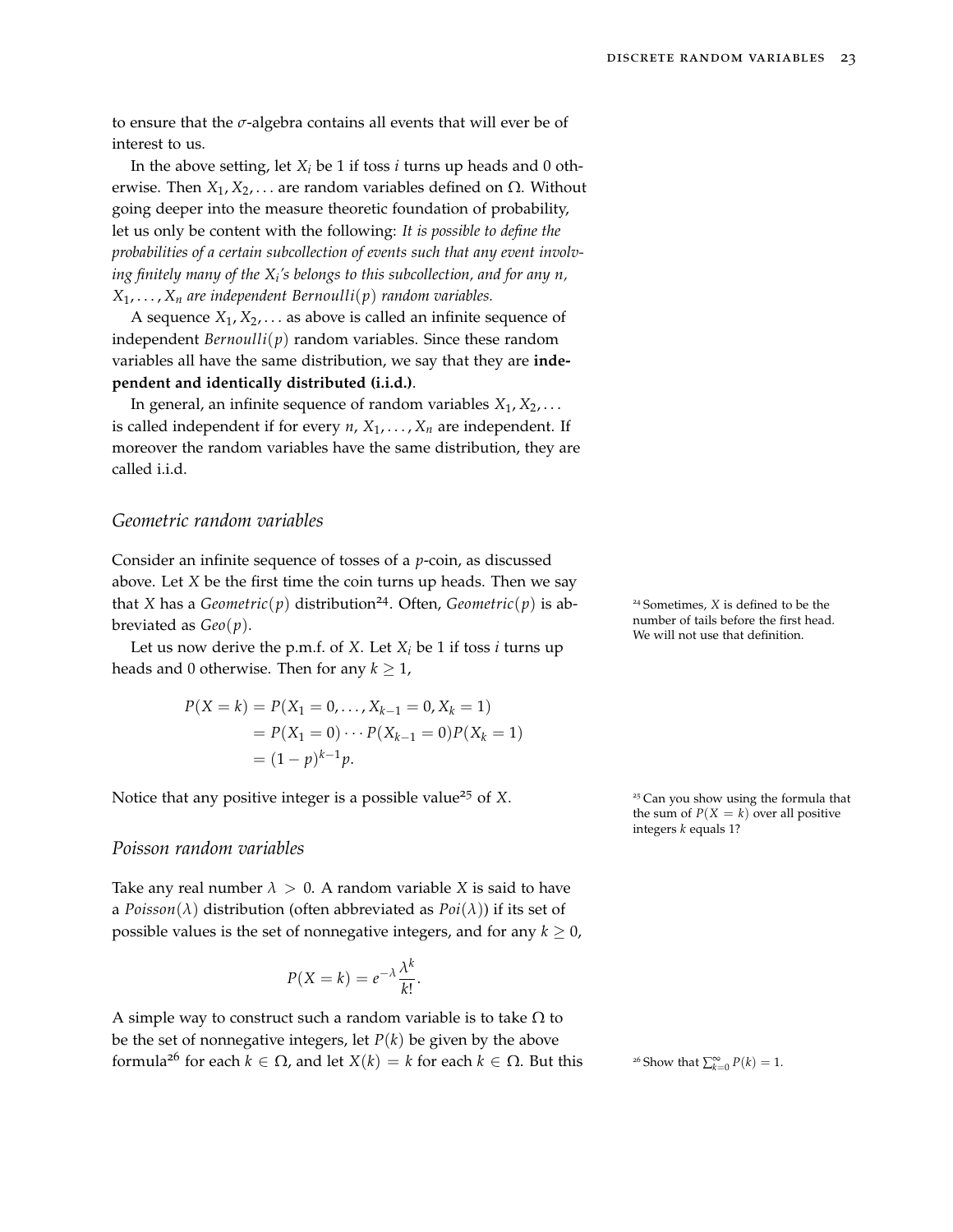to ensure that the $\sigma$-algebra contains all events that will ever be of interest to us.

In the above setting, let $X_i$ be 1 if toss $i$ turns up heads and 0 otherwise. Then $X_1, X_2, \ldots$ are random variables defined on $\Omega$. Without going deeper into the measure theoretic foundation of probability, let us only be content with the following: *It is possible to define the probabilities of a certain subcollection of events such that any event involving finitely many of the $X_i$'s belongs to this subcollection, and for any $n$, $X_1, \ldots, X_n$ are independent Bernoulli($p$) random variables.*

A sequence $X_1, X_2, \ldots$ as above is called an infinite sequence of independent *Bernoulli*($p$) random variables. Since these random variables all have the same distribution, we say that they are **independent and identically distributed (i.i.d.)**.

In general, an infinite sequence of random variables $X_1, X_2, \ldots$ is called independent if for every $n$, $X_1, \ldots, X_n$ are independent. If moreover the random variables have the same distribution, they are called i.i.d.

## *Geometric random variables*

Consider an infinite sequence of tosses of a $p$-coin, as discussed above. Let $X$ be the first time the coin turns up heads. Then we say that $X$ has a *Geometric*($p$) distribution[24]. Often, *Geometric*($p$) is abbreviated as *Geo*($p$).

[24] Sometimes, $X$ is defined to be the number of tails before the first head. We will not use that definition.

Let us now derive the p.m.f. of $X$. Let $X_i$ be 1 if toss $i$ turns up heads and 0 otherwise. Then for any $k \geq 1$,

$$
\begin{aligned}
P(X = k) &= P(X_1 = 0, \ldots, X_{k-1} = 0, X_k = 1) \\
&= P(X_1 = 0) \cdots P(X_{k-1} = 0) P(X_k = 1) \\
&= (1-p)^{k-1} p.
\end{aligned}
$$

Notice that any positive integer is a possible value[25] of $X$.

[25] Can you show using the formula that the sum of $P(X = k)$ over all positive integers $k$ equals 1?

## *Poisson random variables*

Take any real number $\lambda > 0$. A random variable $X$ is said to have a *Poisson*($\lambda$) distribution (often abbreviated as *Poi*($\lambda$)) if its set of possible values is the set of nonnegative integers, and for any $k \geq 0$,

$$
P(X = k) = e^{-\lambda} \frac{\lambda^k}{k!}.
$$

A simple way to construct such a random variable is to take $\Omega$ to be the set of nonnegative integers, let $P(k)$ be given by the above formula[26] for each $k \in \Omega$, and let $X(k) = k$ for each $k \in \Omega$. But this

[26] Show that $\sum_{k=0}^{\infty} P(k) = 1$.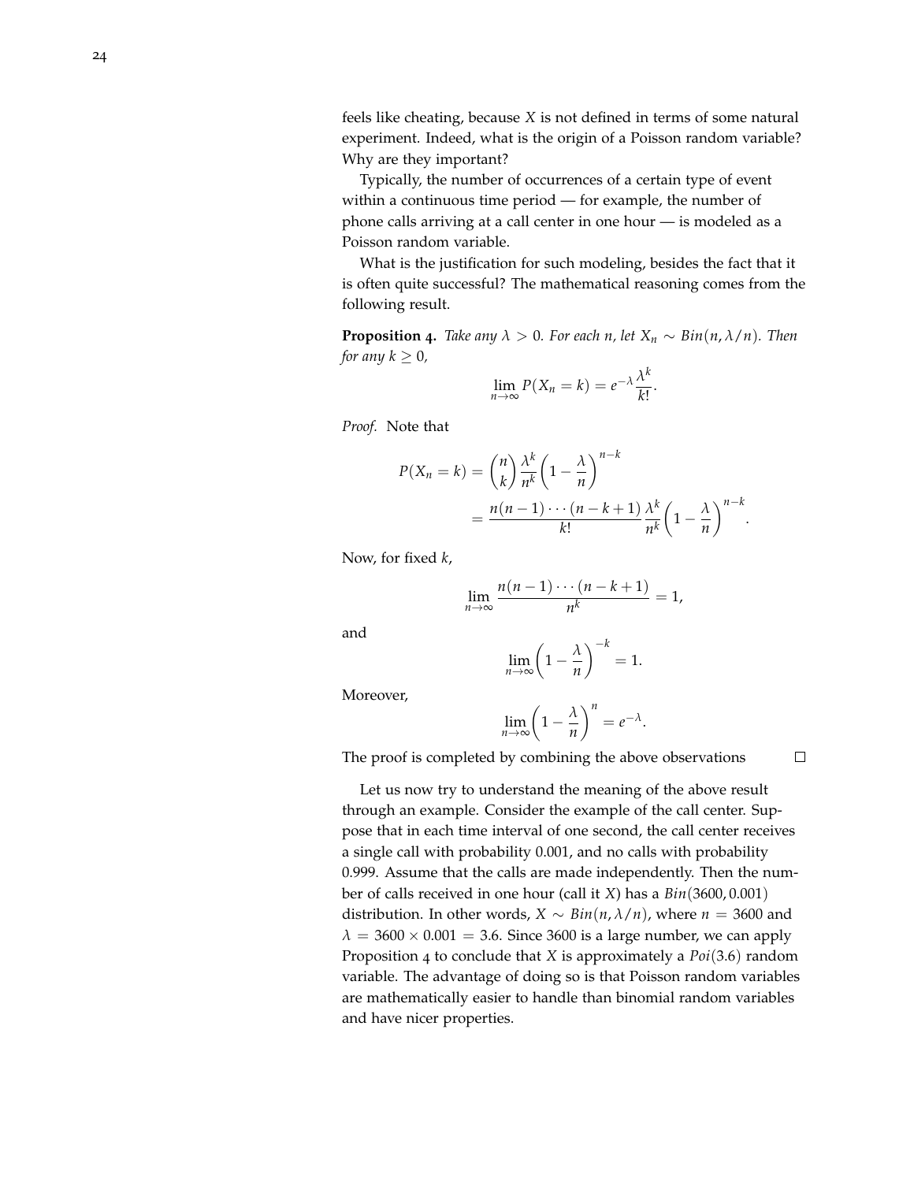feels like cheating, because $X$ is not defined in terms of some natural experiment. Indeed, what is the origin of a Poisson random variable? Why are they important?

Typically, the number of occurrences of a certain type of event within a continuous time period — for example, the number of phone calls arriving at a call center in one hour — is modeled as a Poisson random variable.

What is the justification for such modeling, besides the fact that it is often quite successful? The mathematical reasoning comes from the following result.

**Proposition 4.** *Take any $\lambda > 0$. For each $n$, let $X_n \sim Bin(n, \lambda/n)$. Then for any $k \geq 0$,*

$$\lim_{n\to\infty} P(X_n = k) = e^{-\lambda}\frac{\lambda^k}{k!}.$$

*Proof.* Note that

$$\begin{aligned}
P(X_n = k) &= \binom{n}{k}\frac{\lambda^k}{n^k}\left(1 - \frac{\lambda}{n}\right)^{n-k} \\
&= \frac{n(n-1)\cdots(n-k+1)}{k!}\frac{\lambda^k}{n^k}\left(1 - \frac{\lambda}{n}\right)^{n-k}.
\end{aligned}$$

Now, for fixed $k$,

$$\lim_{n\to\infty} \frac{n(n-1)\cdots(n-k+1)}{n^k} = 1,$$

and

$$\lim_{n\to\infty}\left(1 - \frac{\lambda}{n}\right)^{-k} = 1.$$

Moreover,

$$\lim_{n\to\infty}\left(1 - \frac{\lambda}{n}\right)^{n} = e^{-\lambda}.$$

The proof is completed by combining the above observations □

Let us now try to understand the meaning of the above result through an example. Consider the example of the call center. Suppose that in each time interval of one second, the call center receives a single call with probability 0.001, and no calls with probability 0.999. Assume that the calls are made independently. Then the number of calls received in one hour (call it $X$) has a $Bin(3600, 0.001)$ distribution. In other words, $X \sim Bin(n, \lambda/n)$, where $n = 3600$ and $\lambda = 3600 \times 0.001 = 3.6$. Since 3600 is a large number, we can apply Proposition 4 to conclude that $X$ is approximately a $Poi(3.6)$ random variable. The advantage of doing so is that Poisson random variables are mathematically easier to handle than binomial random variables and have nicer properties.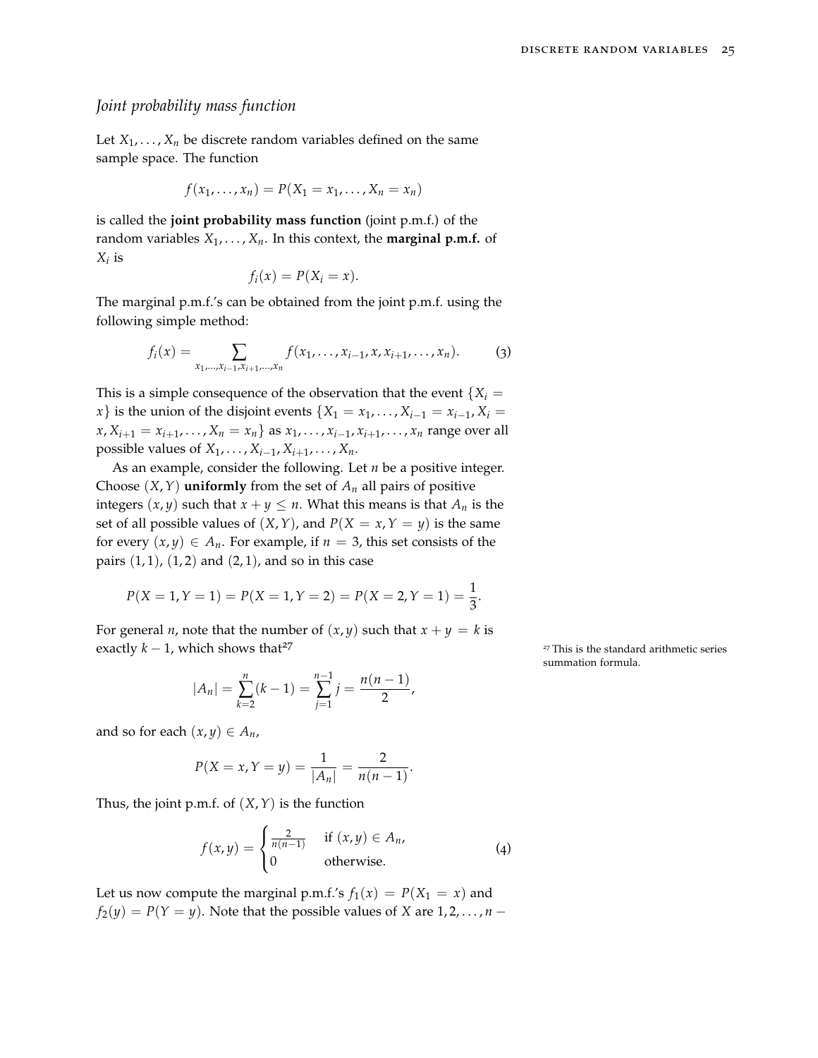### Joint probability mass function

Let $X_1, \ldots, X_n$ be discrete random variables defined on the same sample space. The function

$$f(x_1, \ldots, x_n) = P(X_1 = x_1, \ldots, X_n = x_n)$$

is called the **joint probability mass function** (joint p.m.f.) of the random variables $X_1, \ldots, X_n$. In this context, the **marginal p.m.f.** of $X_i$ is

$$f_i(x) = P(X_i = x).$$

The marginal p.m.f.'s can be obtained from the joint p.m.f. using the following simple method:

$$f_i(x) = \sum_{x_1, \ldots, x_{i-1}, x_{i+1}, \ldots, x_n} f(x_1, \ldots, x_{i-1}, x, x_{i+1}, \ldots, x_n). \tag{3}$$

This is a simple consequence of the observation that the event $\{X_i = x\}$ is the union of the disjoint events $\{X_1 = x_1, \ldots, X_{i-1} = x_{i-1}, X_i = x, X_{i+1} = x_{i+1}, \ldots, X_n = x_n\}$ as $x_1, \ldots, x_{i-1}, x_{i+1}, \ldots, x_n$ range over all possible values of $X_1, \ldots, X_{i-1}, X_{i+1}, \ldots, X_n$.

As an example, consider the following. Let $n$ be a positive integer. Choose $(X, Y)$ **uniformly** from the set of $A_n$ all pairs of positive integers $(x, y)$ such that $x + y \leq n$. What this means is that $A_n$ is the set of all possible values of $(X, Y)$, and $P(X = x, Y = y)$ is the same for every $(x, y) \in A_n$. For example, if $n = 3$, this set consists of the pairs $(1, 1)$, $(1, 2)$ and $(2, 1)$, and so in this case

$$P(X = 1, Y = 1) = P(X = 1, Y = 2) = P(X = 2, Y = 1) = \frac{1}{3}.$$

For general $n$, note that the number of $(x, y)$ such that $x + y = k$ is exactly $k - 1$, which shows that[27]

$$|A_n| = \sum_{k=2}^{n} (k - 1) = \sum_{j=1}^{n-1} j = \frac{n(n-1)}{2},$$

and so for each $(x, y) \in A_n$,

$$P(X = x, Y = y) = \frac{1}{|A_n|} = \frac{2}{n(n-1)}.$$

Thus, the joint p.m.f. of $(X, Y)$ is the function

$$f(x, y) = \begin{cases} \frac{2}{n(n-1)} & \text{if } (x, y) \in A_n, \\ 0 & \text{otherwise.} \end{cases} \tag{4}$$

Let us now compute the marginal p.m.f.'s $f_1(x) = P(X_1 = x)$ and $f_2(y) = P(Y = y)$. Note that the possible values of $X$ are $1, 2, \ldots, n -$

[27] This is the standard arithmetic series summation formula.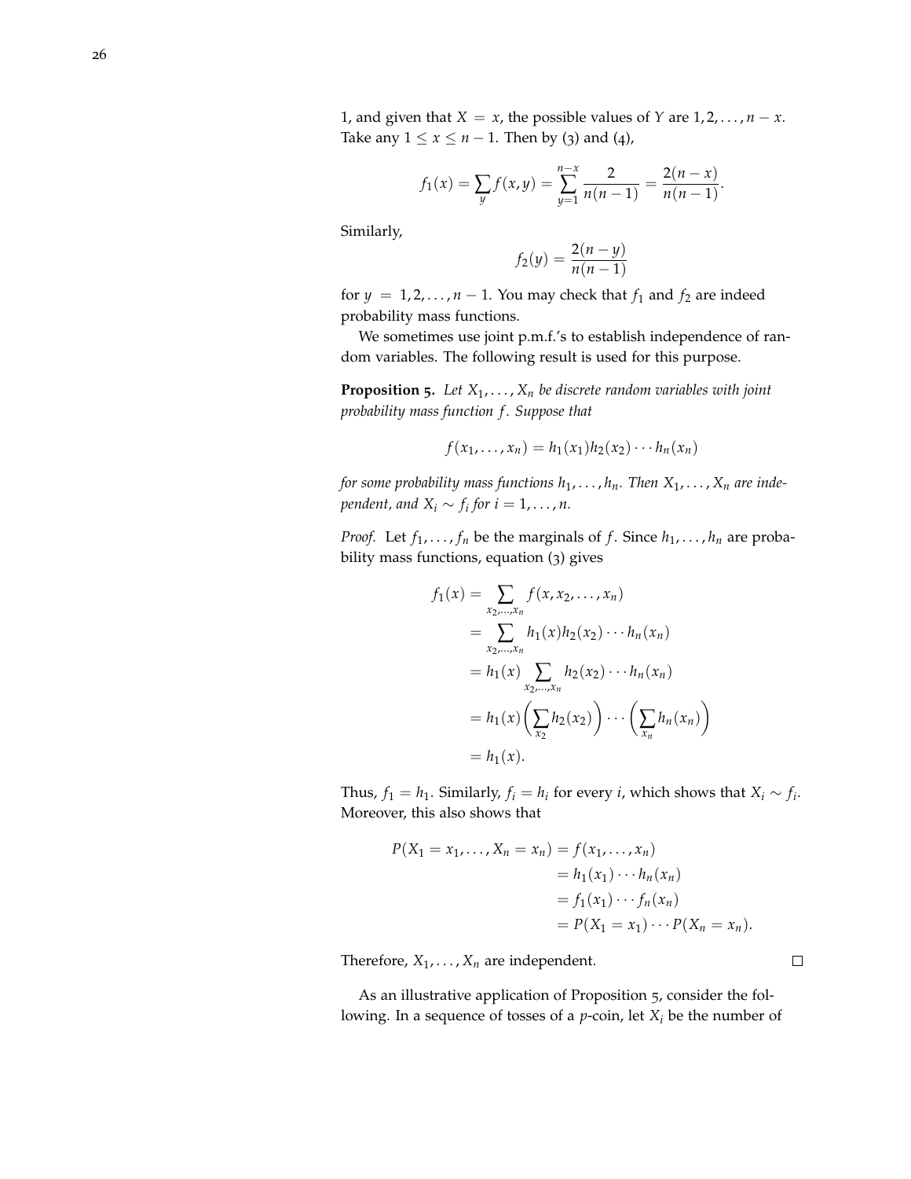1, and given that $X = x$, the possible values of $Y$ are $1, 2, \ldots, n-x$. Take any $1 \le x \le n-1$. Then by (3) and (4),

$$f_1(x) = \sum_y f(x,y) = \sum_{y=1}^{n-x} \frac{2}{n(n-1)} = \frac{2(n-x)}{n(n-1)}.$$

Similarly,

$$f_2(y) = \frac{2(n-y)}{n(n-1)}$$

for $y = 1, 2, \ldots, n-1$. You may check that $f_1$ and $f_2$ are indeed probability mass functions.

We sometimes use joint p.m.f.'s to establish independence of random variables. The following result is used for this purpose.

**Proposition 5.** *Let $X_1, \ldots, X_n$ be discrete random variables with joint probability mass function $f$. Suppose that*

$$f(x_1, \ldots, x_n) = h_1(x_1)h_2(x_2)\cdots h_n(x_n)$$

*for some probability mass functions $h_1, \ldots, h_n$. Then $X_1, \ldots, X_n$ are independent, and $X_i \sim f_i$ for $i = 1, \ldots, n$.*

*Proof.* Let $f_1, \ldots, f_n$ be the marginals of $f$. Since $h_1, \ldots, h_n$ are probability mass functions, equation (3) gives

$$\begin{aligned}
f_1(x) &= \sum_{x_2,\ldots,x_n} f(x, x_2, \ldots, x_n) \\
&= \sum_{x_2,\ldots,x_n} h_1(x)h_2(x_2)\cdots h_n(x_n) \\
&= h_1(x) \sum_{x_2,\ldots,x_n} h_2(x_2)\cdots h_n(x_n) \\
&= h_1(x)\left(\sum_{x_2} h_2(x_2)\right)\cdots\left(\sum_{x_n} h_n(x_n)\right) \\
&= h_1(x).
\end{aligned}$$

Thus, $f_1 = h_1$. Similarly, $f_i = h_i$ for every $i$, which shows that $X_i \sim f_i$. Moreover, this also shows that

$$\begin{aligned}
P(X_1 = x_1, \ldots, X_n = x_n) &= f(x_1, \ldots, x_n) \\
&= h_1(x_1)\cdots h_n(x_n) \\
&= f_1(x_1)\cdots f_n(x_n) \\
&= P(X_1 = x_1)\cdots P(X_n = x_n).
\end{aligned}$$

Therefore, $X_1, \ldots, X_n$ are independent. $\square$

As an illustrative application of Proposition 5, consider the following. In a sequence of tosses of a $p$-coin, let $X_i$ be the number of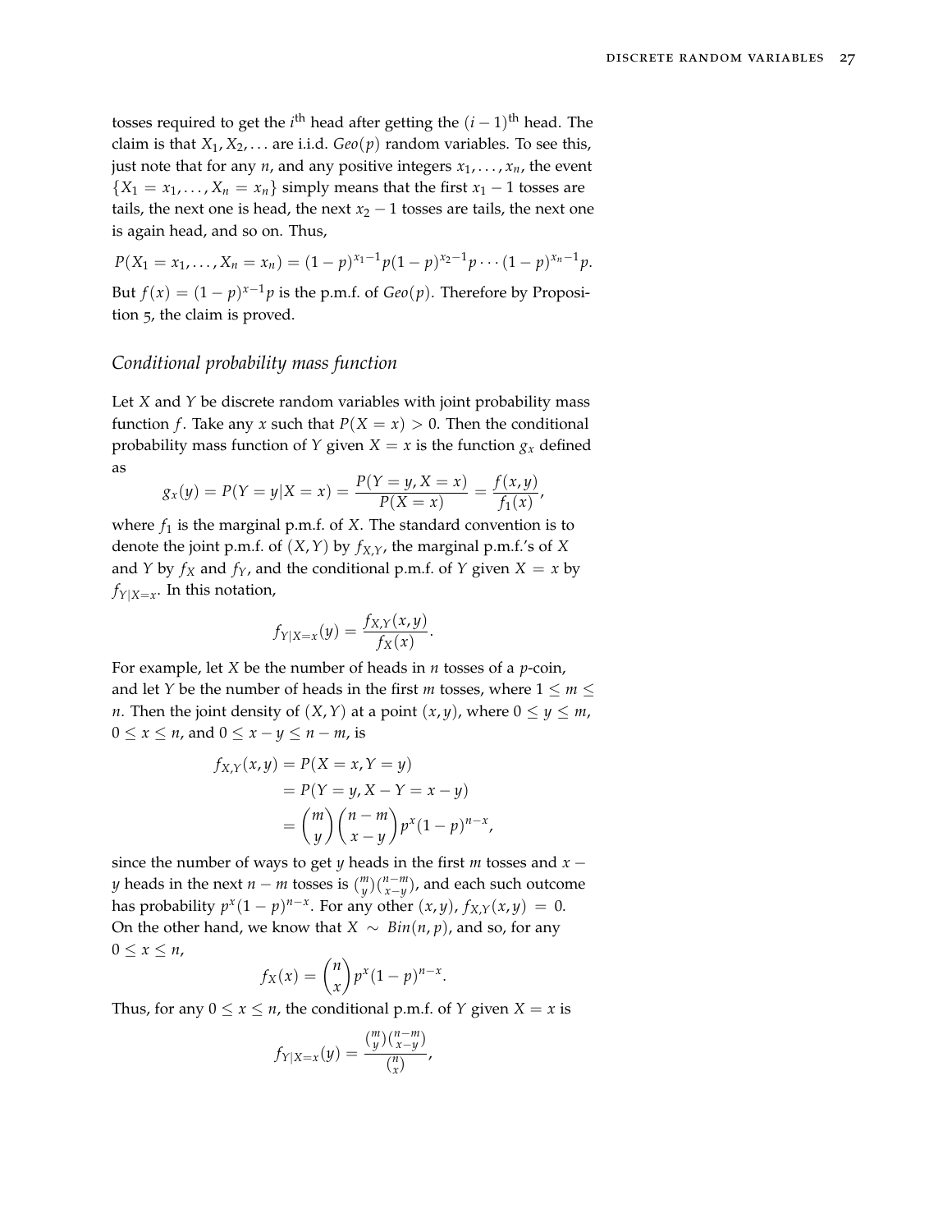tosses required to get the $i^{\text{th}}$ head after getting the $(i-1)^{\text{th}}$ head. The claim is that $X_1, X_2, \ldots$ are i.i.d. $Geo(p)$ random variables. To see this, just note that for any $n$, and any positive integers $x_1, \ldots, x_n$, the event $\{X_1 = x_1, \ldots, X_n = x_n\}$ simply means that the first $x_1 - 1$ tosses are tails, the next one is head, the next $x_2 - 1$ tosses are tails, the next one is again head, and so on. Thus,

$$P(X_1 = x_1, \ldots, X_n = x_n) = (1-p)^{x_1 - 1} p (1-p)^{x_2 - 1} p \cdots (1-p)^{x_n - 1} p.$$

But $f(x) = (1-p)^{x-1}p$ is the p.m.f. of $Geo(p)$. Therefore by Proposition 5, the claim is proved.

## *Conditional probability mass function*

Let $X$ and $Y$ be discrete random variables with joint probability mass function $f$. Take any $x$ such that $P(X = x) > 0$. Then the conditional probability mass function of $Y$ given $X = x$ is the function $g_x$ defined as

$$g_x(y) = P(Y = y | X = x) = \frac{P(Y = y, X = x)}{P(X = x)} = \frac{f(x,y)}{f_1(x)},$$

where $f_1$ is the marginal p.m.f. of $X$. The standard convention is to denote the joint p.m.f. of $(X, Y)$ by $f_{X,Y}$, the marginal p.m.f.'s of $X$ and $Y$ by $f_X$ and $f_Y$, and the conditional p.m.f. of $Y$ given $X = x$ by $f_{Y|X=x}$. In this notation,

$$f_{Y|X=x}(y) = \frac{f_{X,Y}(x,y)}{f_X(x)}.$$

For example, let $X$ be the number of heads in $n$ tosses of a $p$-coin, and let $Y$ be the number of heads in the first $m$ tosses, where $1 \le m \le n$. Then the joint density of $(X, Y)$ at a point $(x, y)$, where $0 \le y \le m$, $0 \le x \le n$, and $0 \le x - y \le n - m$, is

$$\begin{aligned} f_{X,Y}(x,y) &= P(X = x, Y = y) \\ &= P(Y = y, X - Y = x - y) \\ &= \binom{m}{y}\binom{n-m}{x-y} p^x (1-p)^{n-x}, \end{aligned}$$

since the number of ways to get $y$ heads in the first $m$ tosses and $x - y$ heads in the next $n - m$ tosses is $\binom{m}{y}\binom{n-m}{x-y}$, and each such outcome has probability $p^x(1-p)^{n-x}$. For any other $(x, y)$, $f_{X,Y}(x,y) = 0$. On the other hand, we know that $X \sim Bin(n, p)$, and so, for any $0 \le x \le n$,

$$f_X(x) = \binom{n}{x} p^x (1-p)^{n-x}.$$

Thus, for any $0 \le x \le n$, the conditional p.m.f. of $Y$ given $X = x$ is

$$f_{Y|X=x}(y) = \frac{\binom{m}{y}\binom{n-m}{x-y}}{\binom{n}{x}},$$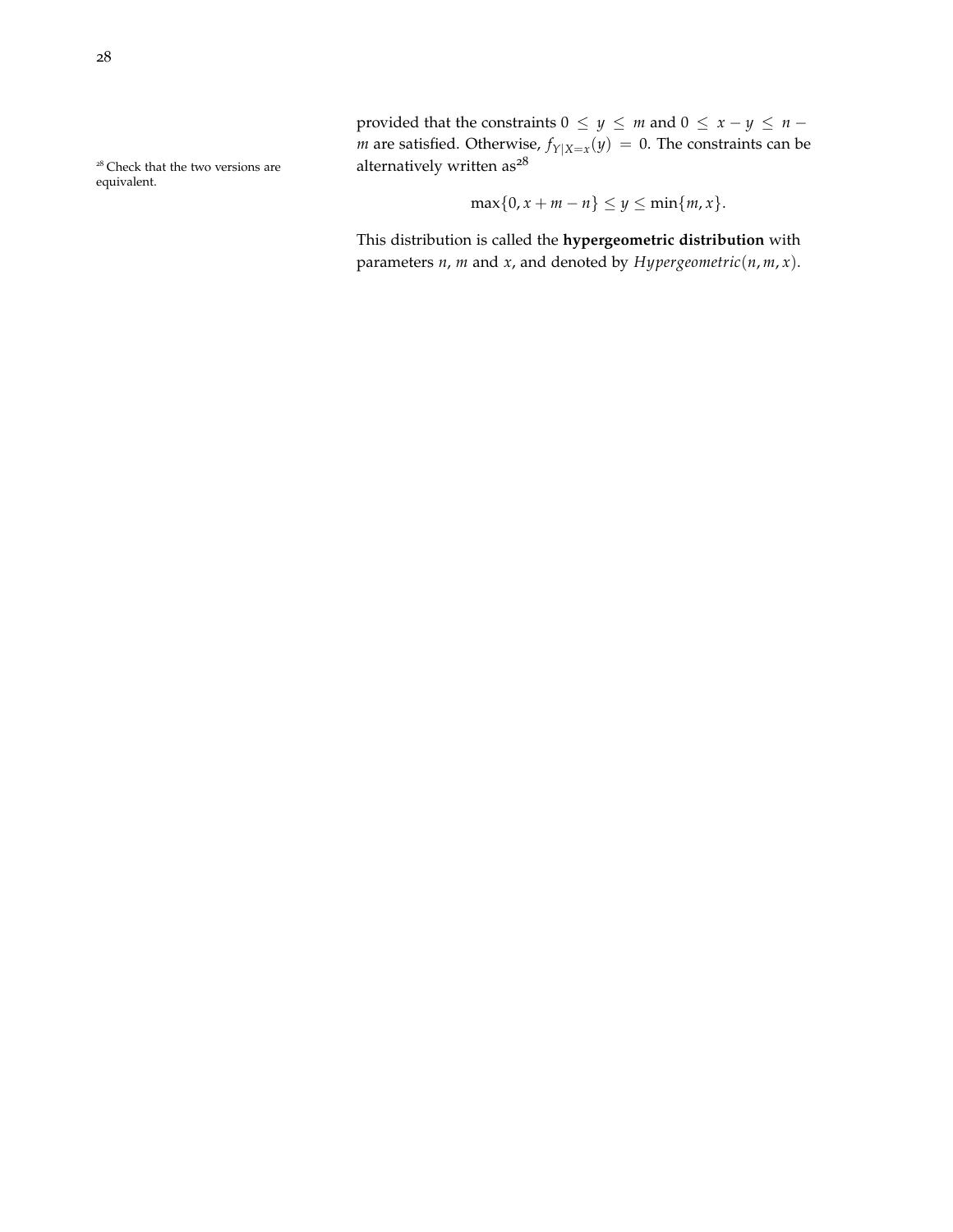provided that the constraints $0 \le y \le m$ and $0 \le x - y \le n - m$ are satisfied. Otherwise, $f_{Y|X=x}(y) = 0$. The constraints can be alternatively written as[28]

$$\max\{0, x + m - n\} \le y \le \min\{m, x\}.$$

This distribution is called the **hypergeometric distribution** with parameters $n$, $m$ and $x$, and denoted by $Hypergeometric(n, m, x)$.

[28] Check that the two versions are equivalent.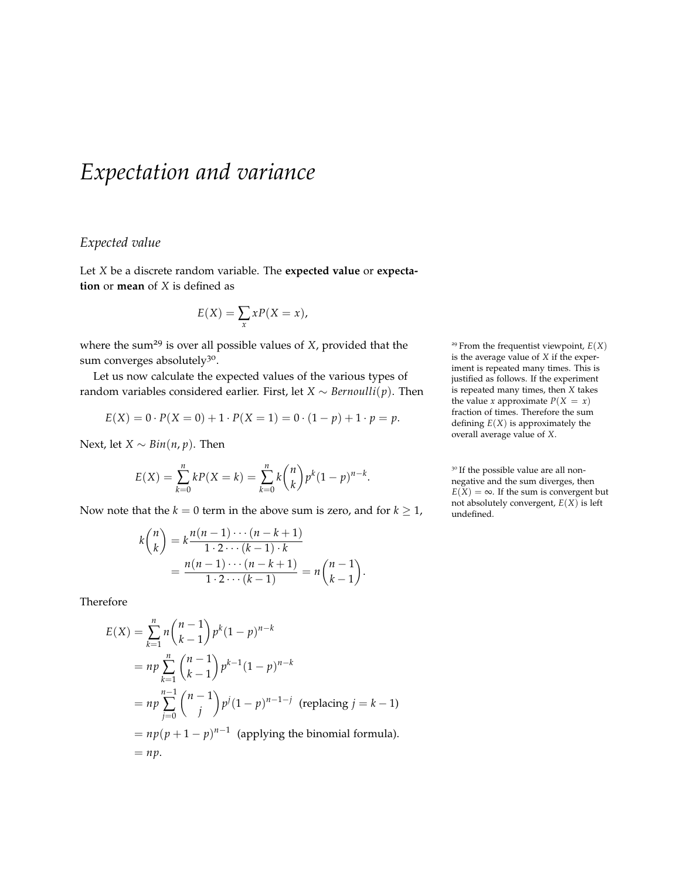# Expectation and variance

## Expected value

Let $X$ be a discrete random variable. The **expected value** or **expectation** or **mean** of $X$ is defined as

$$E(X) = \sum_x xP(X = x),$$

where the sum[29] is over all possible values of $X$, provided that the sum converges absolutely[30].

Let us now calculate the expected values of the various types of random variables considered earlier. First, let $X \sim Bernoulli(p)$. Then

$$E(X) = 0 \cdot P(X = 0) + 1 \cdot P(X = 1) = 0 \cdot (1 - p) + 1 \cdot p = p.$$

Next, let $X \sim Bin(n, p)$. Then

$$E(X) = \sum_{k=0}^{n} kP(X = k) = \sum_{k=0}^{n} k\binom{n}{k} p^k (1 - p)^{n-k}.$$

Now note that the $k = 0$ term in the above sum is zero, and for $k \geq 1$,

$$\begin{aligned}
k\binom{n}{k} &= k\frac{n(n-1)\cdots(n-k+1)}{1 \cdot 2 \cdots (k-1) \cdot k} \\
&= \frac{n(n-1)\cdots(n-k+1)}{1 \cdot 2 \cdots (k-1)} = n\binom{n-1}{k-1}.
\end{aligned}$$

Therefore

$$\begin{aligned}
E(X) &= \sum_{k=1}^{n} n\binom{n-1}{k-1} p^k (1-p)^{n-k} \\
&= np \sum_{k=1}^{n} \binom{n-1}{k-1} p^{k-1} (1-p)^{n-k} \\
&= np \sum_{j=0}^{n-1} \binom{n-1}{j} p^j (1-p)^{n-1-j} \quad \text{(replacing } j = k-1\text{)} \\
&= np(p + 1 - p)^{n-1} \quad \text{(applying the binomial formula).} \\
&= np.
\end{aligned}$$

[29] From the frequentist viewpoint, $E(X)$ is the average value of $X$ if the experiment is repeated many times. This is justified as follows. If the experiment is repeated many times, then $X$ takes the value $x$ approximate $P(X = x)$ fraction of times. Therefore the sum defining $E(X)$ is approximately the overall average value of $X$.

[30] If the possible value are all nonnegative and the sum diverges, then $E(X) = \infty$. If the sum is convergent but not absolutely convergent, $E(X)$ is left undefined.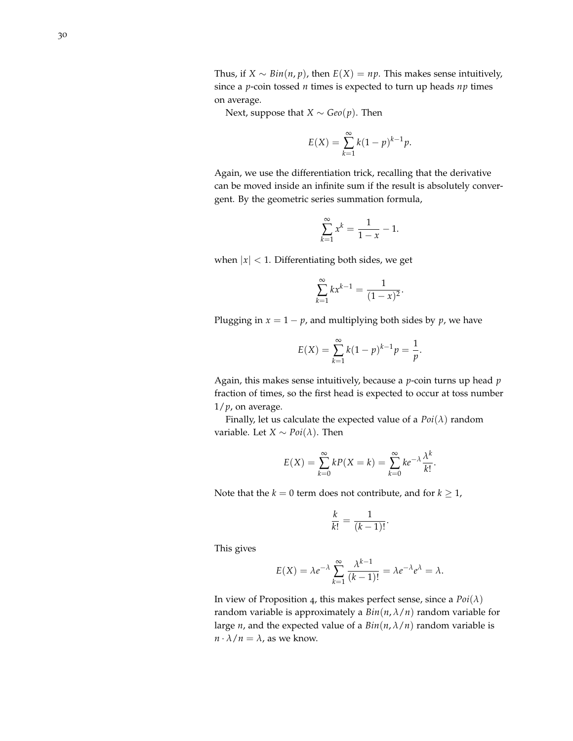Thus, if $X \sim Bin(n, p)$, then $E(X) = np$. This makes sense intuitively, since a $p$-coin tossed $n$ times is expected to turn up heads $np$ times on average.

Next, suppose that $X \sim Geo(p)$. Then

$$E(X) = \sum_{k=1}^{\infty} k(1-p)^{k-1} p.$$

Again, we use the differentiation trick, recalling that the derivative can be moved inside an infinite sum if the result is absolutely convergent. By the geometric series summation formula,

$$\sum_{k=1}^{\infty} x^k = \frac{1}{1-x} - 1.$$

when $|x| < 1$. Differentiating both sides, we get

$$\sum_{k=1}^{\infty} kx^{k-1} = \frac{1}{(1-x)^2}.$$

Plugging in $x = 1 - p$, and multiplying both sides by $p$, we have

$$E(X) = \sum_{k=1}^{\infty} k(1-p)^{k-1} p = \frac{1}{p}.$$

Again, this makes sense intuitively, because a $p$-coin turns up head $p$ fraction of times, so the first head is expected to occur at toss number $1/p$, on average.

Finally, let us calculate the expected value of a $Poi(\lambda)$ random variable. Let $X \sim Poi(\lambda)$. Then

$$E(X) = \sum_{k=0}^{\infty} kP(X = k) = \sum_{k=0}^{\infty} ke^{-\lambda} \frac{\lambda^k}{k!}.$$

Note that the $k = 0$ term does not contribute, and for $k \geq 1$,

$$\frac{k}{k!} = \frac{1}{(k-1)!}.$$

This gives

$$E(X) = \lambda e^{-\lambda} \sum_{k=1}^{\infty} \frac{\lambda^{k-1}}{(k-1)!} = \lambda e^{-\lambda} e^{\lambda} = \lambda.$$

In view of Proposition 4, this makes perfect sense, since a $Poi(\lambda)$ random variable is approximately a $Bin(n, \lambda/n)$ random variable for large $n$, and the expected value of a $Bin(n, \lambda/n)$ random variable is $n \cdot \lambda/n = \lambda$, as we know.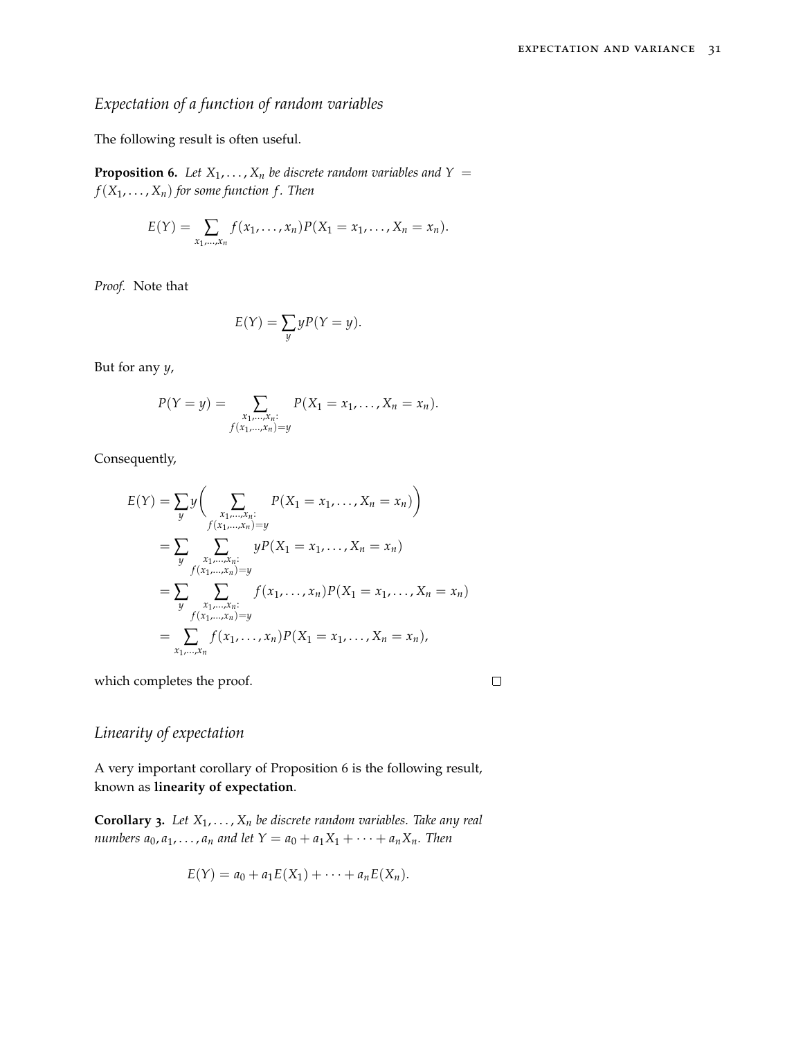## *Expectation of a function of random variables*

The following result is often useful.

**Proposition 6.** *Let $X_1, \ldots, X_n$ be discrete random variables and $Y = f(X_1, \ldots, X_n)$ for some function $f$. Then*

$$E(Y) = \sum_{x_1,\ldots,x_n} f(x_1, \ldots, x_n) P(X_1 = x_1, \ldots, X_n = x_n).$$

*Proof.* Note that

$$E(Y) = \sum_y y P(Y = y).$$

But for any $y$,

$$P(Y = y) = \sum_{\substack{x_1,\ldots,x_n: \\ f(x_1,\ldots,x_n)=y}} P(X_1 = x_1, \ldots, X_n = x_n).$$

Consequently,

$$\begin{aligned}
E(Y) &= \sum_y y \biggl( \sum_{\substack{x_1,\ldots,x_n: \\ f(x_1,\ldots,x_n)=y}} P(X_1 = x_1, \ldots, X_n = x_n) \biggr) \\
&= \sum_y \sum_{\substack{x_1,\ldots,x_n: \\ f(x_1,\ldots,x_n)=y}} y P(X_1 = x_1, \ldots, X_n = x_n) \\
&= \sum_y \sum_{\substack{x_1,\ldots,x_n: \\ f(x_1,\ldots,x_n)=y}} f(x_1, \ldots, x_n) P(X_1 = x_1, \ldots, X_n = x_n) \\
&= \sum_{x_1,\ldots,x_n} f(x_1, \ldots, x_n) P(X_1 = x_1, \ldots, X_n = x_n),
\end{aligned}$$

which completes the proof. □

## *Linearity of expectation*

A very important corollary of Proposition 6 is the following result, known as **linearity of expectation**.

**Corollary 3.** *Let $X_1, \ldots, X_n$ be discrete random variables. Take any real numbers $a_0, a_1, \ldots, a_n$ and let $Y = a_0 + a_1 X_1 + \cdots + a_n X_n$. Then*

$$E(Y) = a_0 + a_1 E(X_1) + \cdots + a_n E(X_n).$$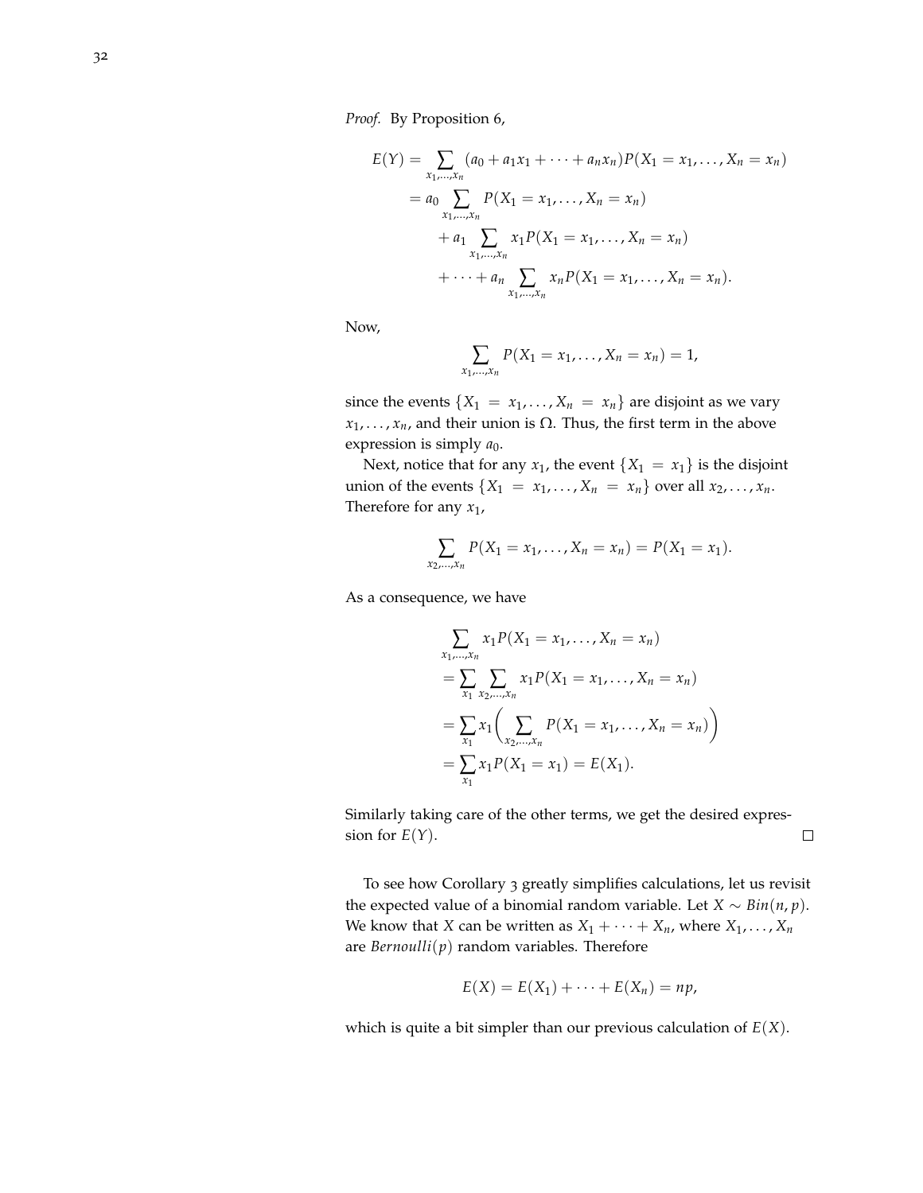*Proof.* By Proposition 6,

$$
\begin{aligned}
E(Y) &= \sum_{x_1,\ldots,x_n} (a_0 + a_1 x_1 + \cdots + a_n x_n) P(X_1 = x_1, \ldots, X_n = x_n) \\
&= a_0 \sum_{x_1,\ldots,x_n} P(X_1 = x_1, \ldots, X_n = x_n) \\
&\quad + a_1 \sum_{x_1,\ldots,x_n} x_1 P(X_1 = x_1, \ldots, X_n = x_n) \\
&\quad + \cdots + a_n \sum_{x_1,\ldots,x_n} x_n P(X_1 = x_1, \ldots, X_n = x_n).
\end{aligned}
$$

Now,

$$
\sum_{x_1,\ldots,x_n} P(X_1 = x_1, \ldots, X_n = x_n) = 1,
$$

since the events $\{X_1 = x_1, \ldots, X_n = x_n\}$ are disjoint as we vary $x_1, \ldots, x_n$, and their union is $\Omega$. Thus, the first term in the above expression is simply $a_0$.

Next, notice that for any $x_1$, the event $\{X_1 = x_1\}$ is the disjoint union of the events $\{X_1 = x_1, \ldots, X_n = x_n\}$ over all $x_2, \ldots, x_n$. Therefore for any $x_1$,

$$
\sum_{x_2,\ldots,x_n} P(X_1 = x_1, \ldots, X_n = x_n) = P(X_1 = x_1).
$$

As a consequence, we have

$$
\begin{aligned}
&\sum_{x_1,\ldots,x_n} x_1 P(X_1 = x_1, \ldots, X_n = x_n) \\
&= \sum_{x_1} \sum_{x_2,\ldots,x_n} x_1 P(X_1 = x_1, \ldots, X_n = x_n) \\
&= \sum_{x_1} x_1 \left( \sum_{x_2,\ldots,x_n} P(X_1 = x_1, \ldots, X_n = x_n) \right) \\
&= \sum_{x_1} x_1 P(X_1 = x_1) = E(X_1).
\end{aligned}
$$

Similarly taking care of the other terms, we get the desired expression for $E(Y)$. □

To see how Corollary 3 greatly simplifies calculations, let us revisit the expected value of a binomial random variable. Let $X \sim Bin(n, p)$. We know that $X$ can be written as $X_1 + \cdots + X_n$, where $X_1, \ldots, X_n$ are $Bernoulli(p)$ random variables. Therefore

$$
E(X) = E(X_1) + \cdots + E(X_n) = np,
$$

which is quite a bit simpler than our previous calculation of $E(X)$.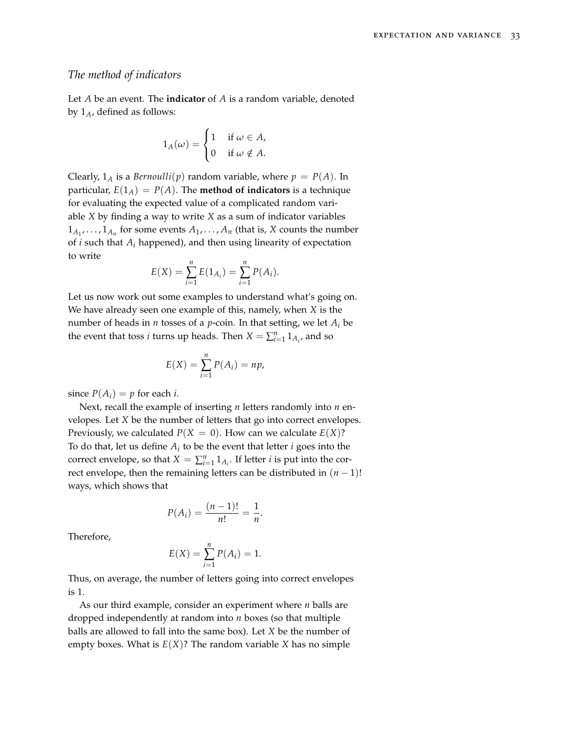## The method of indicators

Let $A$ be an event. The **indicator** of $A$ is a random variable, denoted by $1_A$, defined as follows:

$$1_A(\omega) = \begin{cases} 1 & \text{if } \omega \in A, \\ 0 & \text{if } \omega \notin A. \end{cases}$$

Clearly, $1_A$ is a *Bernoulli*$(p)$ random variable, where $p = P(A)$. In particular, $E(1_A) = P(A)$. The **method of indicators** is a technique for evaluating the expected value of a complicated random variable $X$ by finding a way to write $X$ as a sum of indicator variables $1_{A_1}, \ldots, 1_{A_n}$ for some events $A_1, \ldots, A_n$ (that is, $X$ counts the number of $i$ such that $A_i$ happened), and then using linearity of expectation to write

$$E(X) = \sum_{i=1}^{n} E(1_{A_i}) = \sum_{i=1}^{n} P(A_i).$$

Let us now work out some examples to understand what's going on. We have already seen one example of this, namely, when $X$ is the number of heads in $n$ tosses of a $p$-coin. In that setting, we let $A_i$ be the event that toss $i$ turns up heads. Then $X = \sum_{i=1}^{n} 1_{A_i}$, and so

$$E(X) = \sum_{i=1}^{n} P(A_i) = np,$$

since $P(A_i) = p$ for each $i$.

Next, recall the example of inserting $n$ letters randomly into $n$ envelopes. Let $X$ be the number of letters that go into correct envelopes. Previously, we calculated $P(X = 0)$. How can we calculate $E(X)$? To do that, let us define $A_i$ to be the event that letter $i$ goes into the correct envelope, so that $X = \sum_{i=1}^{n} 1_{A_i}$. If letter $i$ is put into the correct envelope, then the remaining letters can be distributed in $(n-1)!$ ways, which shows that

$$P(A_i) = \frac{(n-1)!}{n!} = \frac{1}{n}.$$

Therefore,

$$E(X) = \sum_{i=1}^{n} P(A_i) = 1.$$

Thus, on average, the number of letters going into correct envelopes is 1.

As our third example, consider an experiment where $n$ balls are dropped independently at random into $n$ boxes (so that multiple balls are allowed to fall into the same box). Let $X$ be the number of empty boxes. What is $E(X)$? The random variable $X$ has no simple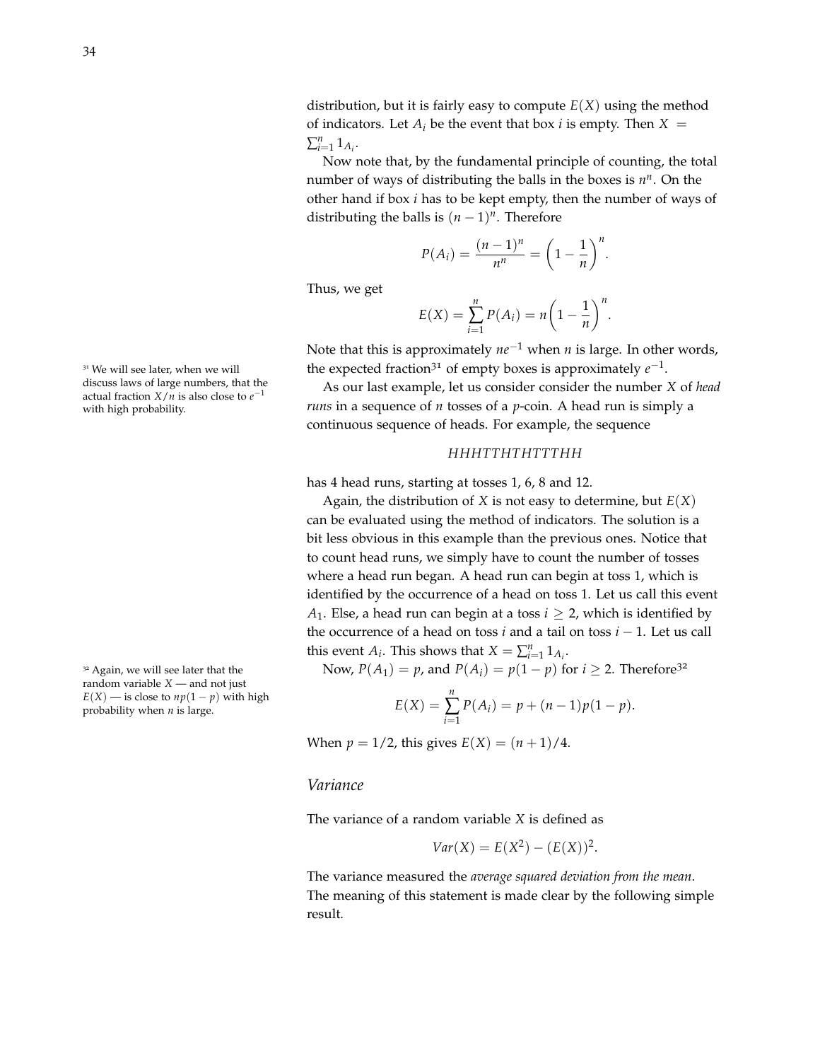distribution, but it is fairly easy to compute $E(X)$ using the method of indicators. Let $A_i$ be the event that box $i$ is empty. Then $X = \sum_{i=1}^{n} 1_{A_i}$.

Now note that, by the fundamental principle of counting, the total number of ways of distributing the balls in the boxes is $n^n$. On the other hand if box $i$ has to be kept empty, then the number of ways of distributing the balls is $(n-1)^n$. Therefore

$$P(A_i) = \frac{(n-1)^n}{n^n} = \left(1 - \frac{1}{n}\right)^n.$$

Thus, we get

$$E(X) = \sum_{i=1}^{n} P(A_i) = n\left(1 - \frac{1}{n}\right)^n.$$

Note that this is approximately $ne^{-1}$ when $n$ is large. In other words, the expected fraction[31] of empty boxes is approximately $e^{-1}$.

[31] We will see later, when we will discuss laws of large numbers, that the actual fraction $X/n$ is also close to $e^{-1}$ with high probability.

As our last example, let us consider consider the number $X$ of *head runs* in a sequence of $n$ tosses of a $p$-coin. A head run is simply a continuous sequence of heads. For example, the sequence

$$HHHTTHTHTTTHH$$

has 4 head runs, starting at tosses 1, 6, 8 and 12.

Again, the distribution of $X$ is not easy to determine, but $E(X)$ can be evaluated using the method of indicators. The solution is a bit less obvious in this example than the previous ones. Notice that to count head runs, we simply have to count the number of tosses where a head run began. A head run can begin at toss 1, which is identified by the occurrence of a head on toss 1. Let us call this event $A_1$. Else, a head run can begin at a toss $i \geq 2$, which is identified by the occurrence of a head on toss $i$ and a tail on toss $i-1$. Let us call this event $A_i$. This shows that $X = \sum_{i=1}^{n} 1_{A_i}$.

Now, $P(A_1) = p$, and $P(A_i) = p(1-p)$ for $i \geq 2$. Therefore[32]

$$E(X) = \sum_{i=1}^{n} P(A_i) = p + (n-1)p(1-p).$$

[32] Again, we will see later that the random variable $X$ — and not just $E(X)$ — is close to $np(1-p)$ with high probability when $n$ is large.

When $p = 1/2$, this gives $E(X) = (n+1)/4$.

## *Variance*

The variance of a random variable $X$ is defined as

$$Var(X) = E(X^2) - (E(X))^2.$$

The variance measured the *average squared deviation from the mean*. The meaning of this statement is made clear by the following simple result.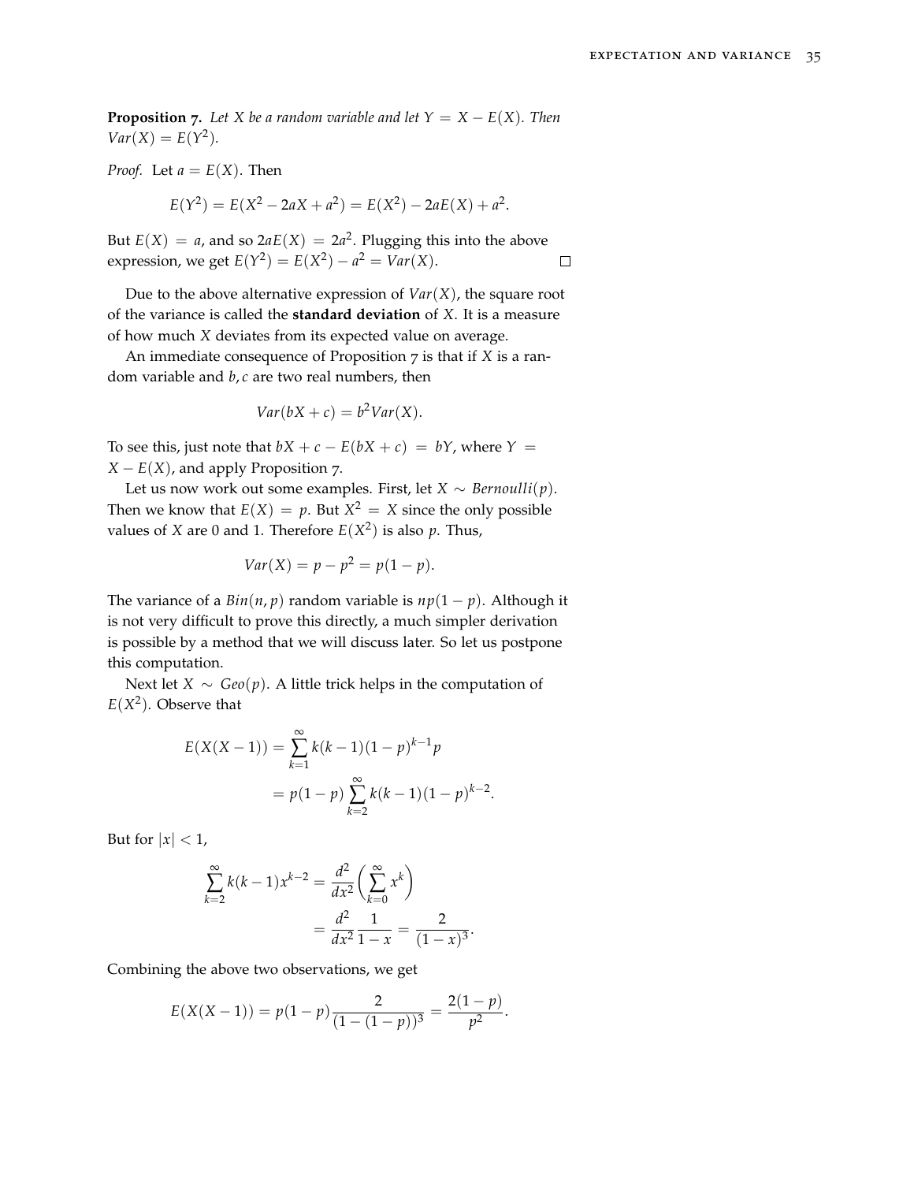**Proposition 7.** *Let $X$ be a random variable and let $Y = X - E(X)$. Then $Var(X) = E(Y^2)$.*

*Proof.* Let $a = E(X)$. Then

$$E(Y^2) = E(X^2 - 2aX + a^2) = E(X^2) - 2aE(X) + a^2.$$

But $E(X) = a$, and so $2aE(X) = 2a^2$. Plugging this into the above expression, we get $E(Y^2) = E(X^2) - a^2 = Var(X)$. □

Due to the above alternative expression of $Var(X)$, the square root of the variance is called the **standard deviation** of $X$. It is a measure of how much $X$ deviates from its expected value on average.

An immediate consequence of Proposition 7 is that if $X$ is a random variable and $b, c$ are two real numbers, then

$$Var(bX + c) = b^2 Var(X).$$

To see this, just note that $bX + c - E(bX + c) = bY$, where $Y = X - E(X)$, and apply Proposition 7.

Let us now work out some examples. First, let $X \sim Bernoulli(p)$. Then we know that $E(X) = p$. But $X^2 = X$ since the only possible values of $X$ are 0 and 1. Therefore $E(X^2)$ is also $p$. Thus,

$$Var(X) = p - p^2 = p(1-p).$$

The variance of a $Bin(n, p)$ random variable is $np(1-p)$. Although it is not very difficult to prove this directly, a much simpler derivation is possible by a method that we will discuss later. So let us postpone this computation.

Next let $X \sim Geo(p)$. A little trick helps in the computation of $E(X^2)$. Observe that

$$\begin{aligned} E(X(X-1)) &= \sum_{k=1}^{\infty} k(k-1)(1-p)^{k-1} p \\ &= p(1-p) \sum_{k=2}^{\infty} k(k-1)(1-p)^{k-2}. \end{aligned}$$

But for $|x| < 1$,

$$\begin{aligned} \sum_{k=2}^{\infty} k(k-1)x^{k-2} &= \frac{d^2}{dx^2}\left(\sum_{k=0}^{\infty} x^k\right) \\ &= \frac{d^2}{dx^2}\frac{1}{1-x} = \frac{2}{(1-x)^3}. \end{aligned}$$

Combining the above two observations, we get

$$E(X(X-1)) = p(1-p)\frac{2}{(1-(1-p))^3} = \frac{2(1-p)}{p^2}.$$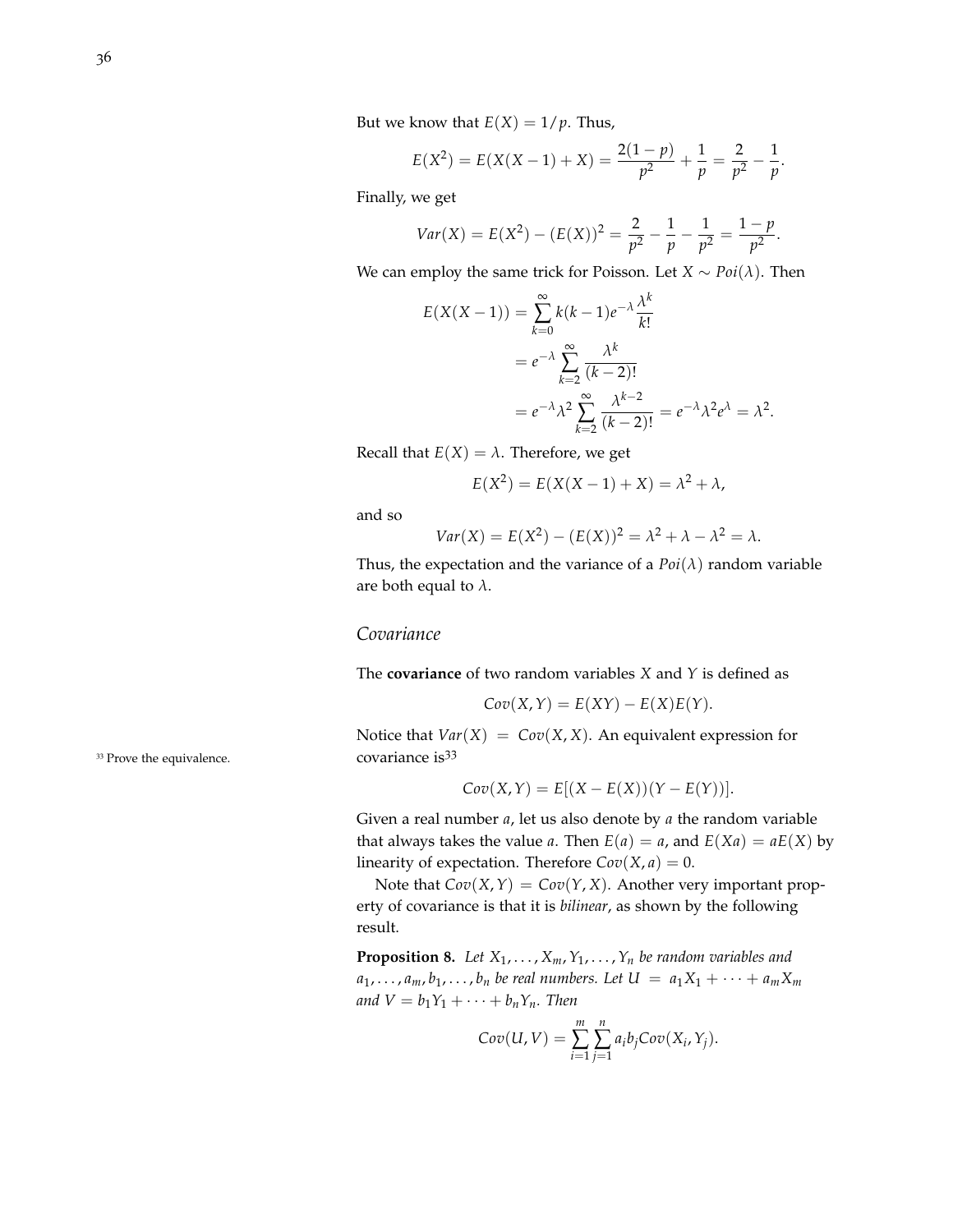But we know that $E(X) = 1/p$. Thus,

$$E(X^2) = E(X(X-1) + X) = \frac{2(1-p)}{p^2} + \frac{1}{p} = \frac{2}{p^2} - \frac{1}{p}.$$

Finally, we get

$$Var(X) = E(X^2) - (E(X))^2 = \frac{2}{p^2} - \frac{1}{p} - \frac{1}{p^2} = \frac{1-p}{p^2}.$$

We can employ the same trick for Poisson. Let $X \sim Poi(\lambda)$. Then

$$\begin{aligned}
E(X(X-1)) &= \sum_{k=0}^{\infty} k(k-1)e^{-\lambda}\frac{\lambda^k}{k!} \\
&= e^{-\lambda}\sum_{k=2}^{\infty}\frac{\lambda^k}{(k-2)!} \\
&= e^{-\lambda}\lambda^2\sum_{k=2}^{\infty}\frac{\lambda^{k-2}}{(k-2)!} = e^{-\lambda}\lambda^2 e^{\lambda} = \lambda^2.
\end{aligned}$$

Recall that $E(X) = \lambda$. Therefore, we get

$$E(X^2) = E(X(X-1) + X) = \lambda^2 + \lambda,$$

and so

$$Var(X) = E(X^2) - (E(X))^2 = \lambda^2 + \lambda - \lambda^2 = \lambda.$$

Thus, the expectation and the variance of a $Poi(\lambda)$ random variable are both equal to $\lambda$.

## *Covariance*

The **covariance** of two random variables $X$ and $Y$ is defined as

$$Cov(X, Y) = E(XY) - E(X)E(Y).$$

Notice that $Var(X) = Cov(X, X)$. An equivalent expression for covariance is[33]

$$Cov(X, Y) = E[(X - E(X))(Y - E(Y))].$$

[33] Prove the equivalence.

Given a real number $a$, let us also denote by $a$ the random variable that always takes the value $a$. Then $E(a) = a$, and $E(Xa) = aE(X)$ by linearity of expectation. Therefore $Cov(X, a) = 0$.

Note that $Cov(X, Y) = Cov(Y, X)$. Another very important property of covariance is that it is *bilinear*, as shown by the following result.

**Proposition 8.** *Let $X_1, \ldots, X_m, Y_1, \ldots, Y_n$ be random variables and $a_1, \ldots, a_m, b_1, \ldots, b_n$ be real numbers. Let $U = a_1X_1 + \cdots + a_mX_m$ and $V = b_1Y_1 + \cdots + b_nY_n$. Then*

$$Cov(U, V) = \sum_{i=1}^{m}\sum_{j=1}^{n} a_i b_j Cov(X_i, Y_j).$$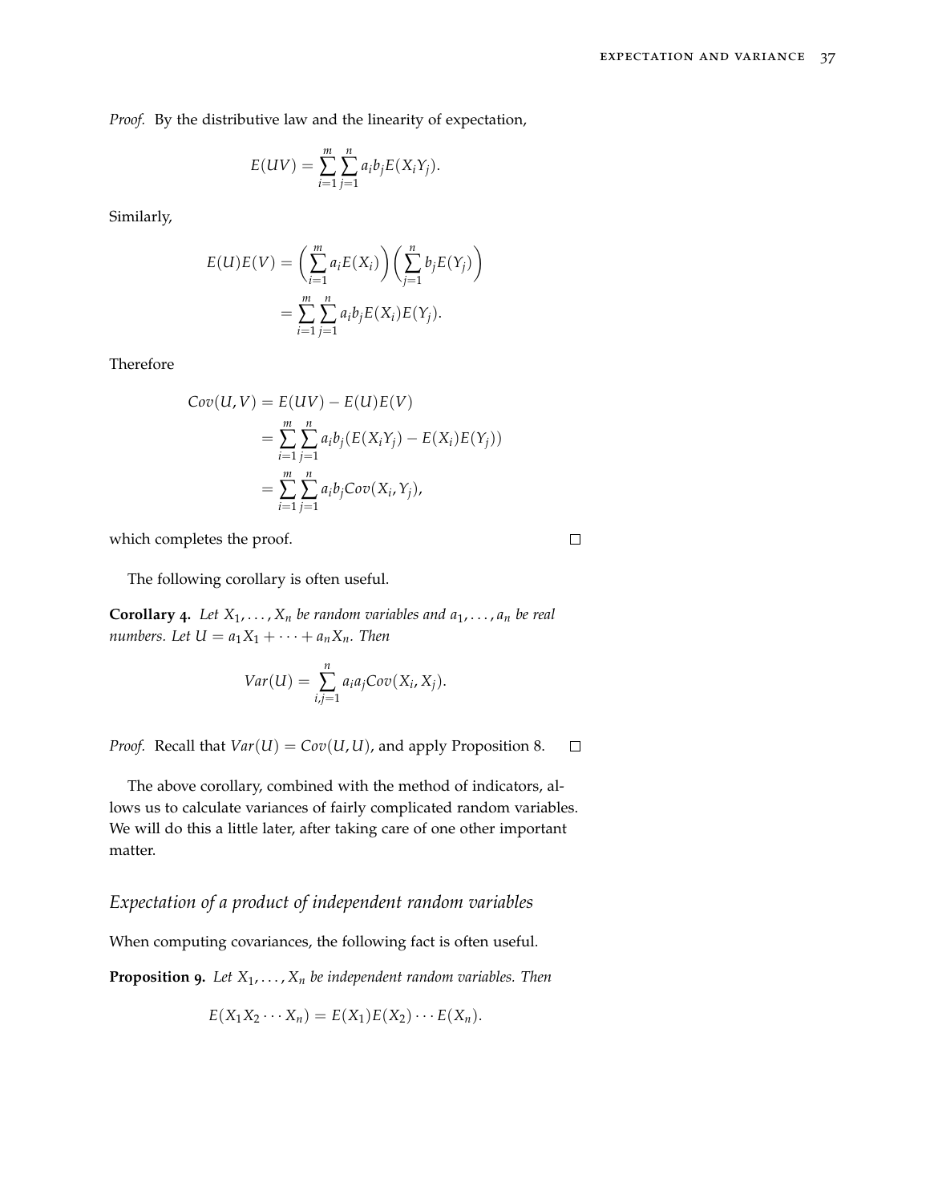*Proof.* By the distributive law and the linearity of expectation,

$$E(UV) = \sum_{i=1}^{m} \sum_{j=1}^{n} a_i b_j E(X_i Y_j).$$

Similarly,

$$\begin{aligned} E(U)E(V) &= \left( \sum_{i=1}^{m} a_i E(X_i) \right) \left( \sum_{j=1}^{n} b_j E(Y_j) \right) \\ &= \sum_{i=1}^{m} \sum_{j=1}^{n} a_i b_j E(X_i) E(Y_j). \end{aligned}$$

Therefore

$$\begin{aligned} Cov(U, V) &= E(UV) - E(U)E(V) \\ &= \sum_{i=1}^{m} \sum_{j=1}^{n} a_i b_j (E(X_i Y_j) - E(X_i)E(Y_j)) \\ &= \sum_{i=1}^{m} \sum_{j=1}^{n} a_i b_j Cov(X_i, Y_j), \end{aligned}$$

which completes the proof. □

The following corollary is often useful.

**Corollary 4.** *Let $X_1, \ldots, X_n$ be random variables and $a_1, \ldots, a_n$ be real numbers. Let $U = a_1 X_1 + \cdots + a_n X_n$. Then*

$$Var(U) = \sum_{i,j=1}^{n} a_i a_j Cov(X_i, X_j).$$

*Proof.* Recall that $Var(U) = Cov(U, U)$, and apply Proposition 8. □

The above corollary, combined with the method of indicators, allows us to calculate variances of fairly complicated random variables. We will do this a little later, after taking care of one other important matter.

## *Expectation of a product of independent random variables*

When computing covariances, the following fact is often useful.

**Proposition 9.** *Let $X_1, \ldots, X_n$ be independent random variables. Then*

$$E(X_1 X_2 \cdots X_n) = E(X_1)E(X_2) \cdots E(X_n).$$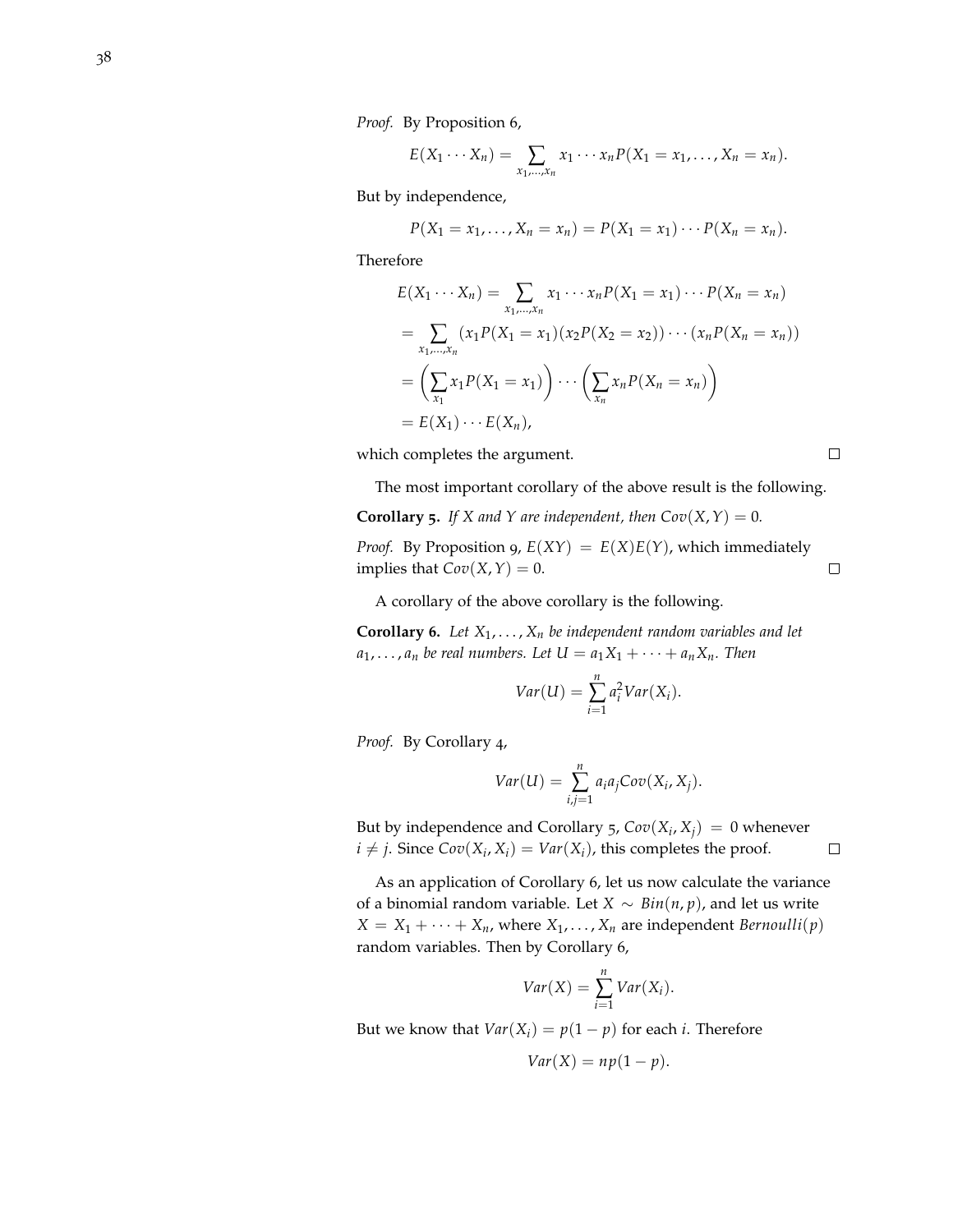*Proof.* By Proposition 6,

$$E(X_1 \cdots X_n) = \sum_{x_1,\ldots,x_n} x_1 \cdots x_n P(X_1 = x_1, \ldots, X_n = x_n).$$

But by independence,

$$P(X_1 = x_1, \ldots, X_n = x_n) = P(X_1 = x_1) \cdots P(X_n = x_n).$$

Therefore

$$\begin{aligned}
E(X_1 \cdots X_n) &= \sum_{x_1,\ldots,x_n} x_1 \cdots x_n P(X_1 = x_1) \cdots P(X_n = x_n) \\
&= \sum_{x_1,\ldots,x_n} (x_1 P(X_1 = x_1)(x_2 P(X_2 = x_2)) \cdots (x_n P(X_n = x_n)) \\
&= \left( \sum_{x_1} x_1 P(X_1 = x_1) \right) \cdots \left( \sum_{x_n} x_n P(X_n = x_n) \right) \\
&= E(X_1) \cdots E(X_n),
\end{aligned}$$

which completes the argument. □

The most important corollary of the above result is the following.

**Corollary 5.** *If $X$ and $Y$ are independent, then $Cov(X, Y) = 0$.*

*Proof.* By Proposition 9, $E(XY) = E(X)E(Y)$, which immediately implies that $Cov(X, Y) = 0$. □

A corollary of the above corollary is the following.

**Corollary 6.** *Let $X_1, \ldots, X_n$ be independent random variables and let $a_1, \ldots, a_n$ be real numbers. Let $U = a_1 X_1 + \cdots + a_n X_n$. Then*

$$Var(U) = \sum_{i=1}^{n} a_i^2 Var(X_i).$$

*Proof.* By Corollary 4,

$$Var(U) = \sum_{i,j=1}^{n} a_i a_j Cov(X_i, X_j).$$

But by independence and Corollary 5, $Cov(X_i, X_j) = 0$ whenever $i \neq j$. Since $Cov(X_i, X_i) = Var(X_i)$, this completes the proof. □

As an application of Corollary 6, let us now calculate the variance of a binomial random variable. Let $X \sim Bin(n, p)$, and let us write $X = X_1 + \cdots + X_n$, where $X_1, \ldots, X_n$ are independent $Bernoulli(p)$ random variables. Then by Corollary 6,

$$Var(X) = \sum_{i=1}^{n} Var(X_i).$$

But we know that $Var(X_i) = p(1 - p)$ for each $i$. Therefore

$$Var(X) = np(1 - p).$$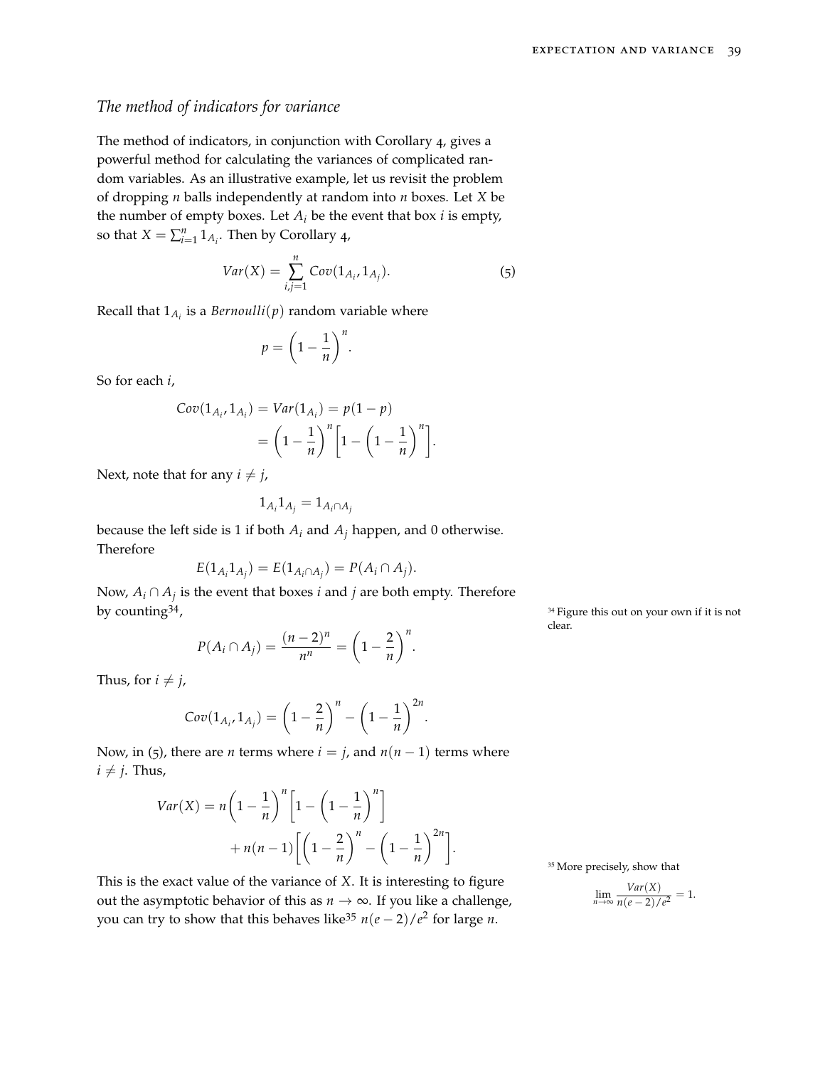## *The method of indicators for variance*

The method of indicators, in conjunction with Corollary 4, gives a powerful method for calculating the variances of complicated random variables. As an illustrative example, let us revisit the problem of dropping $n$ balls independently at random into $n$ boxes. Let $X$ be the number of empty boxes. Let $A_i$ be the event that box $i$ is empty, so that $X = \sum_{i=1}^n 1_{A_i}$. Then by Corollary 4,

$$Var(X) = \sum_{i,j=1}^{n} Cov(1_{A_i}, 1_{A_j}). \tag{5}$$

Recall that $1_{A_i}$ is a *Bernoulli*$(p)$ random variable where

$$p = \left(1 - \frac{1}{n}\right)^n.$$

So for each $i$,

$$\begin{aligned} Cov(1_{A_i}, 1_{A_i}) &= Var(1_{A_i}) = p(1-p) \\ &= \left(1 - \frac{1}{n}\right)^n \left[1 - \left(1 - \frac{1}{n}\right)^n\right]. \end{aligned}$$

Next, note that for any $i \neq j$,

$$1_{A_i} 1_{A_j} = 1_{A_i \cap A_j}$$

because the left side is 1 if both $A_i$ and $A_j$ happen, and 0 otherwise. Therefore

$$E(1_{A_i} 1_{A_j}) = E(1_{A_i \cap A_j}) = P(A_i \cap A_j).$$

Now, $A_i \cap A_j$ is the event that boxes $i$ and $j$ are both empty. Therefore by counting[34],

$$P(A_i \cap A_j) = \frac{(n-2)^n}{n^n} = \left(1 - \frac{2}{n}\right)^n.$$

Thus, for $i \neq j$,

$$Cov(1_{A_i}, 1_{A_j}) = \left(1 - \frac{2}{n}\right)^n - \left(1 - \frac{1}{n}\right)^{2n}.$$

Now, in (5), there are $n$ terms where $i = j$, and $n(n-1)$ terms where $i \neq j$. Thus,

$$\begin{aligned} Var(X) &= n\left(1 - \frac{1}{n}\right)^n \left[1 - \left(1 - \frac{1}{n}\right)^n\right] \\ &\quad + n(n-1)\left[\left(1 - \frac{2}{n}\right)^n - \left(1 - \frac{1}{n}\right)^{2n}\right]. \end{aligned}$$

This is the exact value of the variance of $X$. It is interesting to figure out the asymptotic behavior of this as $n \to \infty$. If you like a challenge, you can try to show that this behaves like[35] $n(e-2)/e^2$ for large $n$.

[34] Figure this out on your own if it is not clear.

[35] More precisely, show that

$$\lim_{n \to \infty} \frac{Var(X)}{n(e-2)/e^2} = 1.$$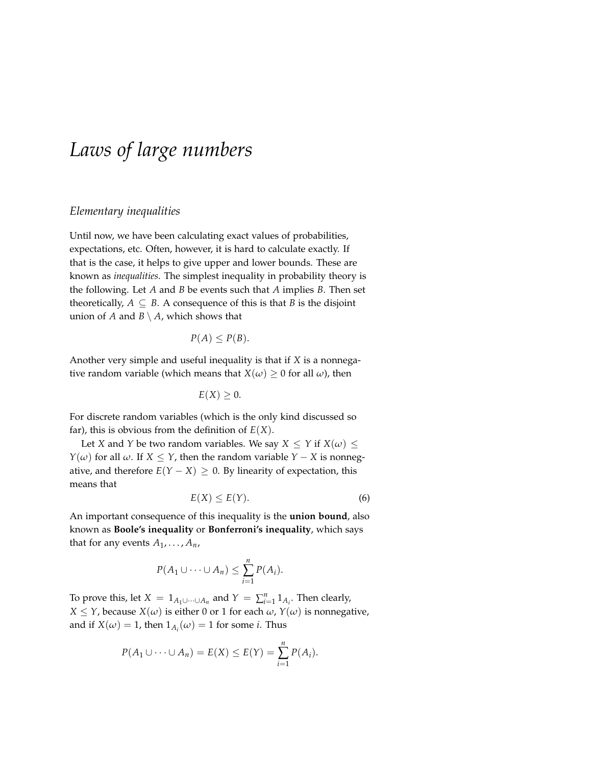# *Laws of large numbers*

## *Elementary inequalities*

Until now, we have been calculating exact values of probabilities, expectations, etc. Often, however, it is hard to calculate exactly. If that is the case, it helps to give upper and lower bounds. These are known as *inequalities*. The simplest inequality in probability theory is the following. Let $A$ and $B$ be events such that $A$ implies $B$. Then set theoretically, $A \subseteq B$. A consequence of this is that $B$ is the disjoint union of $A$ and $B \setminus A$, which shows that

$$P(A) \le P(B).$$

Another very simple and useful inequality is that if $X$ is a nonnegative random variable (which means that $X(\omega) \ge 0$ for all $\omega$), then

$$E(X) \ge 0.$$

For discrete random variables (which is the only kind discussed so far), this is obvious from the definition of $E(X)$.

Let $X$ and $Y$ be two random variables. We say $X \le Y$ if $X(\omega) \le Y(\omega)$ for all $\omega$. If $X \le Y$, then the random variable $Y - X$ is nonnegative, and therefore $E(Y - X) \ge 0$. By linearity of expectation, this means that

$$E(X) \le E(Y). \tag{6}$$

An important consequence of this inequality is the **union bound**, also known as **Boole's inequality** or **Bonferroni's inequality**, which says that for any events $A_1, \ldots, A_n$,

$$P(A_1 \cup \cdots \cup A_n) \le \sum_{i=1}^{n} P(A_i).$$

To prove this, let $X = 1_{A_1 \cup \cdots \cup A_n}$ and $Y = \sum_{i=1}^{n} 1_{A_i}$. Then clearly, $X \le Y$, because $X(\omega)$ is either 0 or 1 for each $\omega$, $Y(\omega)$ is nonnegative, and if $X(\omega) = 1$, then $1_{A_i}(\omega) = 1$ for some $i$. Thus

$$P(A_1 \cup \cdots \cup A_n) = E(X) \le E(Y) = \sum_{i=1}^{n} P(A_i).$$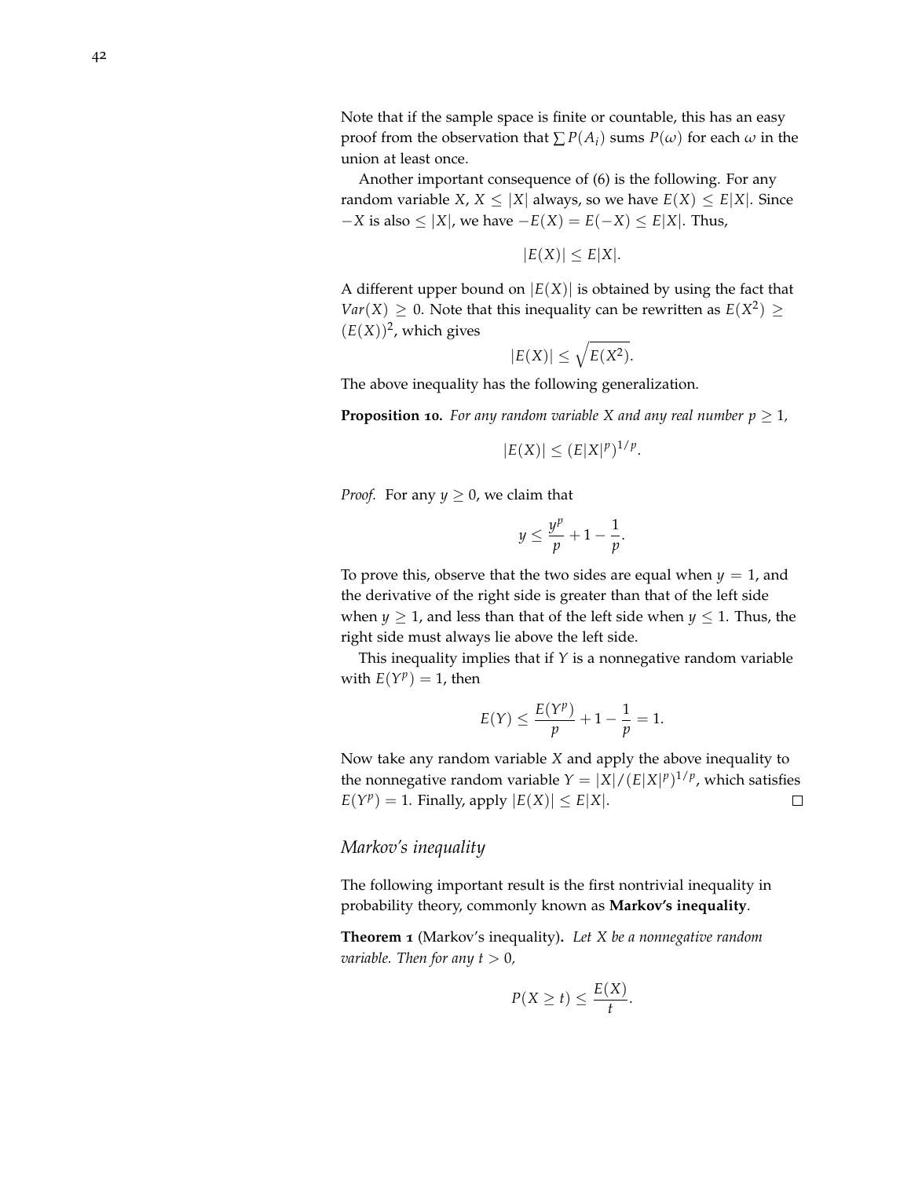Note that if the sample space is finite or countable, this has an easy proof from the observation that $\sum P(A_i)$ sums $P(\omega)$ for each $\omega$ in the union at least once.

Another important consequence of (6) is the following. For any random variable $X$, $X \le |X|$ always, so we have $E(X) \le E|X|$. Since $-X$ is also $\le |X|$, we have $-E(X) = E(-X) \le E|X|$. Thus,

$$|E(X)| \le E|X|.$$

A different upper bound on $|E(X)|$ is obtained by using the fact that $Var(X) \ge 0$. Note that this inequality can be rewritten as $E(X^2) \ge (E(X))^2$, which gives

$$|E(X)| \le \sqrt{E(X^2)}.$$

The above inequality has the following generalization.

**Proposition 10.** *For any random variable $X$ and any real number $p \ge 1$,*

$$|E(X)| \le (E|X|^p)^{1/p}.$$

*Proof.* For any $y \ge 0$, we claim that

$$y \le \frac{y^p}{p} + 1 - \frac{1}{p}.$$

To prove this, observe that the two sides are equal when $y = 1$, and the derivative of the right side is greater than that of the left side when $y \ge 1$, and less than that of the left side when $y \le 1$. Thus, the right side must always lie above the left side.

This inequality implies that if $Y$ is a nonnegative random variable with $E(Y^p) = 1$, then

$$E(Y) \le \frac{E(Y^p)}{p} + 1 - \frac{1}{p} = 1.$$

Now take any random variable $X$ and apply the above inequality to the nonnegative random variable $Y = |X|/(E|X|^p)^{1/p}$, which satisfies $E(Y^p) = 1$. Finally, apply $|E(X)| \le E|X|$. $\square$

## *Markov's inequality*

The following important result is the first nontrivial inequality in probability theory, commonly known as **Markov's inequality**.

**Theorem 1** (Markov's inequality)**.** *Let $X$ be a nonnegative random variable. Then for any $t > 0$,*

$$P(X \ge t) \le \frac{E(X)}{t}.$$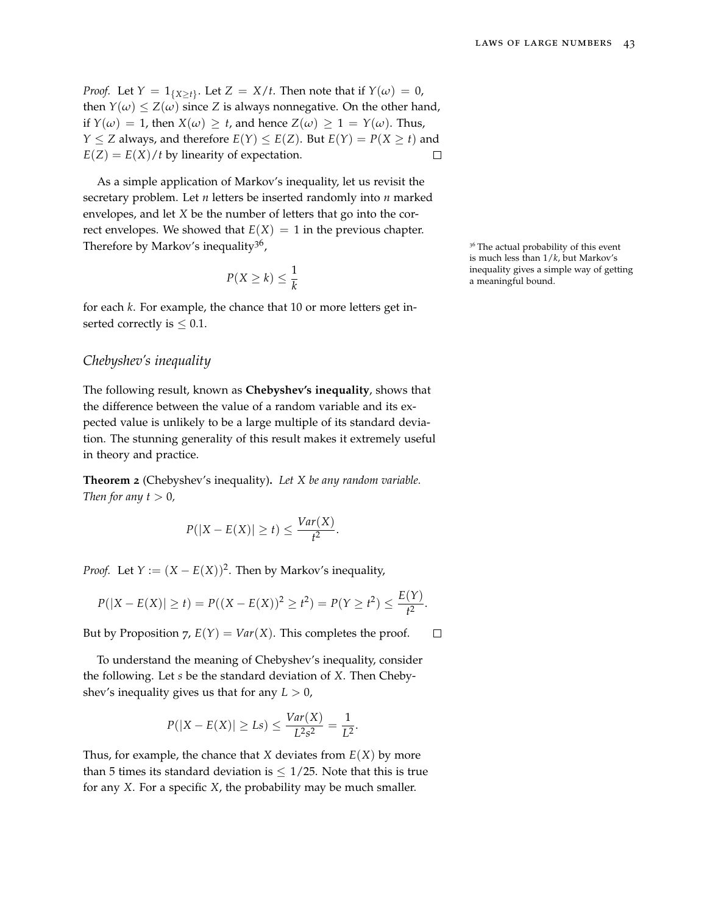*Proof.* Let $Y = 1_{\{X \geq t\}}$. Let $Z = X/t$. Then note that if $Y(\omega) = 0$, then $Y(\omega) \leq Z(\omega)$ since $Z$ is always nonnegative. On the other hand, if $Y(\omega) = 1$, then $X(\omega) \geq t$, and hence $Z(\omega) \geq 1 = Y(\omega)$. Thus, $Y \leq Z$ always, and therefore $E(Y) \leq E(Z)$. But $E(Y) = P(X \geq t)$ and $E(Z) = E(X)/t$ by linearity of expectation. □

As a simple application of Markov's inequality, let us revisit the secretary problem. Let $n$ letters be inserted randomly into $n$ marked envelopes, and let $X$ be the number of letters that go into the correct envelopes. We showed that $E(X) = 1$ in the previous chapter. Therefore by Markov's inequality[36],

$$P(X \geq k) \leq \frac{1}{k}$$

for each $k$. For example, the chance that 10 or more letters get inserted correctly is $\leq 0.1$.

[36] The actual probability of this event is much less than $1/k$, but Markov's inequality gives a simple way of getting a meaningful bound.

## *Chebyshev's inequality*

The following result, known as **Chebyshev's inequality**, shows that the difference between the value of a random variable and its expected value is unlikely to be a large multiple of its standard deviation. The stunning generality of this result makes it extremely useful in theory and practice.

**Theorem 2** (Chebyshev's inequality)**.** *Let $X$ be any random variable. Then for any $t > 0$,*

$$P(|X - E(X)| \geq t) \leq \frac{Var(X)}{t^2}.$$

*Proof.* Let $Y := (X - E(X))^2$. Then by Markov's inequality,

$$P(|X - E(X)| \geq t) = P((X - E(X))^2 \geq t^2) = P(Y \geq t^2) \leq \frac{E(Y)}{t^2}.$$

But by Proposition 7, $E(Y) = Var(X)$. This completes the proof. □

To understand the meaning of Chebyshev's inequality, consider the following. Let $s$ be the standard deviation of $X$. Then Chebyshev's inequality gives us that for any $L > 0$,

$$P(|X - E(X)| \geq Ls) \leq \frac{Var(X)}{L^2 s^2} = \frac{1}{L^2}.$$

Thus, for example, the chance that $X$ deviates from $E(X)$ by more than 5 times its standard deviation is $\leq 1/25$. Note that this is true for any $X$. For a specific $X$, the probability may be much smaller.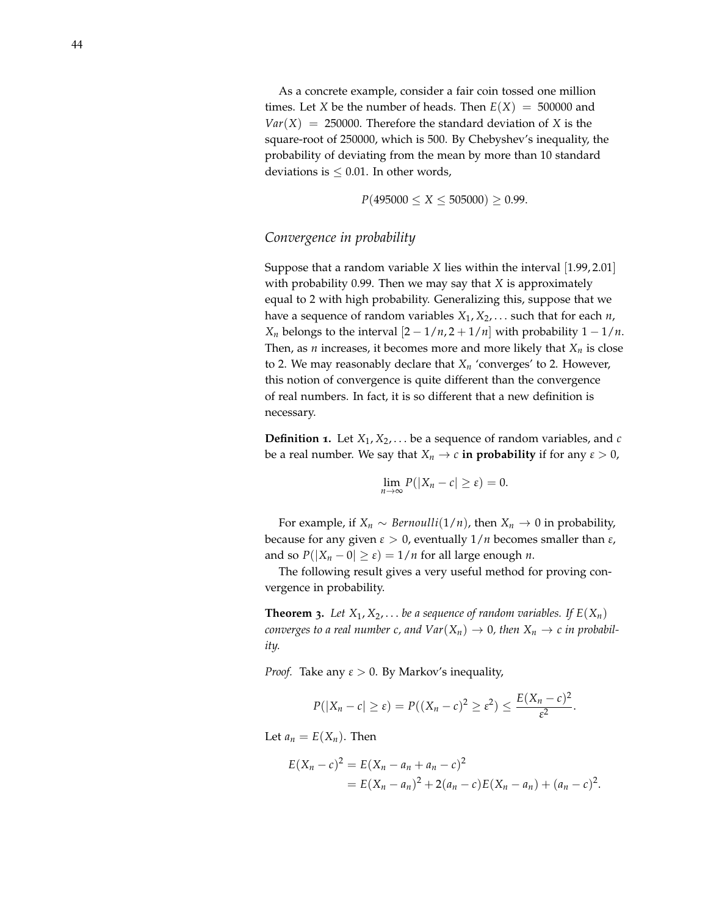As a concrete example, consider a fair coin tossed one million times. Let $X$ be the number of heads. Then $E(X) = 500000$ and $Var(X) = 250000$. Therefore the standard deviation of $X$ is the square-root of 250000, which is 500. By Chebyshev's inequality, the probability of deviating from the mean by more than 10 standard deviations is $\leq 0.01$. In other words,

$$P(495000 \leq X \leq 505000) \geq 0.99.$$

## *Convergence in probability*

Suppose that a random variable $X$ lies within the interval $[1.99, 2.01]$ with probability 0.99. Then we may say that $X$ is approximately equal to 2 with high probability. Generalizing this, suppose that we have a sequence of random variables $X_1, X_2, \ldots$ such that for each $n$, $X_n$ belongs to the interval $[2 - 1/n, 2 + 1/n]$ with probability $1 - 1/n$. Then, as $n$ increases, it becomes more and more likely that $X_n$ is close to 2. We may reasonably declare that $X_n$ 'converges' to 2. However, this notion of convergence is quite different than the convergence of real numbers. In fact, it is so different that a new definition is necessary.

**Definition 1.** Let $X_1, X_2, \ldots$ be a sequence of random variables, and $c$ be a real number. We say that $X_n \to c$ **in probability** if for any $\varepsilon > 0$,

$$\lim_{n\to\infty} P(|X_n - c| \geq \varepsilon) = 0.$$

For example, if $X_n \sim Bernoulli(1/n)$, then $X_n \to 0$ in probability, because for any given $\varepsilon > 0$, eventually $1/n$ becomes smaller than $\varepsilon$, and so $P(|X_n - 0| \geq \varepsilon) = 1/n$ for all large enough $n$.

The following result gives a very useful method for proving convergence in probability.

**Theorem 3.** *Let $X_1, X_2, \ldots$ be a sequence of random variables. If $E(X_n)$ converges to a real number $c$, and $Var(X_n) \to 0$, then $X_n \to c$ in probability.*

*Proof.* Take any $\varepsilon > 0$. By Markov's inequality,

$$P(|X_n - c| \geq \varepsilon) = P((X_n - c)^2 \geq \varepsilon^2) \leq \frac{E(X_n - c)^2}{\varepsilon^2}.$$

Let $a_n = E(X_n)$. Then

$$\begin{aligned} E(X_n - c)^2 &= E(X_n - a_n + a_n - c)^2 \\ &= E(X_n - a_n)^2 + 2(a_n - c)E(X_n - a_n) + (a_n - c)^2. \end{aligned}$$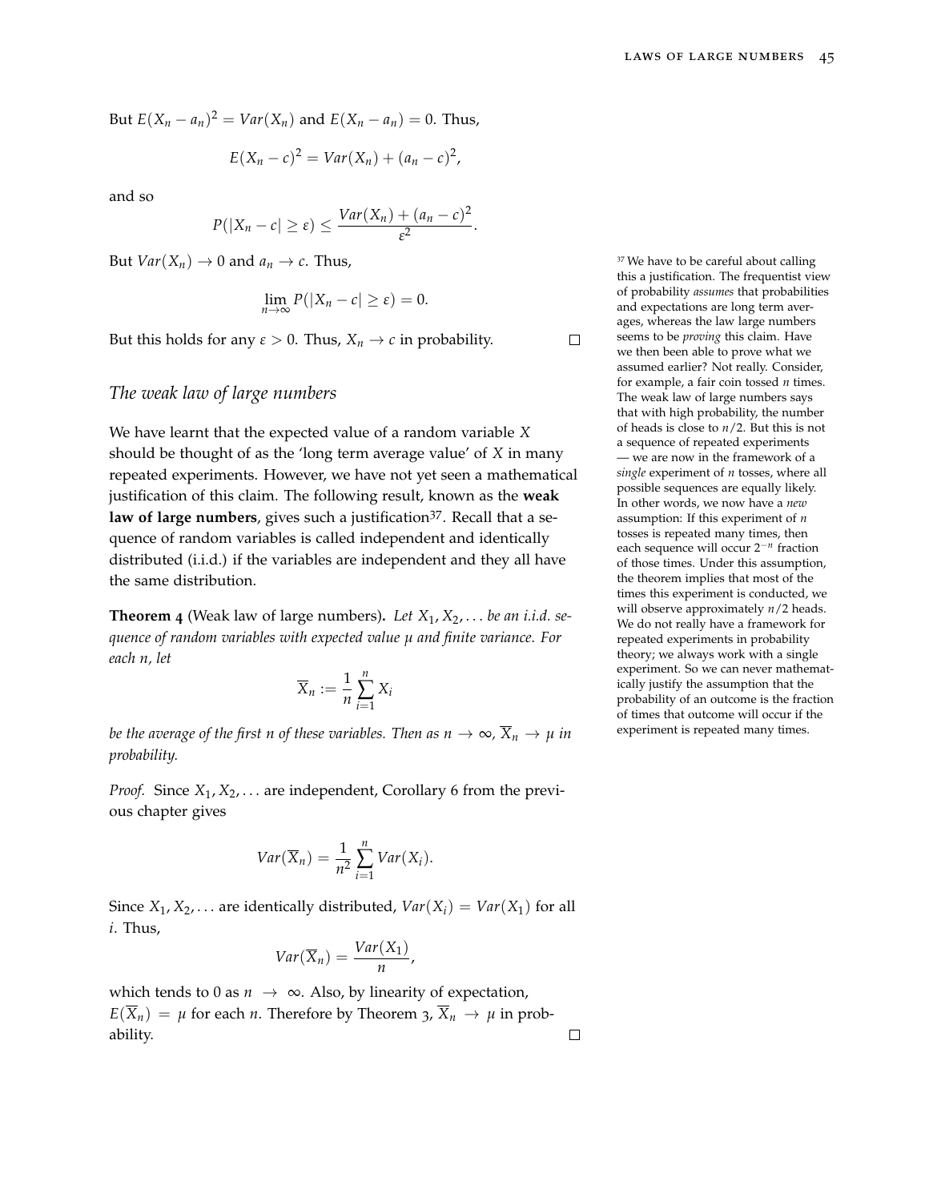But $E(X_n - a_n)^2 = Var(X_n)$ and $E(X_n - a_n) = 0$. Thus,

$$E(X_n - c)^2 = Var(X_n) + (a_n - c)^2,$$

and so

$$P(|X_n - c| \geq \varepsilon) \leq \frac{Var(X_n) + (a_n - c)^2}{\varepsilon^2}.$$

But $Var(X_n) \to 0$ and $a_n \to c$. Thus,

$$\lim_{n \to \infty} P(|X_n - c| \geq \varepsilon) = 0.$$

But this holds for any $\varepsilon > 0$. Thus, $X_n \to c$ in probability. □

## *The weak law of large numbers*

We have learnt that the expected value of a random variable $X$ should be thought of as the 'long term average value' of $X$ in many repeated experiments. However, we have not yet seen a mathematical justification of this claim. The following result, known as the **weak law of large numbers**, gives such a justification[37]. Recall that a sequence of random variables is called independent and identically distributed (i.i.d.) if the variables are independent and they all have the same distribution.

**Theorem 4** (Weak law of large numbers)**.** *Let $X_1, X_2, \ldots$ be an i.i.d. sequence of random variables with expected value $\mu$ and finite variance. For each $n$, let*

$$\overline{X}_n := \frac{1}{n}\sum_{i=1}^{n} X_i$$

*be the average of the first $n$ of these variables. Then as $n \to \infty$, $\overline{X}_n \to \mu$ in probability.*

*Proof.* Since $X_1, X_2, \ldots$ are independent, Corollary 6 from the previous chapter gives

$$Var(\overline{X}_n) = \frac{1}{n^2}\sum_{i=1}^{n} Var(X_i).$$

Since $X_1, X_2, \ldots$ are identically distributed, $Var(X_i) = Var(X_1)$ for all $i$. Thus,

$$Var(\overline{X}_n) = \frac{Var(X_1)}{n},$$

which tends to 0 as $n \to \infty$. Also, by linearity of expectation, $E(\overline{X}_n) = \mu$ for each $n$. Therefore by Theorem 3, $\overline{X}_n \to \mu$ in probability. □

[37] We have to be careful about calling this a justification. The frequentist view of probability *assumes* that probabilities and expectations are long term averages, whereas the law large numbers seems to be *proving* this claim. Have we then been able to prove what we assumed earlier? Not really. Consider, for example, a fair coin tossed $n$ times. The weak law of large numbers says that with high probability, the number of heads is close to $n/2$. But this is not a sequence of repeated experiments — we are now in the framework of a *single* experiment of $n$ tosses, where all possible sequences are equally likely. In other words, we now have a *new* assumption: If this experiment of $n$ tosses is repeated many times, then each sequence will occur $2^{-n}$ fraction of those times. Under this assumption, the theorem implies that most of the times this experiment is conducted, we will observe approximately $n/2$ heads. We do not really have a framework for repeated experiments in probability theory; we always work with a single experiment. So we can never mathematically justify the assumption that the probability of an outcome is the fraction of times that outcome will occur if the experiment is repeated many times.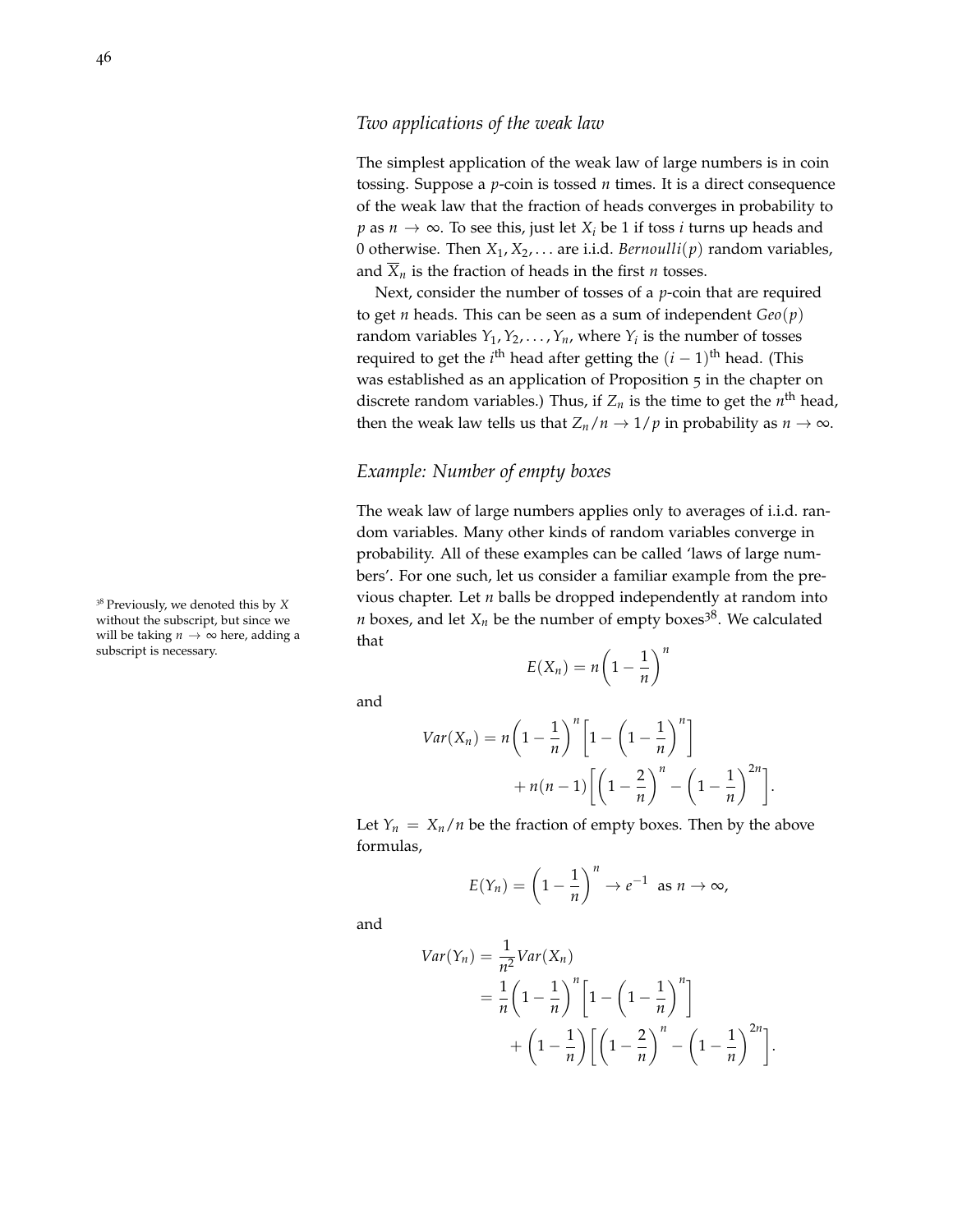## *Two applications of the weak law*

The simplest application of the weak law of large numbers is in coin tossing. Suppose a $p$-coin is tossed $n$ times. It is a direct consequence of the weak law that the fraction of heads converges in probability to $p$ as $n \to \infty$. To see this, just let $X_i$ be 1 if toss $i$ turns up heads and 0 otherwise. Then $X_1, X_2, \ldots$ are i.i.d. *Bernoulli*$(p)$ random variables, and $\overline{X}_n$ is the fraction of heads in the first $n$ tosses.

Next, consider the number of tosses of a $p$-coin that are required to get $n$ heads. This can be seen as a sum of independent $Geo(p)$ random variables $Y_1, Y_2, \ldots, Y_n$, where $Y_i$ is the number of tosses required to get the $i^{\text{th}}$ head after getting the $(i-1)^{\text{th}}$ head. (This was established as an application of Proposition 5 in the chapter on discrete random variables.) Thus, if $Z_n$ is the time to get the $n^{\text{th}}$ head, then the weak law tells us that $Z_n/n \to 1/p$ in probability as $n \to \infty$.

## *Example: Number of empty boxes*

The weak law of large numbers applies only to averages of i.i.d. random variables. Many other kinds of random variables converge in probability. All of these examples can be called 'laws of large numbers'. For one such, let us consider a familiar example from the previous chapter. Let $n$ balls be dropped independently at random into $n$ boxes, and let $X_n$ be the number of empty boxes[38]. We calculated that

$$E(X_n) = n\left(1 - \frac{1}{n}\right)^n$$

and

$$\begin{aligned} Var(X_n) = n\left(1-\frac{1}{n}\right)^n\left[1 - \left(1-\frac{1}{n}\right)^n\right] \\ + n(n-1)\left[\left(1-\frac{2}{n}\right)^n - \left(1-\frac{1}{n}\right)^{2n}\right]. \end{aligned}$$

Let $Y_n = X_n/n$ be the fraction of empty boxes. Then by the above formulas,

$$E(Y_n) = \left(1-\frac{1}{n}\right)^n \to e^{-1} \text{ as } n \to \infty,$$

and

$$\begin{aligned} Var(Y_n) &= \frac{1}{n^2} Var(X_n) \\ &= \frac{1}{n}\left(1-\frac{1}{n}\right)^n\left[1-\left(1-\frac{1}{n}\right)^n\right] \\ &\quad + \left(1-\frac{1}{n}\right)\left[\left(1-\frac{2}{n}\right)^n - \left(1-\frac{1}{n}\right)^{2n}\right]. \end{aligned}$$

[38] Previously, we denoted this by $X$ without the subscript, but since we will be taking $n \to \infty$ here, adding a subscript is necessary.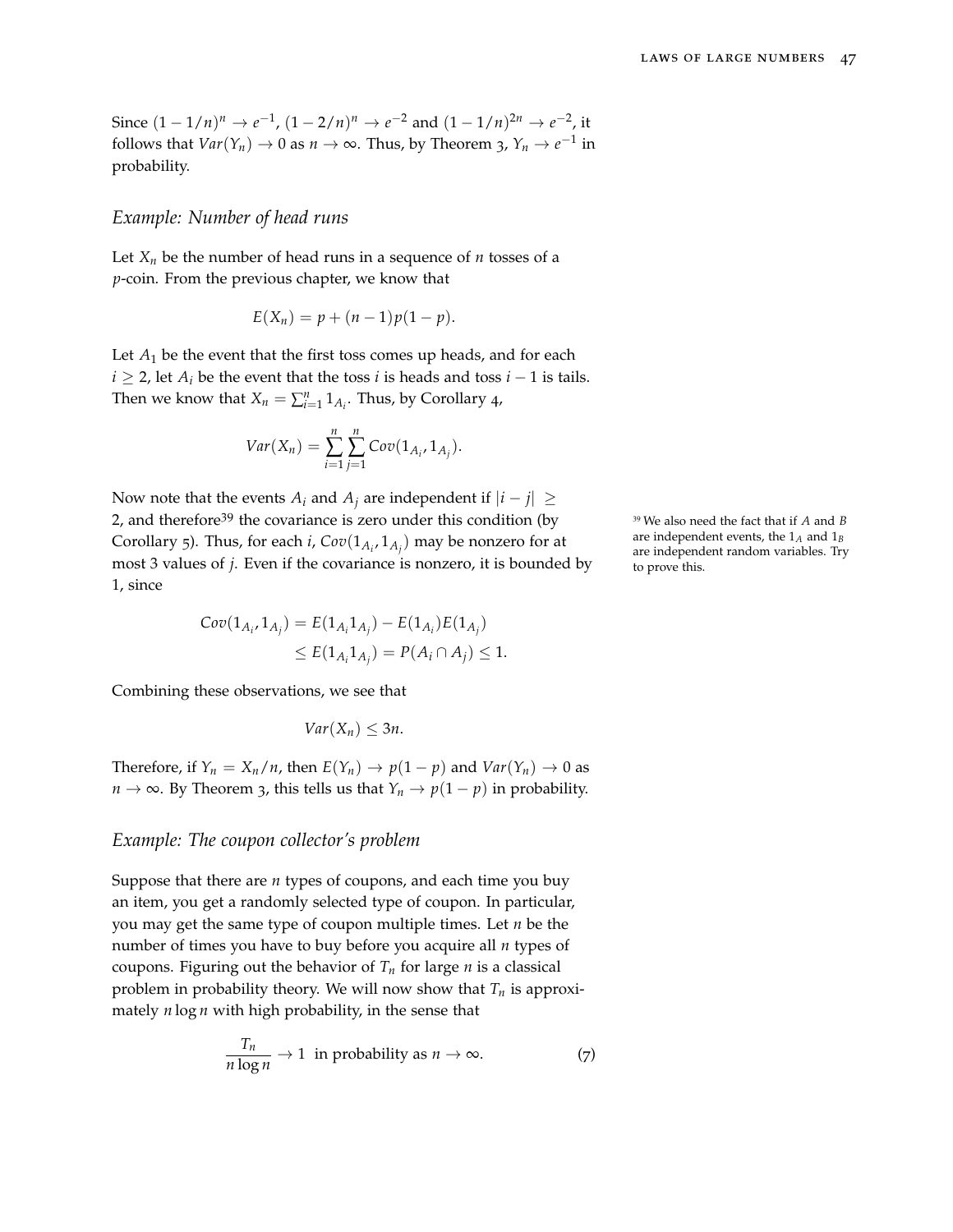Since $(1 - 1/n)^n \to e^{-1}$, $(1 - 2/n)^n \to e^{-2}$ and $(1 - 1/n)^{2n} \to e^{-2}$, it follows that $Var(Y_n) \to 0$ as $n \to \infty$. Thus, by Theorem 3, $Y_n \to e^{-1}$ in probability.

### *Example: Number of head runs*

Let $X_n$ be the number of head runs in a sequence of $n$ tosses of a $p$-coin. From the previous chapter, we know that

$$E(X_n) = p + (n-1)p(1-p).$$

Let $A_1$ be the event that the first toss comes up heads, and for each $i \geq 2$, let $A_i$ be the event that the toss $i$ is heads and toss $i-1$ is tails. Then we know that $X_n = \sum_{i=1}^n 1_{A_i}$. Thus, by Corollary 4,

$$Var(X_n) = \sum_{i=1}^n \sum_{j=1}^n Cov(1_{A_i}, 1_{A_j}).$$

Now note that the events $A_i$ and $A_j$ are independent if $|i - j| \geq 2$, and therefore[39] the covariance is zero under this condition (by Corollary 5). Thus, for each $i$, $Cov(1_{A_i}, 1_{A_j})$ may be nonzero for at most 3 values of $j$. Even if the covariance is nonzero, it is bounded by 1, since

[39] We also need the fact that if $A$ and $B$ are independent events, the $1_A$ and $1_B$ are independent random variables. Try to prove this.

$$\begin{aligned} Cov(1_{A_i}, 1_{A_j}) &= E(1_{A_i} 1_{A_j}) - E(1_{A_i})E(1_{A_j}) \\ &\leq E(1_{A_i} 1_{A_j}) = P(A_i \cap A_j) \leq 1. \end{aligned}$$

Combining these observations, we see that

$$Var(X_n) \leq 3n.$$

Therefore, if $Y_n = X_n/n$, then $E(Y_n) \to p(1-p)$ and $Var(Y_n) \to 0$ as $n \to \infty$. By Theorem 3, this tells us that $Y_n \to p(1-p)$ in probability.

### *Example: The coupon collector's problem*

Suppose that there are $n$ types of coupons, and each time you buy an item, you get a randomly selected type of coupon. In particular, you may get the same type of coupon multiple times. Let $n$ be the number of times you have to buy before you acquire all $n$ types of coupons. Figuring out the behavior of $T_n$ for large $n$ is a classical problem in probability theory. We will now show that $T_n$ is approximately $n \log n$ with high probability, in the sense that

$$\frac{T_n}{n \log n} \to 1 \text{ in probability as } n \to \infty. \tag{7}$$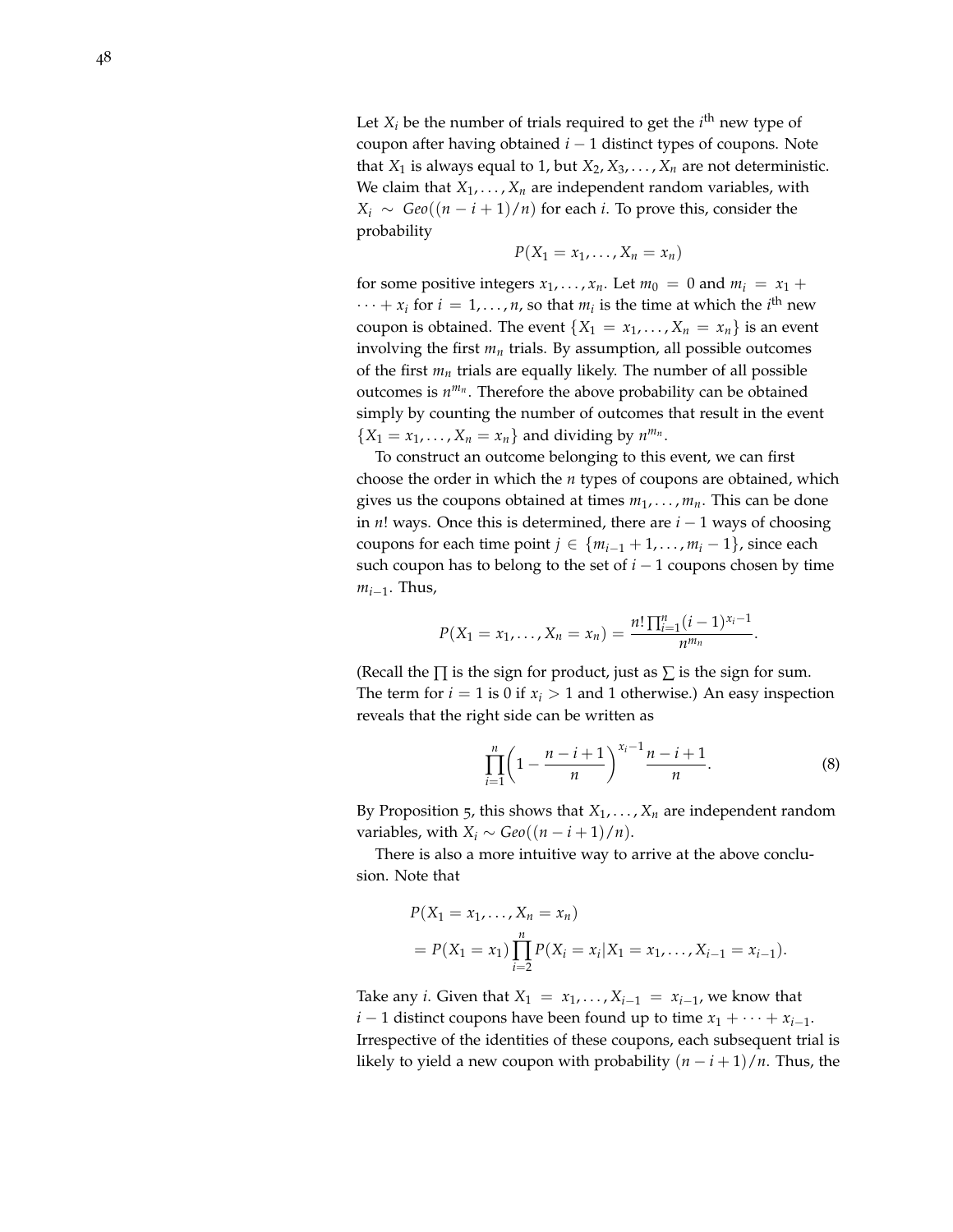Let $X_i$ be the number of trials required to get the $i^{\text{th}}$ new type of coupon after having obtained $i-1$ distinct types of coupons. Note that $X_1$ is always equal to 1, but $X_2, X_3, \ldots, X_n$ are not deterministic. We claim that $X_1, \ldots, X_n$ are independent random variables, with $X_i \sim Geo((n-i+1)/n)$ for each $i$. To prove this, consider the probability

$$P(X_1 = x_1, \ldots, X_n = x_n)$$

for some positive integers $x_1, \ldots, x_n$. Let $m_0 = 0$ and $m_i = x_1 + \cdots + x_i$ for $i = 1, \ldots, n$, so that $m_i$ is the time at which the $i^{\text{th}}$ new coupon is obtained. The event $\{X_1 = x_1, \ldots, X_n = x_n\}$ is an event involving the first $m_n$ trials. By assumption, all possible outcomes of the first $m_n$ trials are equally likely. The number of all possible outcomes is $n^{m_n}$. Therefore the above probability can be obtained simply by counting the number of outcomes that result in the event $\{X_1 = x_1, \ldots, X_n = x_n\}$ and dividing by $n^{m_n}$.

To construct an outcome belonging to this event, we can first choose the order in which the $n$ types of coupons are obtained, which gives us the coupons obtained at times $m_1, \ldots, m_n$. This can be done in $n!$ ways. Once this is determined, there are $i-1$ ways of choosing coupons for each time point $j \in \{m_{i-1}+1, \ldots, m_i - 1\}$, since each such coupon has to belong to the set of $i-1$ coupons chosen by time $m_{i-1}$. Thus,

$$P(X_1 = x_1, \ldots, X_n = x_n) = \frac{n! \prod_{i=1}^n (i-1)^{x_i - 1}}{n^{m_n}}.$$

(Recall the $\prod$ is the sign for product, just as $\sum$ is the sign for sum. The term for $i = 1$ is 0 if $x_i > 1$ and 1 otherwise.) An easy inspection reveals that the right side can be written as

$$\prod_{i=1}^n \left(1 - \frac{n-i+1}{n}\right)^{x_i - 1} \frac{n-i+1}{n}. \tag{8}$$

By Proposition 5, this shows that $X_1, \ldots, X_n$ are independent random variables, with $X_i \sim Geo((n-i+1)/n)$.

There is also a more intuitive way to arrive at the above conclusion. Note that

$$\begin{aligned}
&P(X_1 = x_1, \ldots, X_n = x_n) \\
&= P(X_1 = x_1) \prod_{i=2}^n P(X_i = x_i | X_1 = x_1, \ldots, X_{i-1} = x_{i-1}).
\end{aligned}$$

Take any $i$. Given that $X_1 = x_1, \ldots, X_{i-1} = x_{i-1}$, we know that $i-1$ distinct coupons have been found up to time $x_1 + \cdots + x_{i-1}$. Irrespective of the identities of these coupons, each subsequent trial is likely to yield a new coupon with probability $(n-i+1)/n$. Thus, the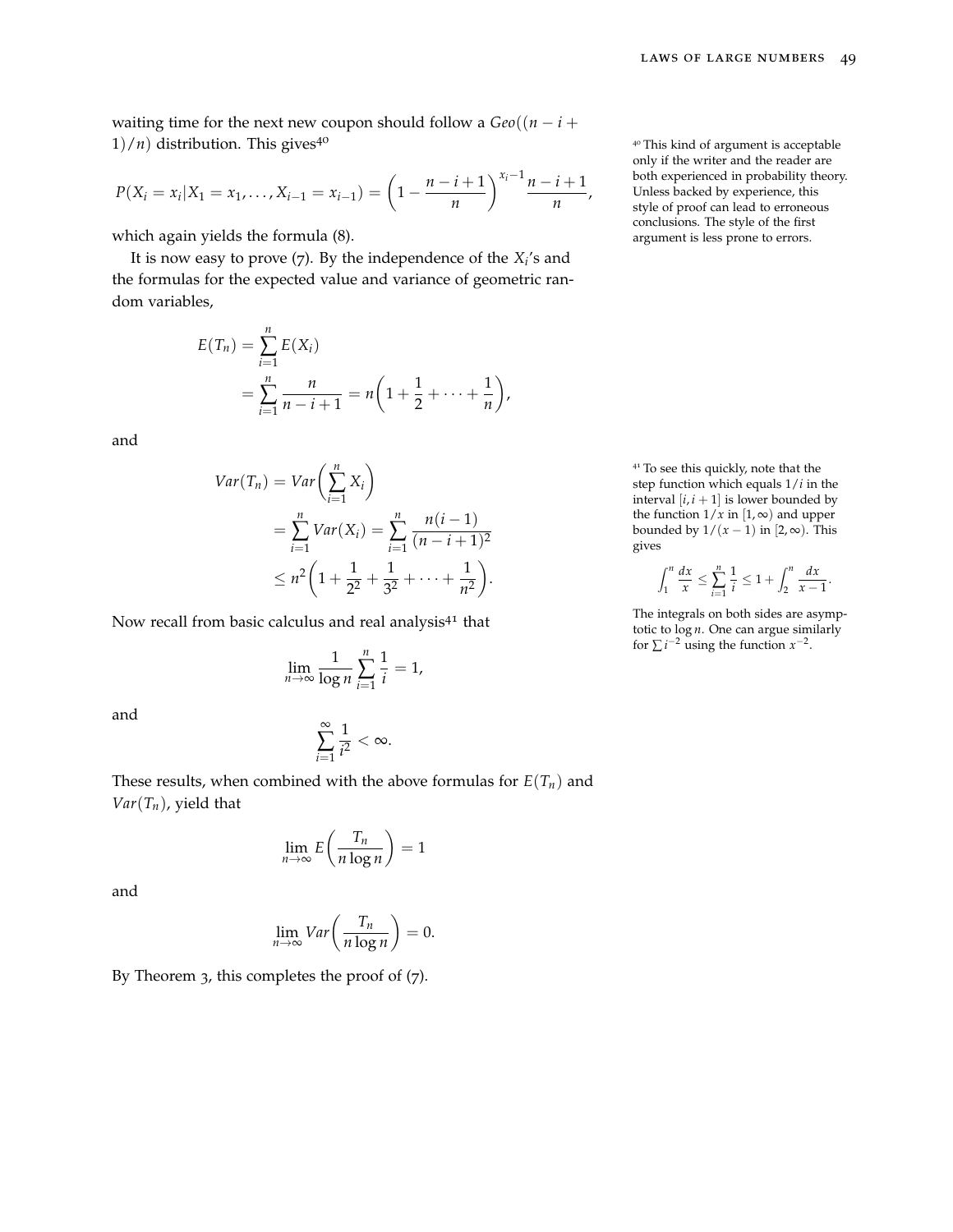waiting time for the next new coupon should follow a $Geo((n-i+1)/n)$ distribution. This gives[40]

$$P(X_i = x_i | X_1 = x_1, \ldots, X_{i-1} = x_{i-1}) = \left(1 - \frac{n-i+1}{n}\right)^{x_i - 1} \frac{n-i+1}{n},$$

which again yields the formula (8).

It is now easy to prove (7). By the independence of the $X_i$'s and the formulas for the expected value and variance of geometric random variables,

$$\begin{aligned} E(T_n) &= \sum_{i=1}^n E(X_i) \\ &= \sum_{i=1}^n \frac{n}{n-i+1} = n\left(1 + \frac{1}{2} + \cdots + \frac{1}{n}\right), \end{aligned}$$

and

$$\begin{aligned} Var(T_n) &= Var\left(\sum_{i=1}^n X_i\right) \\ &= \sum_{i=1}^n Var(X_i) = \sum_{i=1}^n \frac{n(i-1)}{(n-i+1)^2} \\ &\le n^2\left(1 + \frac{1}{2^2} + \frac{1}{3^2} + \cdots + \frac{1}{n^2}\right). \end{aligned}$$

Now recall from basic calculus and real analysis[41] that

$$\lim_{n\to\infty} \frac{1}{\log n} \sum_{i=1}^n \frac{1}{i} = 1,$$

and

$$\sum_{i=1}^\infty \frac{1}{i^2} < \infty.$$

These results, when combined with the above formulas for $E(T_n)$ and $Var(T_n)$, yield that

$$\lim_{n\to\infty} E\left(\frac{T_n}{n \log n}\right) = 1$$

and

$$\lim_{n\to\infty} Var\left(\frac{T_n}{n \log n}\right) = 0.$$

By Theorem 3, this completes the proof of (7).

[40] This kind of argument is acceptable only if the writer and the reader are both experienced in probability theory. Unless backed by experience, this style of proof can lead to erroneous conclusions. The style of the first argument is less prone to errors.

[41] To see this quickly, note that the step function which equals $1/i$ in the interval $[i, i+1]$ is lower bounded by the function $1/x$ in $[1, \infty)$ and upper bounded by $1/(x-1)$ in $[2, \infty)$. This gives

$$\int_1^n \frac{dx}{x} \le \sum_{i=1}^n \frac{1}{i} \le 1 + \int_2^n \frac{dx}{x-1}.$$

The integrals on both sides are asymptotic to $\log n$. One can argue similarly for $\sum i^{-2}$ using the function $x^{-2}$.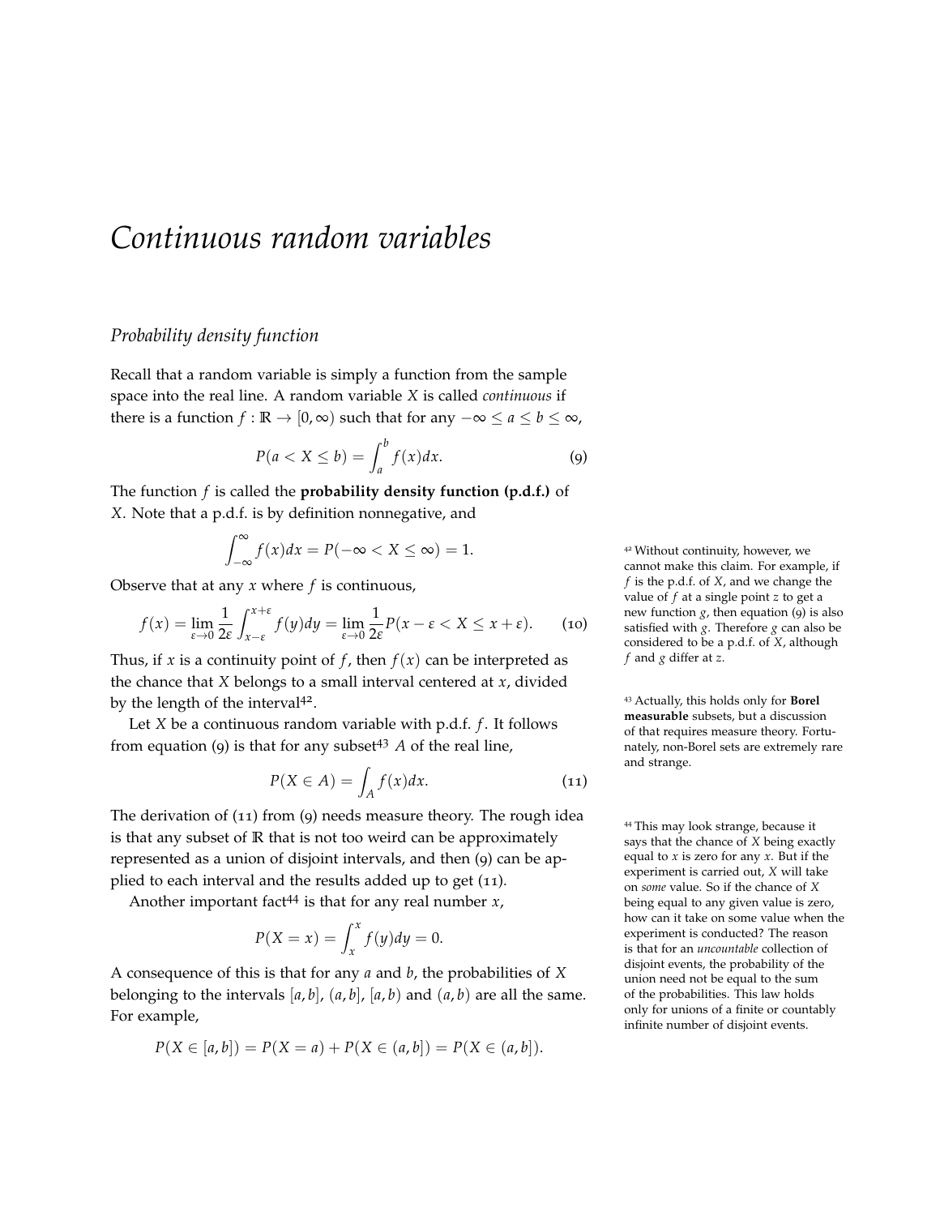# Continuous random variables

## Probability density function

Recall that a random variable is simply a function from the sample space into the real line. A random variable $X$ is called *continuous* if there is a function $f : \mathbb{R} \to [0, \infty)$ such that for any $-\infty \le a \le b \le \infty$,

$$P(a < X \le b) = \int_a^b f(x)dx. \tag{9}$$

The function $f$ is called the **probability density function (p.d.f.)** of $X$. Note that a p.d.f. is by definition nonnegative, and

$$\int_{-\infty}^{\infty} f(x)dx = P(-\infty < X \le \infty) = 1.$$

Observe that at any $x$ where $f$ is continuous,

$$f(x) = \lim_{\varepsilon \to 0} \frac{1}{2\varepsilon} \int_{x-\varepsilon}^{x+\varepsilon} f(y)dy = \lim_{\varepsilon \to 0} \frac{1}{2\varepsilon} P(x - \varepsilon < X \le x + \varepsilon). \tag{10}$$

Thus, if $x$ is a continuity point of $f$, then $f(x)$ can be interpreted as the chance that $X$ belongs to a small interval centered at $x$, divided by the length of the interval[42].

Let $X$ be a continuous random variable with p.d.f. $f$. It follows from equation (9) is that for any subset[43] $A$ of the real line,

$$P(X \in A) = \int_A f(x)dx. \tag{11}$$

The derivation of (11) from (9) needs measure theory. The rough idea is that any subset of $\mathbb{R}$ that is not too weird can be approximately represented as a union of disjoint intervals, and then (9) can be applied to each interval and the results added up to get (11).

Another important fact[44] is that for any real number $x$,

$$P(X = x) = \int_x^x f(y)dy = 0.$$

A consequence of this is that for any $a$ and $b$, the probabilities of $X$ belonging to the intervals $[a, b]$, $(a, b]$, $[a, b)$ and $(a, b)$ are all the same. For example,

$$P(X \in [a, b]) = P(X = a) + P(X \in (a, b]) = P(X \in (a, b]).$$

[42] Without continuity, however, we cannot make this claim. For example, if $f$ is the p.d.f. of $X$, and we change the value of $f$ at a single point $z$ to get a new function $g$, then equation (9) is also satisfied with $g$. Therefore $g$ can also be considered to be a p.d.f. of $X$, although $f$ and $g$ differ at $z$.

[43] Actually, this holds only for **Borel measurable** subsets, but a discussion of that requires measure theory. Fortunately, non-Borel sets are extremely rare and strange.

[44] This may look strange, because it says that the chance of $X$ being exactly equal to $x$ is zero for any $x$. But if the experiment is carried out, $X$ will take on *some* value. So if the chance of $X$ being equal to any given value is zero, how can it take on some value when the experiment is conducted? The reason is that for an *uncountable* collection of disjoint events, the probability of the union need not be equal to the sum of the probabilities. This law holds only for unions of a finite or countably infinite number of disjoint events.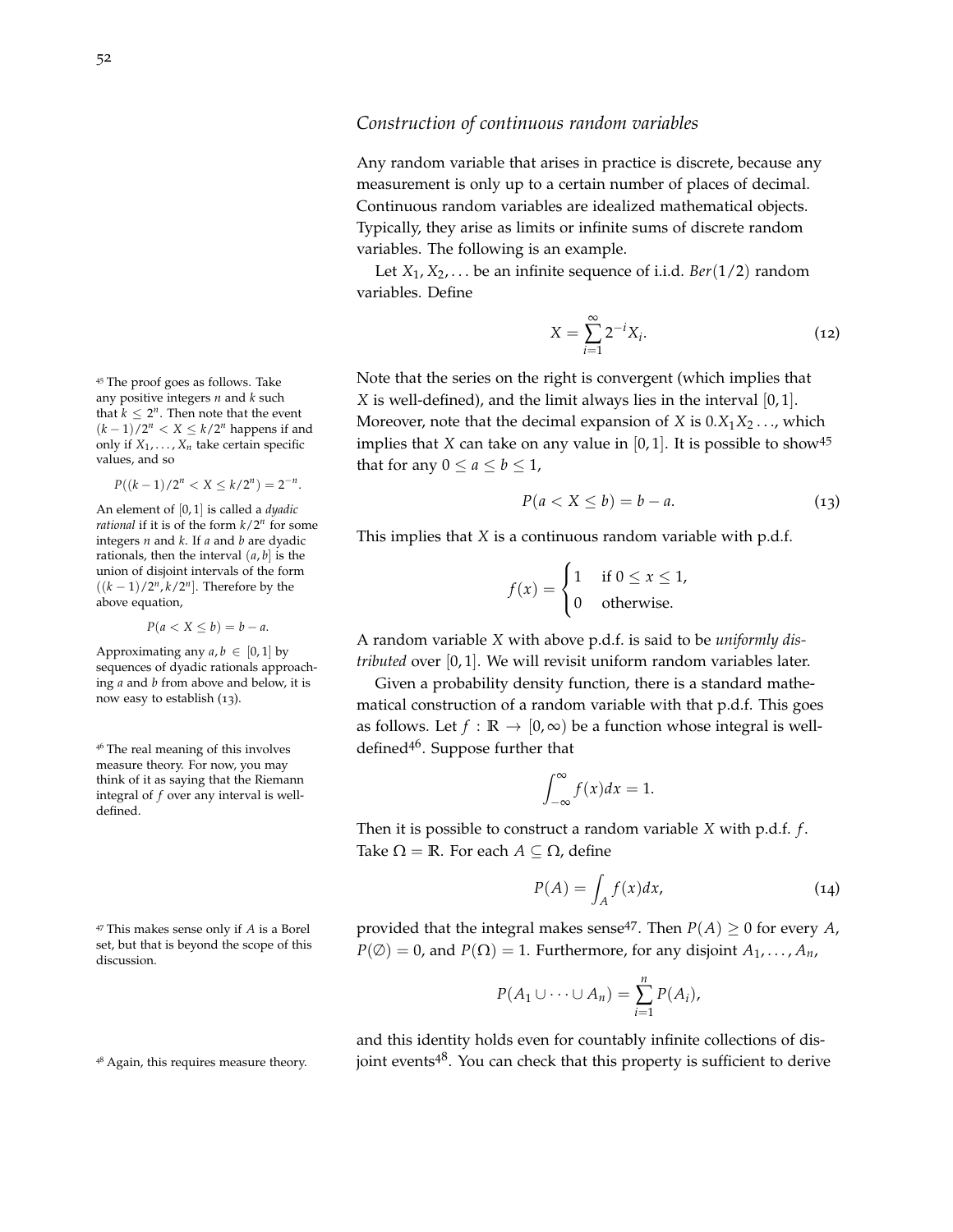### *Construction of continuous random variables*

Any random variable that arises in practice is discrete, because any measurement is only up to a certain number of places of decimal. Continuous random variables are idealized mathematical objects. Typically, they arise as limits or infinite sums of discrete random variables. The following is an example.

Let $X_1, X_2, \ldots$ be an infinite sequence of i.i.d. $Ber(1/2)$ random variables. Define

$$X = \sum_{i=1}^{\infty} 2^{-i} X_i. \tag{12}$$

Note that the series on the right is convergent (which implies that $X$ is well-defined), and the limit always lies in the interval $[0, 1]$. Moreover, note that the decimal expansion of $X$ is $0.X_1X_2\ldots$, which implies that $X$ can take on any value in $[0, 1]$. It is possible to show[45] that for any $0 \le a \le b \le 1$,

$$P(a < X \le b) = b - a. \tag{13}$$

This implies that $X$ is a continuous random variable with p.d.f.

$$f(x) = \begin{cases} 1 & \text{if } 0 \le x \le 1, \\ 0 & \text{otherwise.} \end{cases}$$

A random variable $X$ with above p.d.f. is said to be *uniformly distributed* over $[0, 1]$. We will revisit uniform random variables later.

Given a probability density function, there is a standard mathematical construction of a random variable with that p.d.f. This goes as follows. Let $f : \mathbb{R} \to [0, \infty)$ be a function whose integral is well-defined[46]. Suppose further that

$$\int_{-\infty}^{\infty} f(x)dx = 1.$$

Then it is possible to construct a random variable $X$ with p.d.f. $f$. Take $\Omega = \mathbb{R}$. For each $A \subseteq \Omega$, define

$$P(A) = \int_A f(x)dx, \tag{14}$$

provided that the integral makes sense[47]. Then $P(A) \ge 0$ for every $A$, $P(\emptyset) = 0$, and $P(\Omega) = 1$. Furthermore, for any disjoint $A_1, \ldots, A_n$,

$$P(A_1 \cup \cdots \cup A_n) = \sum_{i=1}^{n} P(A_i),$$

and this identity holds even for countably infinite collections of disjoint events[48]. You can check that this property is sufficient to derive

[45] The proof goes as follows. Take any positive integers $n$ and $k$ such that $k \le 2^n$. Then note that the event $(k-1)/2^n < X \le k/2^n$ happens if and only if $X_1, \ldots, X_n$ take certain specific values, and so

$$P((k-1)/2^n < X \le k/2^n) = 2^{-n}.$$

An element of $[0, 1]$ is called a *dyadic rational* if it is of the form $k/2^n$ for some integers $n$ and $k$. If $a$ and $b$ are dyadic rationals, then the interval $(a, b]$ is the union of disjoint intervals of the form $((k-1)/2^n, k/2^n]$. Therefore by the above equation,

$$P(a < X \le b) = b - a.$$

Approximating any $a, b \in [0, 1]$ by sequences of dyadic rationals approaching $a$ and $b$ from above and below, it is now easy to establish (13).

[46] The real meaning of this involves measure theory. For now, you may think of it as saying that the Riemann integral of $f$ over any interval is well-defined.

[47] This makes sense only if $A$ is a Borel set, but that is beyond the scope of this discussion.

[48] Again, this requires measure theory.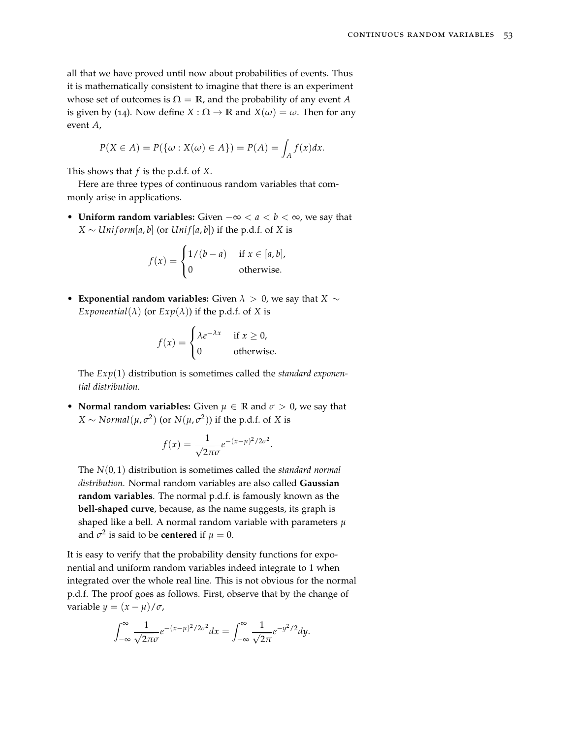all that we have proved until now about probabilities of events. Thus it is mathematically consistent to imagine that there is an experiment whose set of outcomes is $\Omega = \mathbb{R}$, and the probability of any event $A$ is given by (14). Now define $X : \Omega \to \mathbb{R}$ and $X(\omega) = \omega$. Then for any event $A$,

$$P(X \in A) = P(\{\omega : X(\omega) \in A\}) = P(A) = \int_A f(x)dx.$$

This shows that $f$ is the p.d.f. of $X$.

Here are three types of continuous random variables that commonly arise in applications.

- **Uniform random variables:** Given $-\infty < a < b < \infty$, we say that $X \sim Uniform[a, b]$ (or $Unif[a, b]$) if the p.d.f. of $X$ is

$$f(x) = \begin{cases} 1/(b-a) & \text{if } x \in [a, b], \\ 0 & \text{otherwise.} \end{cases}$$

- **Exponential random variables:** Given $\lambda > 0$, we say that $X \sim Exponential(\lambda)$ (or $Exp(\lambda)$) if the p.d.f. of $X$ is

$$f(x) = \begin{cases} \lambda e^{-\lambda x} & \text{if } x \geq 0, \\ 0 & \text{otherwise.} \end{cases}$$

  The $Exp(1)$ distribution is sometimes called the *standard exponential distribution.*

- **Normal random variables:** Given $\mu \in \mathbb{R}$ and $\sigma > 0$, we say that $X \sim Normal(\mu, \sigma^2)$ (or $N(\mu, \sigma^2)$) if the p.d.f. of $X$ is

$$f(x) = \frac{1}{\sqrt{2\pi}\sigma} e^{-(x-\mu)^2/2\sigma^2}.$$

  The $N(0, 1)$ distribution is sometimes called the *standard normal distribution.* Normal random variables are also called **Gaussian random variables**. The normal p.d.f. is famously known as the **bell-shaped curve**, because, as the name suggests, its graph is shaped like a bell. A normal random variable with parameters $\mu$ and $\sigma^2$ is said to be **centered** if $\mu = 0$.

It is easy to verify that the probability density functions for exponential and uniform random variables indeed integrate to 1 when integrated over the whole real line. This is not obvious for the normal p.d.f. The proof goes as follows. First, observe that by the change of variable $y = (x - \mu)/\sigma$,

$$\int_{-\infty}^{\infty} \frac{1}{\sqrt{2\pi}\sigma} e^{-(x-\mu)^2/2\sigma^2} dx = \int_{-\infty}^{\infty} \frac{1}{\sqrt{2\pi}} e^{-y^2/2} dy.$$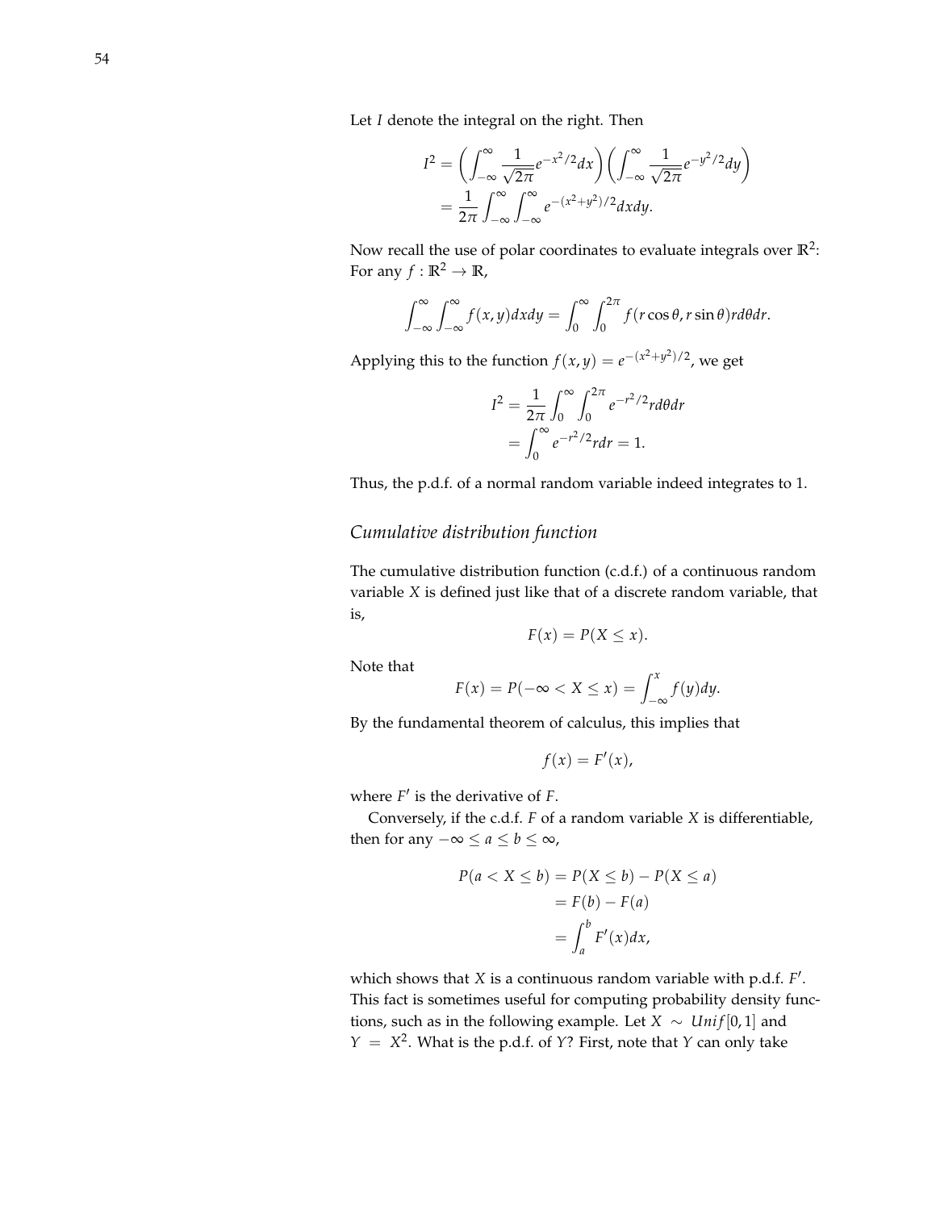Let $I$ denote the integral on the right. Then

$$
\begin{aligned}
I^2 &= \left(\int_{-\infty}^{\infty} \frac{1}{\sqrt{2\pi}} e^{-x^2/2} dx\right)\left(\int_{-\infty}^{\infty} \frac{1}{\sqrt{2\pi}} e^{-y^2/2} dy\right) \\
&= \frac{1}{2\pi} \int_{-\infty}^{\infty} \int_{-\infty}^{\infty} e^{-(x^2+y^2)/2} dx dy.
\end{aligned}
$$

Now recall the use of polar coordinates to evaluate integrals over $\mathbb{R}^2$: For any $f : \mathbb{R}^2 \to \mathbb{R}$,

$$
\int_{-\infty}^{\infty} \int_{-\infty}^{\infty} f(x, y) dx dy = \int_0^{\infty} \int_0^{2\pi} f(r\cos\theta, r\sin\theta) r d\theta dr.
$$

Applying this to the function $f(x, y) = e^{-(x^2+y^2)/2}$, we get

$$
\begin{aligned}
I^2 &= \frac{1}{2\pi} \int_0^{\infty} \int_0^{2\pi} e^{-r^2/2} r d\theta dr \\
&= \int_0^{\infty} e^{-r^2/2} r dr = 1.
\end{aligned}
$$

Thus, the p.d.f. of a normal random variable indeed integrates to 1.

## *Cumulative distribution function*

The cumulative distribution function (c.d.f.) of a continuous random variable $X$ is defined just like that of a discrete random variable, that is,

$$
F(x) = P(X \le x).
$$

Note that

$$
F(x) = P(-\infty < X \le x) = \int_{-\infty}^{x} f(y) dy.
$$

By the fundamental theorem of calculus, this implies that

$$
f(x) = F'(x),
$$

where $F'$ is the derivative of $F$.

Conversely, if the c.d.f. $F$ of a random variable $X$ is differentiable, then for any $-\infty \le a \le b \le \infty$,

$$
\begin{aligned}
P(a < X \le b) &= P(X \le b) - P(X \le a) \\
&= F(b) - F(a) \\
&= \int_a^b F'(x) dx,
\end{aligned}
$$

which shows that $X$ is a continuous random variable with p.d.f. $F'$. This fact is sometimes useful for computing probability density functions, such as in the following example. Let $X \sim Unif[0, 1]$ and $Y = X^2$. What is the p.d.f. of $Y$? First, note that $Y$ can only take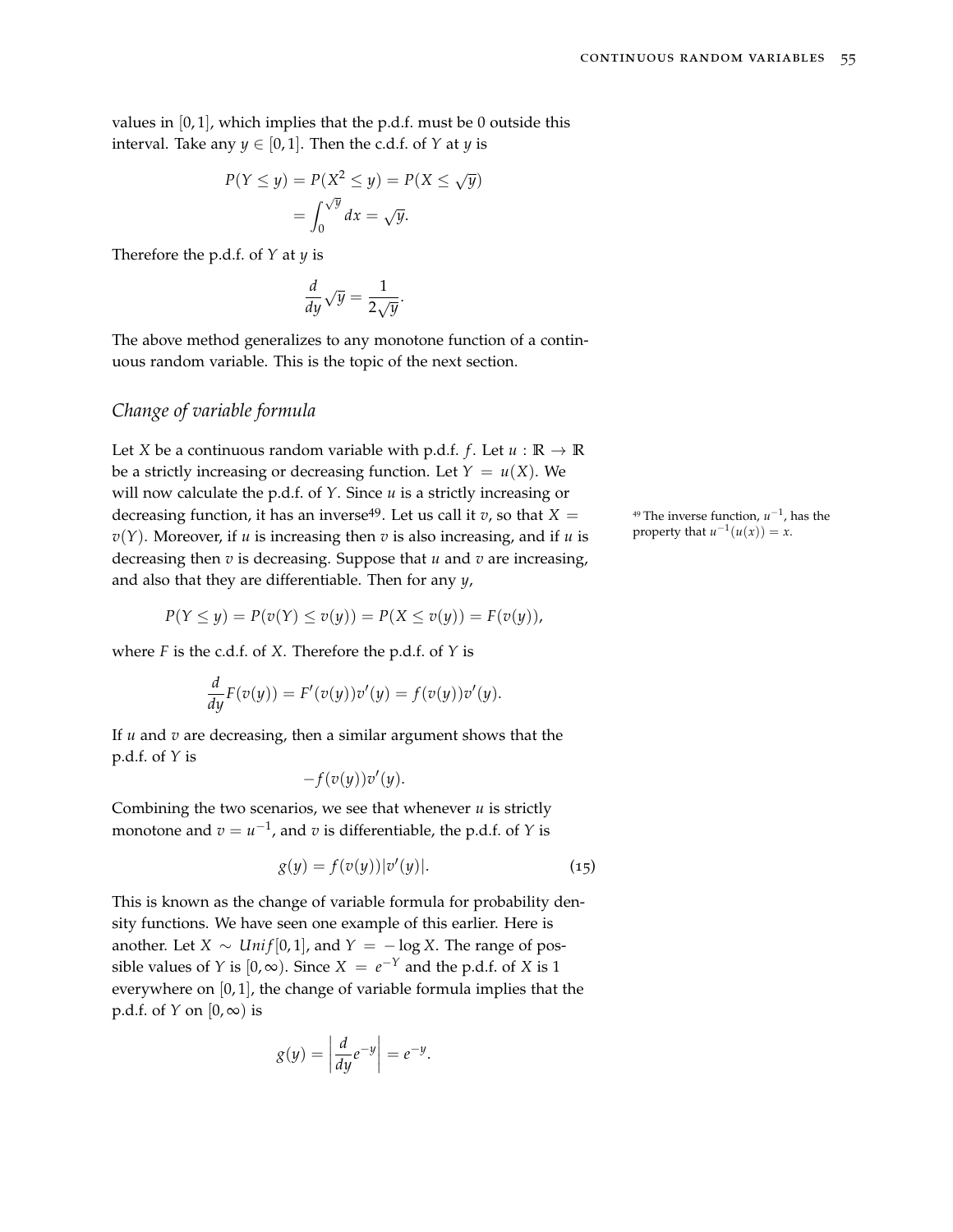values in $[0, 1]$, which implies that the p.d.f. must be 0 outside this interval. Take any $y \in [0, 1]$. Then the c.d.f. of $Y$ at $y$ is

$$
\begin{aligned}
P(Y \le y) &= P(X^2 \le y) = P(X \le \sqrt{y}) \\
&= \int_0^{\sqrt{y}} dx = \sqrt{y}.
\end{aligned}
$$

Therefore the p.d.f. of $Y$ at $y$ is

$$
\frac{d}{dy}\sqrt{y} = \frac{1}{2\sqrt{y}}.
$$

The above method generalizes to any monotone function of a continuous random variable. This is the topic of the next section.

## *Change of variable formula*

Let $X$ be a continuous random variable with p.d.f. $f$. Let $u : \mathbb{R} \to \mathbb{R}$ be a strictly increasing or decreasing function. Let $Y = u(X)$. We will now calculate the p.d.f. of $Y$. Since $u$ is a strictly increasing or decreasing function, it has an inverse[49]. Let us call it $v$, so that $X = v(Y)$. Moreover, if $u$ is increasing then $v$ is also increasing, and if $u$ is decreasing then $v$ is decreasing. Suppose that $u$ and $v$ are increasing, and also that they are differentiable. Then for any $y$,

[49] The inverse function, $u^{-1}$, has the property that $u^{-1}(u(x)) = x$.

$$
P(Y \le y) = P(v(Y) \le v(y)) = P(X \le v(y)) = F(v(y)),
$$

where $F$ is the c.d.f. of $X$. Therefore the p.d.f. of $Y$ is

$$
\frac{d}{dy}F(v(y)) = F'(v(y))v'(y) = f(v(y))v'(y).
$$

If $u$ and $v$ are decreasing, then a similar argument shows that the p.d.f. of $Y$ is

$$
-f(v(y))v'(y).
$$

Combining the two scenarios, we see that whenever $u$ is strictly monotone and $v = u^{-1}$, and $v$ is differentiable, the p.d.f. of $Y$ is

$$
g(y) = f(v(y))|v'(y)|. \tag{15}
$$

This is known as the change of variable formula for probability density functions. We have seen one example of this earlier. Here is another. Let $X \sim Unif[0, 1]$, and $Y = -\log X$. The range of possible values of $Y$ is $[0, \infty)$. Since $X = e^{-Y}$ and the p.d.f. of $X$ is 1 everywhere on $[0, 1]$, the change of variable formula implies that the p.d.f. of $Y$ on $[0, \infty)$ is

$$
g(y) = \left| \frac{d}{dy} e^{-y} \right| = e^{-y}.
$$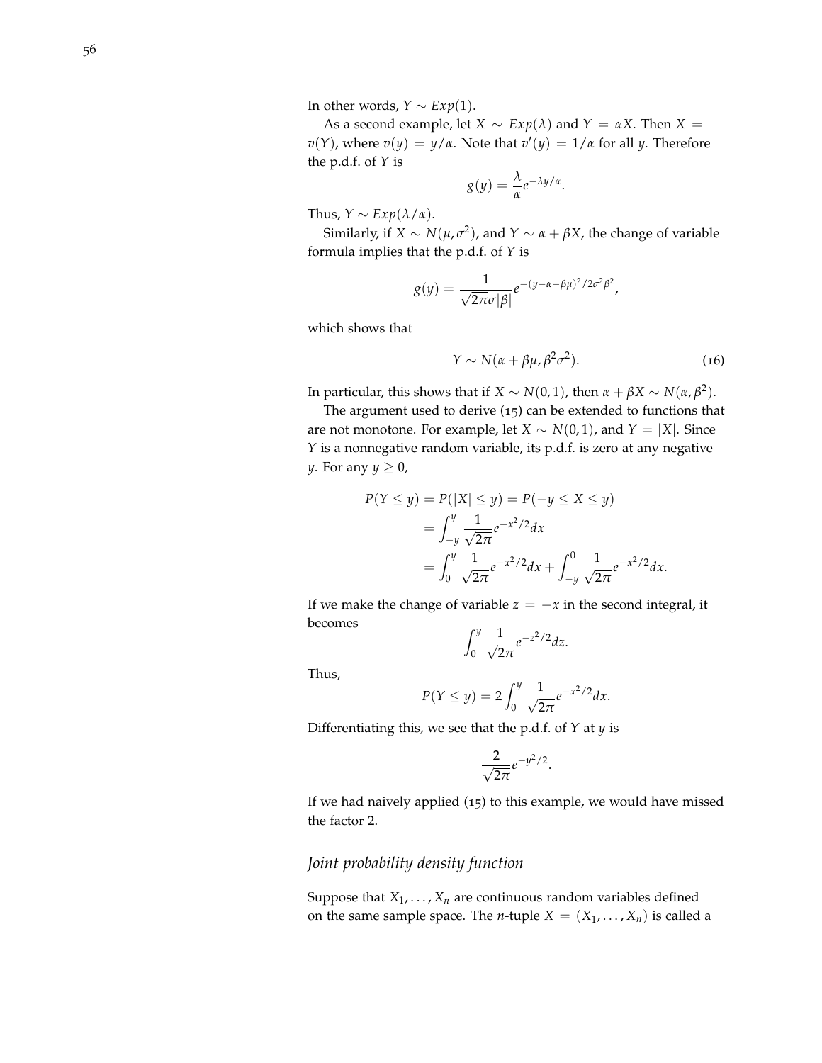In other words, $Y \sim Exp(1)$.

As a second example, let $X \sim Exp(\lambda)$ and $Y = \alpha X$. Then $X = v(Y)$, where $v(y) = y/\alpha$. Note that $v'(y) = 1/\alpha$ for all $y$. Therefore the p.d.f. of $Y$ is

$$g(y) = \frac{\lambda}{\alpha} e^{-\lambda y/\alpha}.$$

Thus, $Y \sim Exp(\lambda/\alpha)$.

Similarly, if $X \sim N(\mu, \sigma^2)$, and $Y \sim \alpha + \beta X$, the change of variable formula implies that the p.d.f. of $Y$ is

$$g(y) = \frac{1}{\sqrt{2\pi}\sigma|\beta|} e^{-(y-\alpha-\beta\mu)^2/2\sigma^2\beta^2},$$

which shows that

$$Y \sim N(\alpha + \beta\mu, \beta^2\sigma^2). \tag{16}$$

In particular, this shows that if $X \sim N(0,1)$, then $\alpha + \beta X \sim N(\alpha, \beta^2)$.

The argument used to derive (15) can be extended to functions that are not monotone. For example, let $X \sim N(0,1)$, and $Y = |X|$. Since $Y$ is a nonnegative random variable, its p.d.f. is zero at any negative $y$. For any $y \geq 0$,

$$\begin{aligned}
P(Y \leq y) &= P(|X| \leq y) = P(-y \leq X \leq y) \\
&= \int_{-y}^{y} \frac{1}{\sqrt{2\pi}} e^{-x^2/2} dx \\
&= \int_{0}^{y} \frac{1}{\sqrt{2\pi}} e^{-x^2/2} dx + \int_{-y}^{0} \frac{1}{\sqrt{2\pi}} e^{-x^2/2} dx.
\end{aligned}$$

If we make the change of variable $z = -x$ in the second integral, it becomes

$$\int_{0}^{y} \frac{1}{\sqrt{2\pi}} e^{-z^2/2} dz.$$

Thus,

$$P(Y \leq y) = 2\int_{0}^{y} \frac{1}{\sqrt{2\pi}} e^{-x^2/2} dx.$$

Differentiating this, we see that the p.d.f. of $Y$ at $y$ is

$$\frac{2}{\sqrt{2\pi}} e^{-y^2/2}.$$

If we had naively applied (15) to this example, we would have missed the factor 2.

### *Joint probability density function*

Suppose that $X_1, \ldots, X_n$ are continuous random variables defined on the same sample space. The $n$-tuple $X = (X_1, \ldots, X_n)$ is called a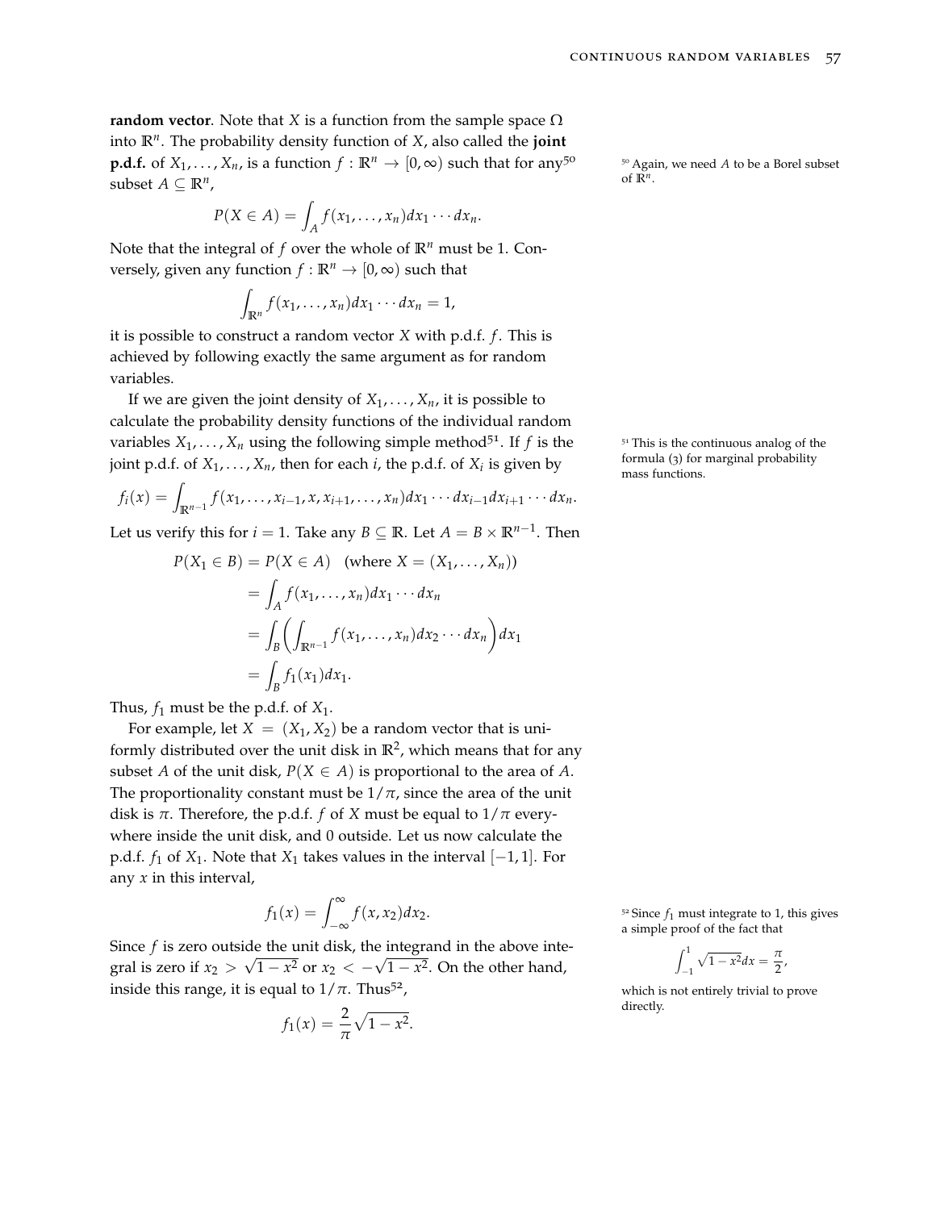**random vector**. Note that $X$ is a function from the sample space $\Omega$ into $\mathbb{R}^n$. The probability density function of $X$, also called the **joint p.d.f.** of $X_1, \ldots, X_n$, is a function $f : \mathbb{R}^n \to [0, \infty)$ such that for any[50] subset $A \subseteq \mathbb{R}^n$,

$$P(X \in A) = \int_A f(x_1, \ldots, x_n) dx_1 \cdots dx_n.$$

Note that the integral of $f$ over the whole of $\mathbb{R}^n$ must be 1. Conversely, given any function $f : \mathbb{R}^n \to [0, \infty)$ such that

$$\int_{\mathbb{R}^n} f(x_1, \ldots, x_n) dx_1 \cdots dx_n = 1,$$

it is possible to construct a random vector $X$ with p.d.f. $f$. This is achieved by following exactly the same argument as for random variables.

If we are given the joint density of $X_1, \ldots, X_n$, it is possible to calculate the probability density functions of the individual random variables $X_1, \ldots, X_n$ using the following simple method[51]. If $f$ is the joint p.d.f. of $X_1, \ldots, X_n$, then for each $i$, the p.d.f. of $X_i$ is given by

$$f_i(x) = \int_{\mathbb{R}^{n-1}} f(x_1, \ldots, x_{i-1}, x, x_{i+1}, \ldots, x_n) dx_1 \cdots dx_{i-1} dx_{i+1} \cdots dx_n.$$

Let us verify this for $i = 1$. Take any $B \subseteq \mathbb{R}$. Let $A = B \times \mathbb{R}^{n-1}$. Then

$$\begin{aligned}
P(X_1 \in B) &= P(X \in A) \quad \text{(where } X = (X_1, \ldots, X_n)\text{)} \\
&= \int_A f(x_1, \ldots, x_n) dx_1 \cdots dx_n \\
&= \int_B \left( \int_{\mathbb{R}^{n-1}} f(x_1, \ldots, x_n) dx_2 \cdots dx_n \right) dx_1 \\
&= \int_B f_1(x_1) dx_1.
\end{aligned}$$

Thus, $f_1$ must be the p.d.f. of $X_1$.

For example, let $X = (X_1, X_2)$ be a random vector that is uniformly distributed over the unit disk in $\mathbb{R}^2$, which means that for any subset $A$ of the unit disk, $P(X \in A)$ is proportional to the area of $A$. The proportionality constant must be $1/\pi$, since the area of the unit disk is $\pi$. Therefore, the p.d.f. $f$ of $X$ must be equal to $1/\pi$ everywhere inside the unit disk, and 0 outside. Let us now calculate the p.d.f. $f_1$ of $X_1$. Note that $X_1$ takes values in the interval $[-1, 1]$. For any $x$ in this interval,

$$f_1(x) = \int_{-\infty}^{\infty} f(x, x_2) dx_2.$$

Since $f$ is zero outside the unit disk, the integrand in the above integral is zero if $x_2 > \sqrt{1 - x^2}$ or $x_2 < -\sqrt{1 - x^2}$. On the other hand, inside this range, it is equal to $1/\pi$. Thus[52],

$$f_1(x) = \frac{2}{\pi} \sqrt{1 - x^2}.$$

[50] Again, we need $A$ to be a Borel subset of $\mathbb{R}^n$.

[51] This is the continuous analog of the formula (3) for marginal probability mass functions.

[52] Since $f_1$ must integrate to 1, this gives a simple proof of the fact that

$$\int_{-1}^{1} \sqrt{1 - x^2} dx = \frac{\pi}{2},$$

which is not entirely trivial to prove directly.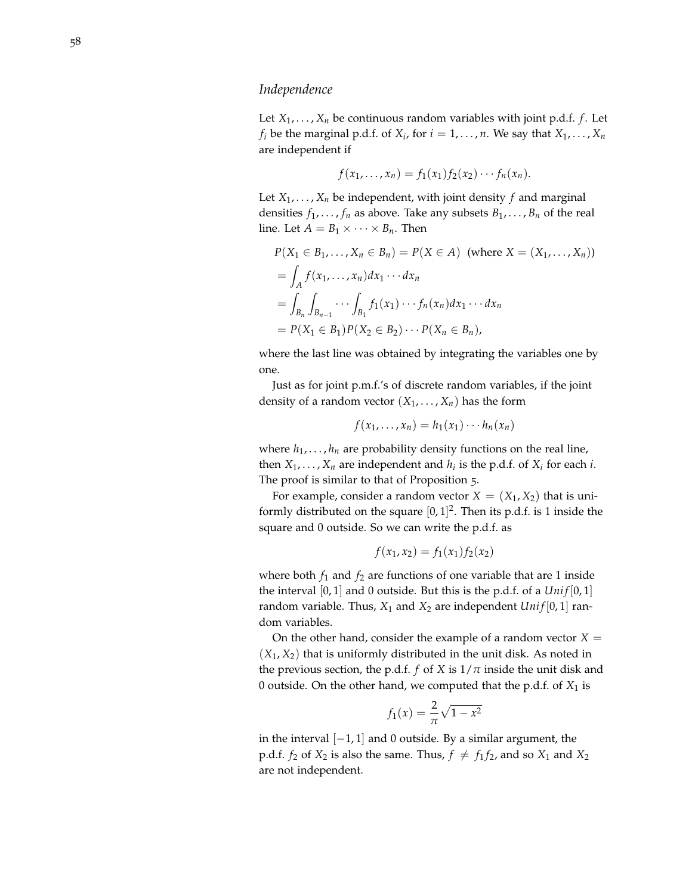### *Independence*

Let $X_1, \ldots, X_n$ be continuous random variables with joint p.d.f. $f$. Let $f_i$ be the marginal p.d.f. of $X_i$, for $i = 1, \ldots, n$. We say that $X_1, \ldots, X_n$ are independent if

$$f(x_1, \ldots, x_n) = f_1(x_1) f_2(x_2) \cdots f_n(x_n).$$

Let $X_1, \ldots, X_n$ be independent, with joint density $f$ and marginal densities $f_1, \ldots, f_n$ as above. Take any subsets $B_1, \ldots, B_n$ of the real line. Let $A = B_1 \times \cdots \times B_n$. Then

$$\begin{aligned}
&P(X_1 \in B_1, \ldots, X_n \in B_n) = P(X \in A) \ \ (\text{where } X = (X_1, \ldots, X_n)) \\
&= \int_A f(x_1, \ldots, x_n) dx_1 \cdots dx_n \\
&= \int_{B_n} \int_{B_{n-1}} \cdots \int_{B_1} f_1(x_1) \cdots f_n(x_n) dx_1 \cdots dx_n \\
&= P(X_1 \in B_1) P(X_2 \in B_2) \cdots P(X_n \in B_n),
\end{aligned}$$

where the last line was obtained by integrating the variables one by one.

Just as for joint p.m.f.'s of discrete random variables, if the joint density of a random vector $(X_1, \ldots, X_n)$ has the form

$$f(x_1, \ldots, x_n) = h_1(x_1) \cdots h_n(x_n)$$

where $h_1, \ldots, h_n$ are probability density functions on the real line, then $X_1, \ldots, X_n$ are independent and $h_i$ is the p.d.f. of $X_i$ for each $i$. The proof is similar to that of Proposition 5.

For example, consider a random vector $X = (X_1, X_2)$ that is uniformly distributed on the square $[0, 1]^2$. Then its p.d.f. is 1 inside the square and 0 outside. So we can write the p.d.f. as

$$f(x_1, x_2) = f_1(x_1) f_2(x_2)$$

where both $f_1$ and $f_2$ are functions of one variable that are 1 inside the interval $[0, 1]$ and 0 outside. But this is the p.d.f. of a $Unif[0, 1]$ random variable. Thus, $X_1$ and $X_2$ are independent $Unif[0, 1]$ random variables.

On the other hand, consider the example of a random vector $X = (X_1, X_2)$ that is uniformly distributed in the unit disk. As noted in the previous section, the p.d.f. $f$ of $X$ is $1/\pi$ inside the unit disk and 0 outside. On the other hand, we computed that the p.d.f. of $X_1$ is

$$f_1(x) = \frac{2}{\pi} \sqrt{1 - x^2}$$

in the interval $[-1, 1]$ and 0 outside. By a similar argument, the p.d.f. $f_2$ of $X_2$ is also the same. Thus, $f \neq f_1 f_2$, and so $X_1$ and $X_2$ are not independent.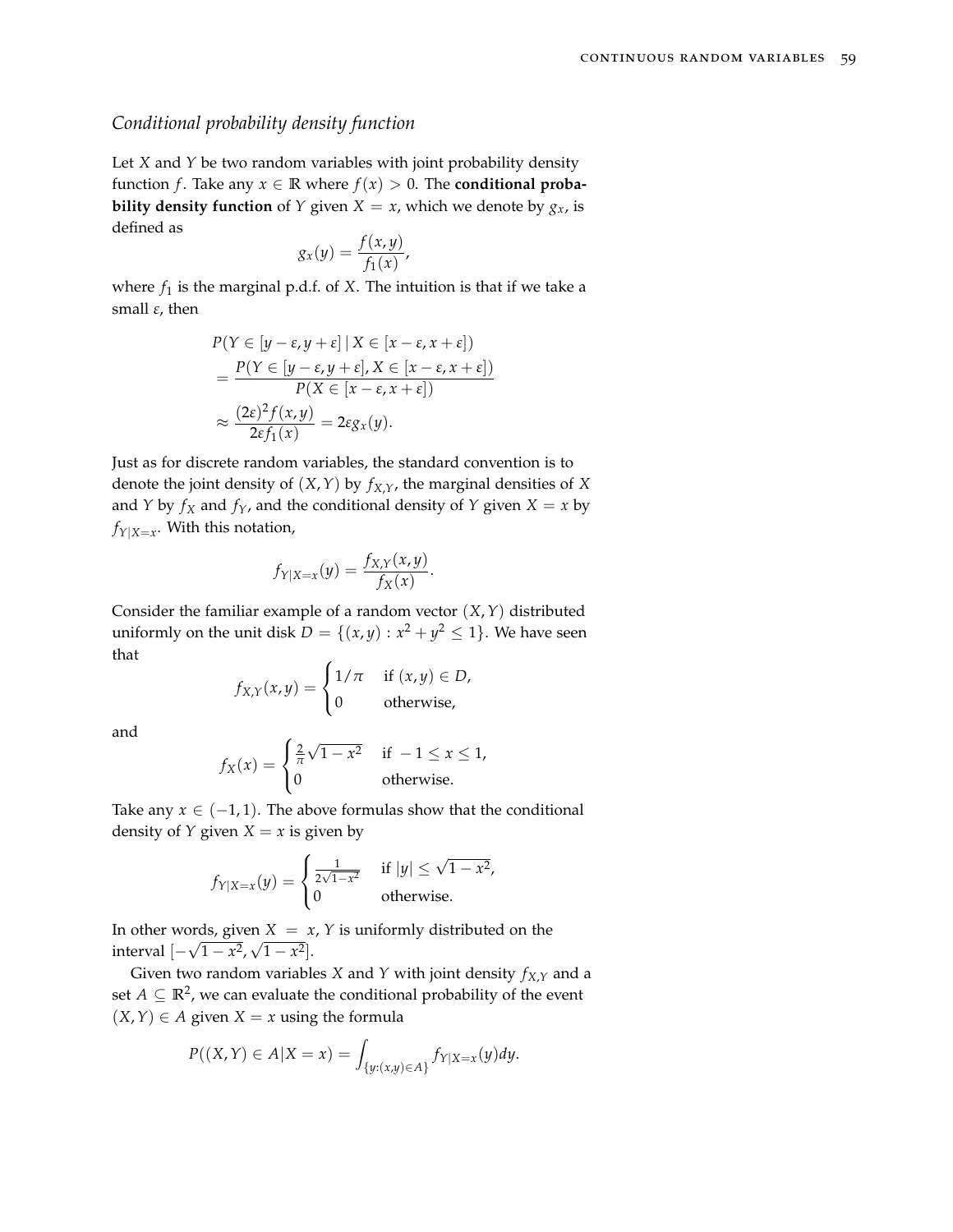### *Conditional probability density function*

Let $X$ and $Y$ be two random variables with joint probability density function $f$. Take any $x \in \mathbb{R}$ where $f(x) > 0$. The **conditional probability density function** of $Y$ given $X = x$, which we denote by $g_x$, is defined as

$$g_x(y) = \frac{f(x, y)}{f_1(x)},$$

where $f_1$ is the marginal p.d.f. of $X$. The intuition is that if we take a small $\varepsilon$, then

$$\begin{aligned}
&P(Y \in [y - \varepsilon, y + \varepsilon] \mid X \in [x - \varepsilon, x + \varepsilon]) \\
&= \frac{P(Y \in [y - \varepsilon, y + \varepsilon], X \in [x - \varepsilon, x + \varepsilon])}{P(X \in [x - \varepsilon, x + \varepsilon])} \\
&\approx \frac{(2\varepsilon)^2 f(x, y)}{2\varepsilon f_1(x)} = 2\varepsilon g_x(y).
\end{aligned}$$

Just as for discrete random variables, the standard convention is to denote the joint density of $(X, Y)$ by $f_{X,Y}$, the marginal densities of $X$ and $Y$ by $f_X$ and $f_Y$, and the conditional density of $Y$ given $X = x$ by $f_{Y|X=x}$. With this notation,

$$f_{Y|X=x}(y) = \frac{f_{X,Y}(x, y)}{f_X(x)}.$$

Consider the familiar example of a random vector $(X, Y)$ distributed uniformly on the unit disk $D = \{(x, y) : x^2 + y^2 \le 1\}$. We have seen that

$$f_{X,Y}(x, y) = \begin{cases} 1/\pi & \text{if } (x, y) \in D, \\ 0 & \text{otherwise,} \end{cases}$$

and

$$f_X(x) = \begin{cases} \frac{2}{\pi}\sqrt{1 - x^2} & \text{if } -1 \le x \le 1, \\ 0 & \text{otherwise.} \end{cases}$$

Take any $x \in (-1, 1)$. The above formulas show that the conditional density of $Y$ given $X = x$ is given by

$$f_{Y|X=x}(y) = \begin{cases} \frac{1}{2\sqrt{1-x^2}} & \text{if } |y| \le \sqrt{1 - x^2}, \\ 0 & \text{otherwise.} \end{cases}$$

In other words, given $X = x$, $Y$ is uniformly distributed on the interval $[-\sqrt{1 - x^2}, \sqrt{1 - x^2}]$.

Given two random variables $X$ and $Y$ with joint density $f_{X,Y}$ and a set $A \subseteq \mathbb{R}^2$, we can evaluate the conditional probability of the event $(X, Y) \in A$ given $X = x$ using the formula

$$P((X, Y) \in A | X = x) = \int_{\{y : (x,y) \in A\}} f_{Y|X=x}(y) dy.$$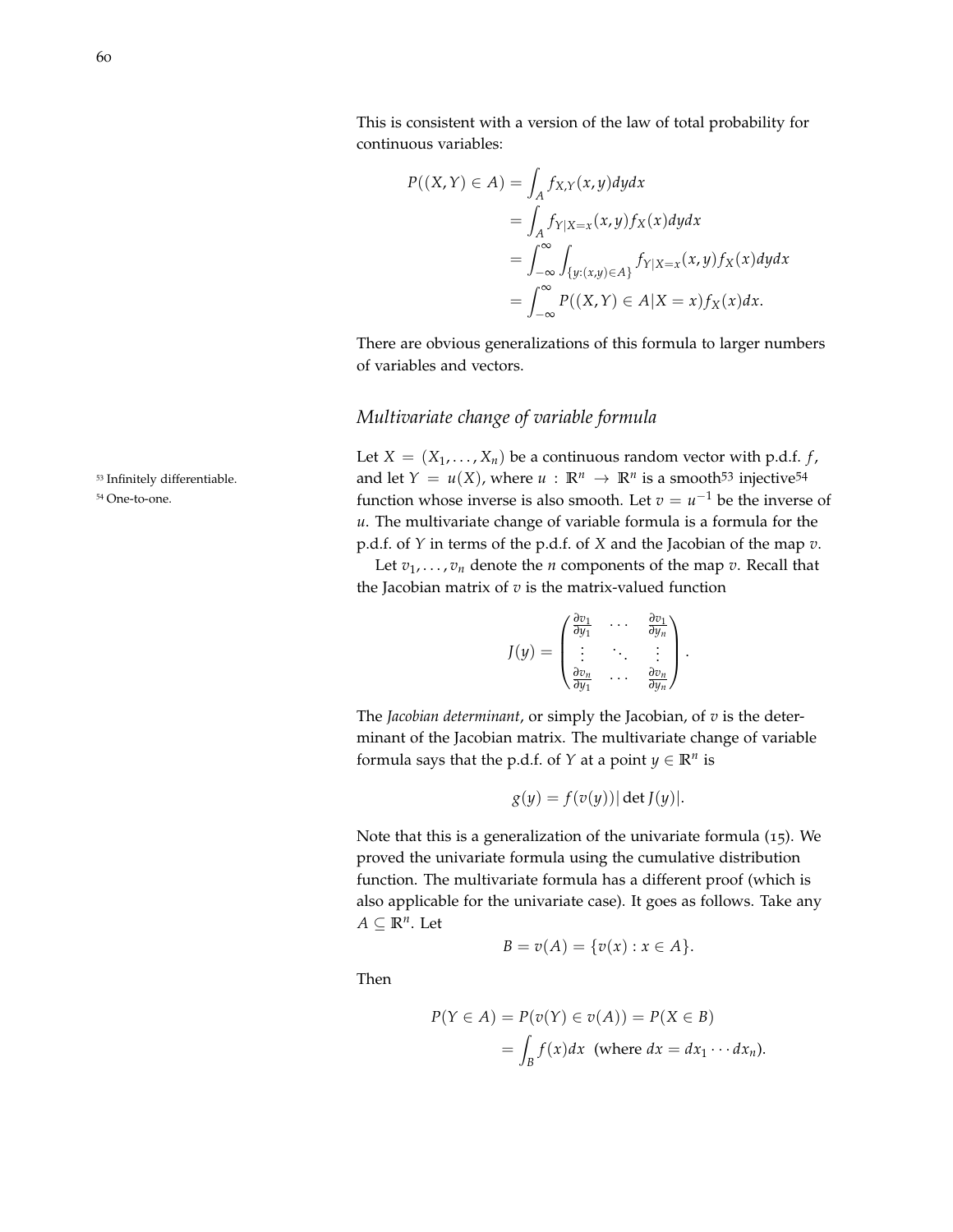This is consistent with a version of the law of total probability for continuous variables:

$$
\begin{aligned}
P((X,Y) \in A) &= \int_A f_{X,Y}(x,y)dydx \\
&= \int_A f_{Y|X=x}(x,y)f_X(x)dydx \\
&= \int_{-\infty}^{\infty} \int_{\{y:(x,y)\in A\}} f_{Y|X=x}(x,y)f_X(x)dydx \\
&= \int_{-\infty}^{\infty} P((X,Y) \in A | X = x) f_X(x)dx.
\end{aligned}
$$

There are obvious generalizations of this formula to larger numbers of variables and vectors.

## *Multivariate change of variable formula*

Let $X = (X_1, \ldots, X_n)$ be a continuous random vector with p.d.f. $f$, and let $Y = u(X)$, where $u : \mathbb{R}^n \to \mathbb{R}^n$ is a smooth[53] injective[54] function whose inverse is also smooth. Let $v = u^{-1}$ be the inverse of $u$. The multivariate change of variable formula is a formula for the p.d.f. of $Y$ in terms of the p.d.f. of $X$ and the Jacobian of the map $v$.

[53] Infinitely differentiable.

[54] One-to-one.

Let $v_1, \ldots, v_n$ denote the $n$ components of the map $v$. Recall that the Jacobian matrix of $v$ is the matrix-valued function

$$
J(y) = \begin{pmatrix} \frac{\partial v_1}{\partial y_1} & \cdots & \frac{\partial v_1}{\partial y_n} \\ \vdots & \ddots & \vdots \\ \frac{\partial v_n}{\partial y_1} & \cdots & \frac{\partial v_n}{\partial y_n} \end{pmatrix}.
$$

The *Jacobian determinant*, or simply the Jacobian, of $v$ is the determinant of the Jacobian matrix. The multivariate change of variable formula says that the p.d.f. of $Y$ at a point $y \in \mathbb{R}^n$ is

$$
g(y) = f(v(y))|\det J(y)|.
$$

Note that this is a generalization of the univariate formula (15). We proved the univariate formula using the cumulative distribution function. The multivariate formula has a different proof (which is also applicable for the univariate case). It goes as follows. Take any $A \subseteq \mathbb{R}^n$. Let

$$
B = v(A) = \{v(x) : x \in A\}.
$$

Then

$$
\begin{aligned}
P(Y \in A) = P(v(Y) \in v(A)) &= P(X \in B) \\
&= \int_B f(x)dx \ \ \text{(where } dx = dx_1 \cdots dx_n\text{)}.
\end{aligned}
$$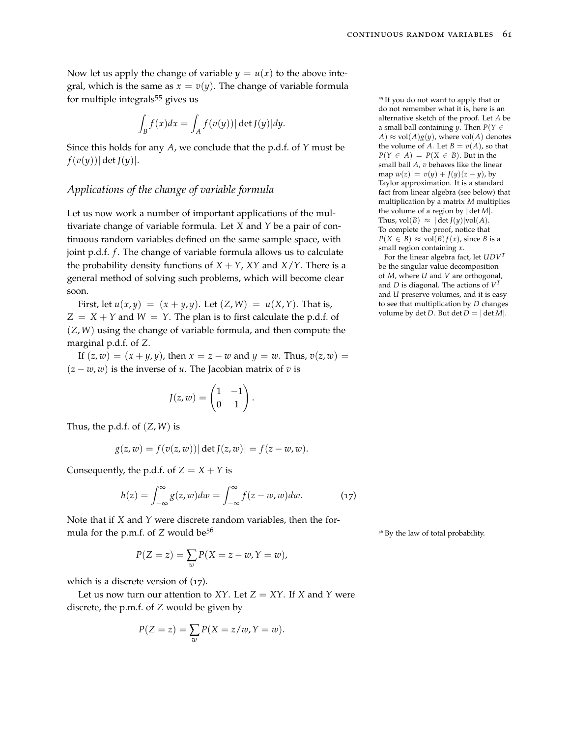Now let us apply the change of variable $y = u(x)$ to the above integral, which is the same as $x = v(y)$. The change of variable formula for multiple integrals[55] gives us

$$\int_B f(x)dx = \int_A f(v(y))|\det J(y)|dy.$$

Since this holds for any $A$, we conclude that the p.d.f. of $Y$ must be $f(v(y))|\det J(y)|$.

[55] If you do not want to apply that or do not remember what it is, here is an alternative sketch of the proof. Let $A$ be a small ball containing $y$. Then $P(Y \in A) \approx \text{vol}(A)g(y)$, where $\text{vol}(A)$ denotes the volume of $A$. Let $B = v(A)$, so that $P(Y \in A) = P(X \in B)$. But in the small ball $A$, $v$ behaves like the linear map $w(z) = v(y) + J(y)(z - y)$, by Taylor approximation. It is a standard fact from linear algebra (see below) that multiplication by a matrix $M$ multiplies the volume of a region by $|\det M|$. Thus, $\text{vol}(B) \approx |\det J(y)|\text{vol}(A)$. To complete the proof, notice that $P(X \in B) \approx \text{vol}(B)f(x)$, since $B$ is a small region containing $x$.

For the linear algebra fact, let $UDV^T$ be the singular value decomposition of $M$, where $U$ and $V$ are orthogonal, and $D$ is diagonal. The actions of $V^T$ and $U$ preserve volumes, and it is easy to see that multiplication by $D$ changes volume by $\det D$. But $\det D = |\det M|$.

## *Applications of the change of variable formula*

Let us now work a number of important applications of the multivariate change of variable formula. Let $X$ and $Y$ be a pair of continuous random variables defined on the same sample space, with joint p.d.f. $f$. The change of variable formula allows us to calculate the probability density functions of $X + Y$, $XY$ and $X/Y$. There is a general method of solving such problems, which will become clear soon.

First, let $u(x, y) = (x + y, y)$. Let $(Z, W) = u(X, Y)$. That is, $Z = X + Y$ and $W = Y$. The plan is to first calculate the p.d.f. of $(Z, W)$ using the change of variable formula, and then compute the marginal p.d.f. of $Z$.

If $(z, w) = (x + y, y)$, then $x = z - w$ and $y = w$. Thus, $v(z, w) = (z - w, w)$ is the inverse of $u$. The Jacobian matrix of $v$ is

$$J(z, w) = \begin{pmatrix} 1 & -1 \\ 0 & 1 \end{pmatrix}.$$

Thus, the p.d.f. of $(Z, W)$ is

$$g(z, w) = f(v(z, w))|\det J(z, w)| = f(z - w, w).$$

Consequently, the p.d.f. of $Z = X + Y$ is

$$h(z) = \int_{-\infty}^{\infty} g(z, w)dw = \int_{-\infty}^{\infty} f(z - w, w)dw. \tag{17}$$

Note that if $X$ and $Y$ were discrete random variables, then the formula for the p.m.f. of $Z$ would be[56]

$$P(Z = z) = \sum_w P(X = z - w, Y = w),$$

which is a discrete version of (17).

[56] By the law of total probability.

Let us now turn our attention to $XY$. Let $Z = XY$. If $X$ and $Y$ were discrete, the p.m.f. of $Z$ would be given by

$$P(Z = z) = \sum_w P(X = z/w, Y = w).$$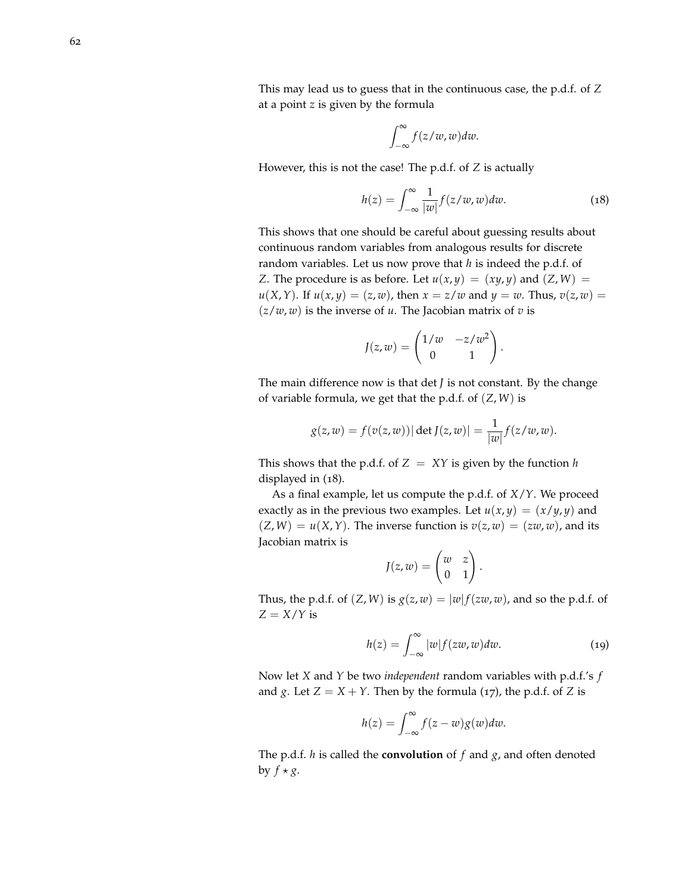This may lead us to guess that in the continuous case, the p.d.f. of $Z$ at a point $z$ is given by the formula

$$\int_{-\infty}^{\infty} f(z/w, w)dw.$$

However, this is not the case! The p.d.f. of $Z$ is actually

$$h(z) = \int_{-\infty}^{\infty} \frac{1}{|w|} f(z/w, w)dw. \tag{18}$$

This shows that one should be careful about guessing results about continuous random variables from analogous results for discrete random variables. Let us now prove that $h$ is indeed the p.d.f. of $Z$. The procedure is as before. Let $u(x, y) = (xy, y)$ and $(Z, W) = u(X, Y)$. If $u(x, y) = (z, w)$, then $x = z/w$ and $y = w$. Thus, $v(z, w) = (z/w, w)$ is the inverse of $u$. The Jacobian matrix of $v$ is

$$J(z, w) = \begin{pmatrix} 1/w & -z/w^2 \\ 0 & 1 \end{pmatrix}.$$

The main difference now is that $\det J$ is not constant. By the change of variable formula, we get that the p.d.f. of $(Z, W)$ is

$$g(z, w) = f(v(z, w))|\det J(z, w)| = \frac{1}{|w|} f(z/w, w).$$

This shows that the p.d.f. of $Z = XY$ is given by the function $h$ displayed in (18).

As a final example, let us compute the p.d.f. of $X/Y$. We proceed exactly as in the previous two examples. Let $u(x, y) = (x/y, y)$ and $(Z, W) = u(X, Y)$. The inverse function is $v(z, w) = (zw, w)$, and its Jacobian matrix is

$$J(z, w) = \begin{pmatrix} w & z \\ 0 & 1 \end{pmatrix}.$$

Thus, the p.d.f. of $(Z, W)$ is $g(z, w) = |w| f(zw, w)$, and so the p.d.f. of $Z = X/Y$ is

$$h(z) = \int_{-\infty}^{\infty} |w| f(zw, w)dw. \tag{19}$$

Now let $X$ and $Y$ be two *independent* random variables with p.d.f.'s $f$ and $g$. Let $Z = X + Y$. Then by the formula (17), the p.d.f. of $Z$ is

$$h(z) = \int_{-\infty}^{\infty} f(z - w)g(w)dw.$$

The p.d.f. $h$ is called the **convolution** of $f$ and $g$, and often denoted by $f \star g$.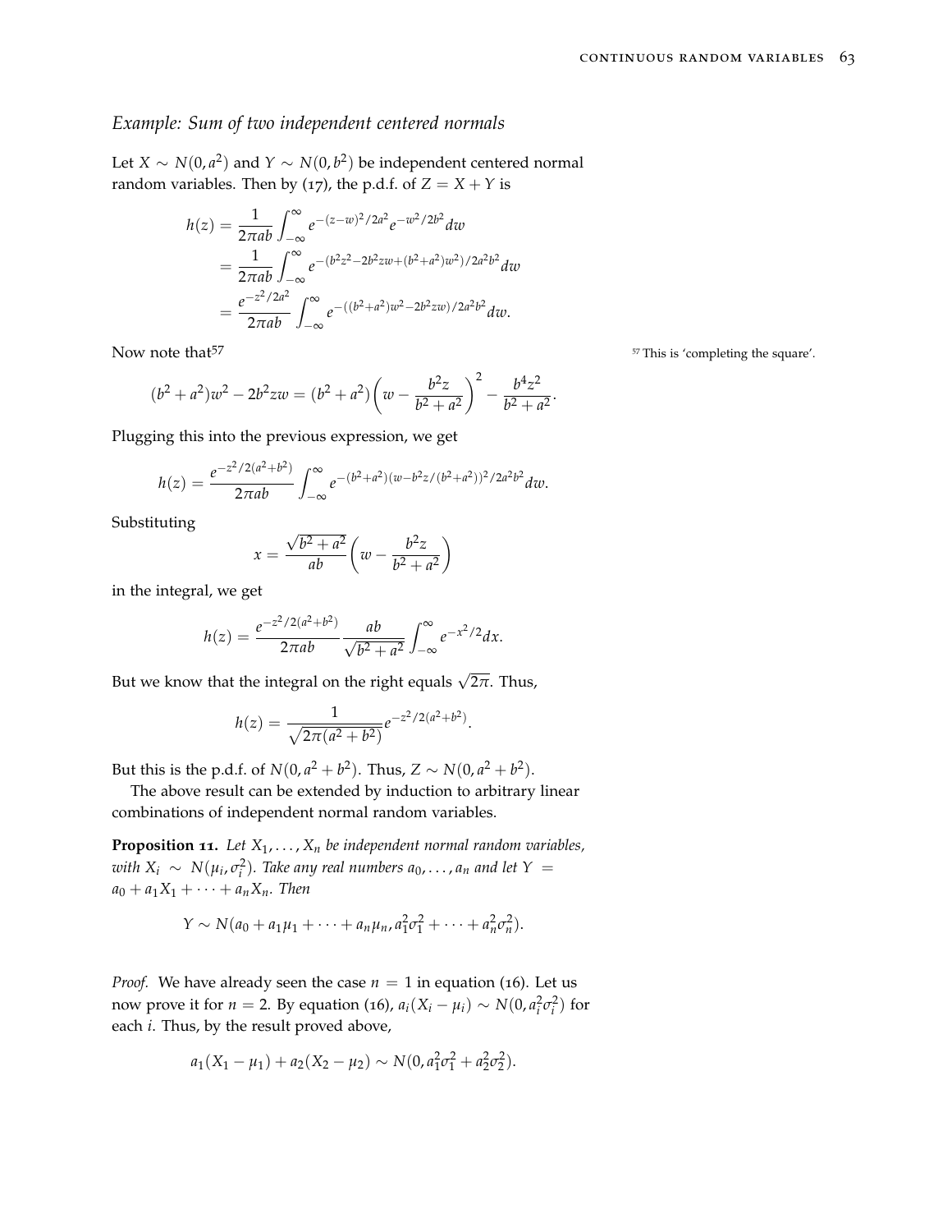### *Example: Sum of two independent centered normals*

Let $X \sim N(0, a^2)$ and $Y \sim N(0, b^2)$ be independent centered normal random variables. Then by (17), the p.d.f. of $Z = X + Y$ is

$$
\begin{aligned}
h(z) &= \frac{1}{2\pi ab} \int_{-\infty}^{\infty} e^{-(z-w)^2/2a^2} e^{-w^2/2b^2} dw \\
&= \frac{1}{2\pi ab} \int_{-\infty}^{\infty} e^{-(b^2z^2 - 2b^2zw + (b^2+a^2)w^2)/2a^2b^2} dw \\
&= \frac{e^{-z^2/2a^2}}{2\pi ab} \int_{-\infty}^{\infty} e^{-((b^2+a^2)w^2 - 2b^2zw)/2a^2b^2} dw.
\end{aligned}
$$

Now note that[57]

$$
(b^2 + a^2)w^2 - 2b^2zw = (b^2 + a^2)\left(w - \frac{b^2z}{b^2 + a^2}\right)^2 - \frac{b^4z^2}{b^2 + a^2}.
$$

[57] This is 'completing the square'.

Plugging this into the previous expression, we get

$$
h(z) = \frac{e^{-z^2/2(a^2+b^2)}}{2\pi ab} \int_{-\infty}^{\infty} e^{-(b^2+a^2)(w - b^2z/(b^2+a^2))^2/2a^2b^2} dw.
$$

Substituting

$$
x = \frac{\sqrt{b^2 + a^2}}{ab}\left(w - \frac{b^2z}{b^2 + a^2}\right)
$$

in the integral, we get

$$
h(z) = \frac{e^{-z^2/2(a^2+b^2)}}{2\pi ab} \frac{ab}{\sqrt{b^2 + a^2}} \int_{-\infty}^{\infty} e^{-x^2/2} dx.
$$

But we know that the integral on the right equals $\sqrt{2\pi}$. Thus,

$$
h(z) = \frac{1}{\sqrt{2\pi(a^2 + b^2)}} e^{-z^2/2(a^2+b^2)}.
$$

But this is the p.d.f. of $N(0, a^2 + b^2)$. Thus, $Z \sim N(0, a^2 + b^2)$.

The above result can be extended by induction to arbitrary linear combinations of independent normal random variables.

**Proposition 11.** *Let $X_1, \ldots, X_n$ be independent normal random variables, with $X_i \sim N(\mu_i, \sigma_i^2)$. Take any real numbers $a_0, \ldots, a_n$ and let $Y = a_0 + a_1X_1 + \cdots + a_nX_n$. Then*

$$
Y \sim N(a_0 + a_1\mu_1 + \cdots + a_n\mu_n, a_1^2\sigma_1^2 + \cdots + a_n^2\sigma_n^2).
$$

*Proof.* We have already seen the case $n = 1$ in equation (16). Let us now prove it for $n = 2$. By equation (16), $a_i(X_i - \mu_i) \sim N(0, a_i^2\sigma_i^2)$ for each $i$. Thus, by the result proved above,

$$
a_1(X_1 - \mu_1) + a_2(X_2 - \mu_2) \sim N(0, a_1^2\sigma_1^2 + a_2^2\sigma_2^2).
$$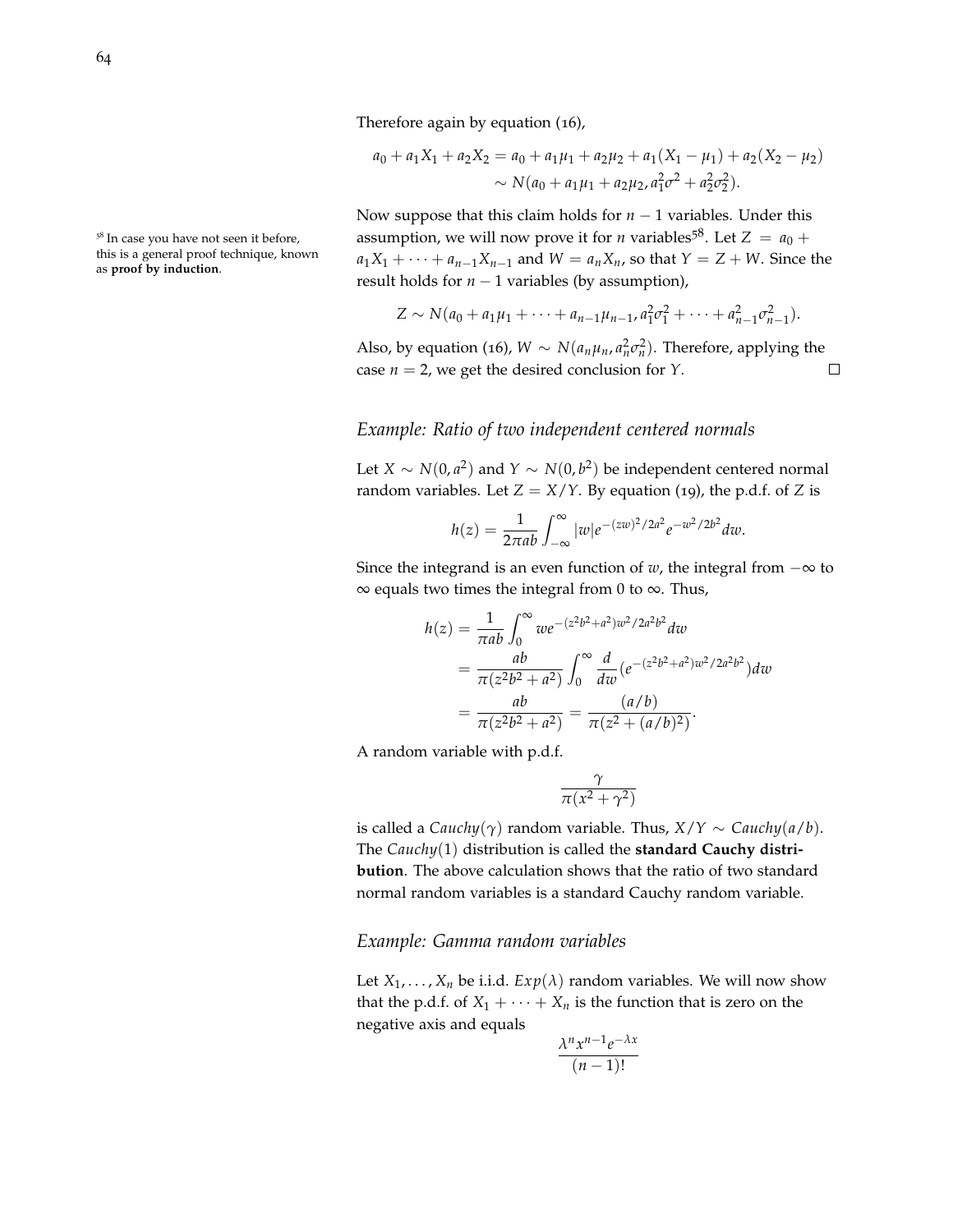Therefore again by equation (16),

$$a_0 + a_1X_1 + a_2X_2 = a_0 + a_1\mu_1 + a_2\mu_2 + a_1(X_1 - \mu_1) + a_2(X_2 - \mu_2)$$
$$\sim N(a_0 + a_1\mu_1 + a_2\mu_2, a_1^2\sigma^2 + a_2^2\sigma_2^2).$$

Now suppose that this claim holds for $n-1$ variables. Under this assumption, we will now prove it for $n$ variables[58]. Let $Z = a_0 + a_1X_1 + \cdots + a_{n-1}X_{n-1}$ and $W = a_nX_n$, so that $Y = Z + W$. Since the result holds for $n-1$ variables (by assumption),

$$Z \sim N(a_0 + a_1\mu_1 + \cdots + a_{n-1}\mu_{n-1}, a_1^2\sigma_1^2 + \cdots + a_{n-1}^2\sigma_{n-1}^2).$$

Also, by equation (16), $W \sim N(a_n\mu_n, a_n^2\sigma_n^2)$. Therefore, applying the case $n = 2$, we get the desired conclusion for $Y$. □

[58] In case you have not seen it before, this is a general proof technique, known as **proof by induction**.

### *Example: Ratio of two independent centered normals*

Let $X \sim N(0, a^2)$ and $Y \sim N(0, b^2)$ be independent centered normal random variables. Let $Z = X/Y$. By equation (19), the p.d.f. of $Z$ is

$$h(z) = \frac{1}{2\pi ab}\int_{-\infty}^{\infty} |w| e^{-(zw)^2/2a^2} e^{-w^2/2b^2} dw.$$

Since the integrand is an even function of $w$, the integral from $-\infty$ to $\infty$ equals two times the integral from 0 to $\infty$. Thus,

$$\begin{aligned} h(z) &= \frac{1}{\pi ab}\int_0^{\infty} w e^{-(z^2b^2+a^2)w^2/2a^2b^2} dw \\ &= \frac{ab}{\pi(z^2b^2+a^2)}\int_0^{\infty} \frac{d}{dw}(e^{-(z^2b^2+a^2)w^2/2a^2b^2}) dw \\ &= \frac{ab}{\pi(z^2b^2+a^2)} = \frac{(a/b)}{\pi(z^2+(a/b)^2)}. \end{aligned}$$

A random variable with p.d.f.

$$\frac{\gamma}{\pi(x^2+\gamma^2)}$$

is called a *Cauchy*$(\gamma)$ random variable. Thus, $X/Y \sim \text{Cauchy}(a/b)$. The *Cauchy*$(1)$ distribution is called the **standard Cauchy distribution**. The above calculation shows that the ratio of two standard normal random variables is a standard Cauchy random variable.

### *Example: Gamma random variables*

Let $X_1, \ldots, X_n$ be i.i.d. $Exp(\lambda)$ random variables. We will now show that the p.d.f. of $X_1 + \cdots + X_n$ is the function that is zero on the negative axis and equals

$$\frac{\lambda^n x^{n-1} e^{-\lambda x}}{(n-1)!}$$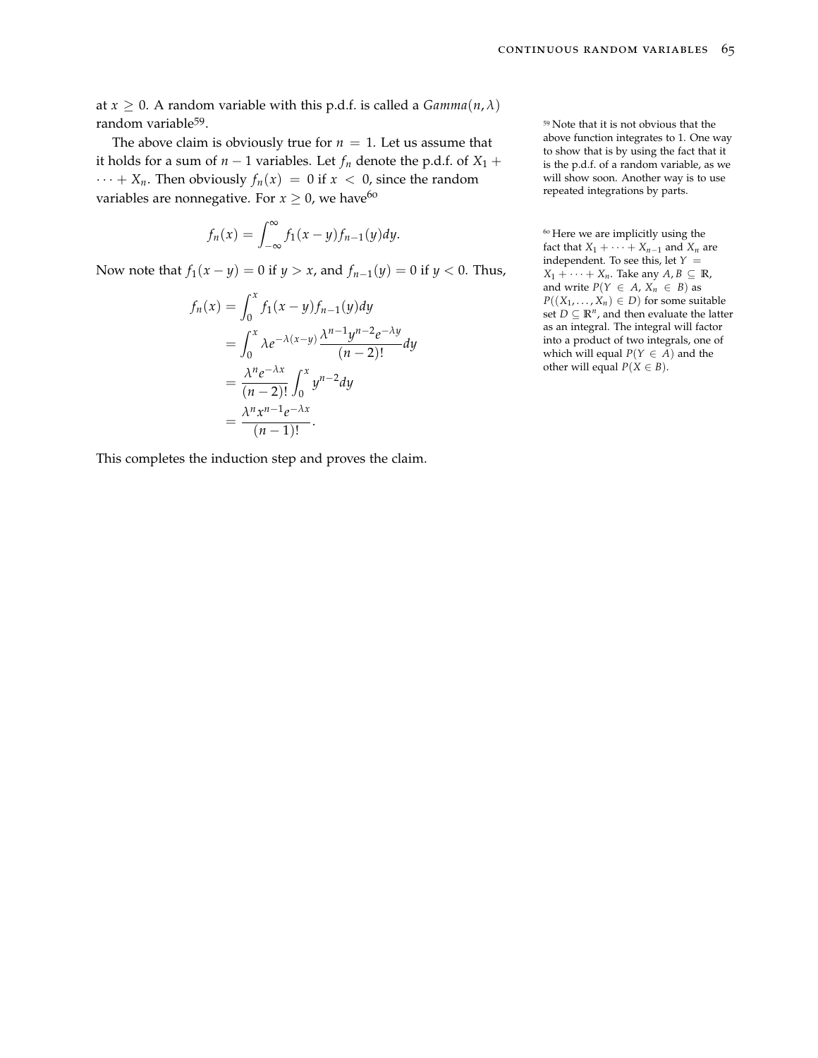at $x \geq 0$. A random variable with this p.d.f. is called a *Gamma*$(n, \lambda)$ random variable[59].

The above claim is obviously true for $n = 1$. Let us assume that it holds for a sum of $n-1$ variables. Let $f_n$ denote the p.d.f. of $X_1 + \cdots + X_n$. Then obviously $f_n(x) = 0$ if $x < 0$, since the random variables are nonnegative. For $x \geq 0$, we have[60]

$$f_n(x) = \int_{-\infty}^{\infty} f_1(x-y) f_{n-1}(y) dy.$$

Now note that $f_1(x-y) = 0$ if $y > x$, and $f_{n-1}(y) = 0$ if $y < 0$. Thus,

$$\begin{aligned}
f_n(x) &= \int_0^x f_1(x-y) f_{n-1}(y) dy \\
&= \int_0^x \lambda e^{-\lambda(x-y)} \frac{\lambda^{n-1} y^{n-2} e^{-\lambda y}}{(n-2)!} dy \\
&= \frac{\lambda^n e^{-\lambda x}}{(n-2)!} \int_0^x y^{n-2} dy \\
&= \frac{\lambda^n x^{n-1} e^{-\lambda x}}{(n-1)!}.
\end{aligned}$$

This completes the induction step and proves the claim.

[59] Note that it is not obvious that the above function integrates to 1. One way to show that is by using the fact that it is the p.d.f. of a random variable, as we will show soon. Another way is to use repeated integrations by parts.

[60] Here we are implicitly using the fact that $X_1 + \cdots + X_{n-1}$ and $X_n$ are independent. To see this, let $Y = X_1 + \cdots + X_n$. Take any $A, B \subseteq \mathbb{R}$, and write $P(Y \in A, X_n \in B)$ as $P((X_1, \ldots, X_n) \in D)$ for some suitable set $D \subseteq \mathbb{R}^n$, and then evaluate the latter as an integral. The integral will factor into a product of two integrals, one of which will equal $P(Y \in A)$ and the other will equal $P(X \in B)$.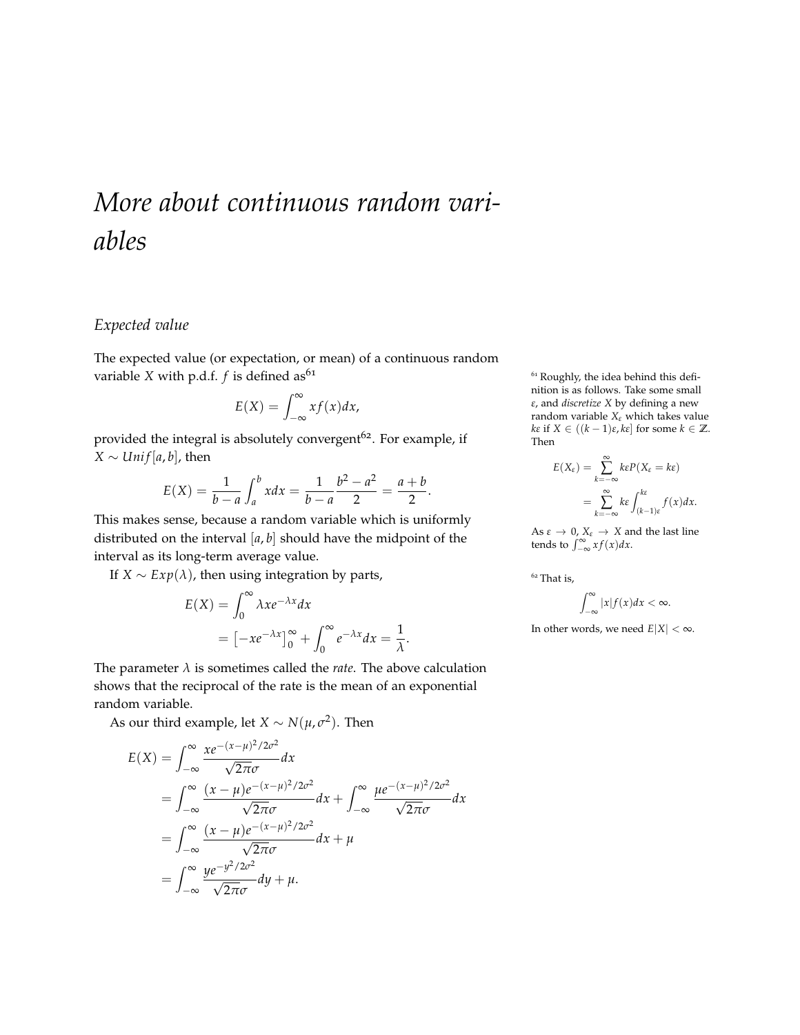# *More about continuous random variables*

## *Expected value*

The expected value (or expectation, or mean) of a continuous random variable $X$ with p.d.f. $f$ is defined as[61]

$$E(X) = \int_{-\infty}^{\infty} x f(x) dx,$$

provided the integral is absolutely convergent[62]. For example, if $X \sim Unif[a, b]$, then

$$E(X) = \frac{1}{b-a} \int_a^b x dx = \frac{1}{b-a} \frac{b^2 - a^2}{2} = \frac{a+b}{2}.$$

This makes sense, because a random variable which is uniformly distributed on the interval $[a, b]$ should have the midpoint of the interval as its long-term average value.

If $X \sim Exp(\lambda)$, then using integration by parts,

$$\begin{aligned} E(X) &= \int_0^{\infty} \lambda x e^{-\lambda x} dx \\ &= \left[-xe^{-\lambda x}\right]_0^{\infty} + \int_0^{\infty} e^{-\lambda x} dx = \frac{1}{\lambda}. \end{aligned}$$

The parameter $\lambda$ is sometimes called the *rate*. The above calculation shows that the reciprocal of the rate is the mean of an exponential random variable.

As our third example, let $X \sim N(\mu, \sigma^2)$. Then

$$\begin{aligned} E(X) &= \int_{-\infty}^{\infty} \frac{xe^{-(x-\mu)^2/2\sigma^2}}{\sqrt{2\pi}\sigma} dx \\ &= \int_{-\infty}^{\infty} \frac{(x-\mu)e^{-(x-\mu)^2/2\sigma^2}}{\sqrt{2\pi}\sigma} dx + \int_{-\infty}^{\infty} \frac{\mu e^{-(x-\mu)^2/2\sigma^2}}{\sqrt{2\pi}\sigma} dx \\ &= \int_{-\infty}^{\infty} \frac{(x-\mu)e^{-(x-\mu)^2/2\sigma^2}}{\sqrt{2\pi}\sigma} dx + \mu \\ &= \int_{-\infty}^{\infty} \frac{ye^{-y^2/2\sigma^2}}{\sqrt{2\pi}\sigma} dy + \mu. \end{aligned}$$

---

[61] Roughly, the idea behind this definition is as follows. Take some small $\varepsilon$, and *discretize* $X$ by defining a new random variable $X_\varepsilon$ which takes value $k\varepsilon$ if $X \in ((k-1)\varepsilon, k\varepsilon]$ for some $k \in \mathbb{Z}$. Then

$$\begin{aligned} E(X_\varepsilon) &= \sum_{k=-\infty}^{\infty} k\varepsilon P(X_\varepsilon = k\varepsilon) \\ &= \sum_{k=-\infty}^{\infty} k\varepsilon \int_{(k-1)\varepsilon}^{k\varepsilon} f(x) dx. \end{aligned}$$

As $\varepsilon \to 0$, $X_\varepsilon \to X$ and the last line tends to $\int_{-\infty}^{\infty} x f(x) dx$.

[62] That is,

$$\int_{-\infty}^{\infty} |x| f(x) dx < \infty.$$

In other words, we need $E|X| < \infty$.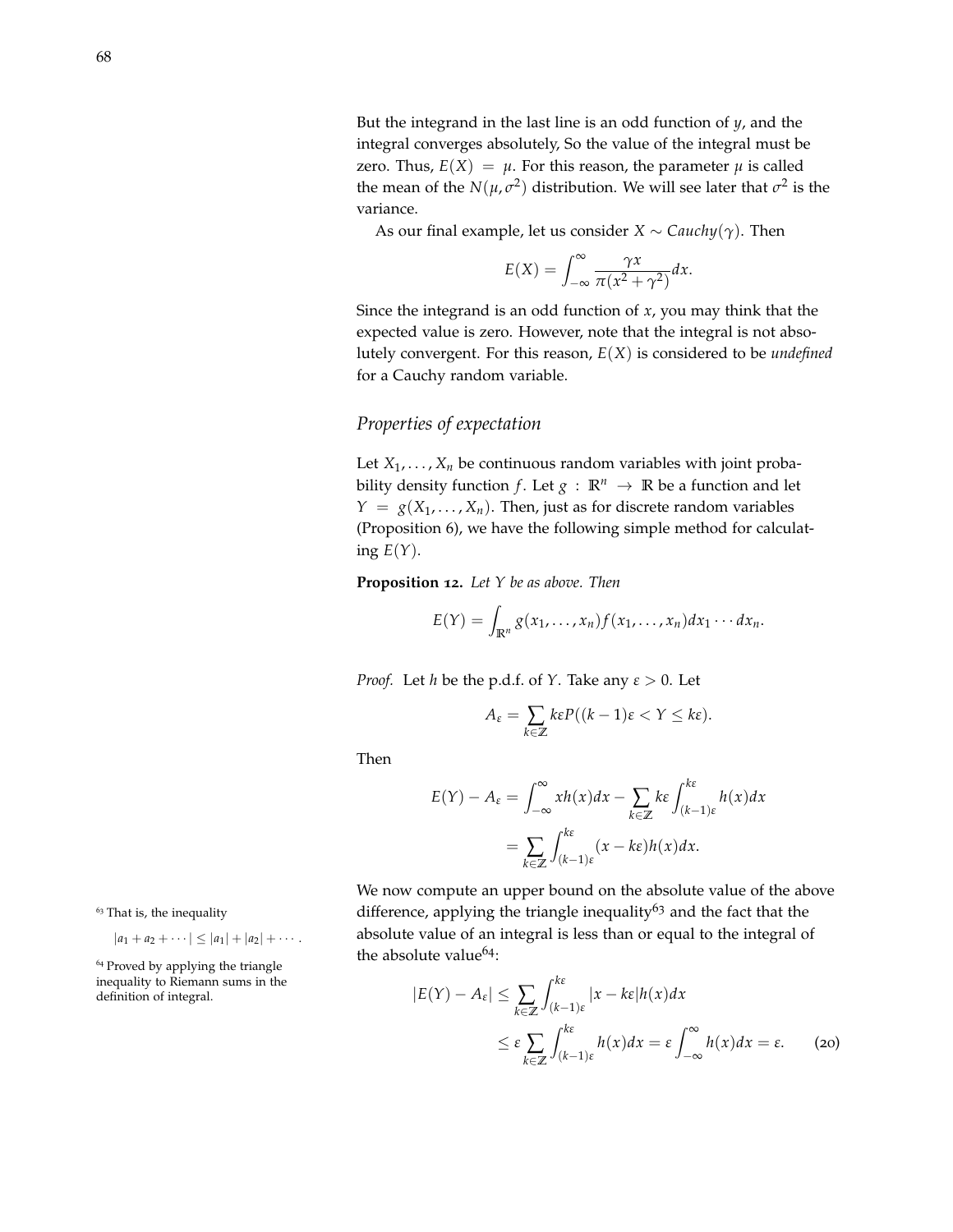But the integrand in the last line is an odd function of $y$, and the integral converges absolutely, So the value of the integral must be zero. Thus, $E(X) = \mu$. For this reason, the parameter $\mu$ is called the mean of the $N(\mu, \sigma^2)$ distribution. We will see later that $\sigma^2$ is the variance.

As our final example, let us consider $X \sim Cauchy(\gamma)$. Then

$$E(X) = \int_{-\infty}^{\infty} \frac{\gamma x}{\pi(x^2 + \gamma^2)} dx.$$

Since the integrand is an odd function of $x$, you may think that the expected value is zero. However, note that the integral is not absolutely convergent. For this reason, $E(X)$ is considered to be *undefined* for a Cauchy random variable.

## *Properties of expectation*

Let $X_1, \ldots, X_n$ be continuous random variables with joint probability density function $f$. Let $g : \mathbb{R}^n \to \mathbb{R}$ be a function and let $Y = g(X_1, \ldots, X_n)$. Then, just as for discrete random variables (Proposition 6), we have the following simple method for calculating $E(Y)$.

**Proposition 12.** *Let $Y$ be as above. Then*

$$E(Y) = \int_{\mathbb{R}^n} g(x_1, \ldots, x_n) f(x_1, \ldots, x_n) dx_1 \cdots dx_n.$$

*Proof.* Let $h$ be the p.d.f. of $Y$. Take any $\varepsilon > 0$. Let

$$A_\varepsilon = \sum_{k \in \mathbb{Z}} k\varepsilon P((k-1)\varepsilon < Y \leq k\varepsilon).$$

Then

$$\begin{aligned} E(Y) - A_\varepsilon &= \int_{-\infty}^{\infty} x h(x) dx - \sum_{k \in \mathbb{Z}} k\varepsilon \int_{(k-1)\varepsilon}^{k\varepsilon} h(x) dx \\ &= \sum_{k \in \mathbb{Z}} \int_{(k-1)\varepsilon}^{k\varepsilon} (x - k\varepsilon) h(x) dx. \end{aligned}$$

We now compute an upper bound on the absolute value of the above difference, applying the triangle inequality[63] and the fact that the absolute value of an integral is less than or equal to the integral of the absolute value[64]:

$$\begin{aligned} |E(Y) - A_\varepsilon| &\leq \sum_{k \in \mathbb{Z}} \int_{(k-1)\varepsilon}^{k\varepsilon} |x - k\varepsilon| h(x) dx \\ &\leq \varepsilon \sum_{k \in \mathbb{Z}} \int_{(k-1)\varepsilon}^{k\varepsilon} h(x) dx = \varepsilon \int_{-\infty}^{\infty} h(x) dx = \varepsilon. \end{aligned} \tag{20}$$

[63] That is, the inequality

$$|a_1 + a_2 + \cdots| \leq |a_1| + |a_2| + \cdots.$$

[64] Proved by applying the triangle inequality to Riemann sums in the definition of integral.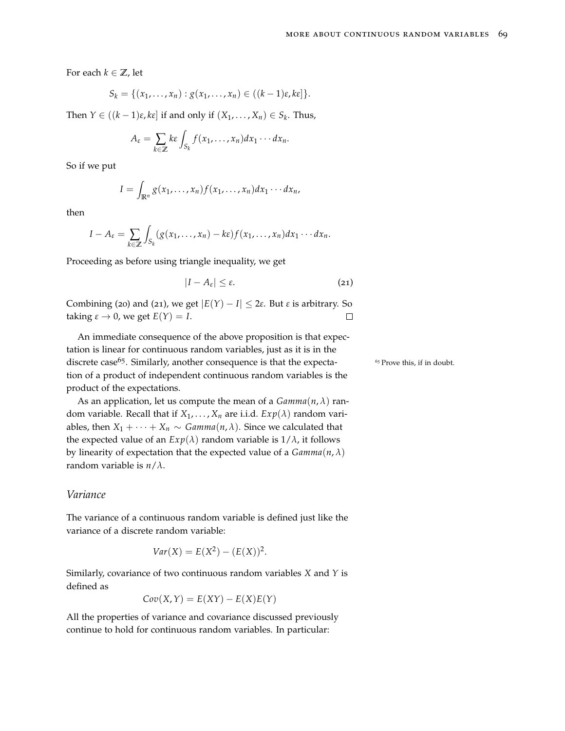For each $k \in \mathbb{Z}$, let

$$S_k = \{(x_1, \ldots, x_n) : g(x_1, \ldots, x_n) \in ((k-1)\varepsilon, k\varepsilon]\}.$$

Then $Y \in ((k-1)\varepsilon, k\varepsilon]$ if and only if $(X_1, \ldots, X_n) \in S_k$. Thus,

$$A_\varepsilon = \sum_{k \in \mathbb{Z}} k\varepsilon \int_{S_k} f(x_1, \ldots, x_n) dx_1 \cdots dx_n.$$

So if we put

$$I = \int_{\mathbb{R}^n} g(x_1, \ldots, x_n) f(x_1, \ldots, x_n) dx_1 \cdots dx_n,$$

then

$$I - A_\varepsilon = \sum_{k \in \mathbb{Z}} \int_{S_k} (g(x_1, \ldots, x_n) - k\varepsilon) f(x_1, \ldots, x_n) dx_1 \cdots dx_n.$$

Proceeding as before using triangle inequality, we get

$$|I - A_\varepsilon| \le \varepsilon. \tag{21}$$

Combining (20) and (21), we get $|E(Y) - I| \le 2\varepsilon$. But $\varepsilon$ is arbitrary. So taking $\varepsilon \to 0$, we get $E(Y) = I$. □

An immediate consequence of the above proposition is that expectation is linear for continuous random variables, just as it is in the discrete case[65]. Similarly, another consequence is that the expectation of a product of independent continuous random variables is the product of the expectations.

[65] Prove this, if in doubt.

As an application, let us compute the mean of a $Gamma(n, \lambda)$ random variable. Recall that if $X_1, \ldots, X_n$ are i.i.d. $Exp(\lambda)$ random variables, then $X_1 + \cdots + X_n \sim Gamma(n, \lambda)$. Since we calculated that the expected value of an $Exp(\lambda)$ random variable is $1/\lambda$, it follows by linearity of expectation that the expected value of a $Gamma(n, \lambda)$ random variable is $n/\lambda$.

## *Variance*

The variance of a continuous random variable is defined just like the variance of a discrete random variable:

$$Var(X) = E(X^2) - (E(X))^2.$$

Similarly, covariance of two continuous random variables $X$ and $Y$ is defined as

$$Cov(X, Y) = E(XY) - E(X)E(Y)$$

All the properties of variance and covariance discussed previously continue to hold for continuous random variables. In particular: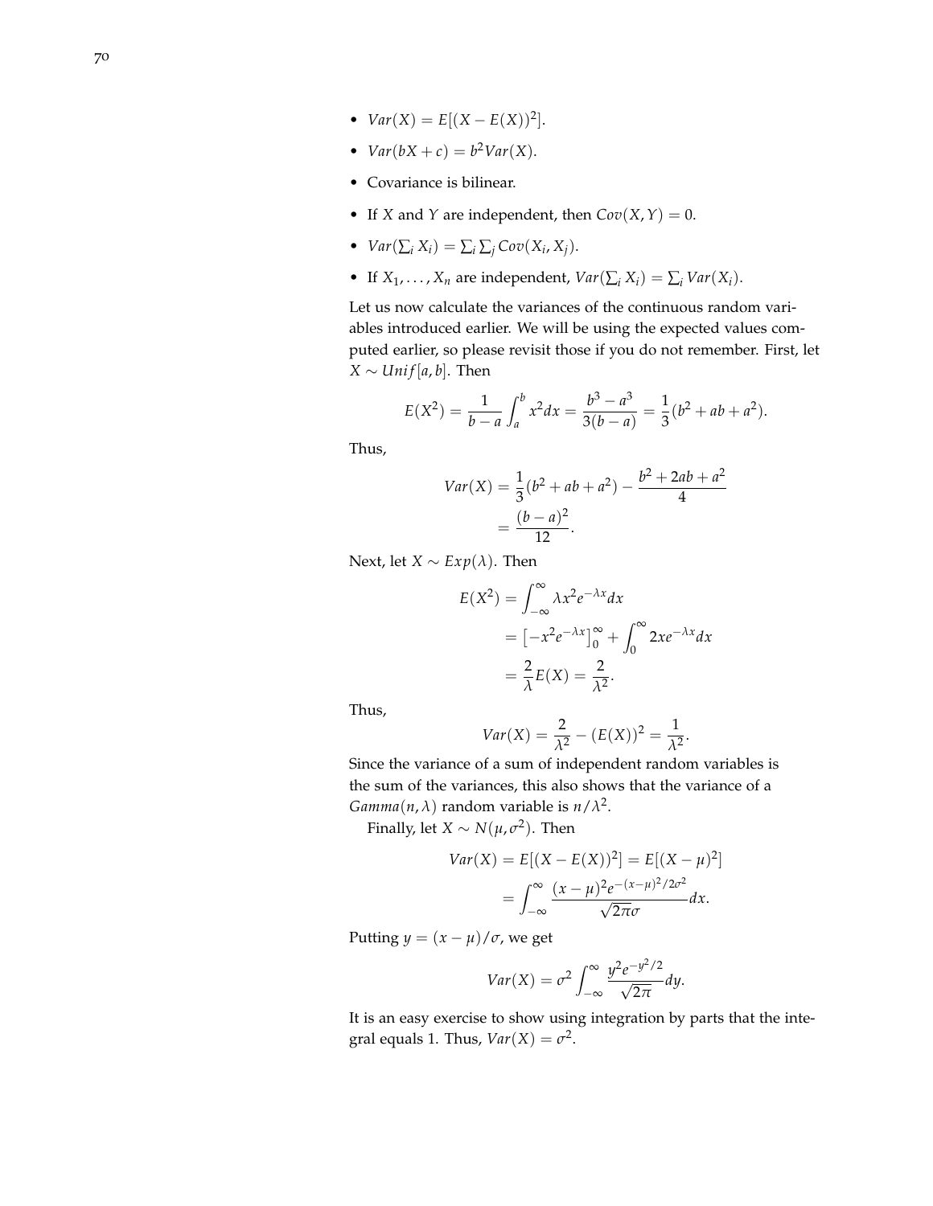- $Var(X) = E[(X - E(X))^2]$.
- $Var(bX + c) = b^2 Var(X)$.
- Covariance is bilinear.
- If $X$ and $Y$ are independent, then $Cov(X, Y) = 0$.
- $Var(\sum_i X_i) = \sum_i \sum_j Cov(X_i, X_j)$.
- If $X_1, \ldots, X_n$ are independent, $Var(\sum_i X_i) = \sum_i Var(X_i)$.

Let us now calculate the variances of the continuous random variables introduced earlier. We will be using the expected values computed earlier, so please revisit those if you do not remember. First, let $X \sim Unif[a, b]$. Then

$$E(X^2) = \frac{1}{b-a} \int_a^b x^2 dx = \frac{b^3 - a^3}{3(b-a)} = \frac{1}{3}(b^2 + ab + a^2).$$

Thus,

$$\begin{aligned} Var(X) &= \frac{1}{3}(b^2 + ab + a^2) - \frac{b^2 + 2ab + a^2}{4} \\ &= \frac{(b-a)^2}{12}. \end{aligned}$$

Next, let $X \sim Exp(\lambda)$. Then

$$\begin{aligned} E(X^2) &= \int_{-\infty}^{\infty} \lambda x^2 e^{-\lambda x} dx \\ &= \left[-x^2 e^{-\lambda x}\right]_0^{\infty} + \int_0^{\infty} 2x e^{-\lambda x} dx \\ &= \frac{2}{\lambda} E(X) = \frac{2}{\lambda^2}. \end{aligned}$$

Thus,

$$Var(X) = \frac{2}{\lambda^2} - (E(X))^2 = \frac{1}{\lambda^2}.$$

Since the variance of a sum of independent random variables is the sum of the variances, this also shows that the variance of a $Gamma(n, \lambda)$ random variable is $n/\lambda^2$.

Finally, let $X \sim N(\mu, \sigma^2)$. Then

$$\begin{aligned} Var(X) &= E[(X - E(X))^2] = E[(X - \mu)^2] \\ &= \int_{-\infty}^{\infty} \frac{(x-\mu)^2 e^{-(x-\mu)^2/2\sigma^2}}{\sqrt{2\pi}\sigma} dx. \end{aligned}$$

Putting $y = (x - \mu)/\sigma$, we get

$$Var(X) = \sigma^2 \int_{-\infty}^{\infty} \frac{y^2 e^{-y^2/2}}{\sqrt{2\pi}} dy.$$

It is an easy exercise to show using integration by parts that the integral equals 1. Thus, $Var(X) = \sigma^2$.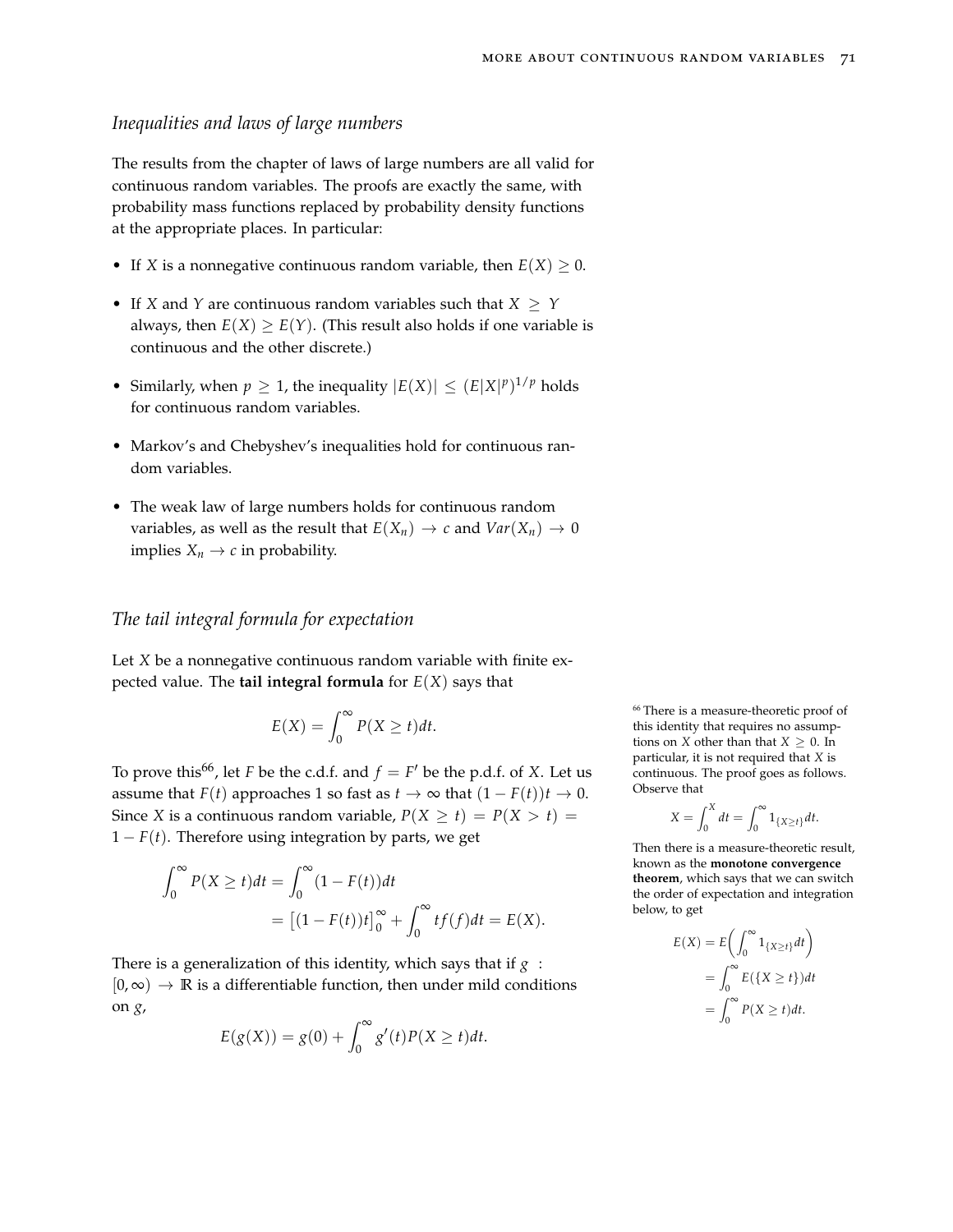### *Inequalities and laws of large numbers*

The results from the chapter of laws of large numbers are all valid for continuous random variables. The proofs are exactly the same, with probability mass functions replaced by probability density functions at the appropriate places. In particular:

- If $X$ is a nonnegative continuous random variable, then $E(X) \geq 0$.
- If $X$ and $Y$ are continuous random variables such that $X \geq Y$ always, then $E(X) \geq E(Y)$. (This result also holds if one variable is continuous and the other discrete.)
- Similarly, when $p \geq 1$, the inequality $|E(X)| \leq (E|X|^p)^{1/p}$ holds for continuous random variables.
- Markov's and Chebyshev's inequalities hold for continuous random variables.
- The weak law of large numbers holds for continuous random variables, as well as the result that $E(X_n) \to c$ and $Var(X_n) \to 0$ implies $X_n \to c$ in probability.

### *The tail integral formula for expectation*

Let $X$ be a nonnegative continuous random variable with finite expected value. The **tail integral formula** for $E(X)$ says that

$$E(X) = \int_0^\infty P(X \geq t)dt.$$

To prove this[66], let $F$ be the c.d.f. and $f = F'$ be the p.d.f. of $X$. Let us assume that $F(t)$ approaches 1 so fast as $t \to \infty$ that $(1 - F(t))t \to 0$. Since $X$ is a continuous random variable, $P(X \geq t) = P(X > t) = 1 - F(t)$. Therefore using integration by parts, we get

$$\begin{aligned}\int_0^\infty P(X \geq t)dt &= \int_0^\infty (1 - F(t))dt \\ &= \big[(1 - F(t))t\big]_0^\infty + \int_0^\infty tf(f)dt = E(X).\end{aligned}$$

There is a generalization of this identity, which says that if $g : [0, \infty) \to \mathbb{R}$ is a differentiable function, then under mild conditions on $g$,

$$E(g(X)) = g(0) + \int_0^\infty g'(t)P(X \geq t)dt.$$

[66] There is a measure-theoretic proof of this identity that requires no assumptions on $X$ other than that $X \geq 0$. In particular, it is not required that $X$ is continuous. The proof goes as follows. Observe that

$$X = \int_0^X dt = \int_0^\infty 1_{\{X \geq t\}} dt.$$

Then there is a measure-theoretic result, known as the **monotone convergence theorem**, which says that we can switch the order of expectation and integration below, to get

$$\begin{aligned}E(X) &= E\left(\int_0^\infty 1_{\{X \geq t\}} dt\right) \\ &= \int_0^\infty E(\{X \geq t\})dt \\ &= \int_0^\infty P(X \geq t)dt.\end{aligned}$$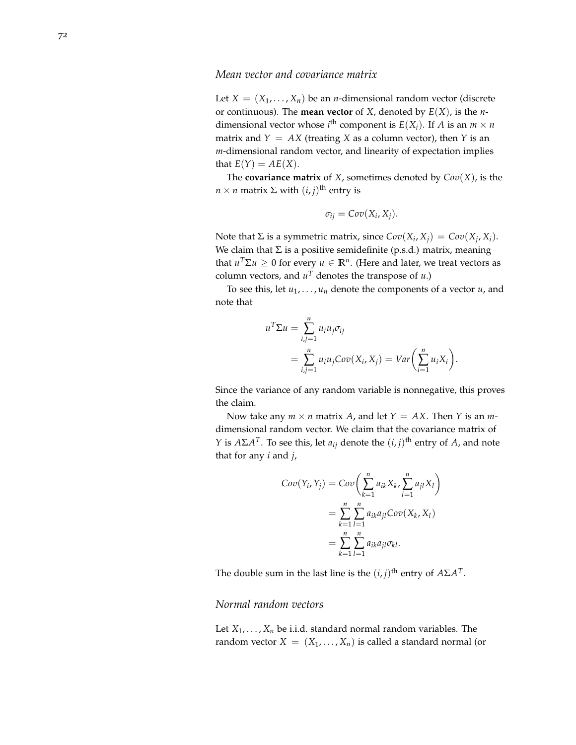### *Mean vector and covariance matrix*

Let $X = (X_1, \ldots, X_n)$ be an $n$-dimensional random vector (discrete or continuous). The **mean vector** of $X$, denoted by $E(X)$, is the $n$-dimensional vector whose $i^{\text{th}}$ component is $E(X_i)$. If $A$ is an $m \times n$ matrix and $Y = AX$ (treating $X$ as a column vector), then $Y$ is an $m$-dimensional random vector, and linearity of expectation implies that $E(Y) = AE(X)$.

The **covariance matrix** of $X$, sometimes denoted by $Cov(X)$, is the $n \times n$ matrix $\Sigma$ with $(i, j)^{\text{th}}$ entry is

$$\sigma_{ij} = Cov(X_i, X_j).$$

Note that $\Sigma$ is a symmetric matrix, since $Cov(X_i, X_j) = Cov(X_j, X_i)$. We claim that $\Sigma$ is a positive semidefinite (p.s.d.) matrix, meaning that $u^T \Sigma u \geq 0$ for every $u \in \mathbb{R}^n$. (Here and later, we treat vectors as column vectors, and $u^T$ denotes the transpose of $u$.)

To see this, let $u_1, \ldots, u_n$ denote the components of a vector $u$, and note that

$$\begin{aligned}
u^T \Sigma u &= \sum_{i,j=1}^{n} u_i u_j \sigma_{ij} \\
&= \sum_{i,j=1}^{n} u_i u_j Cov(X_i, X_j) = Var\left(\sum_{i=1}^{n} u_i X_i\right).
\end{aligned}$$

Since the variance of any random variable is nonnegative, this proves the claim.

Now take any $m \times n$ matrix $A$, and let $Y = AX$. Then $Y$ is an $m$-dimensional random vector. We claim that the covariance matrix of $Y$ is $A \Sigma A^T$. To see this, let $a_{ij}$ denote the $(i, j)^{\text{th}}$ entry of $A$, and note that for any $i$ and $j$,

$$\begin{aligned}
Cov(Y_i, Y_j) &= Cov\left(\sum_{k=1}^{n} a_{ik} X_k, \sum_{l=1}^{n} a_{jl} X_l\right) \\
&= \sum_{k=1}^{n} \sum_{l=1}^{n} a_{ik} a_{jl} Cov(X_k, X_l) \\
&= \sum_{k=1}^{n} \sum_{l=1}^{n} a_{ik} a_{jl} \sigma_{kl}.
\end{aligned}$$

The double sum in the last line is the $(i, j)^{\text{th}}$ entry of $A \Sigma A^T$.

### *Normal random vectors*

Let $X_1, \ldots, X_n$ be i.i.d. standard normal random variables. The random vector $X = (X_1, \ldots, X_n)$ is called a standard normal (or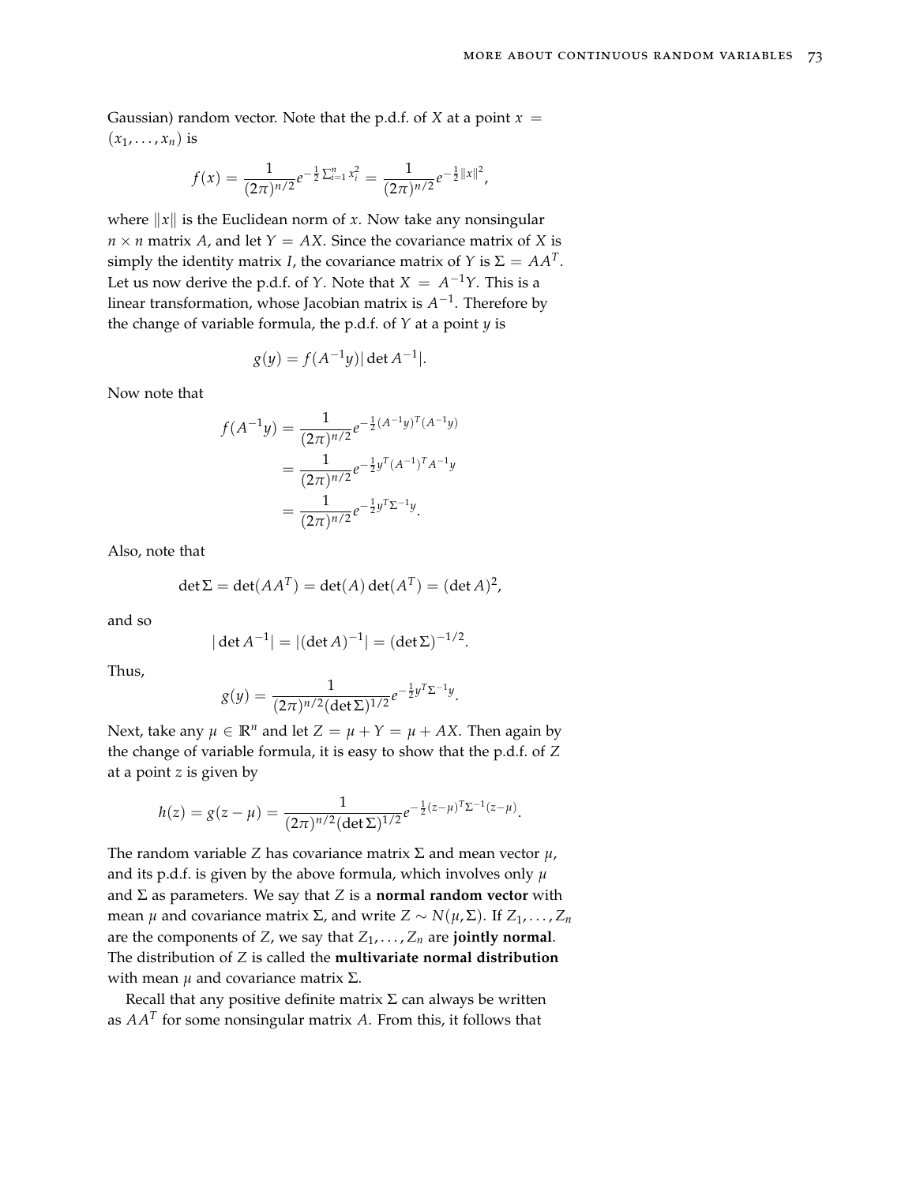Gaussian) random vector. Note that the p.d.f. of $X$ at a point $x = (x_1, \ldots, x_n)$ is

$$f(x) = \frac{1}{(2\pi)^{n/2}} e^{-\frac{1}{2}\sum_{i=1}^n x_i^2} = \frac{1}{(2\pi)^{n/2}} e^{-\frac{1}{2}\|x\|^2},$$

where $\|x\|$ is the Euclidean norm of $x$. Now take any nonsingular $n \times n$ matrix $A$, and let $Y = AX$. Since the covariance matrix of $X$ is simply the identity matrix $I$, the covariance matrix of $Y$ is $\Sigma = AA^T$. Let us now derive the p.d.f. of $Y$. Note that $X = A^{-1}Y$. This is a linear transformation, whose Jacobian matrix is $A^{-1}$. Therefore by the change of variable formula, the p.d.f. of $Y$ at a point $y$ is

$$g(y) = f(A^{-1}y)|\det A^{-1}|.$$

Now note that

$$\begin{aligned}
f(A^{-1}y) &= \frac{1}{(2\pi)^{n/2}} e^{-\frac{1}{2}(A^{-1}y)^T(A^{-1}y)} \\
&= \frac{1}{(2\pi)^{n/2}} e^{-\frac{1}{2}y^T(A^{-1})^T A^{-1}y} \\
&= \frac{1}{(2\pi)^{n/2}} e^{-\frac{1}{2}y^T\Sigma^{-1}y}.
\end{aligned}$$

Also, note that

$$\det \Sigma = \det(AA^T) = \det(A)\det(A^T) = (\det A)^2,$$

and so

$$|\det A^{-1}| = |(\det A)^{-1}| = (\det \Sigma)^{-1/2}.$$

Thus,

$$g(y) = \frac{1}{(2\pi)^{n/2}(\det \Sigma)^{1/2}} e^{-\frac{1}{2}y^T\Sigma^{-1}y}.$$

Next, take any $\mu \in \mathbb{R}^n$ and let $Z = \mu + Y = \mu + AX$. Then again by the change of variable formula, it is easy to show that the p.d.f. of $Z$ at a point $z$ is given by

$$h(z) = g(z - \mu) = \frac{1}{(2\pi)^{n/2}(\det \Sigma)^{1/2}} e^{-\frac{1}{2}(z-\mu)^T\Sigma^{-1}(z-\mu)}.$$

The random variable $Z$ has covariance matrix $\Sigma$ and mean vector $\mu$, and its p.d.f. is given by the above formula, which involves only $\mu$ and $\Sigma$ as parameters. We say that $Z$ is a **normal random vector** with mean $\mu$ and covariance matrix $\Sigma$, and write $Z \sim N(\mu, \Sigma)$. If $Z_1, \ldots, Z_n$ are the components of $Z$, we say that $Z_1, \ldots, Z_n$ are **jointly normal**. The distribution of $Z$ is called the **multivariate normal distribution** with mean $\mu$ and covariance matrix $\Sigma$.

Recall that any positive definite matrix $\Sigma$ can always be written as $AA^T$ for some nonsingular matrix $A$. From this, it follows that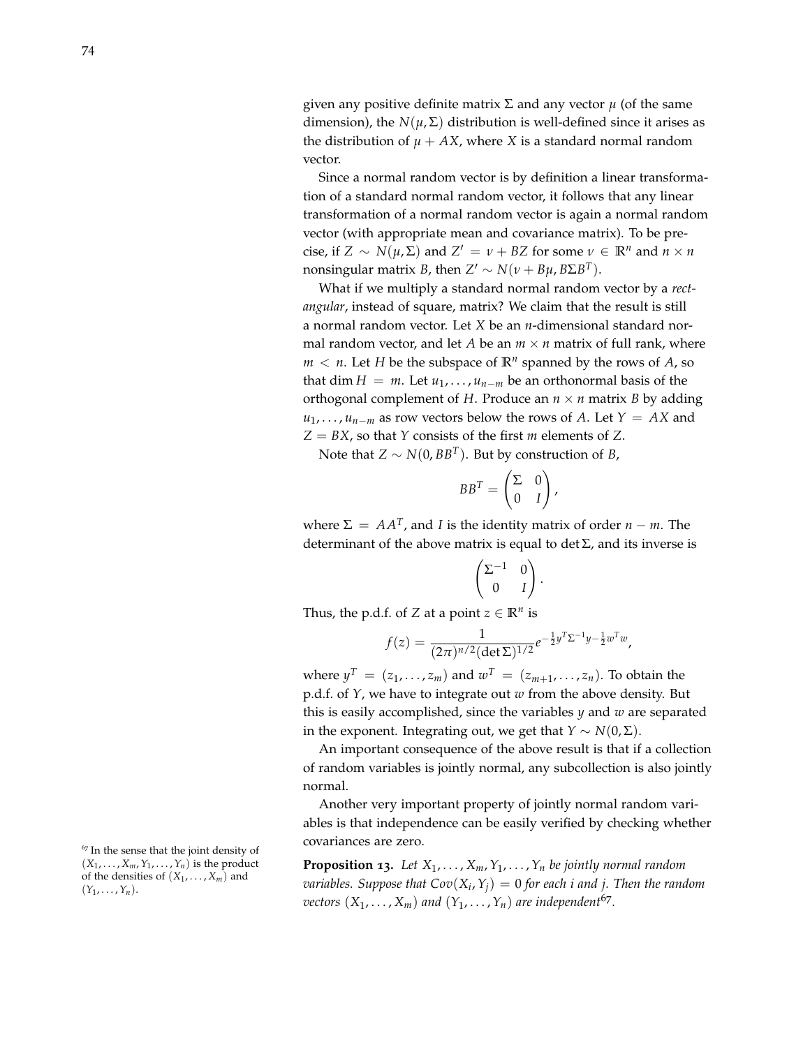given any positive definite matrix $\Sigma$ and any vector $\mu$ (of the same dimension), the $N(\mu, \Sigma)$ distribution is well-defined since it arises as the distribution of $\mu + AX$, where $X$ is a standard normal random vector.

Since a normal random vector is by definition a linear transformation of a standard normal random vector, it follows that any linear transformation of a normal random vector is again a normal random vector (with appropriate mean and covariance matrix). To be precise, if $Z \sim N(\mu, \Sigma)$ and $Z' = \nu + BZ$ for some $\nu \in \mathbb{R}^n$ and $n \times n$ nonsingular matrix $B$, then $Z' \sim N(\nu + B\mu, B\Sigma B^T)$.

What if we multiply a standard normal random vector by a *rectangular*, instead of square, matrix? We claim that the result is still a normal random vector. Let $X$ be an $n$-dimensional standard normal random vector, and let $A$ be an $m \times n$ matrix of full rank, where $m < n$. Let $H$ be the subspace of $\mathbb{R}^n$ spanned by the rows of $A$, so that $\dim H = m$. Let $u_1, \ldots, u_{n-m}$ be an orthonormal basis of the orthogonal complement of $H$. Produce an $n \times n$ matrix $B$ by adding $u_1, \ldots, u_{n-m}$ as row vectors below the rows of $A$. Let $Y = AX$ and $Z = BX$, so that $Y$ consists of the first $m$ elements of $Z$.

Note that $Z \sim N(0, BB^T)$. But by construction of $B$,

$$BB^T = \begin{pmatrix} \Sigma & 0 \\ 0 & I \end{pmatrix},$$

where $\Sigma = AA^T$, and $I$ is the identity matrix of order $n - m$. The determinant of the above matrix is equal to $\det \Sigma$, and its inverse is

$$\begin{pmatrix} \Sigma^{-1} & 0 \\ 0 & I \end{pmatrix}.$$

Thus, the p.d.f. of $Z$ at a point $z \in \mathbb{R}^n$ is

$$f(z) = \frac{1}{(2\pi)^{n/2} (\det \Sigma)^{1/2}} e^{-\frac{1}{2} y^T \Sigma^{-1} y - \frac{1}{2} w^T w},$$

where $y^T = (z_1, \ldots, z_m)$ and $w^T = (z_{m+1}, \ldots, z_n)$. To obtain the p.d.f. of $Y$, we have to integrate out $w$ from the above density. But this is easily accomplished, since the variables $y$ and $w$ are separated in the exponent. Integrating out, we get that $Y \sim N(0, \Sigma)$.

An important consequence of the above result is that if a collection of random variables is jointly normal, any subcollection is also jointly normal.

Another very important property of jointly normal random variables is that independence can be easily verified by checking whether covariances are zero.

**Proposition 13.** *Let $X_1, \ldots, X_m, Y_1, \ldots, Y_n$ be jointly normal random variables. Suppose that $Cov(X_i, Y_j) = 0$ for each $i$ and $j$. Then the random vectors $(X_1, \ldots, X_m)$ and $(Y_1, \ldots, Y_n)$ are independent*[67].

[67] In the sense that the joint density of $(X_1, \ldots, X_m, Y_1, \ldots, Y_n)$ is the product of the densities of $(X_1, \ldots, X_m)$ and $(Y_1, \ldots, Y_n)$.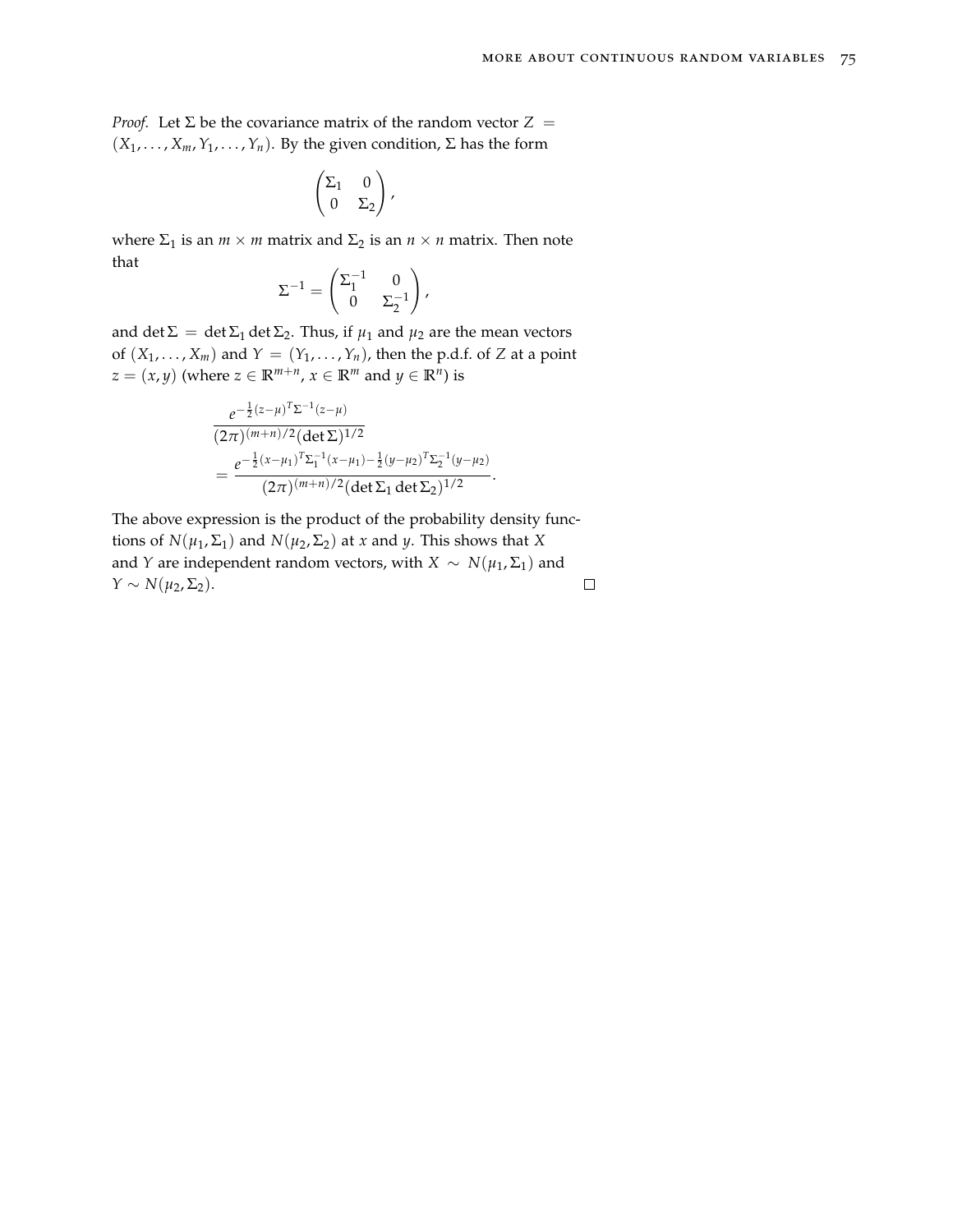*Proof.* Let $\Sigma$ be the covariance matrix of the random vector $Z = (X_1, \ldots, X_m, Y_1, \ldots, Y_n)$. By the given condition, $\Sigma$ has the form

$$\begin{pmatrix} \Sigma_1 & 0 \\ 0 & \Sigma_2 \end{pmatrix},$$

where $\Sigma_1$ is an $m \times m$ matrix and $\Sigma_2$ is an $n \times n$ matrix. Then note that

$$\Sigma^{-1} = \begin{pmatrix} \Sigma_1^{-1} & 0 \\ 0 & \Sigma_2^{-1} \end{pmatrix},$$

and $\det \Sigma = \det \Sigma_1 \det \Sigma_2$. Thus, if $\mu_1$ and $\mu_2$ are the mean vectors of $(X_1, \ldots, X_m)$ and $Y = (Y_1, \ldots, Y_n)$, then the p.d.f. of $Z$ at a point $z = (x, y)$ (where $z \in \mathbb{R}^{m+n}$, $x \in \mathbb{R}^m$ and $y \in \mathbb{R}^n$) is

$$\begin{aligned}
&\frac{e^{-\frac{1}{2}(z-\mu)^T \Sigma^{-1}(z-\mu)}}{(2\pi)^{(m+n)/2}(\det \Sigma)^{1/2}} \\
&= \frac{e^{-\frac{1}{2}(x-\mu_1)^T \Sigma_1^{-1}(x-\mu_1) - \frac{1}{2}(y-\mu_2)^T \Sigma_2^{-1}(y-\mu_2)}}{(2\pi)^{(m+n)/2}(\det \Sigma_1 \det \Sigma_2)^{1/2}}.
\end{aligned}$$

The above expression is the product of the probability density functions of $N(\mu_1, \Sigma_1)$ and $N(\mu_2, \Sigma_2)$ at $x$ and $y$. This shows that $X$ and $Y$ are independent random vectors, with $X \sim N(\mu_1, \Sigma_1)$ and $Y \sim N(\mu_2, \Sigma_2)$. $\square$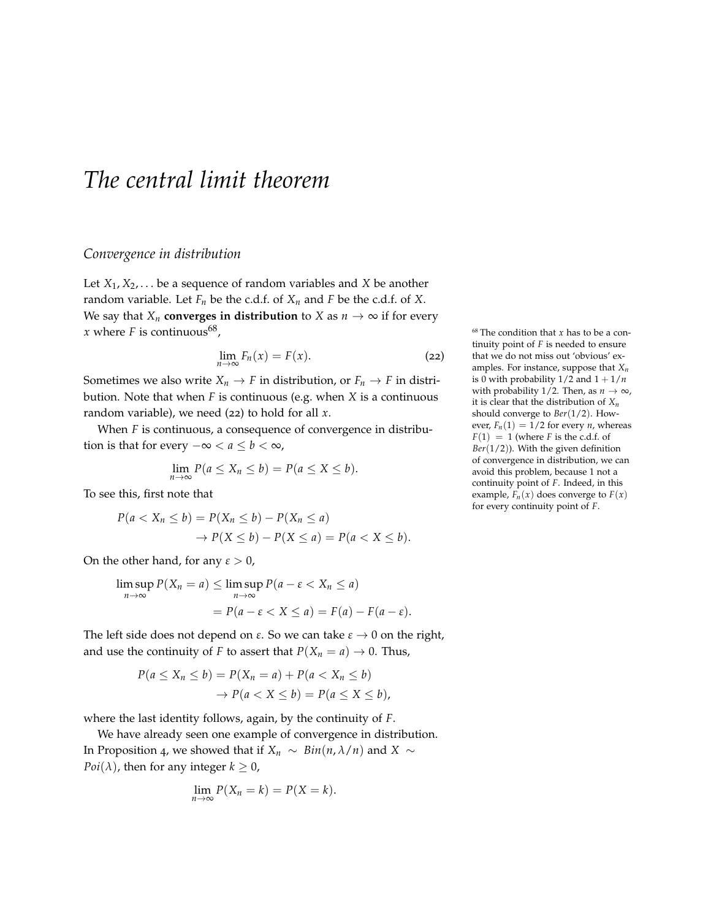# *The central limit theorem*

## *Convergence in distribution*

Let $X_1, X_2, \ldots$ be a sequence of random variables and $X$ be another random variable. Let $F_n$ be the c.d.f. of $X_n$ and $F$ be the c.d.f. of $X$. We say that $X_n$ **converges in distribution** to $X$ as $n \to \infty$ if for every $x$ where $F$ is continuous[68],

$$\lim_{n \to \infty} F_n(x) = F(x). \tag{22}$$

Sometimes we also write $X_n \to F$ in distribution, or $F_n \to F$ in distribution. Note that when $F$ is continuous (e.g. when $X$ is a continuous random variable), we need (22) to hold for all $x$.

[68] The condition that $x$ has to be a continuity point of $F$ is needed to ensure that we do not miss out 'obvious' examples. For instance, suppose that $X_n$ is 0 with probability $1/2$ and $1 + 1/n$ with probability $1/2$. Then, as $n \to \infty$, it is clear that the distribution of $X_n$ should converge to $Ber(1/2)$. However, $F_n(1) = 1/2$ for every $n$, whereas $F(1) = 1$ (where $F$ is the c.d.f. of $Ber(1/2)$). With the given definition of convergence in distribution, we can avoid this problem, because 1 not a continuity point of $F$. Indeed, in this example, $F_n(x)$ does converge to $F(x)$ for every continuity point of $F$.

When $F$ is continuous, a consequence of convergence in distribution is that for every $-\infty < a \le b < \infty$,

$$\lim_{n \to \infty} P(a \le X_n \le b) = P(a \le X \le b).$$

To see this, first note that

$$\begin{aligned} P(a < X_n \le b) &= P(X_n \le b) - P(X_n \le a) \\ &\to P(X \le b) - P(X \le a) = P(a < X \le b). \end{aligned}$$

On the other hand, for any $\varepsilon > 0$,

$$\begin{aligned} \limsup_{n \to \infty} P(X_n = a) &\le \limsup_{n \to \infty} P(a - \varepsilon < X_n \le a) \\ &= P(a - \varepsilon < X \le a) = F(a) - F(a - \varepsilon). \end{aligned}$$

The left side does not depend on $\varepsilon$. So we can take $\varepsilon \to 0$ on the right, and use the continuity of $F$ to assert that $P(X_n = a) \to 0$. Thus,

$$\begin{aligned} P(a \le X_n \le b) &= P(X_n = a) + P(a < X_n \le b) \\ &\to P(a < X \le b) = P(a \le X \le b), \end{aligned}$$

where the last identity follows, again, by the continuity of $F$.

We have already seen one example of convergence in distribution. In Proposition 4, we showed that if $X_n \sim Bin(n, \lambda/n)$ and $X \sim Poi(\lambda)$, then for any integer $k \ge 0$,

$$\lim_{n \to \infty} P(X_n = k) = P(X = k).$$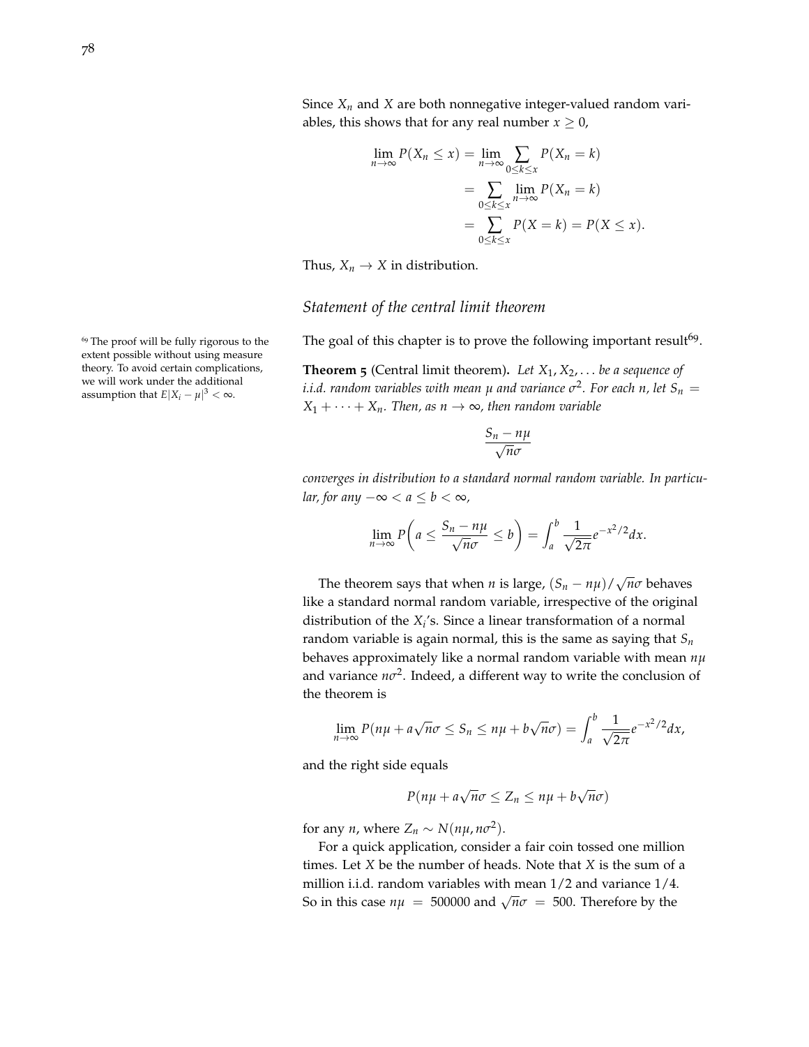Since $X_n$ and $X$ are both nonnegative integer-valued random variables, this shows that for any real number $x \geq 0$,

$$\begin{aligned}
\lim_{n\to\infty} P(X_n \leq x) &= \lim_{n\to\infty} \sum_{0\leq k\leq x} P(X_n = k) \\
&= \sum_{0\leq k\leq x} \lim_{n\to\infty} P(X_n = k) \\
&= \sum_{0\leq k\leq x} P(X = k) = P(X \leq x).
\end{aligned}$$

Thus, $X_n \to X$ in distribution.

### *Statement of the central limit theorem*

The goal of this chapter is to prove the following important result[69].

[69] The proof will be fully rigorous to the extent possible without using measure theory. To avoid certain complications, we will work under the additional assumption that $E|X_i - \mu|^3 < \infty$.

**Theorem 5** (Central limit theorem)**.** *Let $X_1, X_2, \ldots$ be a sequence of i.i.d. random variables with mean $\mu$ and variance $\sigma^2$. For each $n$, let $S_n = X_1 + \cdots + X_n$. Then, as $n \to \infty$, then random variable*

$$\frac{S_n - n\mu}{\sqrt{n}\sigma}$$

*converges in distribution to a standard normal random variable. In particular, for any $-\infty < a \leq b < \infty$,*

$$\lim_{n\to\infty} P\left(a \leq \frac{S_n - n\mu}{\sqrt{n}\sigma} \leq b\right) = \int_a^b \frac{1}{\sqrt{2\pi}} e^{-x^2/2} dx.$$

The theorem says that when $n$ is large, $(S_n - n\mu)/\sqrt{n}\sigma$ behaves like a standard normal random variable, irrespective of the original distribution of the $X_i$'s. Since a linear transformation of a normal random variable is again normal, this is the same as saying that $S_n$ behaves approximately like a normal random variable with mean $n\mu$ and variance $n\sigma^2$. Indeed, a different way to write the conclusion of the theorem is

$$\lim_{n\to\infty} P(n\mu + a\sqrt{n}\sigma \leq S_n \leq n\mu + b\sqrt{n}\sigma) = \int_a^b \frac{1}{\sqrt{2\pi}} e^{-x^2/2} dx,$$

and the right side equals

$$P(n\mu + a\sqrt{n}\sigma \leq Z_n \leq n\mu + b\sqrt{n}\sigma)$$

for any $n$, where $Z_n \sim N(n\mu, n\sigma^2)$.

For a quick application, consider a fair coin tossed one million times. Let $X$ be the number of heads. Note that $X$ is the sum of a million i.i.d. random variables with mean $1/2$ and variance $1/4$. So in this case $n\mu = 500000$ and $\sqrt{n}\sigma = 500$. Therefore by the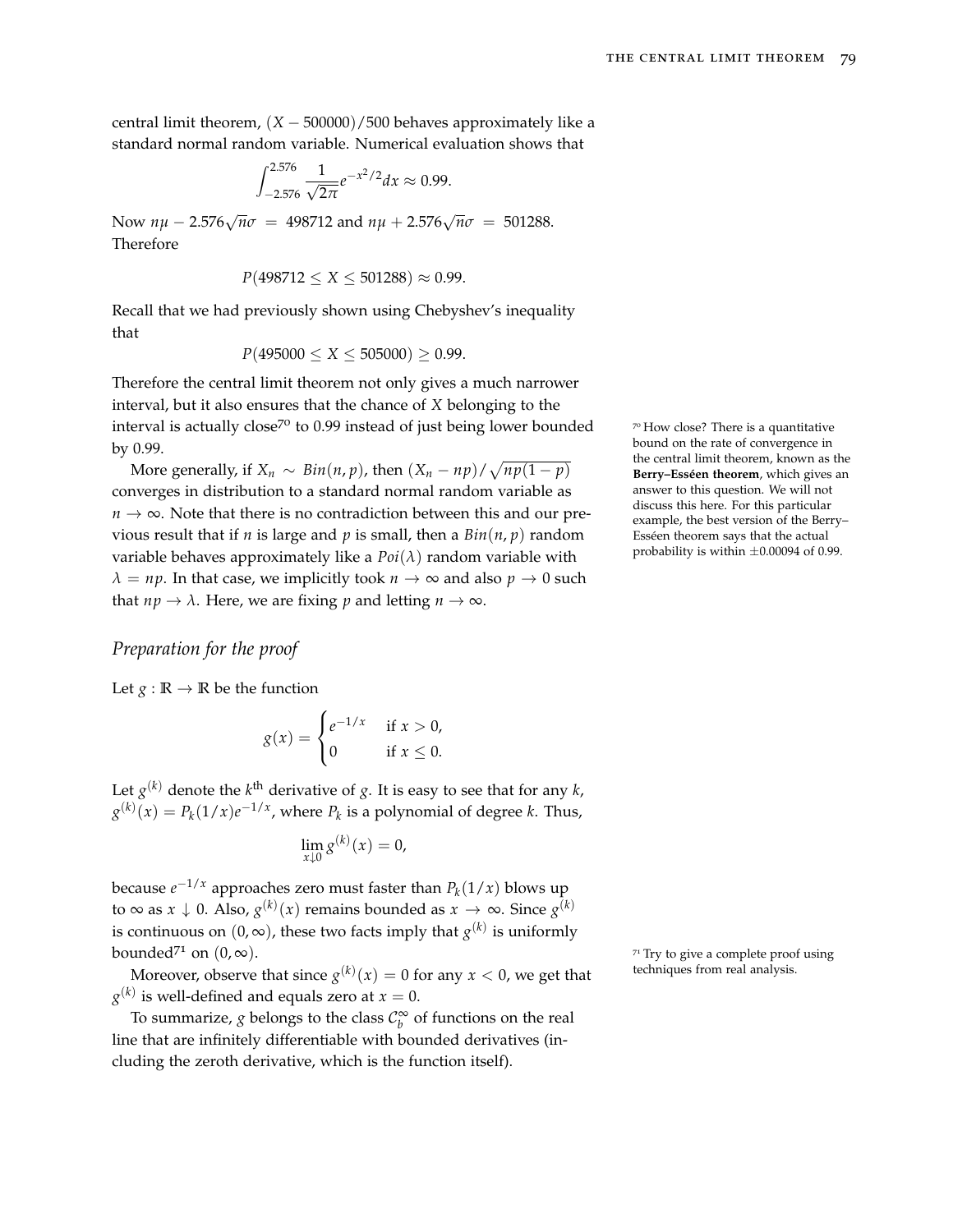central limit theorem, $(X - 500000)/500$ behaves approximately like a standard normal random variable. Numerical evaluation shows that

$$\int_{-2.576}^{2.576} \frac{1}{\sqrt{2\pi}} e^{-x^2/2} dx \approx 0.99.$$

Now $n\mu - 2.576\sqrt{n}\sigma = 498712$ and $n\mu + 2.576\sqrt{n}\sigma = 501288$. Therefore

$$P(498712 \le X \le 501288) \approx 0.99.$$

Recall that we had previously shown using Chebyshev's inequality that

$$P(495000 \le X \le 505000) \ge 0.99.$$

Therefore the central limit theorem not only gives a much narrower interval, but it also ensures that the chance of $X$ belonging to the interval is actually close[70] to 0.99 instead of just being lower bounded by 0.99.

More generally, if $X_n \sim Bin(n, p)$, then $(X_n - np)/\sqrt{np(1-p)}$ converges in distribution to a standard normal random variable as $n \to \infty$. Note that there is no contradiction between this and our previous result that if $n$ is large and $p$ is small, then a $Bin(n, p)$ random variable behaves approximately like a $Poi(\lambda)$ random variable with $\lambda = np$. In that case, we implicitly took $n \to \infty$ and also $p \to 0$ such that $np \to \lambda$. Here, we are fixing $p$ and letting $n \to \infty$.

[70] How close? There is a quantitative bound on the rate of convergence in the central limit theorem, known as the **Berry–Esséen theorem**, which gives an answer to this question. We will not discuss this here. For this particular example, the best version of the Berry–Esséen theorem says that the actual probability is within $\pm 0.00094$ of 0.99.

### *Preparation for the proof*

Let $g : \mathbb{R} \to \mathbb{R}$ be the function

$$g(x) = \begin{cases} e^{-1/x} & \text{if } x > 0, \\ 0 & \text{if } x \le 0. \end{cases}$$

Let $g^{(k)}$ denote the $k^{\text{th}}$ derivative of $g$. It is easy to see that for any $k$, $g^{(k)}(x) = P_k(1/x)e^{-1/x}$, where $P_k$ is a polynomial of degree $k$. Thus,

$$\lim_{x \downarrow 0} g^{(k)}(x) = 0,$$

because $e^{-1/x}$ approaches zero must faster than $P_k(1/x)$ blows up to $\infty$ as $x \downarrow 0$. Also, $g^{(k)}(x)$ remains bounded as $x \to \infty$. Since $g^{(k)}$ is continuous on $(0, \infty)$, these two facts imply that $g^{(k)}$ is uniformly bounded[71] on $(0, \infty)$.

[71] Try to give a complete proof using techniques from real analysis.

Moreover, observe that since $g^{(k)}(x) = 0$ for any $x < 0$, we get that $g^{(k)}$ is well-defined and equals zero at $x = 0$.

To summarize, $g$ belongs to the class $\mathcal{C}_b^\infty$ of functions on the real line that are infinitely differentiable with bounded derivatives (including the zeroth derivative, which is the function itself).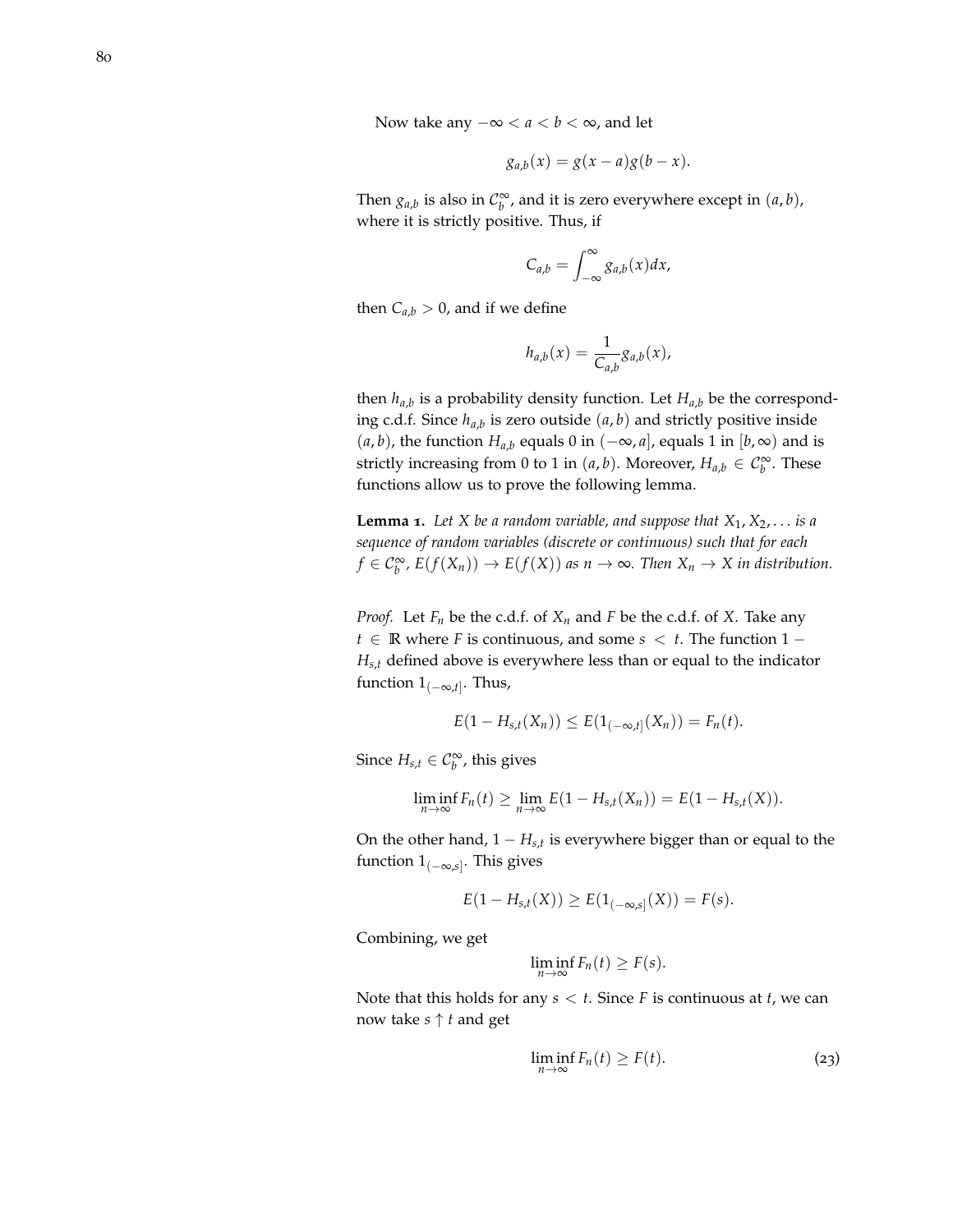Now take any $-\infty < a < b < \infty$, and let

$$g_{a,b}(x) = g(x-a)g(b-x).$$

Then $g_{a,b}$ is also in $\mathcal{C}_b^\infty$, and it is zero everywhere except in $(a,b)$, where it is strictly positive. Thus, if

$$C_{a,b} = \int_{-\infty}^{\infty} g_{a,b}(x)dx,$$

then $C_{a,b} > 0$, and if we define

$$h_{a,b}(x) = \frac{1}{C_{a,b}} g_{a,b}(x),$$

then $h_{a,b}$ is a probability density function. Let $H_{a,b}$ be the corresponding c.d.f. Since $h_{a,b}$ is zero outside $(a,b)$ and strictly positive inside $(a,b)$, the function $H_{a,b}$ equals 0 in $(-\infty, a]$, equals 1 in $[b, \infty)$ and is strictly increasing from 0 to 1 in $(a,b)$. Moreover, $H_{a,b} \in \mathcal{C}_b^\infty$. These functions allow us to prove the following lemma.

**Lemma 1.** *Let $X$ be a random variable, and suppose that $X_1, X_2, \ldots$ is a sequence of random variables (discrete or continuous) such that for each $f \in \mathcal{C}_b^\infty$, $E(f(X_n)) \to E(f(X))$ as $n \to \infty$. Then $X_n \to X$ in distribution.*

*Proof.* Let $F_n$ be the c.d.f. of $X_n$ and $F$ be the c.d.f. of $X$. Take any $t \in \mathbb{R}$ where $F$ is continuous, and some $s < t$. The function $1 - H_{s,t}$ defined above is everywhere less than or equal to the indicator function $1_{(-\infty,t]}$. Thus,

$$E(1 - H_{s,t}(X_n)) \le E(1_{(-\infty,t]}(X_n)) = F_n(t).$$

Since $H_{s,t} \in \mathcal{C}_b^\infty$, this gives

$$\liminf_{n\to\infty} F_n(t) \ge \lim_{n\to\infty} E(1 - H_{s,t}(X_n)) = E(1 - H_{s,t}(X)).$$

On the other hand, $1 - H_{s,t}$ is everywhere bigger than or equal to the function $1_{(-\infty,s]}$. This gives

$$E(1 - H_{s,t}(X)) \ge E(1_{(-\infty,s]}(X)) = F(s).$$

Combining, we get

$$\liminf_{n\to\infty} F_n(t) \ge F(s).$$

Note that this holds for any $s < t$. Since $F$ is continuous at $t$, we can now take $s \uparrow t$ and get

$$\liminf_{n\to\infty} F_n(t) \ge F(t). \tag{23}$$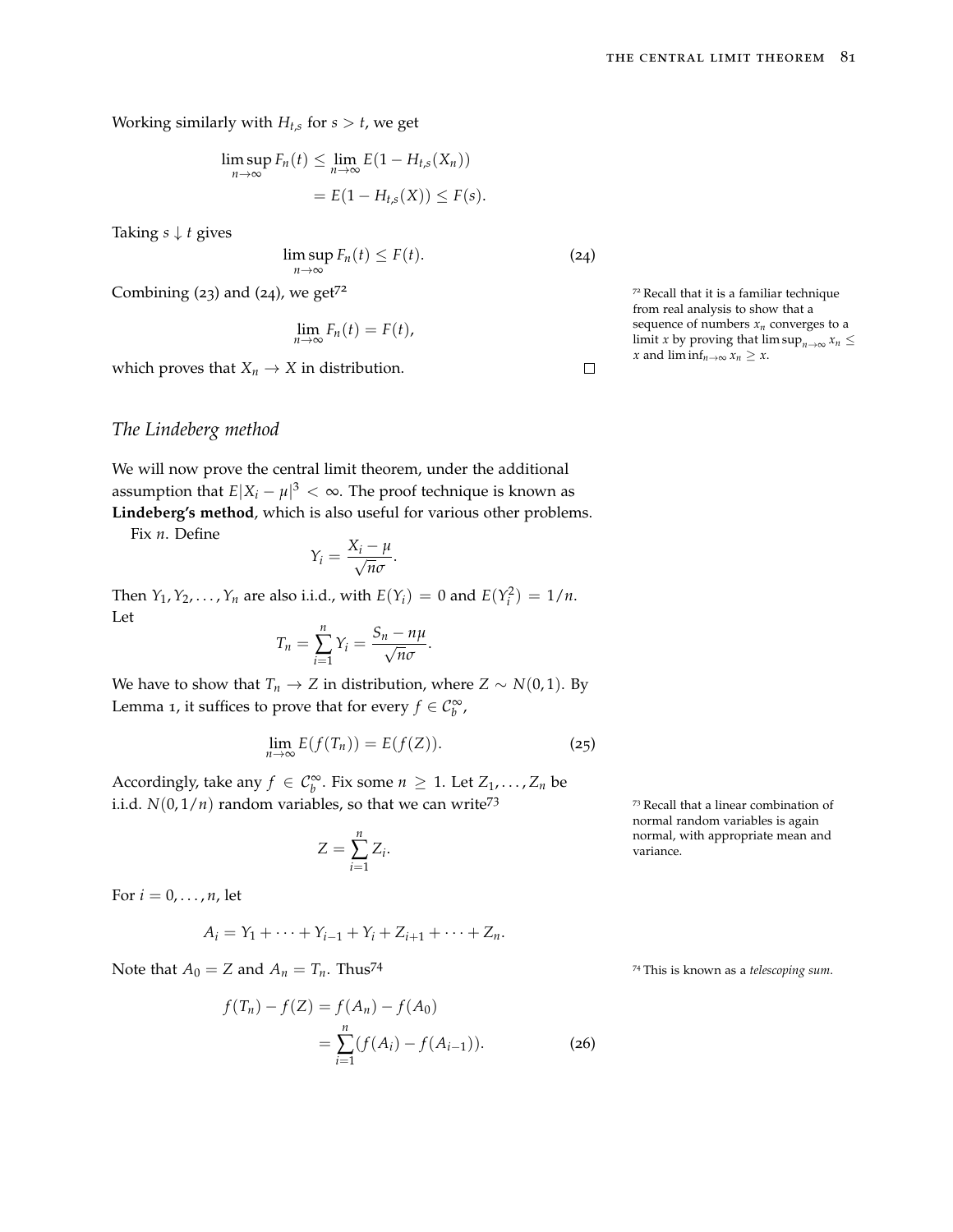Working similarly with $H_{t,s}$ for $s > t$, we get

$$\limsup_{n\to\infty} F_n(t) \le \lim_{n\to\infty} E(1 - H_{t,s}(X_n))$$
$$= E(1 - H_{t,s}(X)) \le F(s).$$

Taking $s \downarrow t$ gives

$$\limsup_{n\to\infty} F_n(t) \le F(t). \tag{24}$$

Combining (23) and (24), we get[72]

$$\lim_{n\to\infty} F_n(t) = F(t),$$

which proves that $X_n \to X$ in distribution. $\square$

[72] Recall that it is a familiar technique from real analysis to show that a sequence of numbers $x_n$ converges to a limit $x$ by proving that $\limsup_{n\to\infty} x_n \le x$ and $\liminf_{n\to\infty} x_n \ge x$.

## *The Lindeberg method*

We will now prove the central limit theorem, under the additional assumption that $E|X_i - \mu|^3 < \infty$. The proof technique is known as **Lindeberg's method**, which is also useful for various other problems.

Fix $n$. Define

$$Y_i = \frac{X_i - \mu}{\sqrt{n}\sigma}.$$

Then $Y_1, Y_2, \ldots, Y_n$ are also i.i.d., with $E(Y_i) = 0$ and $E(Y_i^2) = 1/n$. Let

$$T_n = \sum_{i=1}^n Y_i = \frac{S_n - n\mu}{\sqrt{n}\sigma}.$$

We have to show that $T_n \to Z$ in distribution, where $Z \sim N(0,1)$. By Lemma 1, it suffices to prove that for every $f \in \mathcal{C}_b^\infty$,

$$\lim_{n\to\infty} E(f(T_n)) = E(f(Z)). \tag{25}$$

Accordingly, take any $f \in \mathcal{C}_b^\infty$. Fix some $n \ge 1$. Let $Z_1, \ldots, Z_n$ be i.i.d. $N(0, 1/n)$ random variables, so that we can write[73]

$$Z = \sum_{i=1}^n Z_i.$$

[73] Recall that a linear combination of normal random variables is again normal, with appropriate mean and variance.

For $i = 0, \ldots, n$, let

$$A_i = Y_1 + \cdots + Y_{i-1} + Y_i + Z_{i+1} + \cdots + Z_n.$$

Note that $A_0 = Z$ and $A_n = T_n$. Thus[74]

$$f(T_n) - f(Z) = f(A_n) - f(A_0)$$
$$= \sum_{i=1}^n (f(A_i) - f(A_{i-1})). \tag{26}$$

[74] This is known as a *telescoping sum*.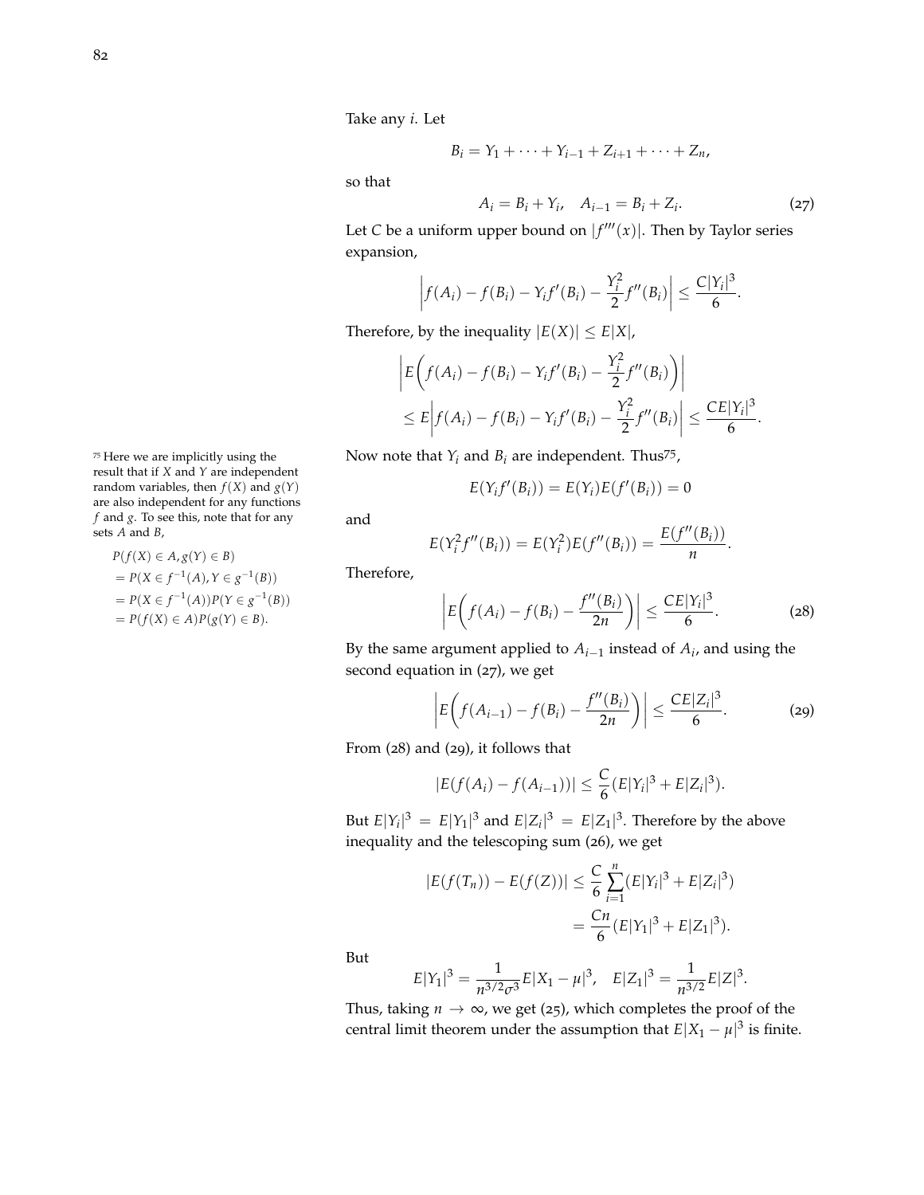Take any $i$. Let

$$B_i = Y_1 + \cdots + Y_{i-1} + Z_{i+1} + \cdots + Z_n,$$

so that

$$A_i = B_i + Y_i, \quad A_{i-1} = B_i + Z_i. \tag{27}$$

Let $C$ be a uniform upper bound on $|f'''(x)|$. Then by Taylor series expansion,

$$\left| f(A_i) - f(B_i) - Y_i f'(B_i) - \frac{Y_i^2}{2} f''(B_i) \right| \le \frac{C|Y_i|^3}{6}.$$

Therefore, by the inequality $|E(X)| \le E|X|$,

$$\begin{aligned} &\left| E\left( f(A_i) - f(B_i) - Y_i f'(B_i) - \frac{Y_i^2}{2} f''(B_i) \right) \right| \\ &\le E\left| f(A_i) - f(B_i) - Y_i f'(B_i) - \frac{Y_i^2}{2} f''(B_i) \right| \le \frac{CE|Y_i|^3}{6}. \end{aligned}$$

Now note that $Y_i$ and $B_i$ are independent. Thus[75],

$$E(Y_i f'(B_i)) = E(Y_i) E(f'(B_i)) = 0$$

and

$$E(Y_i^2 f''(B_i)) = E(Y_i^2) E(f''(B_i)) = \frac{E(f''(B_i))}{n}.$$

Therefore,

$$\left| E\left( f(A_i) - f(B_i) - \frac{f''(B_i)}{2n} \right) \right| \le \frac{CE|Y_i|^3}{6}. \tag{28}$$

By the same argument applied to $A_{i-1}$ instead of $A_i$, and using the second equation in (27), we get

$$\left| E\left( f(A_{i-1}) - f(B_i) - \frac{f''(B_i)}{2n} \right) \right| \le \frac{CE|Z_i|^3}{6}. \tag{29}$$

From (28) and (29), it follows that

$$|E(f(A_i) - f(A_{i-1}))| \le \frac{C}{6}(E|Y_i|^3 + E|Z_i|^3).$$

But $E|Y_i|^3 = E|Y_1|^3$ and $E|Z_i|^3 = E|Z_1|^3$. Therefore by the above inequality and the telescoping sum (26), we get

$$\begin{aligned} |E(f(T_n)) - E(f(Z))| &\le \frac{C}{6} \sum_{i=1}^n (E|Y_i|^3 + E|Z_i|^3) \\ &= \frac{Cn}{6}(E|Y_1|^3 + E|Z_1|^3). \end{aligned}$$

But

$$E|Y_1|^3 = \frac{1}{n^{3/2}\sigma^3} E|X_1 - \mu|^3, \quad E|Z_1|^3 = \frac{1}{n^{3/2}} E|Z|^3.$$

Thus, taking $n \to \infty$, we get (25), which completes the proof of the central limit theorem under the assumption that $E|X_1 - \mu|^3$ is finite.

[75] Here we are implicitly using the result that if $X$ and $Y$ are independent random variables, then $f(X)$ and $g(Y)$ are also independent for any functions $f$ and $g$. To see this, note that for any sets $A$ and $B$,

$$\begin{aligned} &P(f(X) \in A, g(Y) \in B) \\ &= P(X \in f^{-1}(A), Y \in g^{-1}(B)) \\ &= P(X \in f^{-1}(A)) P(Y \in g^{-1}(B)) \\ &= P(f(X) \in A) P(g(Y) \in B). \end{aligned}$$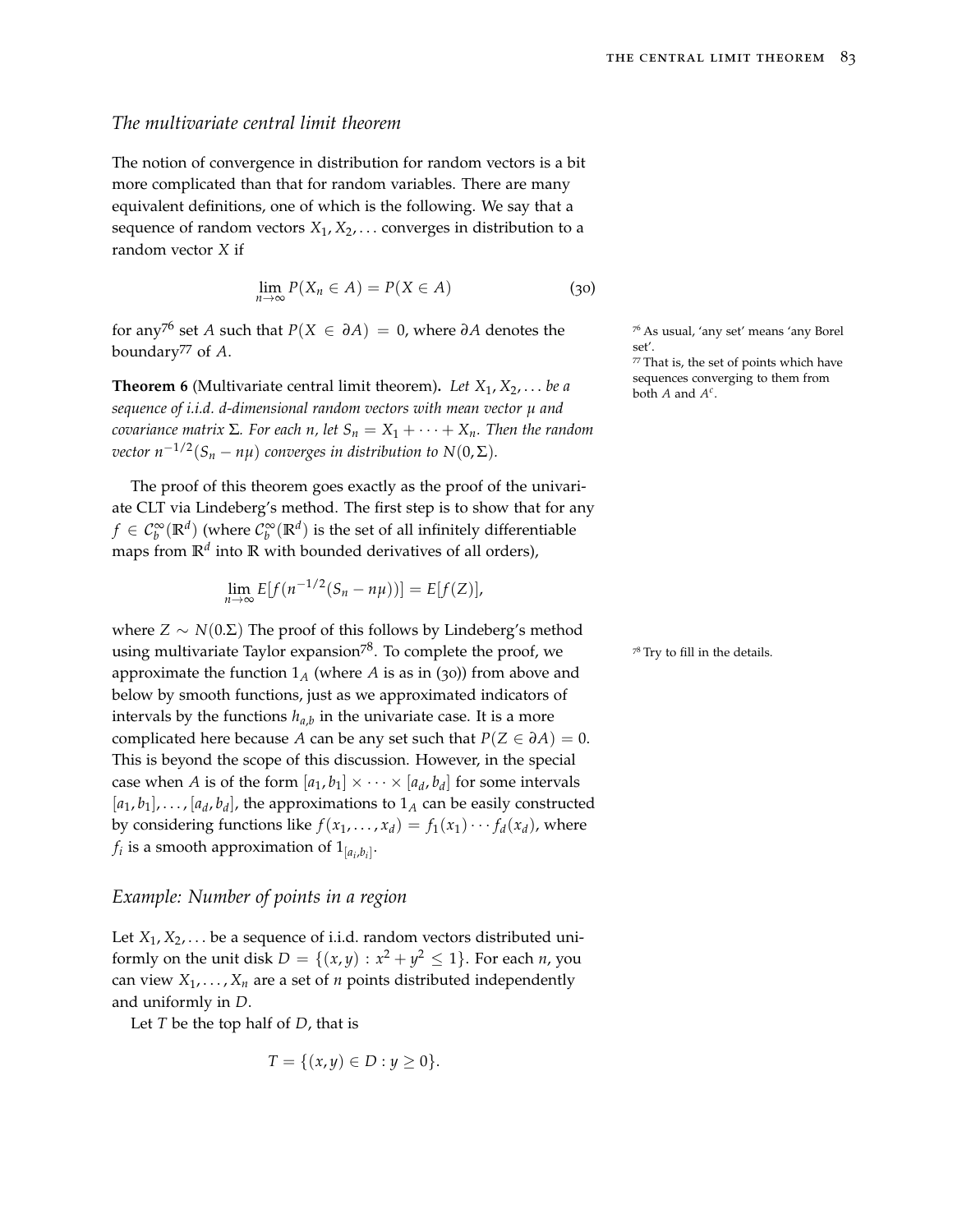## The multivariate central limit theorem

The notion of convergence in distribution for random vectors is a bit more complicated than that for random variables. There are many equivalent definitions, one of which is the following. We say that a sequence of random vectors $X_1, X_2, \ldots$ converges in distribution to a random vector $X$ if

$$\lim_{n\to\infty} P(X_n \in A) = P(X \in A) \tag{30}$$

for any[76] set $A$ such that $P(X \in \partial A) = 0$, where $\partial A$ denotes the boundary[77] of $A$.

[76] As usual, 'any set' means 'any Borel set'.

[77] That is, the set of points which have sequences converging to them from both $A$ and $A^c$.

**Theorem 6** (Multivariate central limit theorem)**.** *Let $X_1, X_2, \ldots$ be a sequence of i.i.d. d-dimensional random vectors with mean vector $\mu$ and covariance matrix $\Sigma$. For each $n$, let $S_n = X_1 + \cdots + X_n$. Then the random vector $n^{-1/2}(S_n - n\mu)$ converges in distribution to $N(0, \Sigma)$.*

The proof of this theorem goes exactly as the proof of the univariate CLT via Lindeberg's method. The first step is to show that for any $f \in \mathcal{C}_b^\infty(\mathbb{R}^d)$ (where $\mathcal{C}_b^\infty(\mathbb{R}^d)$ is the set of all infinitely differentiable maps from $\mathbb{R}^d$ into $\mathbb{R}$ with bounded derivatives of all orders),

$$\lim_{n\to\infty} E[f(n^{-1/2}(S_n - n\mu))] = E[f(Z)],$$

where $Z \sim N(0.\Sigma)$ The proof of this follows by Lindeberg's method using multivariate Taylor expansion[78]. To complete the proof, we approximate the function $1_A$ (where $A$ is as in (30)) from above and below by smooth functions, just as we approximated indicators of intervals by the functions $h_{a,b}$ in the univariate case. It is a more complicated here because $A$ can be any set such that $P(Z \in \partial A) = 0$. This is beyond the scope of this discussion. However, in the special case when $A$ is of the form $[a_1, b_1] \times \cdots \times [a_d, b_d]$ for some intervals $[a_1, b_1], \ldots, [a_d, b_d]$, the approximations to $1_A$ can be easily constructed by considering functions like $f(x_1, \ldots, x_d) = f_1(x_1) \cdots f_d(x_d)$, where $f_i$ is a smooth approximation of $1_{[a_i, b_i]}$.

[78] Try to fill in the details.

## Example: Number of points in a region

Let $X_1, X_2, \ldots$ be a sequence of i.i.d. random vectors distributed uniformly on the unit disk $D = \{(x, y) : x^2 + y^2 \leq 1\}$. For each $n$, you can view $X_1, \ldots, X_n$ are a set of $n$ points distributed independently and uniformly in $D$.

Let $T$ be the top half of $D$, that is

$$T = \{(x, y) \in D : y \geq 0\}.$$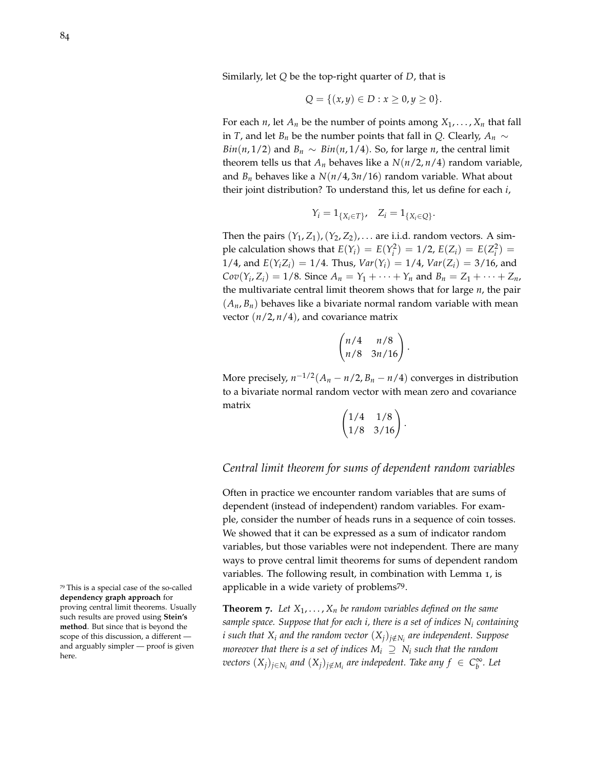Similarly, let $Q$ be the top-right quarter of $D$, that is

$$Q = \{(x, y) \in D : x \geq 0, y \geq 0\}.$$

For each $n$, let $A_n$ be the number of points among $X_1, \ldots, X_n$ that fall in $T$, and let $B_n$ be the number points that fall in $Q$. Clearly, $A_n \sim Bin(n, 1/2)$ and $B_n \sim Bin(n, 1/4)$. So, for large $n$, the central limit theorem tells us that $A_n$ behaves like a $N(n/2, n/4)$ random variable, and $B_n$ behaves like a $N(n/4, 3n/16)$ random variable. What about their joint distribution? To understand this, let us define for each $i$,

$$Y_i = 1_{\{X_i \in T\}}, \quad Z_i = 1_{\{X_i \in Q\}}.$$

Then the pairs $(Y_1, Z_1), (Y_2, Z_2), \ldots$ are i.i.d. random vectors. A simple calculation shows that $E(Y_i) = E(Y_i^2) = 1/2$, $E(Z_i) = E(Z_i^2) = 1/4$, and $E(Y_i Z_i) = 1/4$. Thus, $Var(Y_i) = 1/4$, $Var(Z_i) = 3/16$, and $Cov(Y_i, Z_i) = 1/8$. Since $A_n = Y_1 + \cdots + Y_n$ and $B_n = Z_1 + \cdots + Z_n$, the multivariate central limit theorem shows that for large $n$, the pair $(A_n, B_n)$ behaves like a bivariate normal random variable with mean vector $(n/2, n/4)$, and covariance matrix

$$\begin{pmatrix} n/4 & n/8 \\ n/8 & 3n/16 \end{pmatrix}.$$

More precisely, $n^{-1/2}(A_n - n/2, B_n - n/4)$ converges in distribution to a bivariate normal random vector with mean zero and covariance matrix

$$\begin{pmatrix} 1/4 & 1/8 \\ 1/8 & 3/16 \end{pmatrix}.$$

## *Central limit theorem for sums of dependent random variables*

Often in practice we encounter random variables that are sums of dependent (instead of independent) random variables. For example, consider the number of heads runs in a sequence of coin tosses. We showed that it can be expressed as a sum of indicator random variables, but those variables were not independent. There are many ways to prove central limit theorems for sums of dependent random variables. The following result, in combination with Lemma 1, is applicable in a wide variety of problems[79].

[79] This is a special case of the so-called **dependency graph approach** for proving central limit theorems. Usually such results are proved using **Stein's method**. But since that is beyond the scope of this discussion, a different — and arguably simpler — proof is given here.

**Theorem 7.** *Let $X_1, \ldots, X_n$ be random variables defined on the same sample space. Suppose that for each $i$, there is a set of indices $N_i$ containing $i$ such that $X_i$ and the random vector $(X_j)_{j \notin N_i}$ are independent. Suppose moreover that there is a set of indices $M_i \supseteq N_i$ such that the random vectors $(X_j)_{j \in N_i}$ and $(X_j)_{j \notin M_i}$ are indepedent. Take any $f \in C_b^\infty$. Let*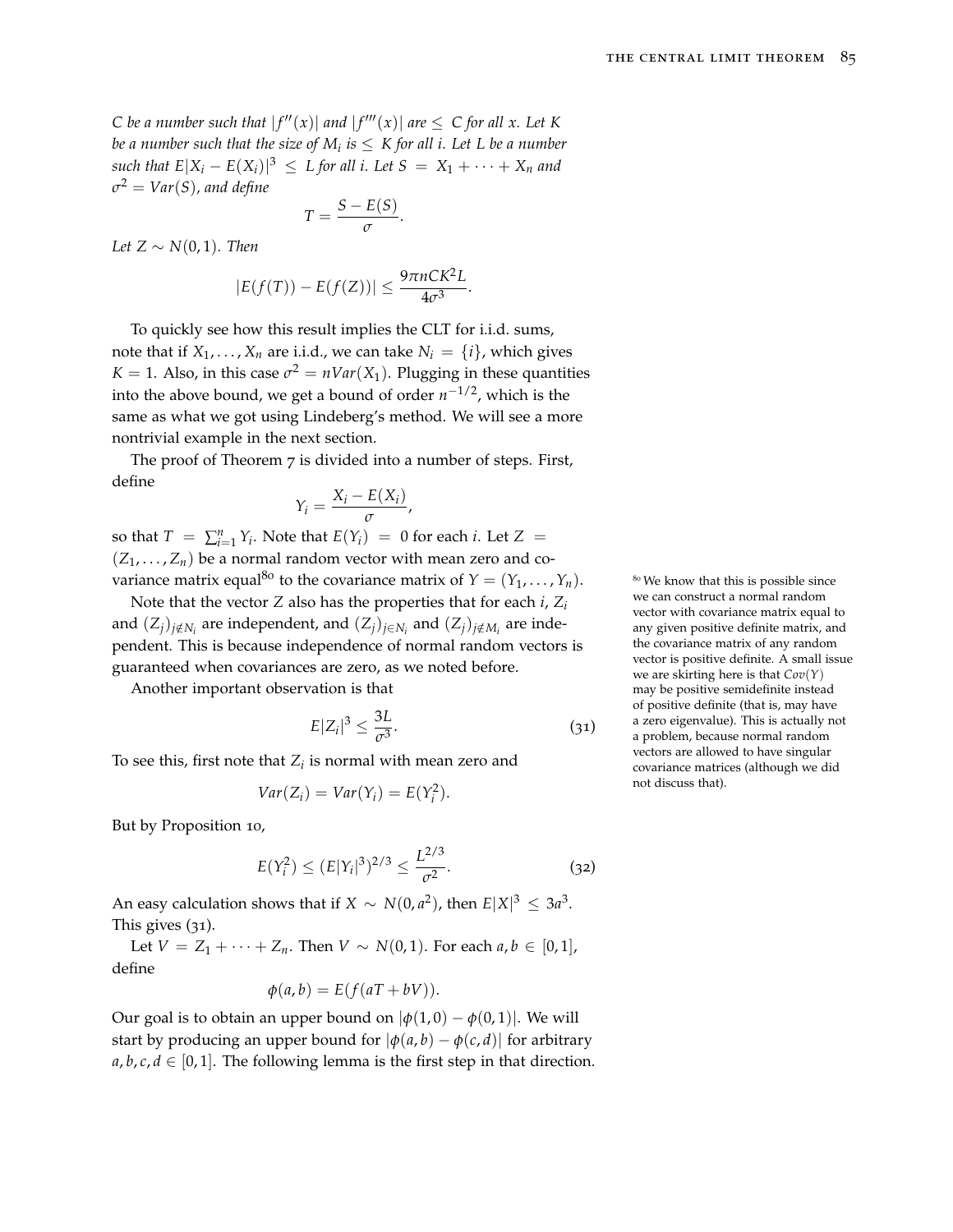*$C$ be a number such that $|f''(x)|$ and $|f'''(x)|$ are $\le C$ for all $x$. Let $K$ be a number such that the size of $M_i$ is $\le K$ for all $i$. Let $L$ be a number such that $E|X_i - E(X_i)|^3 \le L$ for all $i$. Let $S = X_1 + \cdots + X_n$ and $\sigma^2 = Var(S)$, and define*

$$T = \frac{S - E(S)}{\sigma}.$$

*Let $Z \sim N(0,1)$. Then*

$$|E(f(T)) - E(f(Z))| \le \frac{9\pi n C K^2 L}{4\sigma^3}.$$

To quickly see how this result implies the CLT for i.i.d. sums, note that if $X_1, \ldots, X_n$ are i.i.d., we can take $N_i = \{i\}$, which gives $K = 1$. Also, in this case $\sigma^2 = nVar(X_1)$. Plugging in these quantities into the above bound, we get a bound of order $n^{-1/2}$, which is the same as what we got using Lindeberg's method. We will see a more nontrivial example in the next section.

The proof of Theorem 7 is divided into a number of steps. First, define

$$Y_i = \frac{X_i - E(X_i)}{\sigma},$$

so that $T = \sum_{i=1}^n Y_i$. Note that $E(Y_i) = 0$ for each $i$. Let $Z = (Z_1, \ldots, Z_n)$ be a normal random vector with mean zero and covariance matrix equal[80] to the covariance matrix of $Y = (Y_1, \ldots, Y_n)$.

[80] We know that this is possible since we can construct a normal random vector with covariance matrix equal to any given positive definite matrix, and the covariance matrix of any random vector is positive definite. A small issue we are skirting here is that $Cov(Y)$ may be positive semidefinite instead of positive definite (that is, may have a zero eigenvalue). This is actually not a problem, because normal random vectors are allowed to have singular covariance matrices (although we did not discuss that).

Note that the vector $Z$ also has the properties that for each $i$, $Z_i$ and $(Z_j)_{j \notin N_i}$ are independent, and $(Z_j)_{j \in N_i}$ and $(Z_j)_{j \notin M_i}$ are independent. This is because independence of normal random vectors is guaranteed when covariances are zero, as we noted before.

Another important observation is that

$$E|Z_i|^3 \le \frac{3L}{\sigma^3}. \tag{31}$$

To see this, first note that $Z_i$ is normal with mean zero and

$$Var(Z_i) = Var(Y_i) = E(Y_i^2).$$

But by Proposition 10,

$$E(Y_i^2) \le (E|Y_i|^3)^{2/3} \le \frac{L^{2/3}}{\sigma^2}. \tag{32}$$

An easy calculation shows that if $X \sim N(0, a^2)$, then $E|X|^3 \le 3a^3$. This gives (31).

Let $V = Z_1 + \cdots + Z_n$. Then $V \sim N(0,1)$. For each $a, b \in [0,1]$, define

$$\phi(a,b) = E(f(aT + bV)).$$

Our goal is to obtain an upper bound on $|\phi(1,0) - \phi(0,1)|$. We will start by producing an upper bound for $|\phi(a,b) - \phi(c,d)|$ for arbitrary $a, b, c, d \in [0,1]$. The following lemma is the first step in that direction.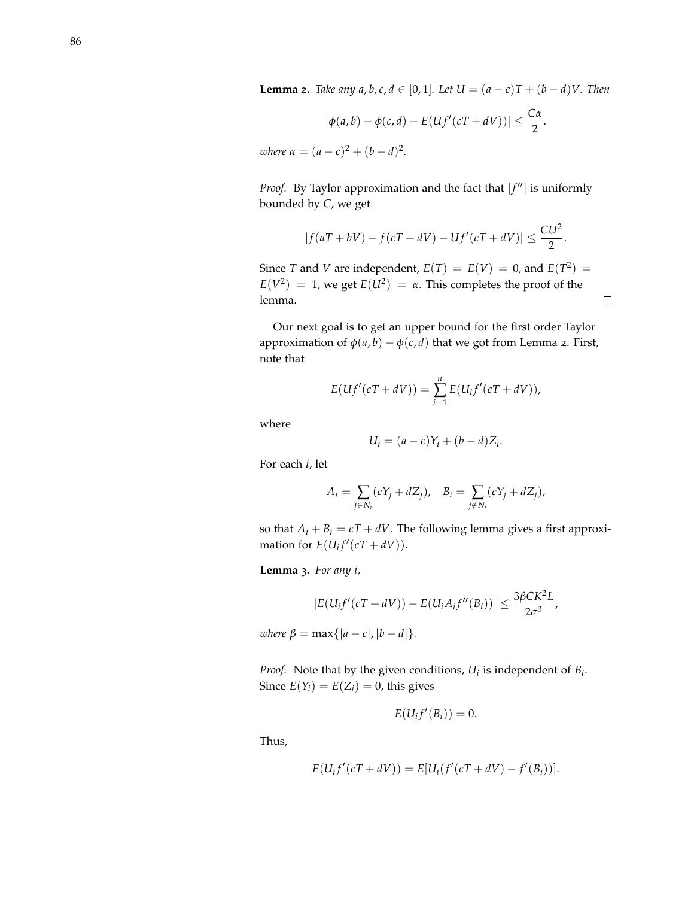**Lemma 2.** *Take any $a, b, c, d \in [0, 1]$. Let $U = (a-c)T + (b-d)V$. Then*

$$|\phi(a,b) - \phi(c,d) - E(Uf'(cT+dV))| \leq \frac{C\alpha}{2}.$$

*where $\alpha = (a-c)^2 + (b-d)^2$.*

*Proof.* By Taylor approximation and the fact that $|f''|$ is uniformly bounded by $C$, we get

$$|f(aT+bV) - f(cT+dV) - Uf'(cT+dV)| \leq \frac{CU^2}{2}.$$

Since $T$ and $V$ are independent, $E(T) = E(V) = 0$, and $E(T^2) = E(V^2) = 1$, we get $E(U^2) = \alpha$. This completes the proof of the lemma. □

Our next goal is to get an upper bound for the first order Taylor approximation of $\phi(a,b) - \phi(c,d)$ that we got from Lemma 2. First, note that

$$E(Uf'(cT+dV)) = \sum_{i=1}^{n} E(U_i f'(cT+dV)),$$

where

$$U_i = (a-c)Y_i + (b-d)Z_i.$$

For each $i$, let

$$A_i = \sum_{j \in N_i} (cY_j + dZ_j), \quad B_i = \sum_{j \notin N_i} (cY_j + dZ_j),$$

so that $A_i + B_i = cT + dV$. The following lemma gives a first approximation for $E(U_i f'(cT+dV))$.

**Lemma 3.** *For any $i$,*

$$|E(U_i f'(cT+dV)) - E(U_i A_i f''(B_i))| \leq \frac{3\beta C K^2 L}{2\sigma^3},$$

*where $\beta = \max\{|a-c|, |b-d|\}$.*

*Proof.* Note that by the given conditions, $U_i$ is independent of $B_i$. Since $E(Y_i) = E(Z_i) = 0$, this gives

$$E(U_i f'(B_i)) = 0.$$

Thus,

$$E(U_i f'(cT+dV)) = E[U_i(f'(cT+dV) - f'(B_i))].$$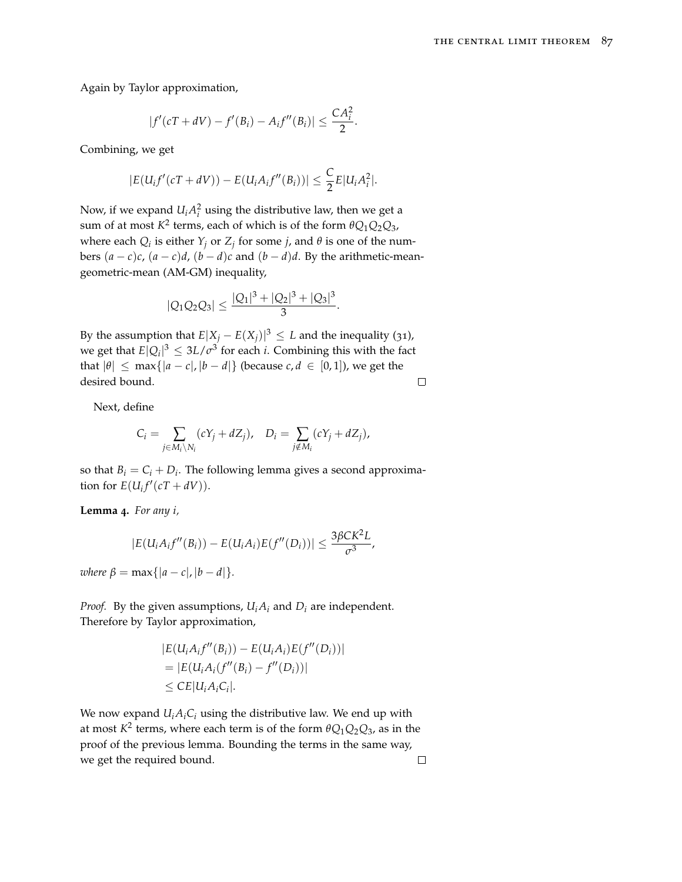Again by Taylor approximation,

$$|f'(cT + dV) - f'(B_i) - A_i f''(B_i)| \leq \frac{CA_i^2}{2}.$$

Combining, we get

$$|E(U_i f'(cT + dV)) - E(U_i A_i f''(B_i))| \leq \frac{C}{2} E|U_i A_i^2|.$$

Now, if we expand $U_i A_i^2$ using the distributive law, then we get a sum of at most $K^2$ terms, each of which is of the form $\theta Q_1 Q_2 Q_3$, where each $Q_i$ is either $Y_j$ or $Z_j$ for some $j$, and $\theta$ is one of the numbers $(a-c)c$, $(a-c)d$, $(b-d)c$ and $(b-d)d$. By the arithmetic-mean-geometric-mean (AM-GM) inequality,

$$|Q_1 Q_2 Q_3| \leq \frac{|Q_1|^3 + |Q_2|^3 + |Q_3|^3}{3}.$$

By the assumption that $E|X_j - E(X_j)|^3 \leq L$ and the inequality (31), we get that $E|Q_i|^3 \leq 3L/\sigma^3$ for each $i$. Combining this with the fact that $|\theta| \leq \max\{|a-c|, |b-d|\}$ (because $c, d \in [0,1]$), we get the desired bound. □

Next, define

$$C_i = \sum_{j \in M_i \setminus N_i} (cY_j + dZ_j), \quad D_i = \sum_{j \notin M_i} (cY_j + dZ_j),$$

so that $B_i = C_i + D_i$. The following lemma gives a second approximation for $E(U_i f'(cT + dV))$.

**Lemma 4.** *For any $i$,*

$$|E(U_i A_i f''(B_i)) - E(U_i A_i) E(f''(D_i))| \leq \frac{3\beta C K^2 L}{\sigma^3},$$

*where $\beta = \max\{|a-c|, |b-d|\}$.*

*Proof.* By the given assumptions, $U_i A_i$ and $D_i$ are independent. Therefore by Taylor approximation,

$$\begin{aligned}
&|E(U_i A_i f''(B_i)) - E(U_i A_i) E(f''(D_i))| \\
&= |E(U_i A_i (f''(B_i) - f''(D_i))| \\
&\leq C E|U_i A_i C_i|.
\end{aligned}$$

We now expand $U_i A_i C_i$ using the distributive law. We end up with at most $K^2$ terms, where each term is of the form $\theta Q_1 Q_2 Q_3$, as in the proof of the previous lemma. Bounding the terms in the same way, we get the required bound. □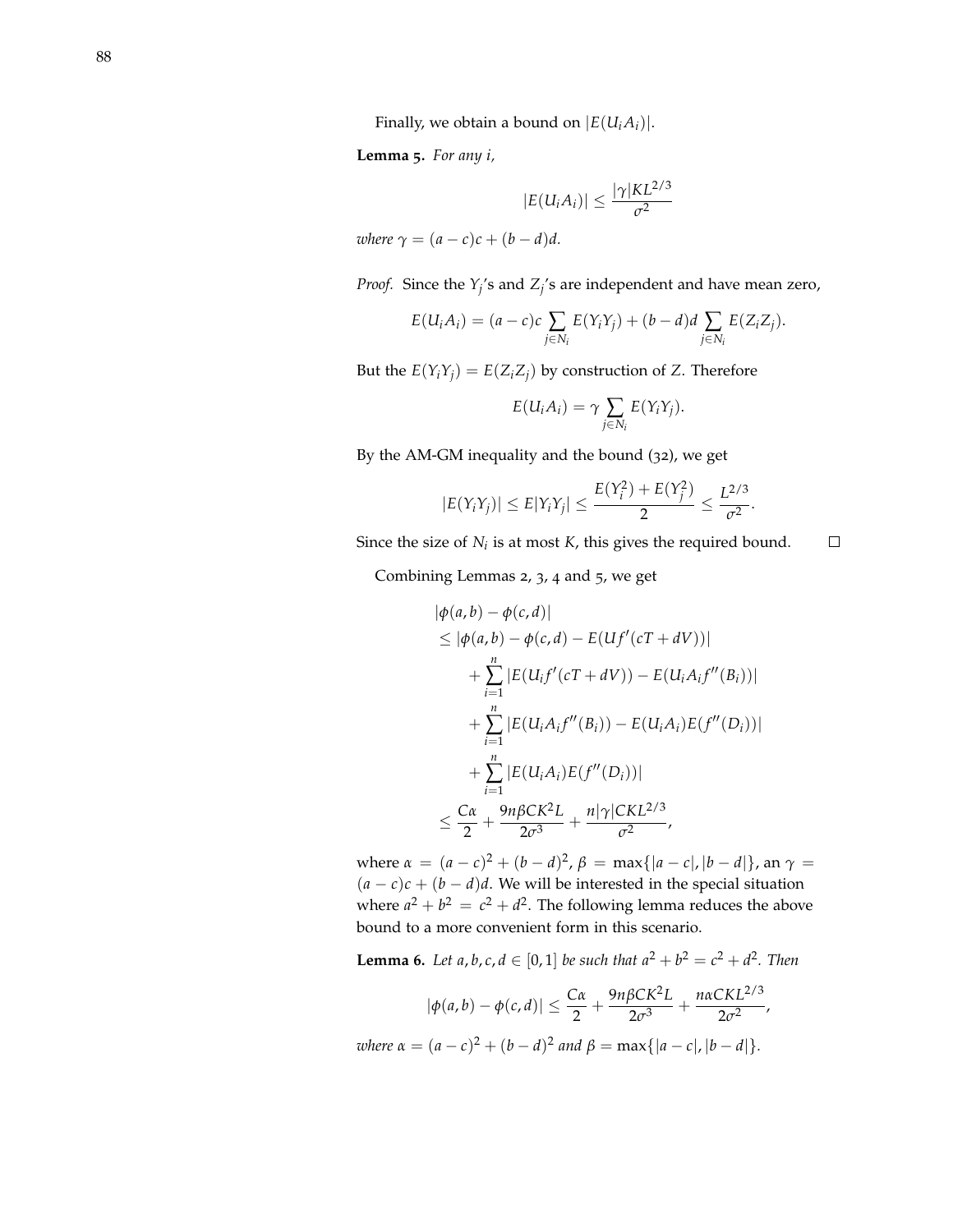Finally, we obtain a bound on $|E(U_i A_i)|$.

**Lemma 5.** *For any $i$,*

$$|E(U_i A_i)| \leq \frac{|\gamma| K L^{2/3}}{\sigma^2}$$

*where $\gamma = (a-c)c + (b-d)d$.*

*Proof.* Since the $Y_j$'s and $Z_j$'s are independent and have mean zero,

$$E(U_i A_i) = (a-c)c \sum_{j \in N_i} E(Y_i Y_j) + (b-d)d \sum_{j \in N_i} E(Z_i Z_j).$$

But the $E(Y_i Y_j) = E(Z_i Z_j)$ by construction of $Z$. Therefore

$$E(U_i A_i) = \gamma \sum_{j \in N_i} E(Y_i Y_j).$$

By the AM-GM inequality and the bound (32), we get

$$|E(Y_i Y_j)| \leq E|Y_i Y_j| \leq \frac{E(Y_i^2) + E(Y_j^2)}{2} \leq \frac{L^{2/3}}{\sigma^2}.$$

Since the size of $N_i$ is at most $K$, this gives the required bound. □

Combining Lemmas 2, 3, 4 and 5, we get

$$\begin{aligned}
&|\phi(a,b) - \phi(c,d)| \\
&\leq |\phi(a,b) - \phi(c,d) - E(Uf'(cT + dV))| \\
&\quad + \sum_{i=1}^{n} |E(U_i f'(cT + dV)) - E(U_i A_i f''(B_i))| \\
&\quad + \sum_{i=1}^{n} |E(U_i A_i f''(B_i)) - E(U_i A_i) E(f''(D_i))| \\
&\quad + \sum_{i=1}^{n} |E(U_i A_i) E(f''(D_i))| \\
&\leq \frac{C\alpha}{2} + \frac{9n\beta C K^2 L}{2\sigma^3} + \frac{n|\gamma| C K L^{2/3}}{\sigma^2},
\end{aligned}$$

where $\alpha = (a-c)^2 + (b-d)^2$, $\beta = \max\{|a-c|, |b-d|\}$, an $\gamma = (a-c)c + (b-d)d$. We will be interested in the special situation where $a^2 + b^2 = c^2 + d^2$. The following lemma reduces the above bound to a more convenient form in this scenario.

**Lemma 6.** *Let $a, b, c, d \in [0,1]$ be such that $a^2 + b^2 = c^2 + d^2$. Then*

$$|\phi(a,b) - \phi(c,d)| \leq \frac{C\alpha}{2} + \frac{9n\beta C K^2 L}{2\sigma^3} + \frac{n\alpha C K L^{2/3}}{2\sigma^2},$$

*where $\alpha = (a-c)^2 + (b-d)^2$ and $\beta = \max\{|a-c|, |b-d|\}$.*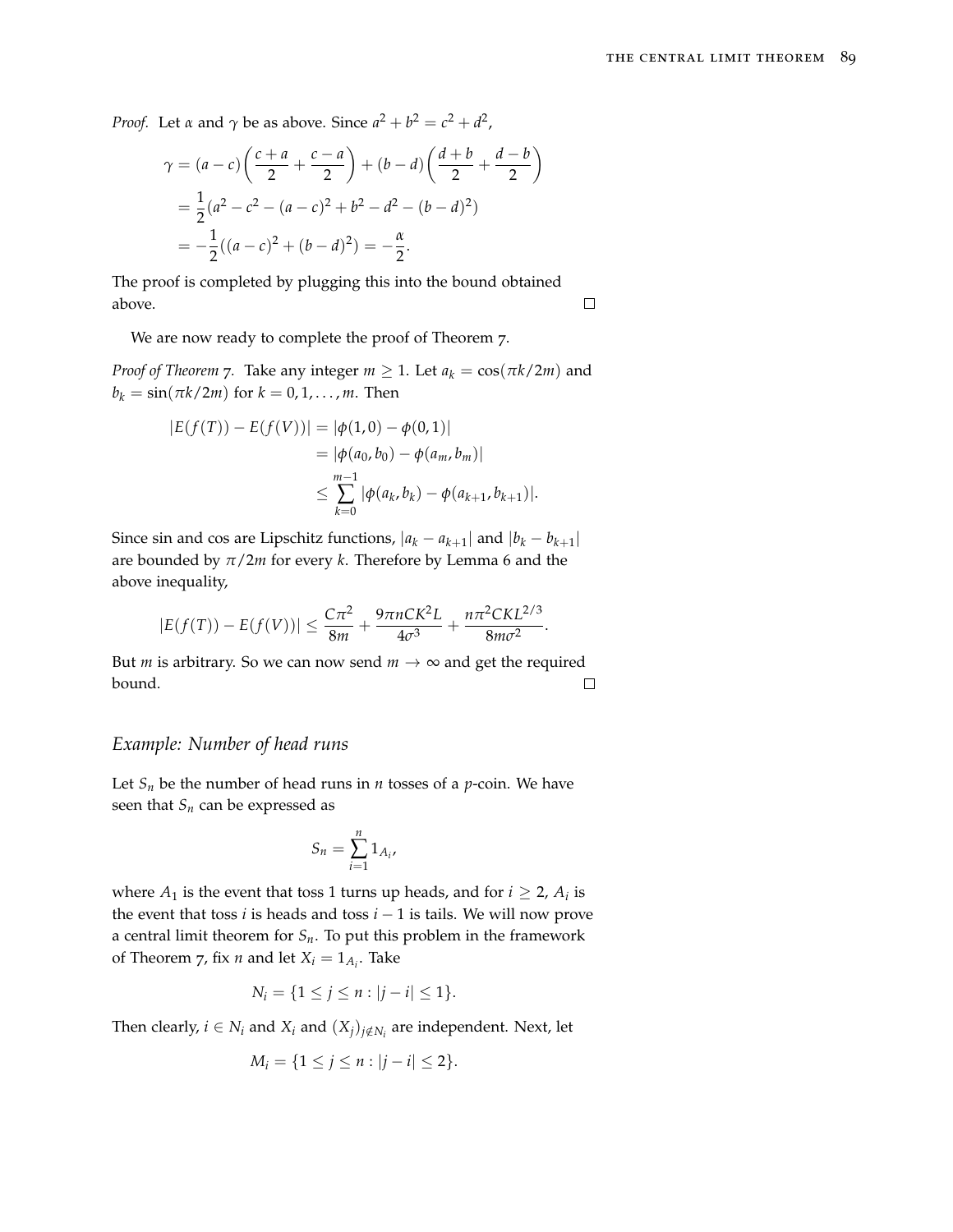*Proof.* Let $\alpha$ and $\gamma$ be as above. Since $a^2 + b^2 = c^2 + d^2$,

$$\begin{aligned}
\gamma &= (a-c)\left(\frac{c+a}{2} + \frac{c-a}{2}\right) + (b-d)\left(\frac{d+b}{2} + \frac{d-b}{2}\right) \\
&= \frac{1}{2}(a^2 - c^2 - (a-c)^2 + b^2 - d^2 - (b-d)^2) \\
&= -\frac{1}{2}((a-c)^2 + (b-d)^2) = -\frac{\alpha}{2}.
\end{aligned}$$

The proof is completed by plugging this into the bound obtained above. $\square$

We are now ready to complete the proof of Theorem 7.

*Proof of Theorem 7.* Take any integer $m \geq 1$. Let $a_k = \cos(\pi k/2m)$ and $b_k = \sin(\pi k/2m)$ for $k = 0, 1, \ldots, m$. Then

$$\begin{aligned}
|E(f(T)) - E(f(V))| &= |\phi(1,0) - \phi(0,1)| \\
&= |\phi(a_0, b_0) - \phi(a_m, b_m)| \\
&\leq \sum_{k=0}^{m-1} |\phi(a_k, b_k) - \phi(a_{k+1}, b_{k+1})|.
\end{aligned}$$

Since sin and cos are Lipschitz functions, $|a_k - a_{k+1}|$ and $|b_k - b_{k+1}|$ are bounded by $\pi/2m$ for every $k$. Therefore by Lemma 6 and the above inequality,

$$|E(f(T)) - E(f(V))| \leq \frac{C\pi^2}{8m} + \frac{9\pi n C K^2 L}{4\sigma^3} + \frac{n\pi^2 C K L^{2/3}}{8m\sigma^2}.$$

But $m$ is arbitrary. So we can now send $m \to \infty$ and get the required bound. $\square$

## *Example: Number of head runs*

Let $S_n$ be the number of head runs in $n$ tosses of a $p$-coin. We have seen that $S_n$ can be expressed as

$$S_n = \sum_{i=1}^{n} 1_{A_i},$$

where $A_1$ is the event that toss 1 turns up heads, and for $i \geq 2$, $A_i$ is the event that toss $i$ is heads and toss $i-1$ is tails. We will now prove a central limit theorem for $S_n$. To put this problem in the framework of Theorem 7, fix $n$ and let $X_i = 1_{A_i}$. Take

$$N_i = \{1 \leq j \leq n : |j - i| \leq 1\}.$$

Then clearly, $i \in N_i$ and $X_i$ and $(X_j)_{j \notin N_i}$ are independent. Next, let

$$M_i = \{1 \leq j \leq n : |j - i| \leq 2\}.$$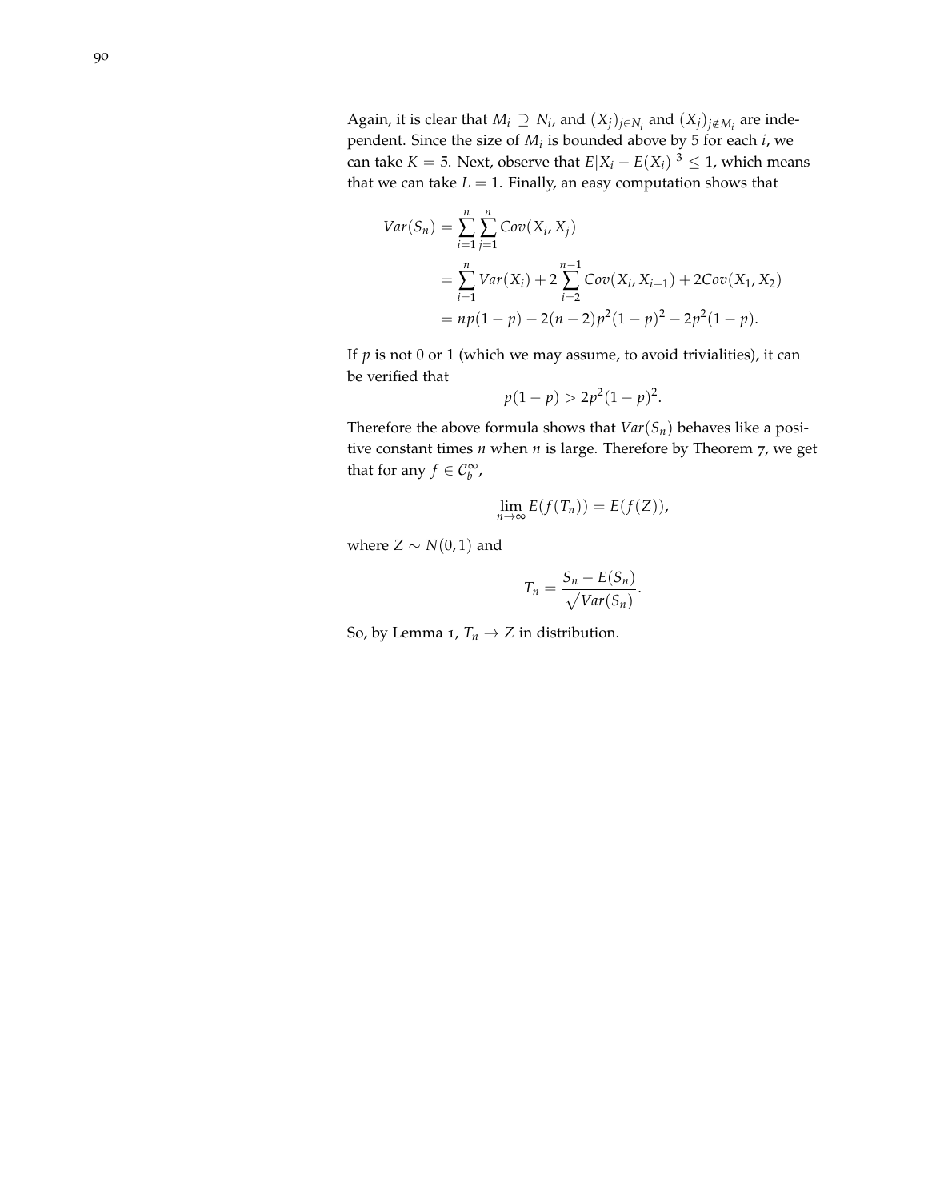Again, it is clear that $M_i \supseteq N_i$, and $(X_j)_{j \in N_i}$ and $(X_j)_{j \notin M_i}$ are independent. Since the size of $M_i$ is bounded above by 5 for each $i$, we can take $K = 5$. Next, observe that $E|X_i - E(X_i)|^3 \leq 1$, which means that we can take $L = 1$. Finally, an easy computation shows that

$$
\begin{aligned}
Var(S_n) &= \sum_{i=1}^{n} \sum_{j=1}^{n} Cov(X_i, X_j) \\
&= \sum_{i=1}^{n} Var(X_i) + 2 \sum_{i=2}^{n-1} Cov(X_i, X_{i+1}) + 2Cov(X_1, X_2) \\
&= np(1-p) - 2(n-2)p^2(1-p)^2 - 2p^2(1-p).
\end{aligned}
$$

If $p$ is not 0 or 1 (which we may assume, to avoid trivialities), it can be verified that

$$
p(1-p) > 2p^2(1-p)^2.
$$

Therefore the above formula shows that $Var(S_n)$ behaves like a positive constant times $n$ when $n$ is large. Therefore by Theorem 7, we get that for any $f \in \mathcal{C}_b^\infty$,

$$
\lim_{n \to \infty} E(f(T_n)) = E(f(Z)),
$$

where $Z \sim N(0, 1)$ and

$$
T_n = \frac{S_n - E(S_n)}{\sqrt{Var(S_n)}}.
$$

So, by Lemma 1, $T_n \to Z$ in distribution.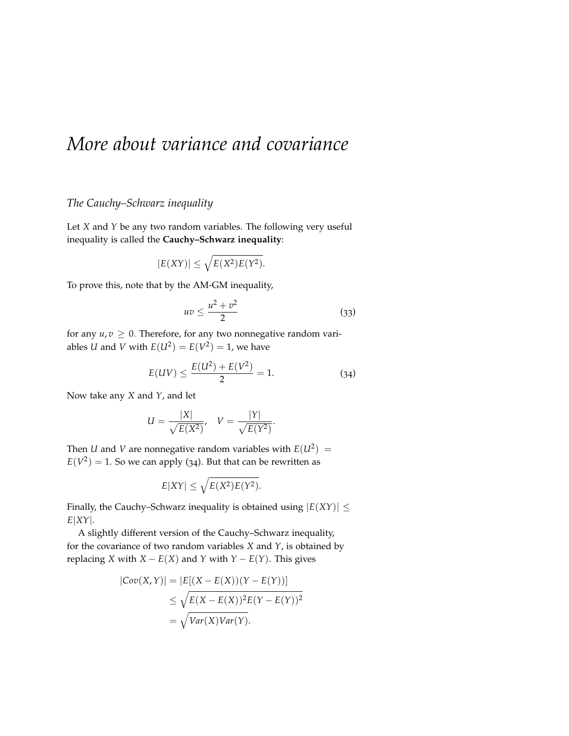# *More about variance and covariance*

## *The Cauchy–Schwarz inequality*

Let $X$ and $Y$ be any two random variables. The following very useful inequality is called the **Cauchy–Schwarz inequality**:

$$|E(XY)| \leq \sqrt{E(X^2)E(Y^2)}.$$

To prove this, note that by the AM-GM inequality,

$$uv \leq \frac{u^2 + v^2}{2} \tag{33}$$

for any $u, v \geq 0$. Therefore, for any two nonnegative random variables $U$ and $V$ with $E(U^2) = E(V^2) = 1$, we have

$$E(UV) \leq \frac{E(U^2) + E(V^2)}{2} = 1. \tag{34}$$

Now take any $X$ and $Y$, and let

$$U = \frac{|X|}{\sqrt{E(X^2)}}, \quad V = \frac{|Y|}{\sqrt{E(Y^2)}}.$$

Then $U$ and $V$ are nonnegative random variables with $E(U^2) = E(V^2) = 1$. So we can apply (34). But that can be rewritten as

$$E|XY| \leq \sqrt{E(X^2)E(Y^2)}.$$

Finally, the Cauchy–Schwarz inequality is obtained using $|E(XY)| \leq E|XY|$.

A slightly different version of the Cauchy–Schwarz inequality, for the covariance of two random variables $X$ and $Y$, is obtained by replacing $X$ with $X - E(X)$ and $Y$ with $Y - E(Y)$. This gives

$$\begin{aligned}
|Cov(X, Y)| &= |E[(X - E(X))(Y - E(Y))]| \\
&\leq \sqrt{E(X - E(X))^2 E(Y - E(Y))^2} \\
&= \sqrt{Var(X)Var(Y)}.
\end{aligned}$$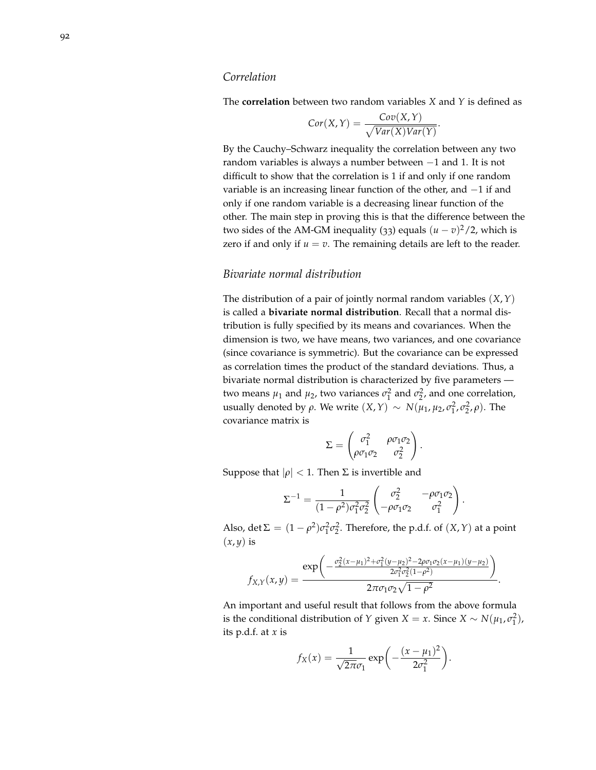### *Correlation*

The **correlation** between two random variables $X$ and $Y$ is defined as

$$Cor(X, Y) = \frac{Cov(X, Y)}{\sqrt{Var(X)Var(Y)}}.$$

By the Cauchy–Schwarz inequality the correlation between any two random variables is always a number between $-1$ and 1. It is not difficult to show that the correlation is 1 if and only if one random variable is an increasing linear function of the other, and $-1$ if and only if one random variable is a decreasing linear function of the other. The main step in proving this is that the difference between the two sides of the AM-GM inequality (33) equals $(u - v)^2/2$, which is zero if and only if $u = v$. The remaining details are left to the reader.

### *Bivariate normal distribution*

The distribution of a pair of jointly normal random variables $(X, Y)$ is called a **bivariate normal distribution**. Recall that a normal distribution is fully specified by its means and covariances. When the dimension is two, we have means, two variances, and one covariance (since covariance is symmetric). But the covariance can be expressed as correlation times the product of the standard deviations. Thus, a bivariate normal distribution is characterized by five parameters — two means $\mu_1$ and $\mu_2$, two variances $\sigma_1^2$ and $\sigma_2^2$, and one correlation, usually denoted by $\rho$. We write $(X, Y) \sim N(\mu_1, \mu_2, \sigma_1^2, \sigma_2^2, \rho)$. The covariance matrix is

$$\Sigma = \begin{pmatrix} \sigma_1^2 & \rho\sigma_1\sigma_2 \\ \rho\sigma_1\sigma_2 & \sigma_2^2 \end{pmatrix}.$$

Suppose that $|\rho| < 1$. Then $\Sigma$ is invertible and

$$\Sigma^{-1} = \frac{1}{(1-\rho^2)\sigma_1^2\sigma_2^2} \begin{pmatrix} \sigma_2^2 & -\rho\sigma_1\sigma_2 \\ -\rho\sigma_1\sigma_2 & \sigma_1^2 \end{pmatrix}.$$

Also, $\det \Sigma = (1-\rho^2)\sigma_1^2\sigma_2^2$. Therefore, the p.d.f. of $(X, Y)$ at a point $(x, y)$ is

$$f_{X,Y}(x, y) = \frac{\exp\left(-\frac{\sigma_2^2(x-\mu_1)^2 + \sigma_1^2(y-\mu_2)^2 - 2\rho\sigma_1\sigma_2(x-\mu_1)(y-\mu_2)}{2\sigma_1^2\sigma_2^2(1-\rho^2)}\right)}{2\pi\sigma_1\sigma_2\sqrt{1-\rho^2}}.$$

An important and useful result that follows from the above formula is the conditional distribution of $Y$ given $X = x$. Since $X \sim N(\mu_1, \sigma_1^2)$, its p.d.f. at $x$ is

$$f_X(x) = \frac{1}{\sqrt{2\pi}\sigma_1} \exp\left(-\frac{(x-\mu_1)^2}{2\sigma_1^2}\right).$$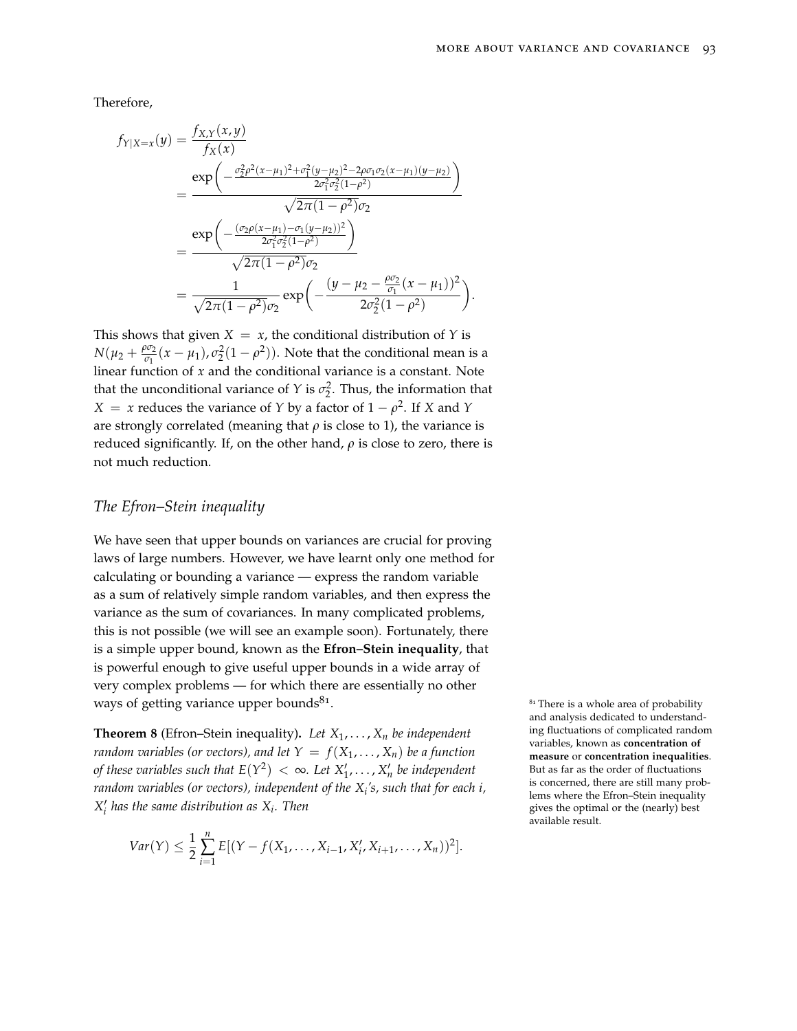Therefore,

$$
\begin{aligned}
f_{Y|X=x}(y) &= \frac{f_{X,Y}(x,y)}{f_X(x)} \\
&= \frac{\exp\left(-\frac{\sigma_2^2\rho^2(x-\mu_1)^2+\sigma_1^2(y-\mu_2)^2-2\rho\sigma_1\sigma_2(x-\mu_1)(y-\mu_2)}{2\sigma_1^2\sigma_2^2(1-\rho^2)}\right)}{\sqrt{2\pi(1-\rho^2)}\sigma_2} \\
&= \frac{\exp\left(-\frac{(\sigma_2\rho(x-\mu_1)-\sigma_1(y-\mu_2))^2}{2\sigma_1^2\sigma_2^2(1-\rho^2)}\right)}{\sqrt{2\pi(1-\rho^2)}\sigma_2} \\
&= \frac{1}{\sqrt{2\pi(1-\rho^2)}\sigma_2}\exp\left(-\frac{(y-\mu_2-\frac{\rho\sigma_2}{\sigma_1}(x-\mu_1))^2}{2\sigma_2^2(1-\rho^2)}\right).
\end{aligned}
$$

This shows that given $X = x$, the conditional distribution of $Y$ is $N(\mu_2 + \frac{\rho\sigma_2}{\sigma_1}(x-\mu_1), \sigma_2^2(1-\rho^2))$. Note that the conditional mean is a linear function of $x$ and the conditional variance is a constant. Note that the unconditional variance of $Y$ is $\sigma_2^2$. Thus, the information that $X = x$ reduces the variance of $Y$ by a factor of $1-\rho^2$. If $X$ and $Y$ are strongly correlated (meaning that $\rho$ is close to 1), the variance is reduced significantly. If, on the other hand, $\rho$ is close to zero, there is not much reduction.

## *The Efron–Stein inequality*

We have seen that upper bounds on variances are crucial for proving laws of large numbers. However, we have learnt only one method for calculating or bounding a variance — express the random variable as a sum of relatively simple random variables, and then express the variance as the sum of covariances. In many complicated problems, this is not possible (we will see an example soon). Fortunately, there is a simple upper bound, known as the **Efron–Stein inequality**, that is powerful enough to give useful upper bounds in a wide array of very complex problems — for which there are essentially no other ways of getting variance upper bounds[81].

[81] There is a whole area of probability and analysis dedicated to understanding fluctuations of complicated random variables, known as **concentration of measure** or **concentration inequalities**. But as far as the order of fluctuations is concerned, there are still many problems where the Efron–Stein inequality gives the optimal or the (nearly) best available result.

**Theorem 8** (Efron–Stein inequality)**.** *Let $X_1, \ldots, X_n$ be independent random variables (or vectors), and let $Y = f(X_1, \ldots, X_n)$ be a function of these variables such that $E(Y^2) < \infty$. Let $X_1', \ldots, X_n'$ be independent random variables (or vectors), independent of the $X_i$'s, such that for each $i$, $X_i'$ has the same distribution as $X_i$. Then*

$$
Var(Y) \leq \frac{1}{2}\sum_{i=1}^{n} E[(Y - f(X_1, \ldots, X_{i-1}, X_i', X_{i+1}, \ldots, X_n))^2].
$$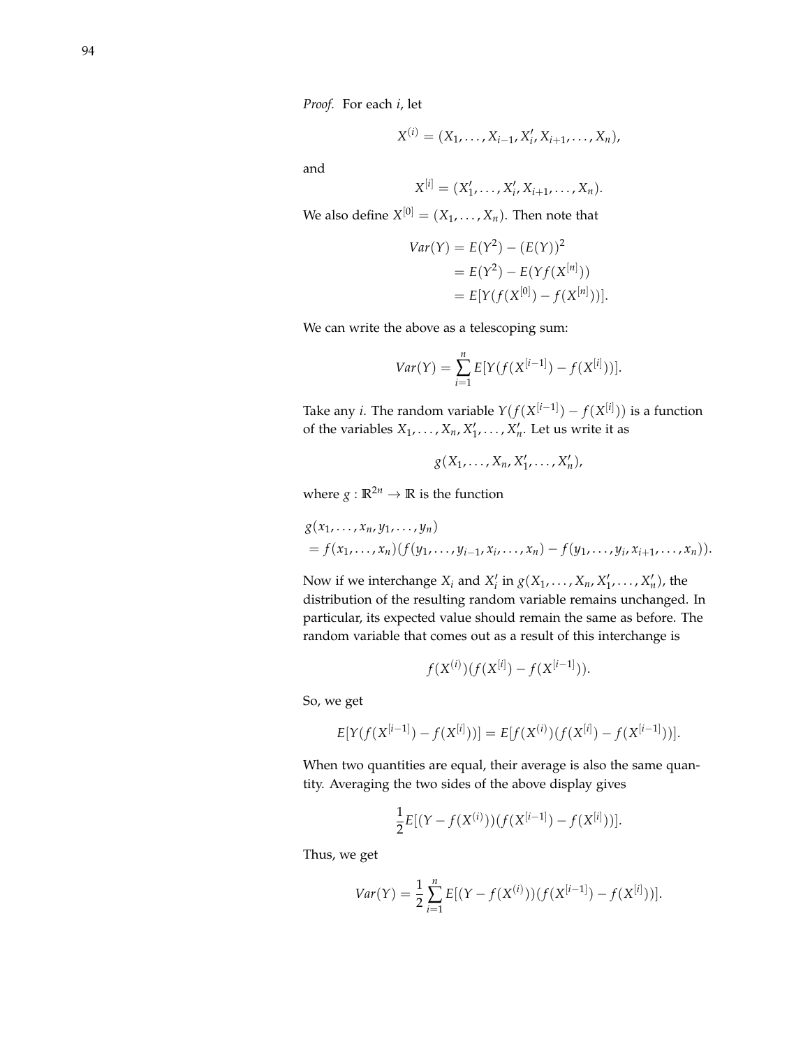*Proof.* For each $i$, let

$$X^{(i)} = (X_1, \ldots, X_{i-1}, X_i', X_{i+1}, \ldots, X_n),$$

and

$$X^{[i]} = (X_1', \ldots, X_i', X_{i+1}, \ldots, X_n).$$

We also define $X^{[0]} = (X_1, \ldots, X_n)$. Then note that

$$\begin{aligned} Var(Y) &= E(Y^2) - (E(Y))^2 \\ &= E(Y^2) - E(Yf(X^{[n]})) \\ &= E[Y(f(X^{[0]}) - f(X^{[n]}))]. \end{aligned}$$

We can write the above as a telescoping sum:

$$Var(Y) = \sum_{i=1}^{n} E[Y(f(X^{[i-1]}) - f(X^{[i]}))].$$

Take any $i$. The random variable $Y(f(X^{[i-1]}) - f(X^{[i]}))$ is a function of the variables $X_1, \ldots, X_n, X_1', \ldots, X_n'$. Let us write it as

$$g(X_1, \ldots, X_n, X_1', \ldots, X_n'),$$

where $g : \mathbb{R}^{2n} \to \mathbb{R}$ is the function

$$\begin{aligned} &g(x_1, \ldots, x_n, y_1, \ldots, y_n) \\ &= f(x_1, \ldots, x_n)(f(y_1, \ldots, y_{i-1}, x_i, \ldots, x_n) - f(y_1, \ldots, y_i, x_{i+1}, \ldots, x_n)). \end{aligned}$$

Now if we interchange $X_i$ and $X_i'$ in $g(X_1, \ldots, X_n, X_1', \ldots, X_n')$, the distribution of the resulting random variable remains unchanged. In particular, its expected value should remain the same as before. The random variable that comes out as a result of this interchange is

$$f(X^{(i)})(f(X^{[i]}) - f(X^{[i-1]})).$$

So, we get

$$E[Y(f(X^{[i-1]}) - f(X^{[i]}))] = E[f(X^{(i)})(f(X^{[i]}) - f(X^{[i-1]}))].$$

When two quantities are equal, their average is also the same quantity. Averaging the two sides of the above display gives

$$\frac{1}{2} E[(Y - f(X^{(i)}))(f(X^{[i-1]}) - f(X^{[i]}))].$$

Thus, we get

$$Var(Y) = \frac{1}{2} \sum_{i=1}^{n} E[(Y - f(X^{(i)}))(f(X^{[i-1]}) - f(X^{[i]}))].$$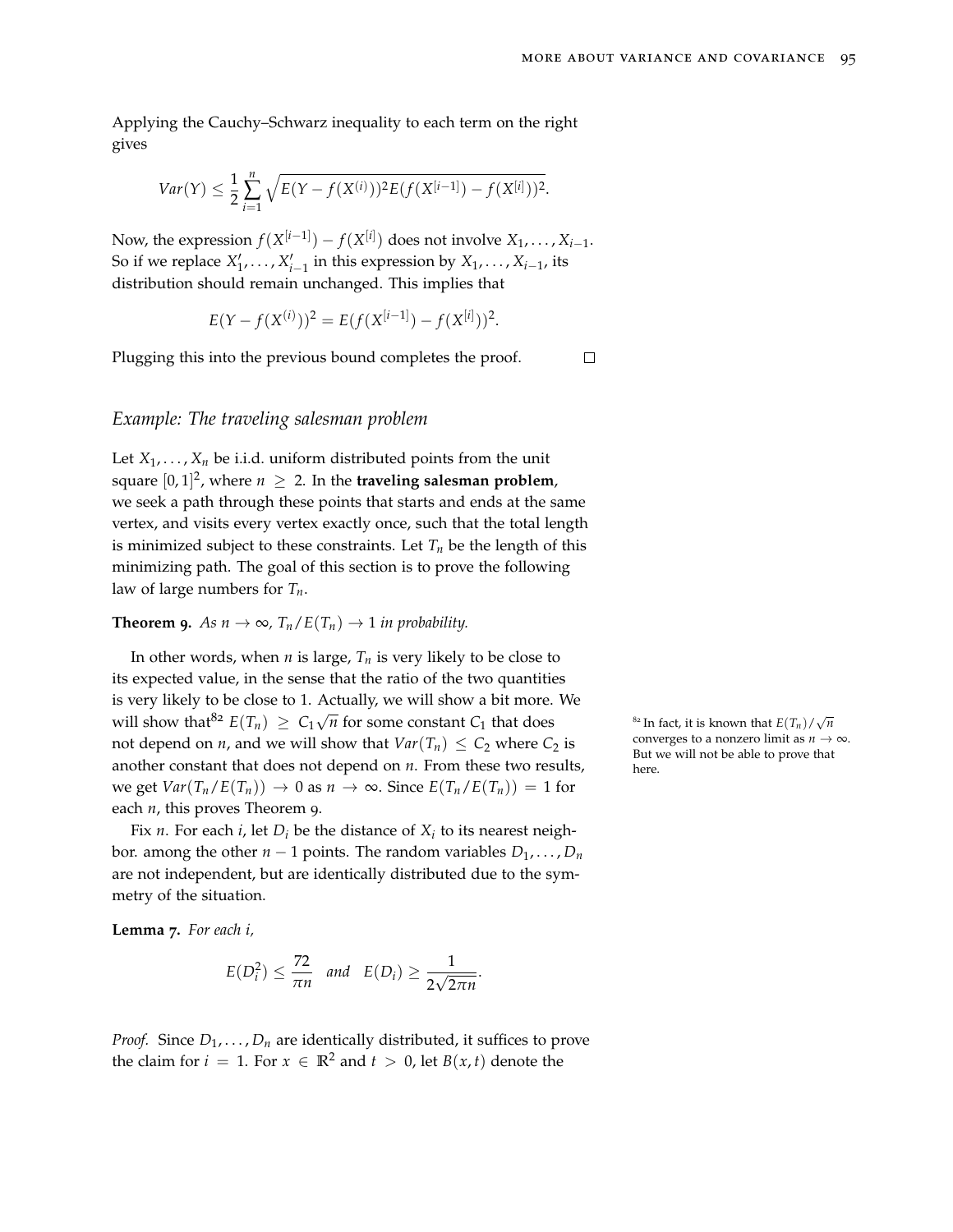Applying the Cauchy–Schwarz inequality to each term on the right gives

$$Var(Y) \leq \frac{1}{2} \sum_{i=1}^{n} \sqrt{E(Y - f(X^{(i)}))^2 E(f(X^{[i-1]}) - f(X^{[i]}))^2}.$$

Now, the expression $f(X^{[i-1]}) - f(X^{[i]})$ does not involve $X_1, \ldots, X_{i-1}$. So if we replace $X'_1, \ldots, X'_{i-1}$ in this expression by $X_1, \ldots, X_{i-1}$, its distribution should remain unchanged. This implies that

$$E(Y - f(X^{(i)}))^2 = E(f(X^{[i-1]}) - f(X^{[i]}))^2.$$

Plugging this into the previous bound completes the proof. □

## *Example: The traveling salesman problem*

Let $X_1, \ldots, X_n$ be i.i.d. uniform distributed points from the unit square $[0,1]^2$, where $n \geq 2$. In the **traveling salesman problem**, we seek a path through these points that starts and ends at the same vertex, and visits every vertex exactly once, such that the total length is minimized subject to these constraints. Let $T_n$ be the length of this minimizing path. The goal of this section is to prove the following law of large numbers for $T_n$.

**Theorem 9.** *As $n \to \infty$, $T_n / E(T_n) \to 1$ in probability.*

In other words, when $n$ is large, $T_n$ is very likely to be close to its expected value, in the sense that the ratio of the two quantities is very likely to be close to 1. Actually, we will show a bit more. We will show that[82] $E(T_n) \geq C_1 \sqrt{n}$ for some constant $C_1$ that does not depend on $n$, and we will show that $Var(T_n) \leq C_2$ where $C_2$ is another constant that does not depend on $n$. From these two results, we get $Var(T_n / E(T_n)) \to 0$ as $n \to \infty$. Since $E(T_n / E(T_n)) = 1$ for each $n$, this proves Theorem 9.

[82] In fact, it is known that $E(T_n)/\sqrt{n}$ converges to a nonzero limit as $n \to \infty$. But we will not be able to prove that here.

Fix $n$. For each $i$, let $D_i$ be the distance of $X_i$ to its nearest neighbor. among the other $n-1$ points. The random variables $D_1, \ldots, D_n$ are not independent, but are identically distributed due to the symmetry of the situation.

**Lemma 7.** *For each $i$,*

$$E(D_i^2) \leq \frac{72}{\pi n} \quad \textit{and} \quad E(D_i) \geq \frac{1}{2\sqrt{2\pi n}}.$$

*Proof.* Since $D_1, \ldots, D_n$ are identically distributed, it suffices to prove the claim for $i = 1$. For $x \in \mathbb{R}^2$ and $t > 0$, let $B(x,t)$ denote the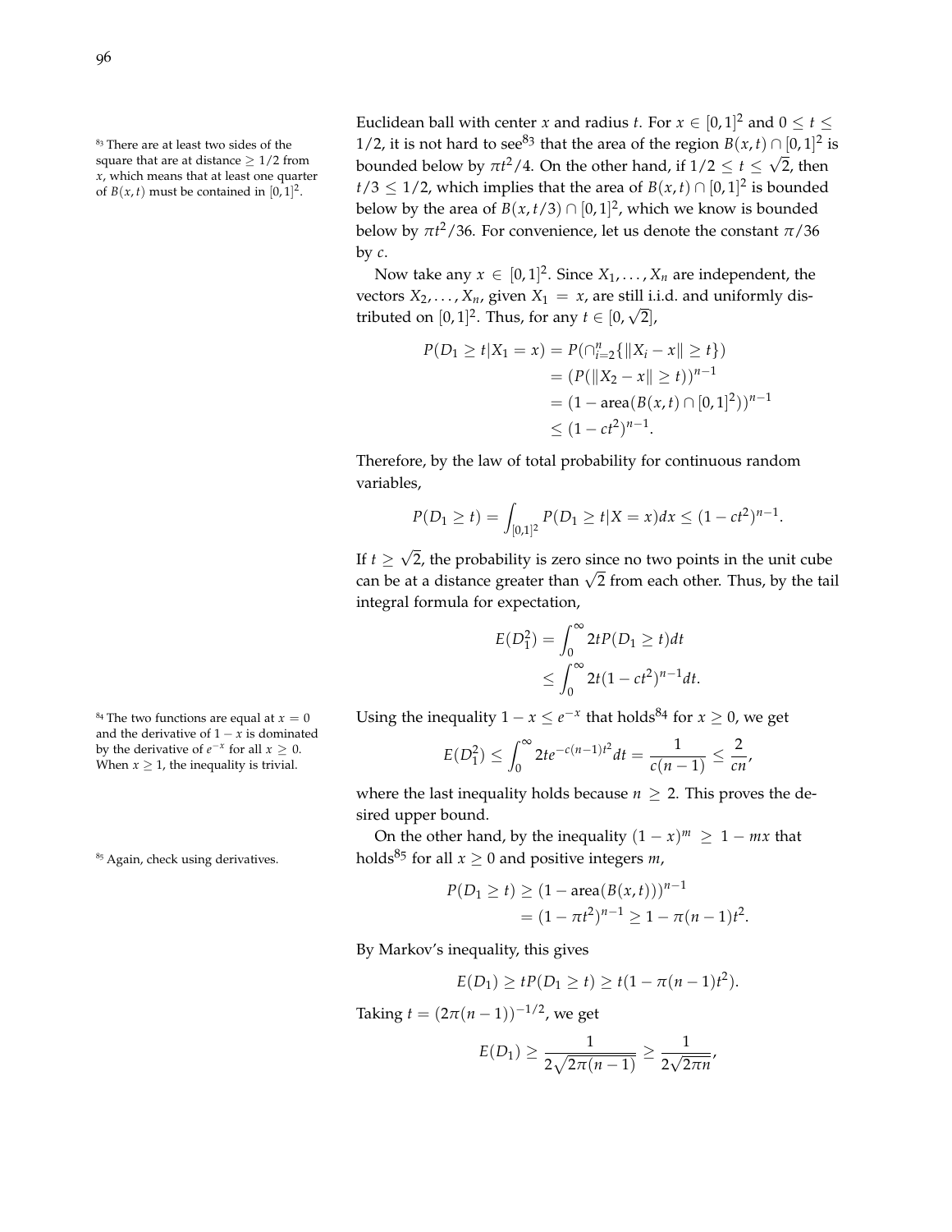Euclidean ball with center $x$ and radius $t$. For $x \in [0,1]^2$ and $0 \le t \le 1/2$, it is not hard to see[83] that the area of the region $B(x,t) \cap [0,1]^2$ is bounded below by $\pi t^2/4$. On the other hand, if $1/2 \le t \le \sqrt{2}$, then $t/3 \le 1/2$, which implies that the area of $B(x,t) \cap [0,1]^2$ is bounded below by the area of $B(x,t/3) \cap [0,1]^2$, which we know is bounded below by $\pi t^2/36$. For convenience, let us denote the constant $\pi/36$ by $c$.

[83] There are at least two sides of the square that are at distance $\ge 1/2$ from $x$, which means that at least one quarter of $B(x,t)$ must be contained in $[0,1]^2$.

Now take any $x \in [0,1]^2$. Since $X_1, \ldots, X_n$ are independent, the vectors $X_2, \ldots, X_n$, given $X_1 = x$, are still i.i.d. and uniformly distributed on $[0,1]^2$. Thus, for any $t \in [0, \sqrt{2}]$,

$$
\begin{aligned}
P(D_1 \ge t | X_1 = x) &= P(\cap_{i=2}^n \{\|X_i - x\| \ge t\}) \\
&= (P(\|X_2 - x\| \ge t))^{n-1} \\
&= (1 - \text{area}(B(x,t) \cap [0,1]^2))^{n-1} \\
&\le (1 - ct^2)^{n-1}.
\end{aligned}
$$

Therefore, by the law of total probability for continuous random variables,

$$
P(D_1 \ge t) = \int_{[0,1]^2} P(D_1 \ge t | X = x) dx \le (1 - ct^2)^{n-1}.
$$

If $t \ge \sqrt{2}$, the probability is zero since no two points in the unit cube can be at a distance greater than $\sqrt{2}$ from each other. Thus, by the tail integral formula for expectation,

$$
\begin{aligned}
E(D_1^2) &= \int_0^\infty 2t P(D_1 \ge t) dt \\
&\le \int_0^\infty 2t(1 - ct^2)^{n-1} dt.
\end{aligned}
$$

Using the inequality $1 - x \le e^{-x}$ that holds[84] for $x \ge 0$, we get

[84] The two functions are equal at $x = 0$ and the derivative of $1 - x$ is dominated by the derivative of $e^{-x}$ for all $x \ge 0$. When $x \ge 1$, the inequality is trivial.

$$
E(D_1^2) \le \int_0^\infty 2t e^{-c(n-1)t^2} dt = \frac{1}{c(n-1)} \le \frac{2}{cn},
$$

where the last inequality holds because $n \ge 2$. This proves the desired upper bound.

On the other hand, by the inequality $(1-x)^m \ge 1 - mx$ that holds[85] for all $x \ge 0$ and positive integers $m$,

[85] Again, check using derivatives.

$$
\begin{aligned}
P(D_1 \ge t) &\ge (1 - \text{area}(B(x,t)))^{n-1} \\
&= (1 - \pi t^2)^{n-1} \ge 1 - \pi(n-1)t^2.
\end{aligned}
$$

By Markov's inequality, this gives

$$
E(D_1) \ge t P(D_1 \ge t) \ge t(1 - \pi(n-1)t^2).
$$

Taking $t = (2\pi(n-1))^{-1/2}$, we get

$$
E(D_1) \ge \frac{1}{2\sqrt{2\pi(n-1)}} \ge \frac{1}{2\sqrt{2\pi n}},
$$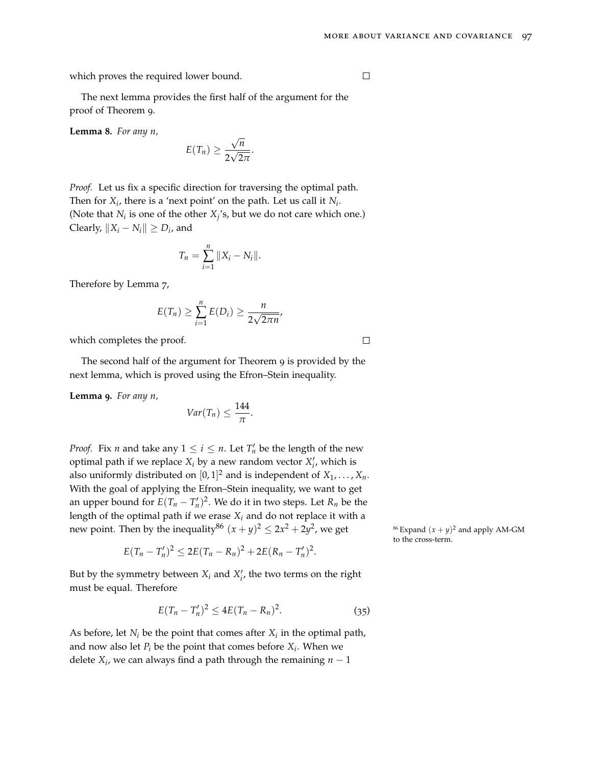which proves the required lower bound. □

The next lemma provides the first half of the argument for the proof of Theorem 9.

**Lemma 8.** *For any $n$,*

$$E(T_n) \geq \frac{\sqrt{n}}{2\sqrt{2\pi}}.$$

*Proof.* Let us fix a specific direction for traversing the optimal path. Then for $X_i$, there is a 'next point' on the path. Let us call it $N_i$. (Note that $N_i$ is one of the other $X_j$'s, but we do not care which one.) Clearly, $\|X_i - N_i\| \geq D_i$, and

$$T_n = \sum_{i=1}^{n} \|X_i - N_i\|.$$

Therefore by Lemma 7,

$$E(T_n) \geq \sum_{i=1}^{n} E(D_i) \geq \frac{n}{2\sqrt{2\pi n}},$$

which completes the proof. □

The second half of the argument for Theorem 9 is provided by the next lemma, which is proved using the Efron–Stein inequality.

**Lemma 9.** *For any $n$,*

$$Var(T_n) \leq \frac{144}{\pi}.$$

*Proof.* Fix $n$ and take any $1 \leq i \leq n$. Let $T_n'$ be the length of the new optimal path if we replace $X_i$ by a new random vector $X_i'$, which is also uniformly distributed on $[0,1]^2$ and is independent of $X_1, \ldots, X_n$. With the goal of applying the Efron–Stein inequality, we want to get an upper bound for $E(T_n - T_n')^2$. We do it in two steps. Let $R_n$ be the length of the optimal path if we erase $X_i$ and do not replace it with a new point. Then by the inequality[86] $(x+y)^2 \leq 2x^2 + 2y^2$, we get

$$E(T_n - T_n')^2 \leq 2E(T_n - R_n)^2 + 2E(R_n - T_n')^2.$$

But by the symmetry between $X_i$ and $X_i'$, the two terms on the right must be equal. Therefore

$$E(T_n - T_n')^2 \leq 4E(T_n - R_n)^2. \tag{35}$$

As before, let $N_i$ be the point that comes after $X_i$ in the optimal path, and now also let $P_i$ be the point that comes before $X_i$. When we delete $X_i$, we can always find a path through the remaining $n-1$

[86] Expand $(x+y)^2$ and apply AM-GM to the cross-term.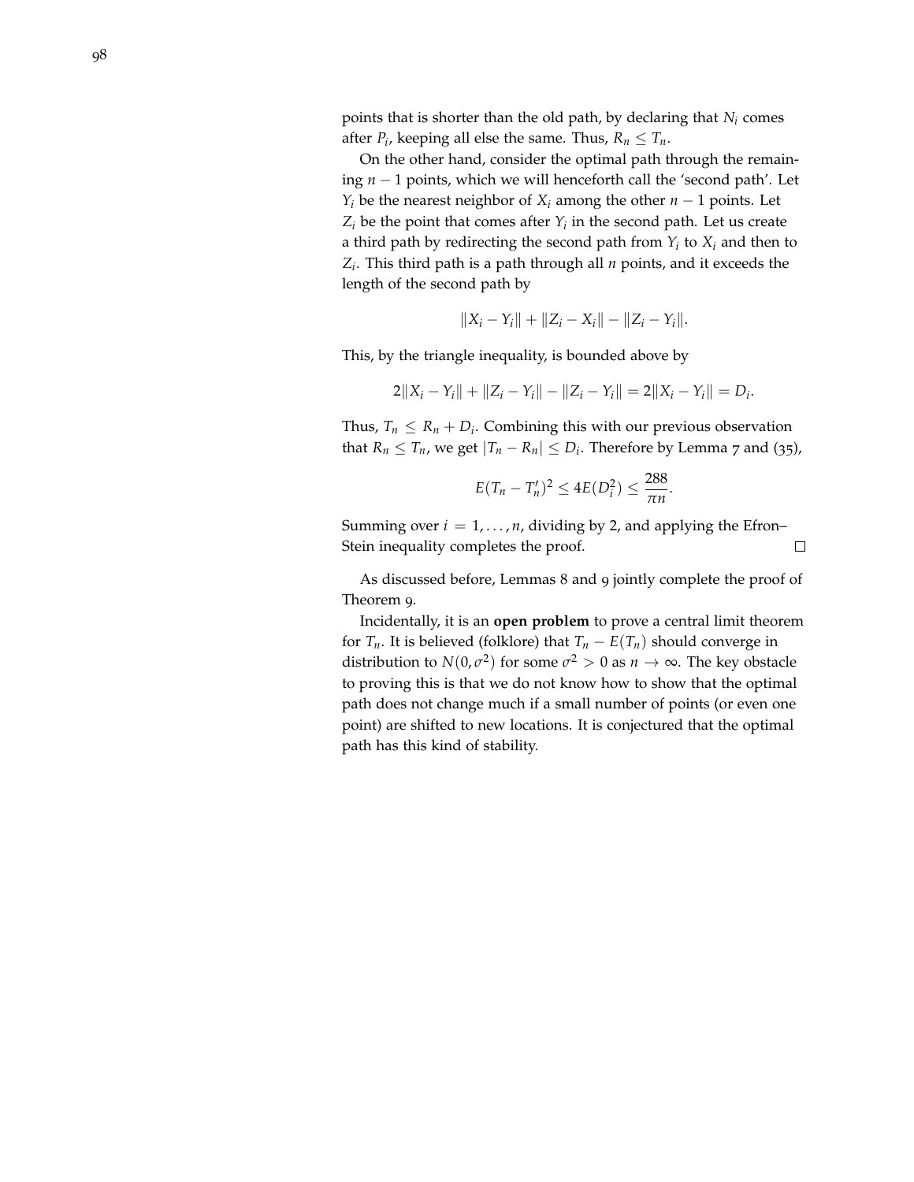points that is shorter than the old path, by declaring that $N_i$ comes after $P_i$, keeping all else the same. Thus, $R_n \leq T_n$.

On the other hand, consider the optimal path through the remaining $n-1$ points, which we will henceforth call the 'second path'. Let $Y_i$ be the nearest neighbor of $X_i$ among the other $n-1$ points. Let $Z_i$ be the point that comes after $Y_i$ in the second path. Let us create a third path by redirecting the second path from $Y_i$ to $X_i$ and then to $Z_i$. This third path is a path through all $n$ points, and it exceeds the length of the second path by

$$\|X_i - Y_i\| + \|Z_i - X_i\| - \|Z_i - Y_i\|.$$

This, by the triangle inequality, is bounded above by

$$2\|X_i - Y_i\| + \|Z_i - Y_i\| - \|Z_i - Y_i\| = 2\|X_i - Y_i\| = D_i.$$

Thus, $T_n \leq R_n + D_i$. Combining this with our previous observation that $R_n \leq T_n$, we get $|T_n - R_n| \leq D_i$. Therefore by Lemma 7 and (35),

$$E(T_n - T_n')^2 \leq 4E(D_i^2) \leq \frac{288}{\pi n}.$$

Summing over $i = 1, \ldots, n$, dividing by 2, and applying the Efron–Stein inequality completes the proof. □

As discussed before, Lemmas 8 and 9 jointly complete the proof of Theorem 9.

Incidentally, it is an **open problem** to prove a central limit theorem for $T_n$. It is believed (folklore) that $T_n - E(T_n)$ should converge in distribution to $N(0, \sigma^2)$ for some $\sigma^2 > 0$ as $n \to \infty$. The key obstacle to proving this is that we do not know how to show that the optimal path does not change much if a small number of points (or even one point) are shifted to new locations. It is conjectured that the optimal path has this kind of stability.